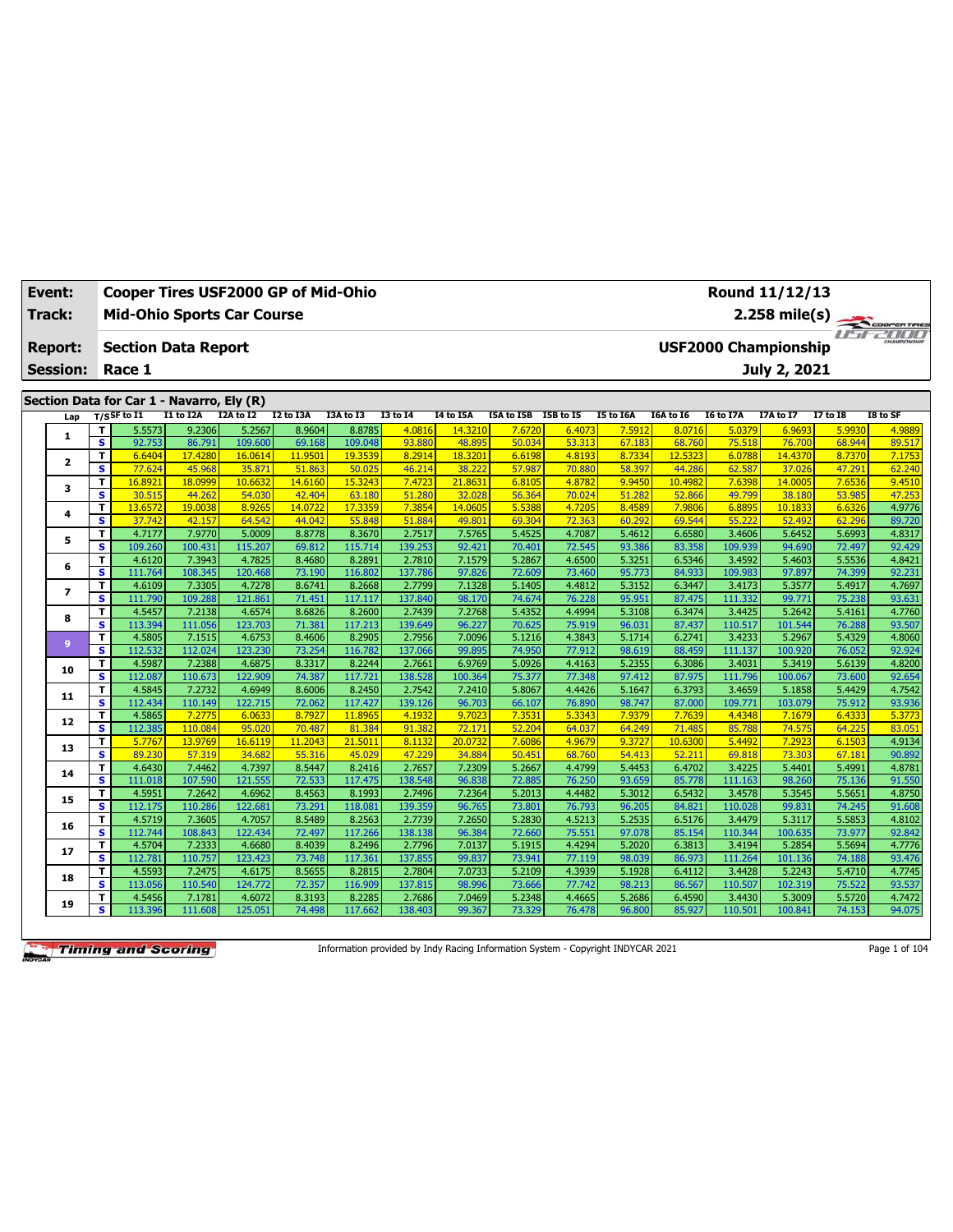| | | | |
|---|---|---|---|
| **Event:** | **Cooper Tires USF2000 GP of Mid-Ohio** | | **Round 11/12/13** |
| **Track:** | **Mid-Ohio Sports Car Course** | | **2.258 mile(s)** |
| **Report:** | **Section Data Report** | | **USF2000 Championship** |
| **Session:** | **Race 1** | | **July 2, 2021** |

## Section Data for Car 1 - Navarro, Ely (R)

| Lap | T/S | SF to I1 | I1 to I2A | I2A to I2 | I2 to I3A | I3A to I3 | I3 to I4 | I4 to I5A | I5A to I5B | I5B to I5 | I5 to I6A | I6A to I6 | I6 to I7A | I7A to I7 | I7 to I8 | I8 to SF |
|---|---|---|---|---|---|---|---|---|---|---|---|---|---|---|---|---|
| 1 | T | 5.5573 | 9.2306 | 5.2567 | 8.9604 | 8.8785 | 4.0816 | 14.3210 | 7.6720 | 6.4073 | 7.5912 | 8.0716 | 5.0379 | 6.9693 | 5.9930 | 4.9889 |
| | S | 92.753 | 86.791 | 109.600 | 69.168 | 109.048 | 93.880 | 48.895 | 50.034 | 53.313 | 67.183 | 68.760 | 75.518 | 76.700 | 68.944 | 89.517 |
| 2 | T | 6.6404 | 17.4280 | 16.0614 | 11.9501 | 19.3539 | 8.2914 | 18.3201 | 6.6198 | 4.8193 | 8.7334 | 12.5323 | 6.0788 | 14.4370 | 8.7370 | 7.1753 |
| | S | 77.624 | 45.968 | 35.871 | 51.863 | 50.025 | 46.214 | 38.222 | 57.987 | 70.880 | 58.397 | 44.286 | 62.587 | 37.026 | 47.291 | 62.240 |
| 3 | T | 16.8921 | 18.0999 | 10.6632 | 14.6160 | 15.3243 | 7.4723 | 21.8631 | 6.8105 | 4.8782 | 9.9450 | 10.4982 | 7.6398 | 14.0005 | 7.6536 | 9.4510 |
| | S | 30.515 | 44.262 | 54.030 | 42.404 | 63.180 | 51.280 | 32.028 | 56.364 | 70.024 | 51.282 | 52.866 | 49.799 | 38.180 | 53.985 | 47.253 |
| 4 | T | 13.6572 | 19.0038 | 8.9265 | 14.0722 | 17.3359 | 7.3854 | 14.0605 | 5.5388 | 4.7205 | 8.4589 | 7.9806 | 6.8895 | 10.1833 | 6.6326 | 4.9776 |
| | S | 37.742 | 42.157 | 64.542 | 44.042 | 55.848 | 51.884 | 49.801 | 69.304 | 72.363 | 60.292 | 69.544 | 55.222 | 52.492 | 62.296 | 89.720 |
| 5 | T | 4.7177 | 7.9770 | 5.0009 | 8.8778 | 8.3670 | 2.7517 | 7.5765 | 5.4525 | 4.7087 | 5.4612 | 6.6580 | 3.4606 | 5.6452 | 5.6993 | 4.8317 |
| | S | 109.260 | 100.431 | 115.207 | 69.812 | 115.714 | 139.253 | 92.421 | 70.401 | 72.545 | 93.386 | 83.358 | 109.939 | 94.690 | 72.497 | 92.429 |
| 6 | T | 4.6120 | 7.3943 | 4.7825 | 8.4680 | 8.2891 | 2.7810 | 7.1579 | 5.2867 | 4.6500 | 5.3251 | 6.5346 | 3.4592 | 5.4603 | 5.5536 | 4.8421 |
| | S | 111.764 | 108.345 | 120.468 | 73.190 | 116.802 | 137.786 | 97.826 | 72.609 | 73.460 | 95.773 | 84.933 | 109.983 | 97.897 | 74.399 | 92.231 |
| 7 | T | 4.6109 | 7.3305 | 4.7278 | 8.6741 | 8.2668 | 2.7799 | 7.1328 | 5.1405 | 4.4812 | 5.3152 | 6.3447 | 3.4173 | 5.3577 | 5.4917 | 4.7697 |
| | S | 111.790 | 109.288 | 121.861 | 71.451 | 117.117 | 137.840 | 98.170 | 74.674 | 76.228 | 95.951 | 87.475 | 111.332 | 99.771 | 75.238 | 93.631 |
| 8 | T | 4.5457 | 7.2138 | 4.6574 | 8.6826 | 8.2600 | 2.7439 | 7.2768 | 5.4352 | 4.4994 | 5.3108 | 6.3474 | 3.4425 | 5.2642 | 5.4161 | 4.7760 |
| | S | 113.394 | 111.056 | 123.703 | 71.381 | 117.213 | 139.649 | 96.227 | 70.625 | 75.919 | 96.031 | 87.437 | 110.517 | 101.544 | 76.288 | 93.507 |
| 9 | T | 4.5805 | 7.1515 | 4.6753 | 8.4606 | 8.2905 | 2.7956 | 7.0096 | 5.1216 | 4.3843 | 5.1714 | 6.2741 | 3.4233 | 5.2967 | 5.4329 | 4.8060 |
| | S | 112.532 | 112.024 | 123.230 | 73.254 | 116.782 | 137.066 | 99.895 | 74.950 | 77.912 | 98.619 | 88.459 | 111.137 | 100.920 | 76.052 | 92.924 |
| 10 | T | 4.5987 | 7.2388 | 4.6875 | 8.3317 | 8.2244 | 2.7661 | 6.9769 | 5.0926 | 4.4163 | 5.2355 | 6.3086 | 3.4031 | 5.3419 | 5.6139 | 4.8200 |
| | S | 112.087 | 110.673 | 122.909 | 74.387 | 117.721 | 138.528 | 100.364 | 75.377 | 77.348 | 97.412 | 87.975 | 111.796 | 100.067 | 73.600 | 92.654 |
| 11 | T | 4.5845 | 7.2732 | 4.6949 | 8.6006 | 8.2450 | 2.7542 | 7.2410 | 5.8067 | 4.4426 | 5.1647 | 6.3793 | 3.4659 | 5.1858 | 5.4429 | 4.7542 |
| | S | 112.434 | 110.149 | 122.715 | 72.062 | 117.427 | 139.126 | 96.703 | 66.107 | 76.890 | 98.747 | 87.000 | 109.771 | 103.079 | 75.912 | 93.936 |
| 12 | T | 4.5865 | 7.2775 | 6.0633 | 8.7927 | 11.8965 | 4.1932 | 9.7023 | 7.3531 | 5.3343 | 7.9379 | 7.7639 | 4.4348 | 7.1679 | 6.4333 | 5.3773 |
| | S | 112.385 | 110.084 | 95.020 | 70.487 | 81.384 | 91.382 | 72.171 | 52.204 | 64.037 | 64.249 | 71.485 | 85.788 | 74.575 | 64.225 | 83.051 |
| 13 | T | 5.7767 | 13.9769 | 16.6119 | 11.2043 | 21.5011 | 8.1132 | 20.0732 | 7.6086 | 4.9679 | 9.3727 | 10.6300 | 5.4492 | 7.2923 | 6.1503 | 4.9134 |
| | S | 89.230 | 57.319 | 34.682 | 55.316 | 45.029 | 47.229 | 34.884 | 50.451 | 68.760 | 54.413 | 52.211 | 69.818 | 73.303 | 67.181 | 90.892 |
| 14 | T | 4.6430 | 7.4462 | 4.7397 | 8.5447 | 8.2416 | 2.7657 | 7.2309 | 5.2667 | 4.4799 | 5.4453 | 6.4702 | 3.4225 | 5.4401 | 5.4991 | 4.8781 |
| | S | 111.018 | 107.590 | 121.555 | 72.533 | 117.475 | 138.548 | 96.838 | 72.885 | 76.250 | 93.659 | 85.778 | 111.163 | 98.260 | 75.136 | 91.550 |
| 15 | T | 4.5951 | 7.2642 | 4.6962 | 8.4563 | 8.1993 | 2.7496 | 7.2364 | 5.2013 | 4.4482 | 5.3012 | 6.5432 | 3.4578 | 5.3545 | 5.5651 | 4.8750 |
| | S | 112.175 | 110.286 | 122.681 | 73.291 | 118.081 | 139.359 | 96.765 | 73.801 | 76.793 | 96.205 | 84.821 | 110.028 | 99.831 | 74.245 | 91.608 |
| 16 | T | 4.5719 | 7.3605 | 4.7057 | 8.5489 | 8.2563 | 2.7739 | 7.2650 | 5.2830 | 4.5213 | 5.2535 | 6.5176 | 3.4479 | 5.3117 | 5.5853 | 4.8102 |
| | S | 112.744 | 108.843 | 122.434 | 72.497 | 117.266 | 138.138 | 96.384 | 72.660 | 75.551 | 97.078 | 85.154 | 110.344 | 100.635 | 73.977 | 92.842 |
| 17 | T | 4.5704 | 7.2333 | 4.6680 | 8.4039 | 8.2496 | 2.7796 | 7.0137 | 5.1915 | 4.4294 | 5.2020 | 6.3813 | 3.4194 | 5.2854 | 5.5694 | 4.7776 |
| | S | 112.781 | 110.757 | 123.423 | 73.748 | 117.361 | 137.855 | 99.837 | 73.941 | 77.119 | 98.039 | 86.973 | 111.264 | 101.136 | 74.188 | 93.476 |
| 18 | T | 4.5593 | 7.2475 | 4.6175 | 8.5655 | 8.2815 | 2.7804 | 7.0733 | 5.2109 | 4.3939 | 5.1928 | 6.4112 | 3.4428 | 5.2243 | 5.4710 | 4.7745 |
| | S | 113.056 | 110.540 | 124.772 | 72.357 | 116.909 | 137.815 | 98.996 | 73.666 | 77.742 | 98.213 | 86.567 | 110.507 | 102.319 | 75.522 | 93.537 |
| 19 | T | 4.5456 | 7.1781 | 4.6072 | 8.3193 | 8.2285 | 2.7686 | 7.0469 | 5.2348 | 4.4665 | 5.2686 | 6.4590 | 3.4430 | 5.3009 | 5.5720 | 4.7472 |
| | S | 113.396 | 111.608 | 125.051 | 74.498 | 117.662 | 138.403 | 99.367 | 73.329 | 76.478 | 96.800 | 85.927 | 110.501 | 100.841 | 74.153 | 94.075 |

Information provided by Indy Racing Information System - Copyright INDYCAR 2021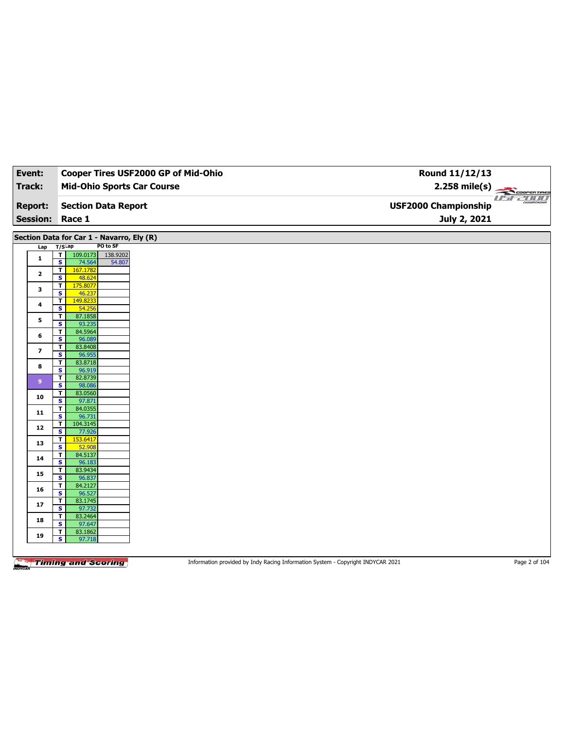| | |
|---|---|
| **Event:** | **Cooper Tires USF2000 GP of Mid-Ohio** |
| **Track:** | **Mid-Ohio Sports Car Course** |
| **Report:** | **Section Data Report** |
| **Session:** | **Race 1** |

**Round 11/12/13**
**2.258 mile(s)**
**USF2000 Championship**
**July 2, 2021**

## Section Data for Car 1 - Navarro, Ely (R)

| Lap | T/S | Lap | PO to SF |
|---|---|---|---|
| 1 | T | 109.0173 | 138.9202 |
| | S | 74.564 | 54.807 |
| 2 | T | 167.1782 | |
| | S | 48.624 | |
| 3 | T | 175.8077 | |
| | S | 46.237 | |
| 4 | T | 149.8233 | |
| | S | 54.256 | |
| 5 | T | 87.1858 | |
| | S | 93.235 | |
| 6 | T | 84.5964 | |
| | S | 96.089 | |
| 7 | T | 83.8408 | |
| | S | 96.955 | |
| 8 | T | 83.8718 | |
| | S | 96.919 | |
| 9 | T | 82.8739 | |
| | S | 98.086 | |
| 10 | T | 83.0560 | |
| | S | 97.871 | |
| 11 | T | 84.0355 | |
| | S | 96.731 | |
| 12 | T | 104.3145 | |
| | S | 77.926 | |
| 13 | T | 153.6417 | |
| | S | 52.908 | |
| 14 | T | 84.5137 | |
| | S | 96.183 | |
| 15 | T | 83.9434 | |
| | S | 96.837 | |
| 16 | T | 84.2127 | |
| | S | 96.527 | |
| 17 | T | 83.1745 | |
| | S | 97.732 | |
| 18 | T | 83.2464 | |
| | S | 97.647 | |
| 19 | T | 83.1862 | |
| | S | 97.718 | |

Information provided by Indy Racing Information System - Copyright INDYCAR 2021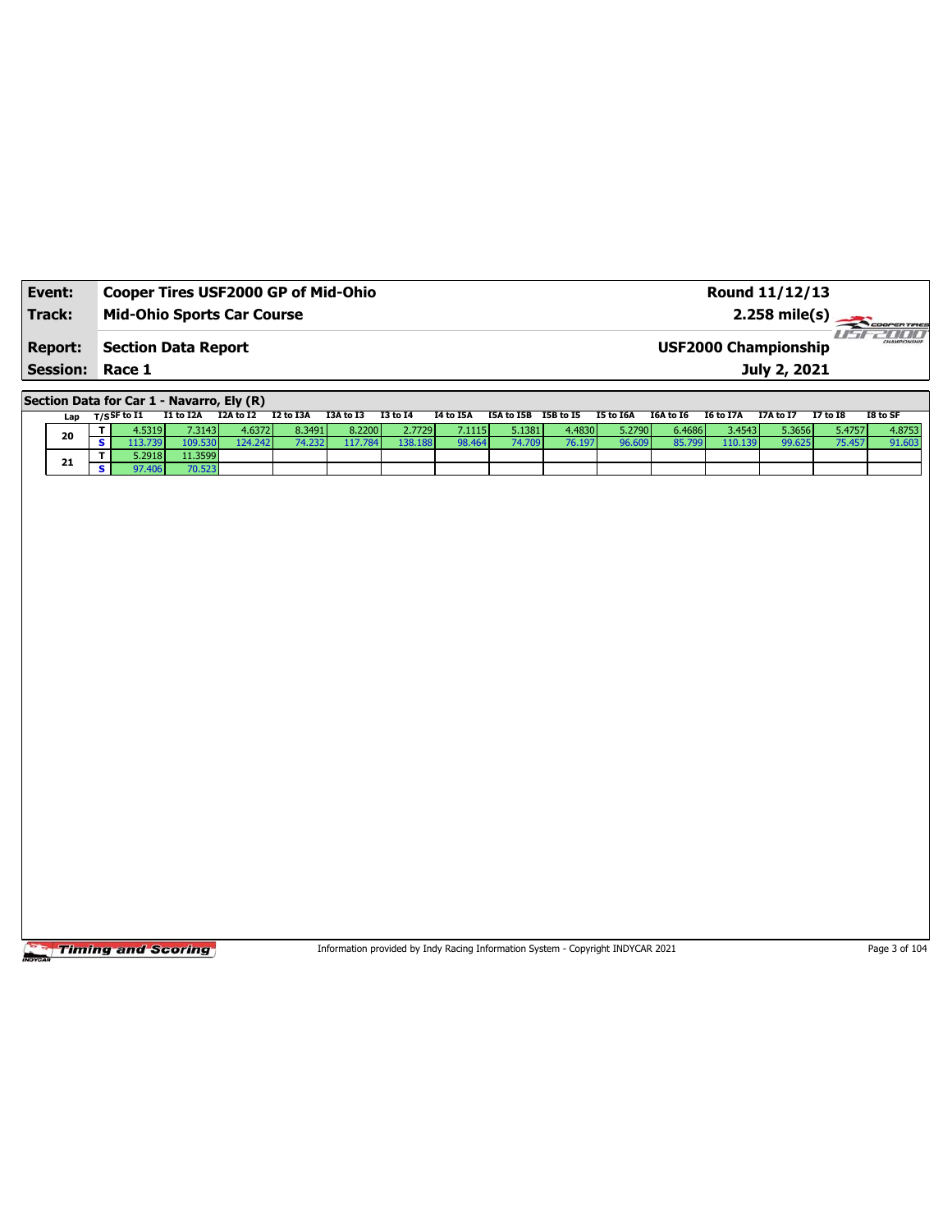| **Event:** | **Cooper Tires USF2000 GP of Mid-Ohio** | **Round 11/12/13** |
|---|---|---|
| **Track:** | **Mid-Ohio Sports Car Course** | **2.258 mile(s)** |
| **Report:** | **Section Data Report** | **USF2000 Championship** |
| **Session:** | **Race 1** | **July 2, 2021** |

### Section Data for Car 1 - Navarro, Ely (R)

| Lap | T/S | SF to I1 | I1 to I2A | I2A to I2 | I2 to I3A | I3A to I3 | I3 to I4 | I4 to I5A | I5A to I5B | I5B to I5 | I5 to I6A | I6A to I6 | I6 to I7A | I7A to I7 | I7 to I8 | I8 to SF |
|---|---|---|---|---|---|---|---|---|---|---|---|---|---|---|---|---|
| 20 | T | 4.5319 | 7.3143 | 4.6372 | 8.3491 | 8.2200 | 2.7729 | 7.1115 | 5.1381 | 4.4830 | 5.2790 | 6.4686 | 3.4543 | 5.3656 | 5.4757 | 4.8753 |
| | S | 113.739 | 109.530 | 124.242 | 74.232 | 117.784 | 138.188 | 98.464 | 74.709 | 76.197 | 96.609 | 85.799 | 110.139 | 99.625 | 75.457 | 91.603 |
| 21 | T | 5.2918 | 11.3599 | | | | | | | | | | | | | |
| | S | 97.406 | 70.523 | | | | | | | | | | | | | |

Information provided by Indy Racing Information System - Copyright INDYCAR 2021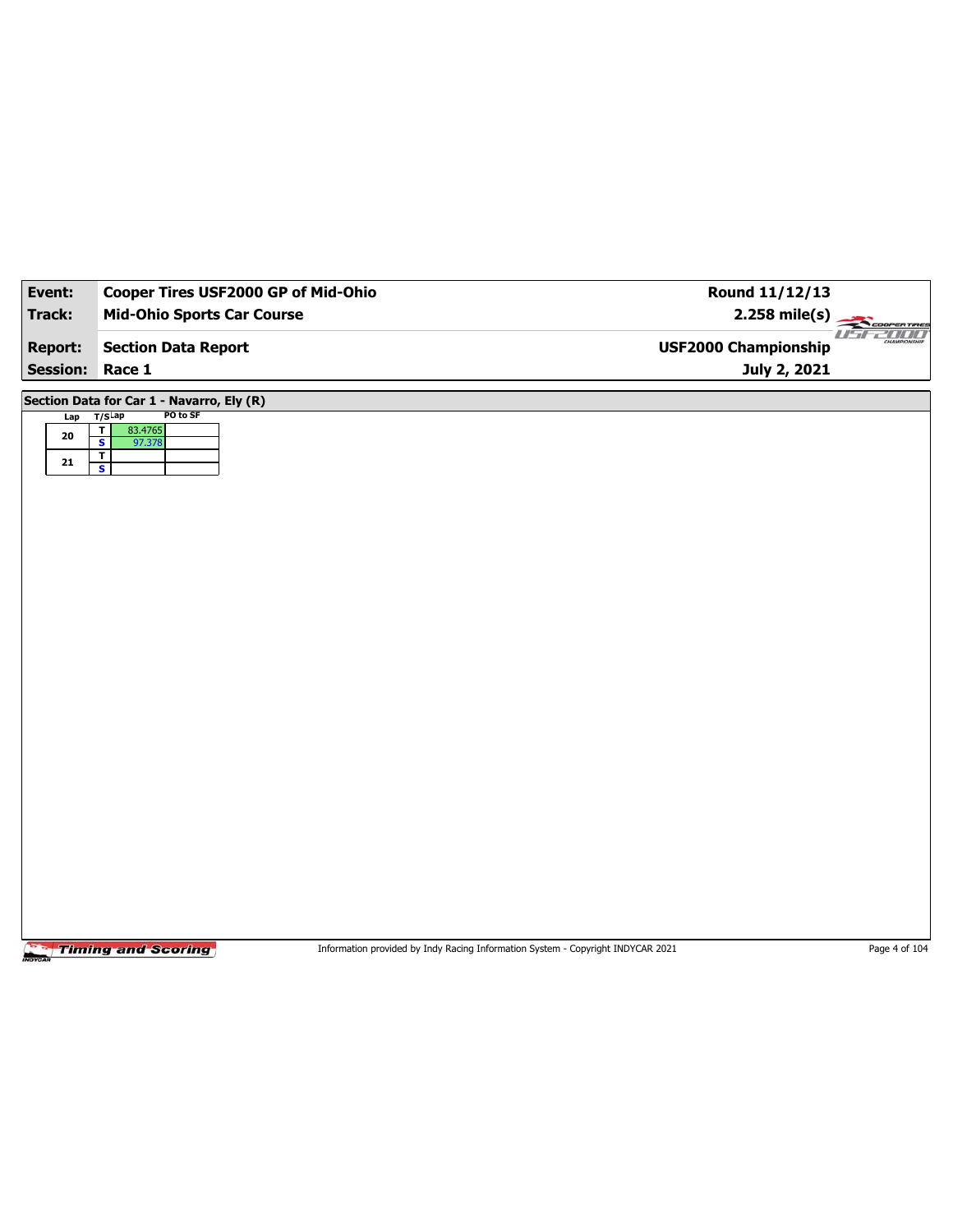| | | | |
|---|---|---|---|
| **Event:** | **Cooper Tires USF2000 GP of Mid-Ohio** | **Round 11/12/13** | |
| **Track:** | **Mid-Ohio Sports Car Course** | **2.258 mile(s)** | |
| **Report:** | **Section Data Report** | **USF2000 Championship** | |
| **Session:** | **Race 1** | **July 2, 2021** | |

## Section Data for Car 1 - Navarro, Ely (R)

| Lap | T/S | Lap | PO to SF |
|---|---|---|---|
| 20 | T | 83.4765 | |
| | S | 97.378 | |
| 21 | T | | |
| | S | | |

Information provided by Indy Racing Information System - Copyright INDYCAR 2021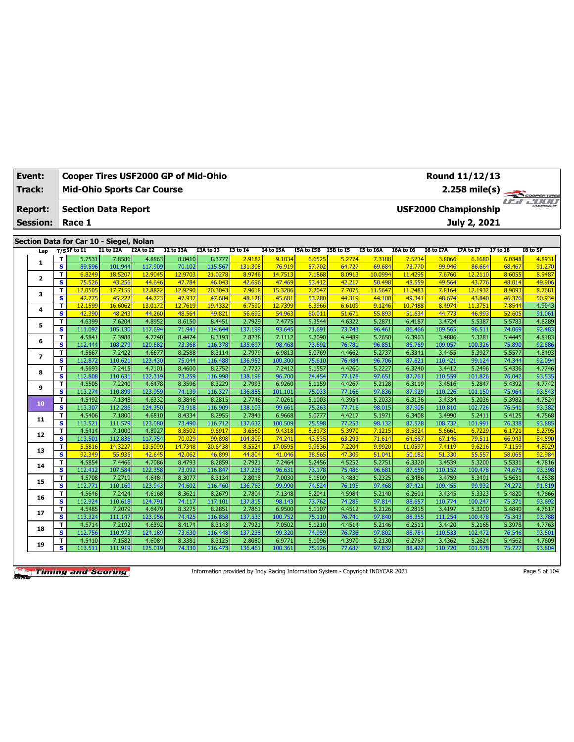| Event: | Cooper Tires USF2000 GP of Mid-Ohio | Round 11/12/13 |
|---|---|---|
| Track: | Mid-Ohio Sports Car Course | 2.258 mile(s) |
| Report: | Section Data Report | USF2000 Championship |
| Session: | Race 1 | July 2, 2021 |

## Section Data for Car 10 - Siegel, Nolan

| Lap | T/S | SF to I1 | I1 to I2A | I2A to I2 | I2 to I3A | I3A to I3 | I3 to I4 | I4 to I5A | I5A to I5B | I5B to I5 | I5 to I6A | I6A to I6 | I6 to I7A | I7A to I7 | I7 to I8 | I8 to SF |
|---|---|---|---|---|---|---|---|---|---|---|---|---|---|---|---|---|
| 1 | T | 5.7531 | 7.8586 | 4.8863 | 8.8410 | 8.3777 | 2.9182 | 9.1034 | 6.6525 | 5.2774 | 7.3188 | 7.5234 | 3.8066 | 6.1680 | 6.0348 | 4.8931 |
| | S | 89.596 | 101.944 | 117.909 | 70.102 | 115.567 | 131.308 | 76.919 | 57.702 | 64.727 | 69.684 | 73.770 | 99.946 | 86.664 | 68.467 | 91.270 |
| 2 | T | 6.8249 | 18.5207 | 12.9045 | 12.9703 | 21.0278 | 8.9746 | 14.7513 | 7.1868 | 8.0913 | 10.0994 | 11.4295 | 7.6760 | 12.2110 | 8.6055 | 8.9487 |
| | S | 75.526 | 43.256 | 44.646 | 47.784 | 46.043 | 42.696 | 47.469 | 53.412 | 42.217 | 50.498 | 48.559 | 49.564 | 43.776 | 48.014 | 49.906 |
| 3 | T | 12.0505 | 17.7155 | 12.8822 | 12.9290 | 20.3043 | 7.9618 | 15.3286 | 7.2047 | 7.7075 | 11.5647 | 11.2483 | 7.8164 | 12.1932 | 8.9093 | 8.7681 |
| | S | 42.775 | 45.222 | 44.723 | 47.937 | 47.684 | 48.128 | 45.681 | 53.280 | 44.319 | 44.100 | 49.341 | 48.674 | 43.840 | 46.376 | 50.934 |
| 4 | T | 12.1599 | 16.6062 | 13.0172 | 12.7619 | 19.4332 | 6.7590 | 12.7399 | 6.3966 | 6.6109 | 9.1246 | 10.7488 | 8.4974 | 11.3751 | 7.8544 | 4.9043 |
| | S | 42.390 | 48.243 | 44.260 | 48.564 | 49.821 | 56.692 | 54.963 | 60.011 | 51.671 | 55.893 | 51.634 | 44.773 | 46.993 | 52.605 | 91.061 |
| 5 | T | 4.6399 | 7.6204 | 4.8952 | 8.6150 | 8.4451 | 2.7929 | 7.4775 | 5.3544 | 4.6322 | 5.2871 | 6.4187 | 3.4724 | 5.5387 | 5.5783 | 4.8289 |
| | S | 111.092 | 105.130 | 117.694 | 71.941 | 114.644 | 137.199 | 93.645 | 71.691 | 73.743 | 96.461 | 86.466 | 109.565 | 96.511 | 74.069 | 92.483 |
| 6 | T | 4.5841 | 7.3988 | 4.7740 | 8.4474 | 8.3193 | 2.8238 | 7.1112 | 5.2090 | 4.4489 | 5.2658 | 6.3963 | 3.4886 | 5.3281 | 5.4445 | 4.8183 |
| | S | 112.444 | 108.279 | 120.682 | 73.368 | 116.378 | 135.697 | 98.468 | 73.692 | 76.781 | 96.851 | 86.769 | 109.057 | 100.326 | 75.890 | 92.686 |
| 7 | T | 4.5667 | 7.2422 | 4.6677 | 8.2588 | 8.3114 | 2.7979 | 6.9813 | 5.0769 | 4.4662 | 5.2737 | 6.3341 | 3.4455 | 5.3927 | 5.5577 | 4.8493 |
| | S | 112.872 | 110.621 | 123.430 | 75.044 | 116.488 | 136.953 | 100.300 | 75.610 | 76.484 | 96.706 | 87.621 | 110.421 | 99.124 | 74.344 | 92.094 |
| 8 | T | 4.5693 | 7.2415 | 4.7101 | 8.4600 | 8.2752 | 2.7727 | 7.2412 | 5.1557 | 4.4260 | 5.2227 | 6.3240 | 3.4412 | 5.2496 | 5.4336 | 4.7746 |
| | S | 112.808 | 110.631 | 122.319 | 73.259 | 116.998 | 138.198 | 96.700 | 74.454 | 77.178 | 97.651 | 87.761 | 110.559 | 101.826 | 76.042 | 93.535 |
| 9 | T | 4.5505 | 7.2240 | 4.6478 | 8.3596 | 8.3229 | 2.7993 | 6.9260 | 5.1159 | 4.4267 | 5.2128 | 6.3119 | 3.4516 | 5.2847 | 5.4392 | 4.7742 |
| | S | 113.274 | 110.899 | 123.959 | 74.139 | 116.327 | 136.885 | 101.101 | 75.033 | 77.166 | 97.836 | 87.929 | 110.226 | 101.150 | 75.964 | 93.543 |
| 10 | T | 4.5492 | 7.1348 | 4.6332 | 8.3846 | 8.2815 | 2.7746 | 7.0261 | 5.1003 | 4.3954 | 5.2033 | 6.3136 | 3.4334 | 5.2036 | 5.3982 | 4.7824 |
| | S | 113.307 | 112.286 | 124.350 | 73.918 | 116.909 | 138.103 | 99.661 | 75.263 | 77.716 | 98.015 | 87.905 | 110.810 | 102.726 | 76.541 | 93.382 |
| 11 | T | 4.5406 | 7.1800 | 4.6810 | 8.4334 | 8.2955 | 2.7841 | 6.9668 | 5.0777 | 4.4217 | 5.1971 | 6.3408 | 3.4990 | 5.2411 | 5.4125 | 4.7568 |
| | S | 113.521 | 111.579 | 123.080 | 73.490 | 116.712 | 137.632 | 100.509 | 75.598 | 77.253 | 98.132 | 87.528 | 108.732 | 101.991 | 76.338 | 93.885 |
| 12 | T | 4.5414 | 7.1000 | 4.8927 | 8.8502 | 9.6917 | 3.6560 | 9.4318 | 8.8173 | 5.3970 | 7.1215 | 8.5824 | 5.6661 | 6.7229 | 6.1721 | 5.2795 |
| | S | 113.501 | 112.836 | 117.754 | 70.029 | 99.898 | 104.809 | 74.241 | 43.535 | 63.293 | 71.614 | 64.667 | 67.146 | 79.511 | 66.943 | 84.590 |
| 13 | T | 5.5816 | 14.3227 | 13.5099 | 14.7348 | 20.6438 | 8.5524 | 17.0595 | 9.9536 | 7.2204 | 9.9920 | 11.0597 | 7.4119 | 9.6216 | 7.1159 | 4.8029 |
| | S | 92.349 | 55.935 | 42.645 | 42.062 | 46.899 | 44.804 | 41.046 | 38.565 | 47.309 | 51.041 | 50.182 | 51.330 | 55.557 | 58.065 | 92.984 |
| 14 | T | 4.5854 | 7.4466 | 4.7086 | 8.4793 | 8.2859 | 2.7921 | 7.2464 | 5.2456 | 4.5252 | 5.2751 | 6.3320 | 3.4539 | 5.3200 | 5.5331 | 4.7816 |
| | S | 112.412 | 107.584 | 122.358 | 73.092 | 116.847 | 137.238 | 96.631 | 73.178 | 75.486 | 96.681 | 87.650 | 110.152 | 100.478 | 74.675 | 93.398 |
| 15 | T | 4.5708 | 7.2719 | 4.6484 | 8.3077 | 8.3134 | 2.8018 | 7.0030 | 5.1509 | 4.4831 | 5.2325 | 6.3486 | 3.4759 | 5.3491 | 5.5631 | 4.8638 |
| | S | 112.771 | 110.169 | 123.943 | 74.602 | 116.460 | 136.763 | 99.990 | 74.524 | 76.195 | 97.468 | 87.421 | 109.455 | 99.932 | 74.272 | 91.819 |
| 16 | T | 4.5646 | 7.2424 | 4.6168 | 8.3621 | 8.2679 | 2.7804 | 7.1348 | 5.2041 | 4.5984 | 5.2140 | 6.2601 | 3.4345 | 5.3323 | 5.4820 | 4.7666 |
| | S | 112.924 | 110.618 | 124.791 | 74.117 | 117.101 | 137.815 | 98.143 | 73.762 | 74.285 | 97.814 | 88.657 | 110.774 | 100.247 | 75.371 | 93.692 |
| 17 | T | 4.5485 | 7.2079 | 4.6479 | 8.3275 | 8.2851 | 2.7861 | 6.9500 | 5.1107 | 4.4512 | 5.2126 | 6.2815 | 3.4197 | 5.3200 | 5.4840 | 4.7617 |
| | S | 113.324 | 111.147 | 123.956 | 74.425 | 116.858 | 137.533 | 100.752 | 75.110 | 76.741 | 97.840 | 88.355 | 111.254 | 100.478 | 75.343 | 93.788 |
| 18 | T | 4.5714 | 7.2192 | 4.6392 | 8.4174 | 8.3143 | 2.7921 | 7.0502 | 5.1210 | 4.4514 | 5.2146 | 6.2511 | 3.4420 | 5.2165 | 5.3978 | 4.7763 |
| | S | 112.756 | 110.973 | 124.189 | 73.630 | 116.448 | 137.238 | 99.320 | 74.959 | 76.738 | 97.802 | 88.784 | 110.533 | 102.472 | 76.546 | 93.501 |
| 19 | T | 4.5410 | 7.1582 | 4.6084 | 8.3381 | 8.3125 | 2.8080 | 6.9771 | 5.1096 | 4.3970 | 5.2130 | 6.2767 | 3.4362 | 5.2624 | 5.4562 | 4.7609 |
| | S | 113.511 | 111.919 | 125.019 | 74.330 | 116.473 | 136.461 | 100.361 | 75.126 | 77.687 | 97.832 | 88.422 | 110.720 | 101.578 | 75.727 | 93.804 |

Information provided by Indy Racing Information System - Copyright INDYCAR 2021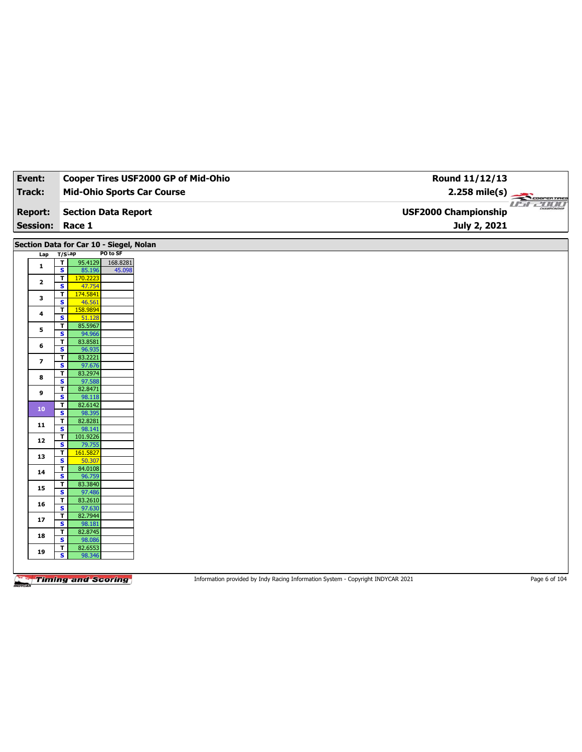| | | | |
|---|---|---|---|
| **Event:** | **Cooper Tires USF2000 GP of Mid-Ohio** | **Round 11/12/13** | |
| **Track:** | **Mid-Ohio Sports Car Course** | **2.258 mile(s)** | |
| **Report:** | **Section Data Report** | **USF2000 Championship** | |
| **Session:** | **Race 1** | **July 2, 2021** | |

## Section Data for Car 10 - Siegel, Nolan

| Lap | T/S | Lap | PO to SF |
|---|---|---|---|
| 1 | T | 95.4129 | 168.8281 |
| | S | 85.196 | 45.098 |
| 2 | T | 170.2223 | |
| | S | 47.754 | |
| 3 | T | 174.5841 | |
| | S | 46.561 | |
| 4 | T | 158.9894 | |
| | S | 51.128 | |
| 5 | T | 85.5967 | |
| | S | 94.966 | |
| 6 | T | 83.8581 | |
| | S | 96.935 | |
| 7 | T | 83.2221 | |
| | S | 97.676 | |
| 8 | T | 83.2974 | |
| | S | 97.588 | |
| 9 | T | 82.8471 | |
| | S | 98.118 | |
| 10 | T | 82.6142 | |
| | S | 98.395 | |
| 11 | T | 82.8281 | |
| | S | 98.141 | |
| 12 | T | 101.9226 | |
| | S | 79.755 | |
| 13 | T | 161.5827 | |
| | S | 50.307 | |
| 14 | T | 84.0108 | |
| | S | 96.759 | |
| 15 | T | 83.3840 | |
| | S | 97.486 | |
| 16 | T | 83.2610 | |
| | S | 97.630 | |
| 17 | T | 82.7944 | |
| | S | 98.181 | |
| 18 | T | 82.8745 | |
| | S | 98.086 | |
| 19 | T | 82.6553 | |
| | S | 98.346 | |

Information provided by Indy Racing Information System - Copyright INDYCAR 2021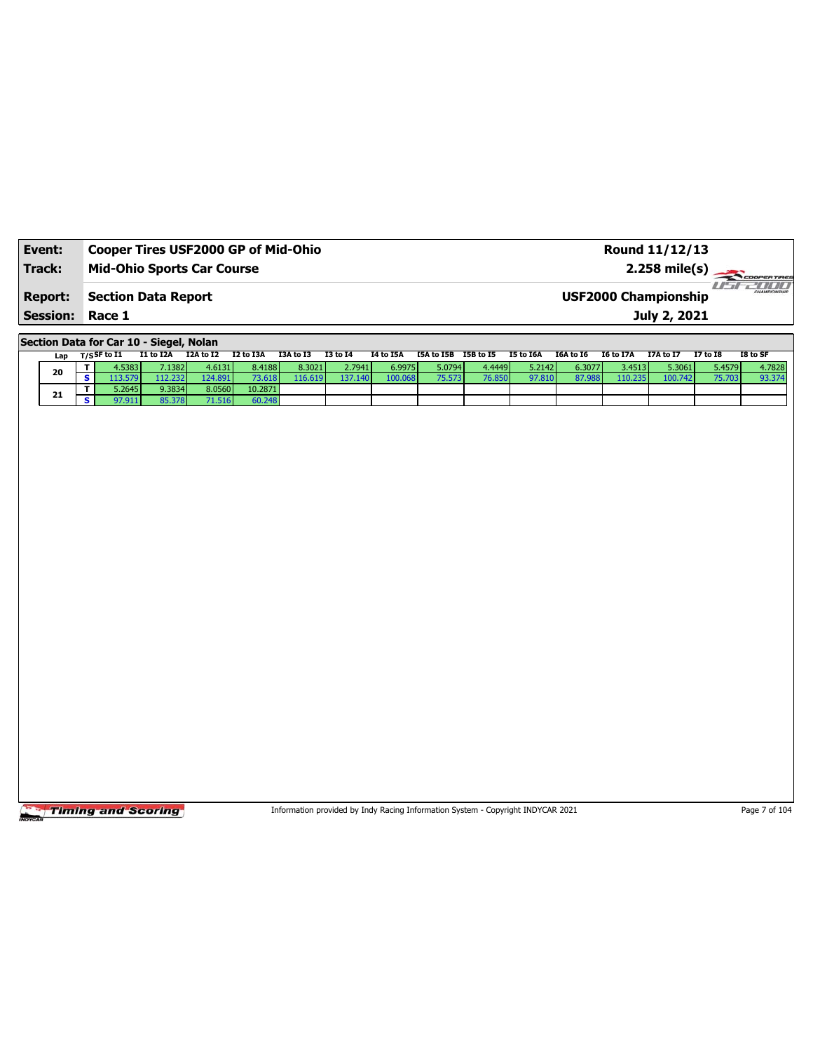| **Event:** | **Cooper Tires USF2000 GP of Mid-Ohio** | **Round 11/12/13** |
|---|---|---|
| **Track:** | **Mid-Ohio Sports Car Course** | **2.258 mile(s)** |
| **Report:** | **Section Data Report** | **USF2000 Championship** |
| **Session:** | **Race 1** | **July 2, 2021** |

**Section Data for Car 10 - Siegel, Nolan**

| Lap | T/S | SF to I1 | I1 to I2A | I2A to I2 | I2 to I3A | I3A to I3 | I3 to I4 | I4 to I5A | I5A to I5B | I5B to I5 | I5 to I6A | I6A to I6 | I6 to I7A | I7A to I7 | I7 to I8 | I8 to SF |
|---|---|---|---|---|---|---|---|---|---|---|---|---|---|---|---|---|
| 20 | T | 4.5383 | 7.1382 | 4.6131 | 8.4188 | 8.3021 | 2.7941 | 6.9975 | 5.0794 | 4.4449 | 5.2142 | 6.3077 | 3.4513 | 5.3061 | 5.4579 | 4.7828 |
| | S | 113.579 | 112.232 | 124.891 | 73.618 | 116.619 | 137.140 | 100.068 | 75.573 | 76.850 | 97.810 | 87.988 | 110.235 | 100.742 | 75.703 | 93.374 |
| 21 | T | 5.2645 | 9.3834 | 8.0560 | 10.2871 | | | | | | | | | | | |
| | S | 97.911 | 85.378 | 71.516 | 60.248 | | | | | | | | | | | |

Information provided by Indy Racing Information System - Copyright INDYCAR 2021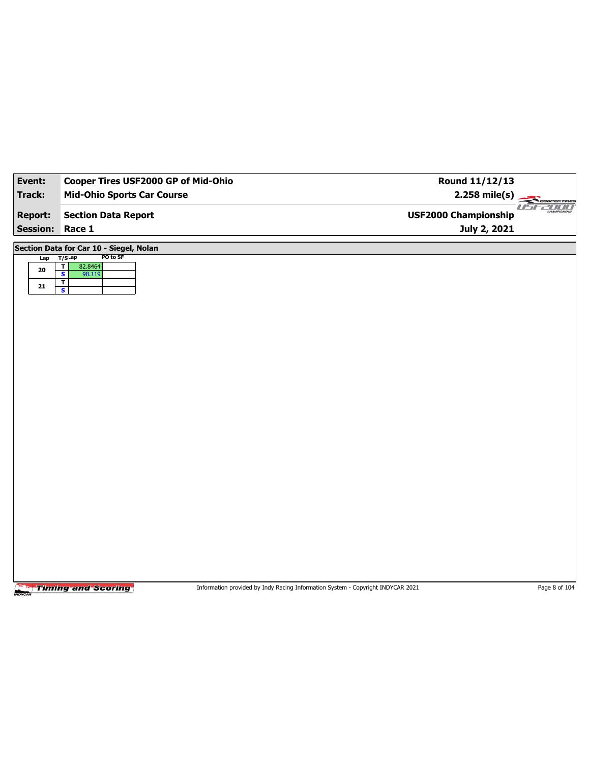| | |
|---|---|
| **Event:** | **Cooper Tires USF2000 GP of Mid-Ohio** |
| **Track:** | **Mid-Ohio Sports Car Course** |
| **Report:** | **Section Data Report** |
| **Session:** | **Race 1** |

**Round 11/12/13**
**2.258 mile(s)**
**USF2000 Championship**
**July 2, 2021**

## Section Data for Car 10 - Siegel, Nolan

| Lap | T/S | Lap | PO to SF |
|---|---|---|---|
| 20 | T | 82.8464 | |
| | S | 98.119 | |
| 21 | T | | |
| | S | | |

Information provided by Indy Racing Information System - Copyright INDYCAR 2021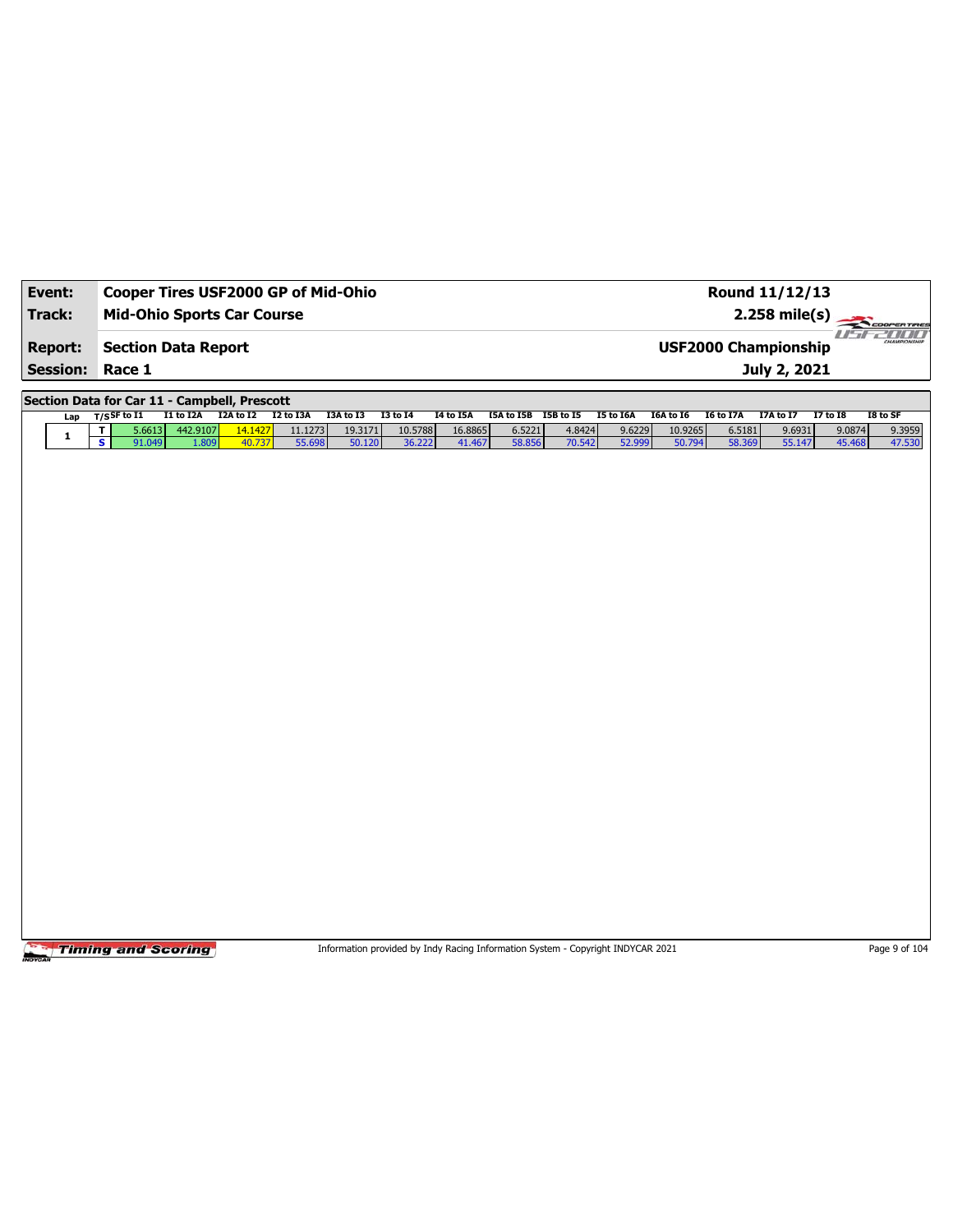| | | | |
|---|---|---|---|
| **Event:** | **Cooper Tires USF2000 GP of Mid-Ohio** | **Round 11/12/13** | |
| **Track:** | **Mid-Ohio Sports Car Course** | **2.258 mile(s)** | |
| **Report:** | **Section Data Report** | **USF2000 Championship** | |
| **Session:** | **Race 1** | **July 2, 2021** | |

**Section Data for Car 11 - Campbell, Prescott**

| Lap | T/S | SF to I1 | I1 to I2A | I2A to I2 | I2 to I3A | I3A to I3 | I3 to I4 | I4 to I5A | I5A to I5B | I5B to I5 | I5 to I6A | I6A to I6 | I6 to I7A | I7A to I7 | I7 to I8 | I8 to SF |
|---|---|---|---|---|---|---|---|---|---|---|---|---|---|---|---|---|
| 1 | T | 5.6613 | 442.9107 | 14.1427 | 11.1273 | 19.3171 | 10.5788 | 16.8865 | 6.5221 | 4.8424 | 9.6229 | 10.9265 | 6.5181 | 9.6931 | 9.0874 | 9.3959 |
| | S | 91.049 | 1.809 | 40.737 | 55.698 | 50.120 | 36.222 | 41.467 | 58.856 | 70.542 | 52.999 | 50.794 | 58.369 | 55.147 | 45.468 | 47.530 |

Information provided by Indy Racing Information System - Copyright INDYCAR 2021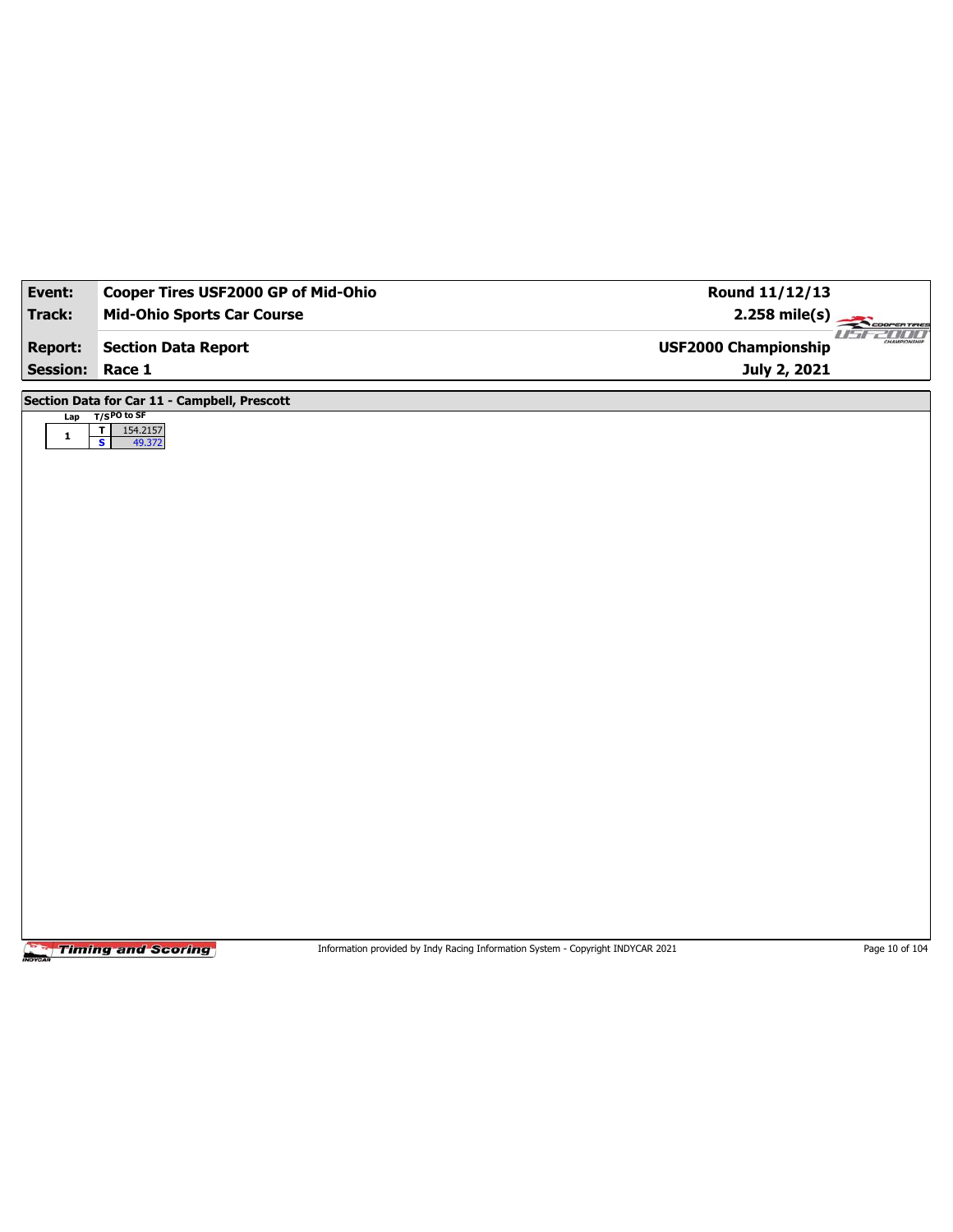| | | | |
|---|---|---|---|
| **Event:** | **Cooper Tires USF2000 GP of Mid-Ohio** | **Round 11/12/13** | |
| **Track:** | **Mid-Ohio Sports Car Course** | **2.258 mile(s)** | |
| **Report:** | **Section Data Report** | **USF2000 Championship** | |
| **Session:** | **Race 1** | **July 2, 2021** | |

## Section Data for Car 11 - Campbell, Prescott

| Lap | T/S | PO to SF |
|---|---|---|
| 1 | T | 154.2157 |
| | S | 49.372 |

Information provided by Indy Racing Information System - Copyright INDYCAR 2021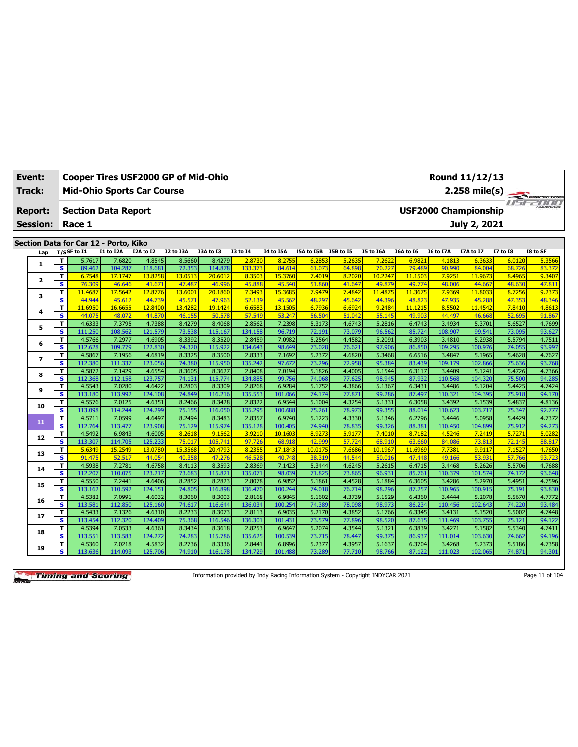| Event: | Cooper Tires USF2000 GP of Mid-Ohio | Round 11/12/13 |
|---|---|---|
| Track: | Mid-Ohio Sports Car Course | 2.258 mile(s) |
| Report: | Section Data Report | USF2000 Championship |
| Session: | Race 1 | July 2, 2021 |

## Section Data for Car 12 - Porto, Kiko

| Lap | T/S | SF to I1 | I1 to I2A | I2A to I2 | I2 to I3A | I3A to I3 | I3 to I4 | I4 to I5A | I5A to I5B | I5B to I5 | I5 to I6A | I6A to I6 | I6 to I7A | I7A to I7 | I7 to I8 | I8 to SF |
|---|---|---|---|---|---|---|---|---|---|---|---|---|---|---|---|---|
| 1 | T | 5.7617 | 7.6820 | 4.8545 | 8.5660 | 8.4279 | 2.8730 | 8.2755 | 6.2853 | 5.2635 | 7.2622 | 6.9821 | 4.1813 | 6.3633 | 6.0120 | 5.3566 |
| | S | 89.462 | 104.287 | 118.681 | 72.353 | 114.878 | 133.373 | 84.614 | 61.073 | 64.898 | 70.227 | 79.489 | 90.990 | 84.004 | 68.726 | 83.372 |
| 2 | T | 6.7548 | 17.1747 | 13.8258 | 13.0513 | 20.6012 | 8.3503 | 15.3760 | 7.4019 | 8.2020 | 10.2247 | 11.1503 | 7.9251 | 11.9673 | 8.4965 | 9.3407 |
| | S | 76.309 | 46.646 | 41.671 | 47.487 | 46.996 | 45.888 | 45.540 | 51.860 | 41.647 | 49.879 | 49.774 | 48.006 | 44.667 | 48.630 | 47.811 |
| 3 | T | 11.4687 | 17.5642 | 12.8776 | 13.6001 | 20.1860 | 7.3493 | 15.3685 | 7.9479 | 7.4842 | 11.4875 | 11.3675 | 7.9369 | 11.8033 | 8.7256 | 9.2373 |
| | S | 44.944 | 45.612 | 44.739 | 45.571 | 47.963 | 52.139 | 45.562 | 48.297 | 45.642 | 44.396 | 48.823 | 47.935 | 45.288 | 47.353 | 48.346 |
| 4 | T | 11.6950 | 16.6655 | 12.8400 | 13.4282 | 19.1424 | 6.6583 | 13.1505 | 6.7936 | 6.6924 | 9.2484 | 11.1215 | 8.5502 | 11.4542 | 7.8410 | 4.8613 |
| | S | 44.075 | 48.072 | 44.870 | 46.155 | 50.578 | 57.549 | 53.247 | 56.504 | 51.042 | 55.145 | 49.903 | 44.497 | 46.668 | 52.695 | 91.867 |
| 5 | T | 4.6333 | 7.3795 | 4.7388 | 8.4279 | 8.4068 | 2.8562 | 7.2398 | 5.3173 | 4.6743 | 5.2816 | 6.4743 | 3.4934 | 5.3701 | 5.6527 | 4.7699 |
| | S | 111.250 | 108.562 | 121.579 | 73.538 | 115.167 | 134.158 | 96.719 | 72.191 | 73.079 | 96.562 | 85.724 | 108.907 | 99.541 | 73.095 | 93.627 |
| 6 | T | 4.5766 | 7.2977 | 4.6905 | 8.3392 | 8.3520 | 2.8459 | 7.0982 | 5.2564 | 4.4582 | 5.2091 | 6.3903 | 3.4810 | 5.2938 | 5.5794 | 4.7511 |
| | S | 112.628 | 109.779 | 122.830 | 74.320 | 115.922 | 134.643 | 98.649 | 73.028 | 76.621 | 97.906 | 86.850 | 109.295 | 100.976 | 74.055 | 93.997 |
| 7 | T | 4.5867 | 7.1956 | 4.6819 | 8.3325 | 8.3500 | 2.8333 | 7.1692 | 5.2372 | 4.6820 | 5.3468 | 6.6516 | 3.4847 | 5.1965 | 5.4628 | 4.7627 |
| | S | 112.380 | 111.337 | 123.056 | 74.380 | 115.950 | 135.242 | 97.672 | 73.296 | 72.958 | 95.384 | 83.439 | 109.179 | 102.866 | 75.636 | 93.768 |
| 8 | T | 4.5872 | 7.1429 | 4.6554 | 8.3605 | 8.3627 | 2.8408 | 7.0194 | 5.1826 | 4.4005 | 5.1544 | 6.3117 | 3.4409 | 5.1241 | 5.4726 | 4.7366 |
| | S | 112.368 | 112.158 | 123.757 | 74.131 | 115.774 | 134.885 | 99.756 | 74.068 | 77.625 | 98.945 | 87.932 | 110.568 | 104.320 | 75.500 | 94.285 |
| 9 | T | 4.5543 | 7.0280 | 4.6422 | 8.2803 | 8.3309 | 2.8268 | 6.9284 | 5.1752 | 4.3866 | 5.1367 | 6.3431 | 3.4486 | 5.1204 | 5.4425 | 4.7424 |
| | S | 113.180 | 113.992 | 124.108 | 74.849 | 116.216 | 135.553 | 101.066 | 74.174 | 77.871 | 99.286 | 87.497 | 110.321 | 104.395 | 75.918 | 94.170 |
| 10 | T | 4.5576 | 7.0125 | 4.6351 | 8.2466 | 8.3428 | 2.8322 | 6.9544 | 5.1004 | 4.3254 | 5.1331 | 6.3058 | 3.4392 | 5.1539 | 5.4837 | 4.8136 |
| | S | 113.098 | 114.244 | 124.299 | 75.155 | 116.050 | 135.295 | 100.688 | 75.261 | 78.973 | 99.355 | 88.014 | 110.623 | 103.717 | 75.347 | 92.777 |
| 11 | T | 4.5711 | 7.0599 | 4.6497 | 8.2494 | 8.3483 | 2.8357 | 6.9740 | 5.1223 | 4.3330 | 5.1346 | 6.2796 | 3.4446 | 5.0958 | 5.4429 | 4.7372 |
| | S | 112.764 | 113.477 | 123.908 | 75.129 | 115.974 | 135.128 | 100.405 | 74.940 | 78.835 | 99.326 | 88.381 | 110.450 | 104.899 | 75.912 | 94.273 |
| 12 | T | 4.5492 | 6.9843 | 4.6005 | 8.2618 | 9.1562 | 3.9210 | 10.1603 | 8.9273 | 5.9177 | 7.4010 | 8.7182 | 4.5246 | 7.2419 | 5.7271 | 5.0282 |
| | S | 113.307 | 114.705 | 125.233 | 75.017 | 105.741 | 97.726 | 68.918 | 42.999 | 57.724 | 68.910 | 63.660 | 84.086 | 73.813 | 72.145 | 88.817 |
| 13 | T | 5.6349 | 15.2549 | 13.0780 | 15.3568 | 20.4793 | 8.2355 | 17.1843 | 10.0175 | 7.6686 | 10.1967 | 11.6969 | 7.7381 | 9.9117 | 7.1527 | 4.7650 |
| | S | 91.475 | 52.517 | 44.054 | 40.358 | 47.276 | 46.528 | 40.748 | 38.319 | 44.544 | 50.016 | 47.448 | 49.166 | 53.931 | 57.766 | 93.723 |
| 14 | T | 4.5938 | 7.2781 | 4.6758 | 8.4113 | 8.3593 | 2.8369 | 7.1423 | 5.3444 | 4.6245 | 5.2615 | 6.4715 | 3.4468 | 5.2626 | 5.5706 | 4.7688 |
| | S | 112.207 | 110.075 | 123.217 | 73.683 | 115.821 | 135.071 | 98.039 | 71.825 | 73.865 | 96.931 | 85.761 | 110.379 | 101.574 | 74.172 | 93.648 |
| 15 | T | 4.5550 | 7.2441 | 4.6406 | 8.2852 | 8.2823 | 2.8078 | 6.9852 | 5.1861 | 4.4528 | 5.1884 | 6.3605 | 3.4286 | 5.2970 | 5.4951 | 4.7596 |
| | S | 113.162 | 110.592 | 124.151 | 74.805 | 116.898 | 136.470 | 100.244 | 74.018 | 76.714 | 98.296 | 87.257 | 110.965 | 100.915 | 75.191 | 93.830 |
| 16 | T | 4.5382 | 7.0991 | 4.6032 | 8.3060 | 8.3003 | 2.8168 | 6.9845 | 5.1602 | 4.3739 | 5.1529 | 6.4360 | 3.4444 | 5.2078 | 5.5670 | 4.7772 |
| | S | 113.581 | 112.850 | 125.160 | 74.617 | 116.644 | 136.034 | 100.254 | 74.389 | 78.098 | 98.973 | 86.234 | 110.456 | 102.643 | 74.220 | 93.484 |
| 17 | T | 4.5433 | 7.1326 | 4.6310 | 8.2233 | 8.3073 | 2.8113 | 6.9035 | 5.2170 | 4.3852 | 5.1766 | 6.3345 | 3.4131 | 5.1520 | 5.5002 | 4.7448 |
| | S | 113.454 | 112.320 | 124.409 | 75.368 | 116.546 | 136.301 | 101.431 | 73.579 | 77.896 | 98.520 | 87.615 | 111.469 | 103.755 | 75.121 | 94.122 |
| 18 | T | 4.5394 | 7.0533 | 4.6361 | 8.3434 | 8.3618 | 2.8253 | 6.9647 | 5.2074 | 4.3544 | 5.1321 | 6.3839 | 3.4271 | 5.1582 | 5.5340 | 4.7411 |
| | S | 113.551 | 113.583 | 124.272 | 74.283 | 115.786 | 135.625 | 100.539 | 73.715 | 78.447 | 99.375 | 86.937 | 111.014 | 103.630 | 74.662 | 94.196 |
| 19 | T | 4.5360 | 7.0218 | 4.5832 | 8.2736 | 8.3336 | 2.8441 | 6.8996 | 5.2377 | 4.3957 | 5.1637 | 6.3704 | 3.4268 | 5.2373 | 5.5186 | 4.7358 |
| | S | 113.636 | 114.093 | 125.706 | 74.910 | 116.178 | 134.729 | 101.488 | 73.289 | 77.710 | 98.766 | 87.122 | 111.023 | 102.065 | 74.871 | 94.301 |

Information provided by Indy Racing Information System - Copyright INDYCAR 2021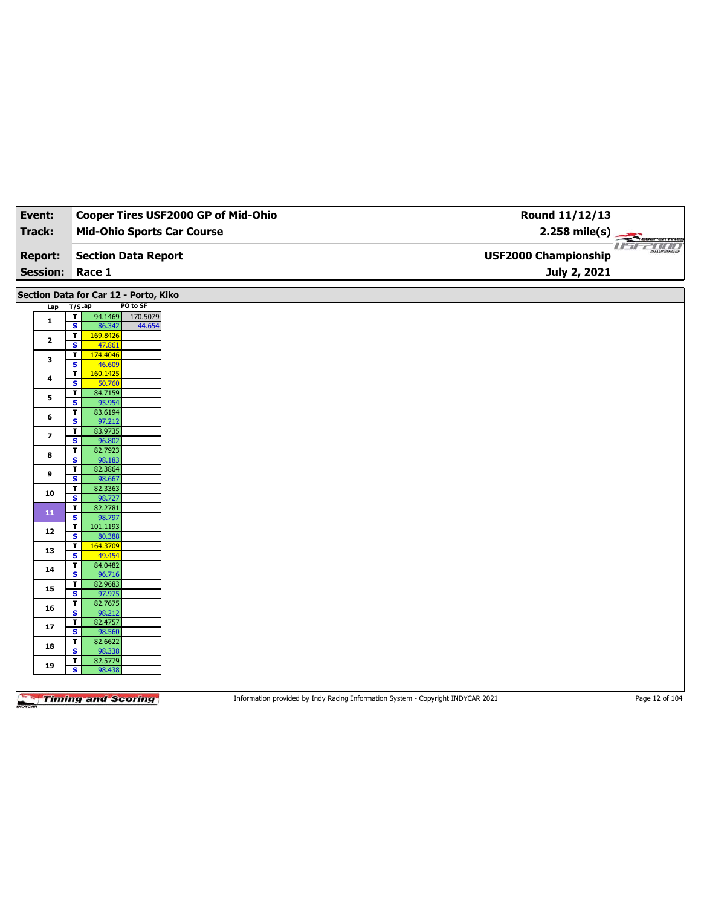| | |
|---|---|
| **Event:** | **Cooper Tires USF2000 GP of Mid-Ohio** |
| **Track:** | **Mid-Ohio Sports Car Course** |
| **Report:** | **Section Data Report** |
| **Session:** | **Race 1** |

**Round 11/12/13**
**2.258 mile(s)**
**USF2000 Championship**
**July 2, 2021**

## Section Data for Car 12 - Porto, Kiko

| Lap | T/S | Lap | PO to SF |
|---|---|---|---|
| 1 | T | 94.1469 | 170.5079 |
| | S | 86.342 | 44.654 |
| 2 | T | 169.8426 | |
| | S | 47.861 | |
| 3 | T | 174.4046 | |
| | S | 46.609 | |
| 4 | T | 160.1425 | |
| | S | 50.760 | |
| 5 | T | 84.7159 | |
| | S | 95.954 | |
| 6 | T | 83.6194 | |
| | S | 97.212 | |
| 7 | T | 83.9735 | |
| | S | 96.802 | |
| 8 | T | 82.7923 | |
| | S | 98.183 | |
| 9 | T | 82.3864 | |
| | S | 98.667 | |
| 10 | T | 82.3363 | |
| | S | 98.727 | |
| 11 | T | 82.2781 | |
| | S | 98.797 | |
| 12 | T | 101.1193 | |
| | S | 80.388 | |
| 13 | T | 164.3709 | |
| | S | 49.454 | |
| 14 | T | 84.0482 | |
| | S | 96.716 | |
| 15 | T | 82.9683 | |
| | S | 97.975 | |
| 16 | T | 82.7675 | |
| | S | 98.212 | |
| 17 | T | 82.4757 | |
| | S | 98.560 | |
| 18 | T | 82.6622 | |
| | S | 98.338 | |
| 19 | T | 82.5779 | |
| | S | 98.438 | |

Information provided by Indy Racing Information System - Copyright INDYCAR 2021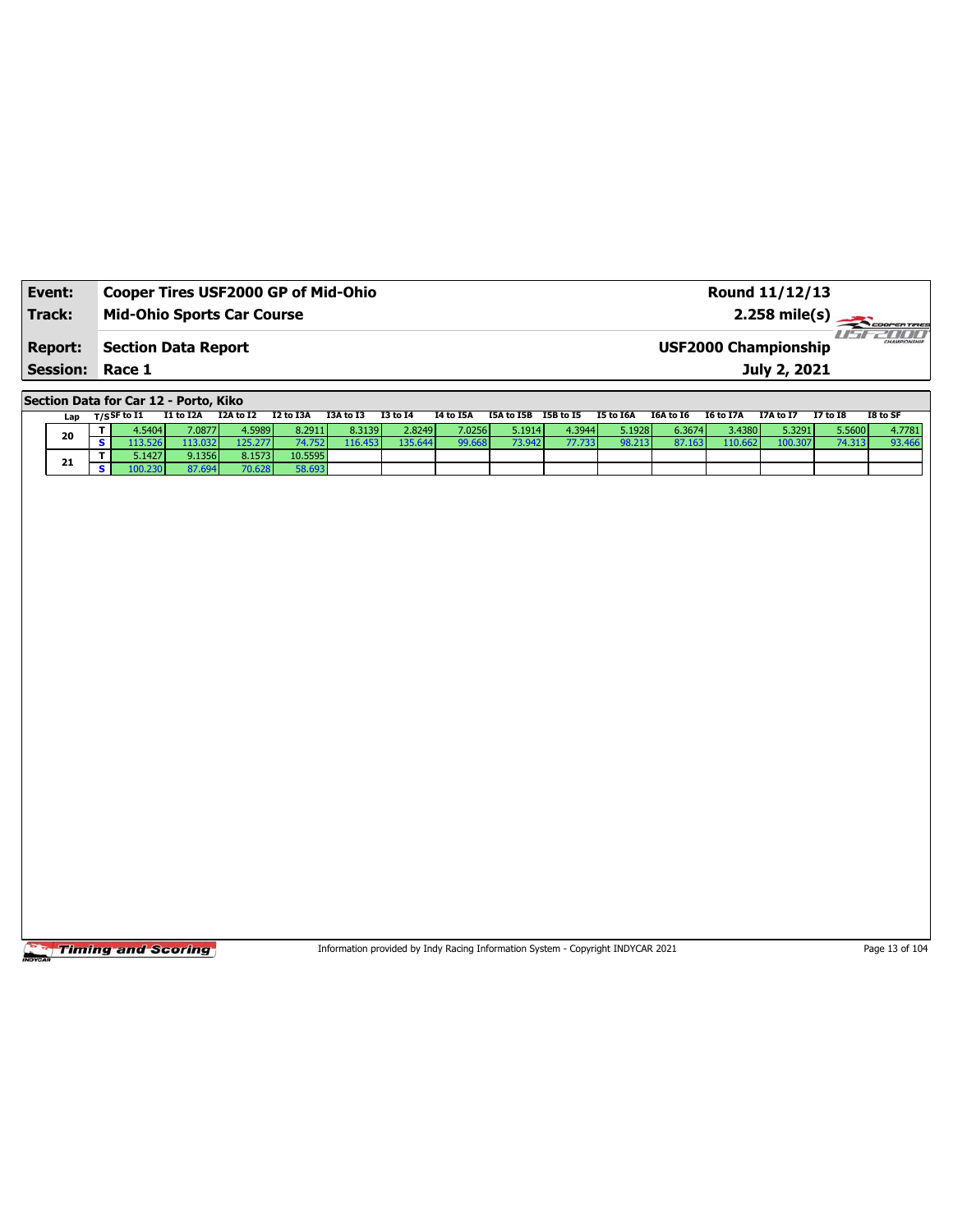| | | | |
|---|---|---|---|
| **Event:** | **Cooper Tires USF2000 GP of Mid-Ohio** | **Round 11/12/13** | |
| **Track:** | **Mid-Ohio Sports Car Course** | **2.258 mile(s)** | |
| **Report:** | **Section Data Report** | **USF2000 Championship** | |
| **Session:** | **Race 1** | **July 2, 2021** | |

**Section Data for Car 12 - Porto, Kiko**

| Lap | T/S | SF to I1 | I1 to I2A | I2A to I2 | I2 to I3A | I3A to I3 | I3 to I4 | I4 to I5A | I5A to I5B | I5B to I5 | I5 to I6A | I6A to I6 | I6 to I7A | I7A to I7 | I7 to I8 | I8 to SF |
|---|---|---|---|---|---|---|---|---|---|---|---|---|---|---|---|---|
| 20 | T | 4.5404 | 7.0877 | 4.5989 | 8.2911 | 8.3139 | 2.8249 | 7.0256 | 5.1914 | 4.3944 | 5.1928 | 6.3674 | 3.4380 | 5.3291 | 5.5600 | 4.7781 |
| | S | 113.526 | 113.032 | 125.277 | 74.752 | 116.453 | 135.644 | 99.668 | 73.942 | 77.733 | 98.213 | 87.163 | 110.662 | 100.307 | 74.313 | 93.466 |
| 21 | T | 5.1427 | 9.1356 | 8.1573 | 10.5595 | | | | | | | | | | | |
| | S | 100.230 | 87.694 | 70.628 | 58.693 | | | | | | | | | | | |

Information provided by Indy Racing Information System - Copyright INDYCAR 2021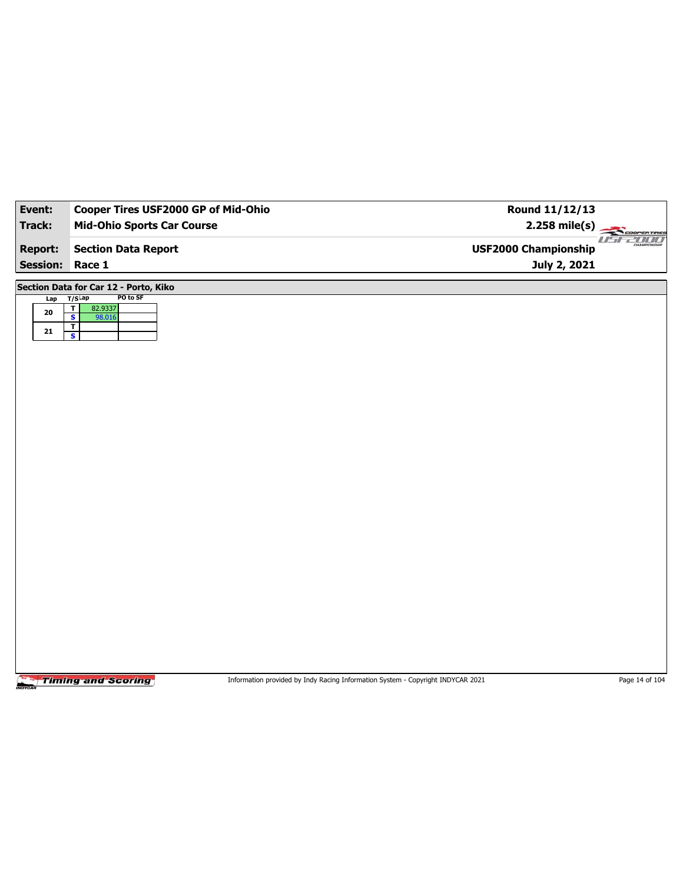| Event: | Cooper Tires USF2000 GP of Mid-Ohio | Round 11/12/13 |
|---|---|---|
| Track: | Mid-Ohio Sports Car Course | 2.258 mile(s) |
| Report: | Section Data Report | USF2000 Championship |
| Session: | Race 1 | July 2, 2021 |

## Section Data for Car 12 - Porto, Kiko

| Lap | T/S | Lap | PO to SF |
|---|---|---|---|
| 20 | T | 82.9337 | |
| | S | 98.016 | |
| 21 | T | | |
| | S | | |

Information provided by Indy Racing Information System - Copyright INDYCAR 2021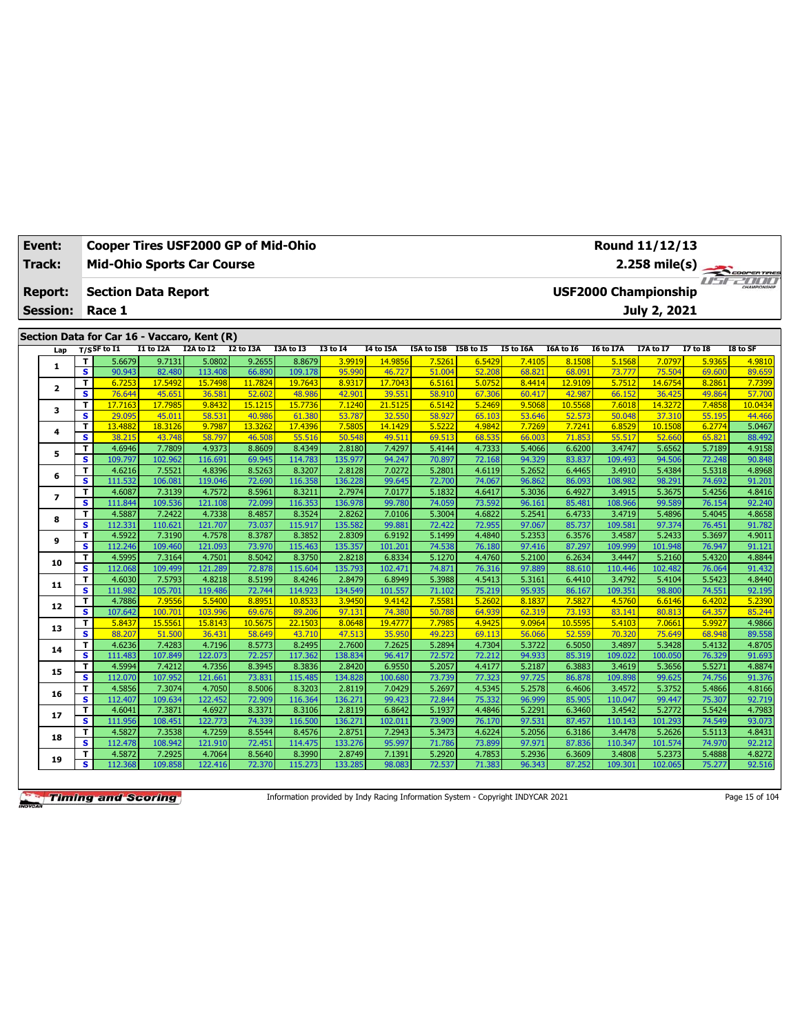| Event: | Cooper Tires USF2000 GP of Mid-Ohio | Round 11/12/13 |
|---|---|---|
| Track: | Mid-Ohio Sports Car Course | 2.258 mile(s) |
| Report: | Section Data Report | USF2000 Championship |
| Session: | Race 1 | July 2, 2021 |

## Section Data for Car 16 - Vaccaro, Kent (R)

| Lap | T/S | SF to I1 | I1 to I2A | I2A to I2 | I2 to I3A | I3A to I3 | I3 to I4 | I4 to I5A | I5A to I5B | I5B to I5 | I5 to I6A | I6A to I6 | I6 to I7A | I7A to I7 | I7 to I8 | I8 to SF |
|---|---|---|---|---|---|---|---|---|---|---|---|---|---|---|---|---|
| 1 | T | 5.6679 | 9.7131 | 5.0802 | 9.2655 | 8.8679 | 3.9919 | 14.9856 | 7.5261 | 6.5429 | 7.4105 | 8.1508 | 5.1568 | 7.0797 | 5.9365 | 4.9810 |
| | S | 90.943 | 82.480 | 113.408 | 66.890 | 109.178 | 95.990 | 46.727 | 51.004 | 52.208 | 68.821 | 68.091 | 73.777 | 75.504 | 69.600 | 89.659 |
| 2 | T | 6.7253 | 17.5492 | 15.7498 | 11.7824 | 19.7643 | 8.9317 | 17.7043 | 6.5161 | 5.0752 | 8.4414 | 12.9109 | 5.7512 | 14.6754 | 8.2861 | 7.7399 |
| | S | 76.644 | 45.651 | 36.581 | 52.602 | 48.986 | 42.901 | 39.551 | 58.910 | 67.306 | 60.417 | 42.987 | 66.152 | 36.425 | 49.864 | 57.700 |
| 3 | T | 17.7163 | 17.7985 | 9.8432 | 15.1215 | 15.7736 | 7.1240 | 21.5125 | 6.5142 | 5.2469 | 9.5068 | 10.5568 | 7.6018 | 14.3272 | 7.4858 | 10.0434 |
| | S | 29.095 | 45.011 | 58.531 | 40.986 | 61.380 | 53.787 | 32.550 | 58.927 | 65.103 | 53.646 | 52.573 | 50.048 | 37.310 | 55.195 | 44.466 |
| 4 | T | 13.4882 | 18.3126 | 9.7987 | 13.3262 | 17.4396 | 7.5805 | 14.1429 | 5.5222 | 4.9842 | 7.7269 | 7.7241 | 6.8529 | 10.1508 | 6.2774 | 5.0467 |
| | S | 38.215 | 43.748 | 58.797 | 46.508 | 55.516 | 50.548 | 49.511 | 69.513 | 68.535 | 66.003 | 71.853 | 55.517 | 52.660 | 65.821 | 88.492 |
| 5 | T | 4.6946 | 7.7809 | 4.9373 | 8.8609 | 8.4349 | 2.8180 | 7.4297 | 5.4144 | 4.7333 | 5.4066 | 6.6200 | 3.4747 | 5.6562 | 5.7189 | 4.9158 |
| | S | 109.797 | 102.962 | 116.691 | 69.945 | 114.783 | 135.977 | 94.247 | 70.897 | 72.168 | 94.329 | 83.837 | 109.493 | 94.506 | 72.248 | 90.848 |
| 6 | T | 4.6216 | 7.5521 | 4.8396 | 8.5263 | 8.3207 | 2.8128 | 7.0272 | 5.2801 | 4.6119 | 5.2652 | 6.4465 | 3.4910 | 5.4384 | 5.5318 | 4.8968 |
| | S | 111.532 | 106.081 | 119.046 | 72.690 | 116.358 | 136.228 | 99.645 | 72.700 | 74.067 | 96.862 | 86.093 | 108.982 | 98.291 | 74.692 | 91.201 |
| 7 | T | 4.6087 | 7.3139 | 4.7572 | 8.5961 | 8.3211 | 2.7974 | 7.0177 | 5.1832 | 4.6417 | 5.3036 | 6.4927 | 3.4915 | 5.3675 | 5.4256 | 4.8416 |
| | S | 111.844 | 109.536 | 121.108 | 72.099 | 116.353 | 136.978 | 99.780 | 74.059 | 73.592 | 96.161 | 85.481 | 108.966 | 99.589 | 76.154 | 92.240 |
| 8 | T | 4.5887 | 7.2422 | 4.7338 | 8.4857 | 8.3524 | 2.8262 | 7.0106 | 5.3004 | 4.6822 | 5.2541 | 6.4733 | 3.4719 | 5.4896 | 5.4045 | 4.8658 |
| | S | 112.331 | 110.621 | 121.707 | 73.037 | 115.917 | 135.582 | 99.881 | 72.422 | 72.955 | 97.067 | 85.737 | 109.581 | 97.374 | 76.451 | 91.782 |
| 9 | T | 4.5922 | 7.3190 | 4.7578 | 8.3787 | 8.3852 | 2.8309 | 6.9192 | 5.1499 | 4.4840 | 5.2353 | 6.3576 | 3.4587 | 5.2433 | 5.3697 | 4.9011 |
| | S | 112.246 | 109.460 | 121.093 | 73.970 | 115.463 | 135.357 | 101.201 | 74.538 | 76.180 | 97.416 | 87.297 | 109.999 | 101.948 | 76.947 | 91.121 |
| 10 | T | 4.5995 | 7.3164 | 4.7501 | 8.5042 | 8.3750 | 2.8218 | 6.8334 | 5.1270 | 4.4760 | 5.2100 | 6.2634 | 3.4447 | 5.2160 | 5.4320 | 4.8844 |
| | S | 112.068 | 109.499 | 121.289 | 72.878 | 115.604 | 135.793 | 102.471 | 74.871 | 76.316 | 97.889 | 88.610 | 110.446 | 102.482 | 76.064 | 91.432 |
| 11 | T | 4.6030 | 7.5793 | 4.8218 | 8.5199 | 8.4246 | 2.8479 | 6.8949 | 5.3988 | 4.5413 | 5.3161 | 6.4410 | 3.4792 | 5.4104 | 5.5423 | 4.8440 |
| | S | 111.982 | 105.701 | 119.486 | 72.744 | 114.923 | 134.549 | 101.557 | 71.102 | 75.219 | 95.935 | 86.167 | 109.351 | 98.800 | 74.551 | 92.195 |
| 12 | T | 4.7886 | 7.9556 | 5.5400 | 8.8951 | 10.8533 | 3.9450 | 9.4142 | 7.5581 | 5.2602 | 8.1837 | 7.5827 | 4.5760 | 6.6146 | 6.4202 | 5.2390 |
| | S | 107.642 | 100.701 | 103.996 | 69.676 | 89.206 | 97.131 | 74.380 | 50.788 | 64.939 | 62.319 | 73.193 | 83.141 | 80.813 | 64.357 | 85.244 |
| 13 | T | 5.8437 | 15.5561 | 15.8143 | 10.5675 | 22.1503 | 8.0648 | 19.4777 | 7.7985 | 4.9425 | 9.0964 | 10.5595 | 5.4103 | 7.0661 | 5.9927 | 4.9866 |
| | S | 88.207 | 51.500 | 36.431 | 58.649 | 43.710 | 47.513 | 35.950 | 49.223 | 69.113 | 56.066 | 52.559 | 70.320 | 75.649 | 68.948 | 89.558 |
| 14 | T | 4.6236 | 7.4283 | 4.7196 | 8.5773 | 8.2495 | 2.7600 | 7.2625 | 5.2894 | 4.7304 | 5.3722 | 6.5050 | 3.4897 | 5.3428 | 5.4132 | 4.8705 |
| | S | 111.483 | 107.849 | 122.073 | 72.257 | 117.362 | 138.834 | 96.417 | 72.572 | 72.212 | 94.933 | 85.319 | 109.022 | 100.050 | 76.329 | 91.693 |
| 15 | T | 4.5994 | 7.4212 | 4.7356 | 8.3945 | 8.3836 | 2.8420 | 6.9550 | 5.2057 | 4.4177 | 5.2187 | 6.3883 | 3.4619 | 5.3656 | 5.5271 | 4.8874 |
| | S | 112.070 | 107.952 | 121.661 | 73.831 | 115.485 | 134.828 | 100.680 | 73.739 | 77.323 | 97.725 | 86.878 | 109.898 | 99.625 | 74.756 | 91.376 |
| 16 | T | 4.5856 | 7.3074 | 4.7050 | 8.5006 | 8.3203 | 2.8119 | 7.0429 | 5.2697 | 4.5345 | 5.2578 | 6.4606 | 3.4572 | 5.3752 | 5.4866 | 4.8166 |
| | S | 112.407 | 109.634 | 122.452 | 72.909 | 116.364 | 136.271 | 99.423 | 72.844 | 75.332 | 96.999 | 85.905 | 110.047 | 99.447 | 75.307 | 92.719 |
| 17 | T | 4.6041 | 7.3871 | 4.6927 | 8.3371 | 8.3106 | 2.8119 | 6.8642 | 5.1937 | 4.4846 | 5.2291 | 6.3460 | 3.4542 | 5.2772 | 5.5424 | 4.7983 |
| | S | 111.956 | 108.451 | 122.773 | 74.339 | 116.500 | 136.271 | 102.011 | 73.909 | 76.170 | 97.531 | 87.457 | 110.143 | 101.293 | 74.549 | 93.073 |
| 18 | T | 4.5827 | 7.3538 | 4.7259 | 8.5544 | 8.4576 | 2.8751 | 7.2943 | 5.3473 | 4.6224 | 5.2056 | 6.3186 | 3.4478 | 5.2626 | 5.5113 | 4.8431 |
| | S | 112.478 | 108.942 | 121.910 | 72.451 | 114.475 | 133.276 | 95.997 | 71.786 | 73.899 | 97.971 | 87.836 | 110.347 | 101.574 | 74.970 | 92.212 |
| 19 | T | 4.5872 | 7.2925 | 4.7064 | 8.5640 | 8.3990 | 2.8749 | 7.1391 | 5.2920 | 4.7853 | 5.2936 | 6.3609 | 3.4808 | 5.2373 | 5.4888 | 4.8272 |
| | S | 112.368 | 109.858 | 122.416 | 72.370 | 115.273 | 133.285 | 98.083 | 72.537 | 71.383 | 96.343 | 87.252 | 109.301 | 102.065 | 75.277 | 92.516 |

Information provided by Indy Racing Information System - Copyright INDYCAR 2021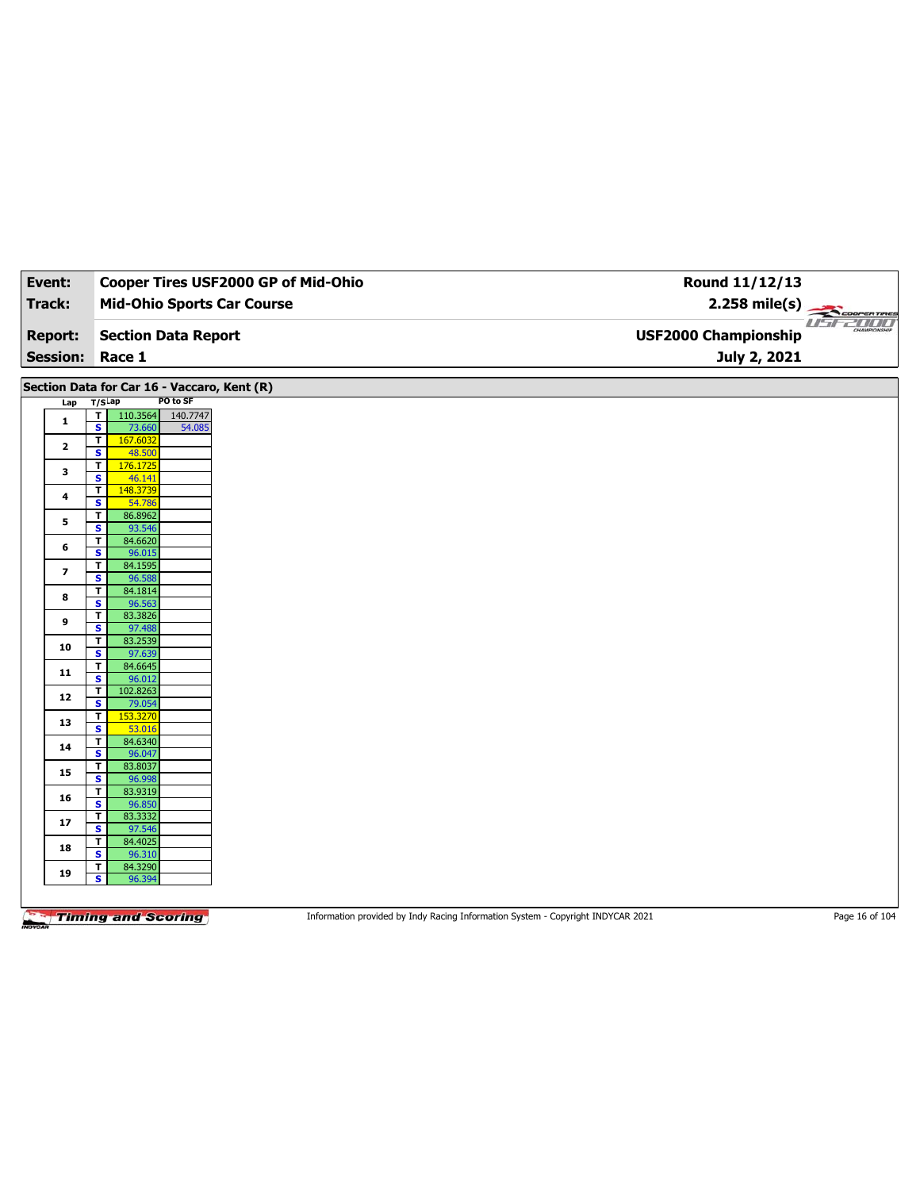| | |
|---|---|
| **Event:** | **Cooper Tires USF2000 GP of Mid-Ohio** |
| **Track:** | **Mid-Ohio Sports Car Course** |
| **Report:** | **Section Data Report** |
| **Session:** | **Race 1** |

**Round 11/12/13**
**2.258 mile(s)**
**USF2000 Championship**
**July 2, 2021**

## Section Data for Car 16 - Vaccaro, Kent (R)

| Lap | T/S | Lap | PO to SF |
|---|---|---|---|
| 1 | T | 110.3564 | 140.7747 |
| | S | 73.660 | 54.085 |
| 2 | T | 167.6032 | |
| | S | 48.500 | |
| 3 | T | 176.1725 | |
| | S | 46.141 | |
| 4 | T | 148.3739 | |
| | S | 54.786 | |
| 5 | T | 86.8962 | |
| | S | 93.546 | |
| 6 | T | 84.6620 | |
| | S | 96.015 | |
| 7 | T | 84.1595 | |
| | S | 96.588 | |
| 8 | T | 84.1814 | |
| | S | 96.563 | |
| 9 | T | 83.3826 | |
| | S | 97.488 | |
| 10 | T | 83.2539 | |
| | S | 97.639 | |
| 11 | T | 84.6645 | |
| | S | 96.012 | |
| 12 | T | 102.8263 | |
| | S | 79.054 | |
| 13 | T | 153.3270 | |
| | S | 53.016 | |
| 14 | T | 84.6340 | |
| | S | 96.047 | |
| 15 | T | 83.8037 | |
| | S | 96.998 | |
| 16 | T | 83.9319 | |
| | S | 96.850 | |
| 17 | T | 83.3332 | |
| | S | 97.546 | |
| 18 | T | 84.4025 | |
| | S | 96.310 | |
| 19 | T | 84.3290 | |
| | S | 96.394 | |

Information provided by Indy Racing Information System - Copyright INDYCAR 2021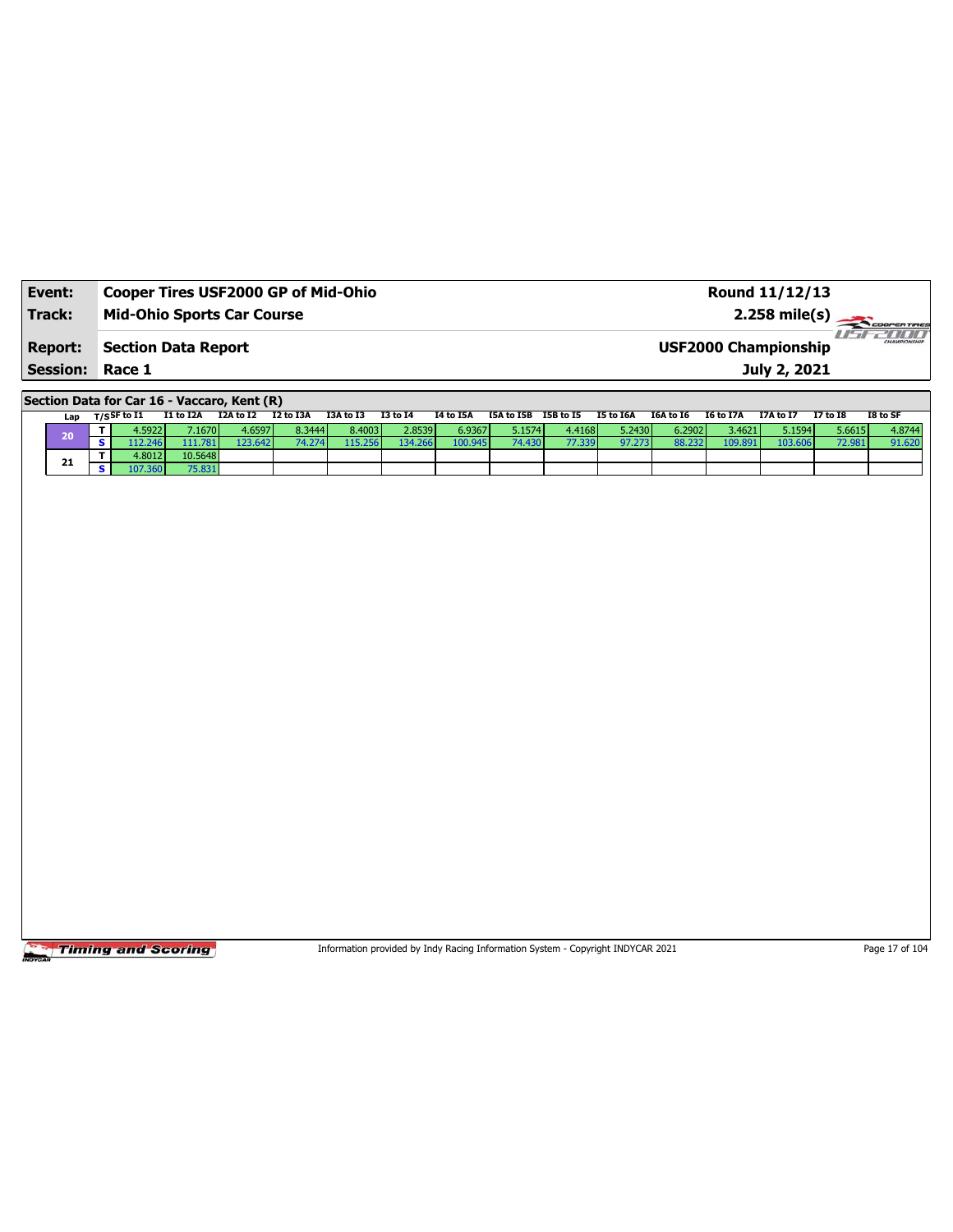| Event: | Cooper Tires USF2000 GP of Mid-Ohio | Round 11/12/13 |
|---|---|---|
| Track: | Mid-Ohio Sports Car Course | 2.258 mile(s) |
| Report: | Section Data Report | USF2000 Championship |
| Session: | Race 1 | July 2, 2021 |

## Section Data for Car 16 - Vaccaro, Kent (R)

| Lap | T/S | SF to I1 | I1 to I2A | I2A to I2 | I2 to I3A | I3A to I3 | I3 to I4 | I4 to I5A | I5A to I5B | I5B to I5 | I5 to I6A | I6A to I6 | I6 to I7A | I7A to I7 | I7 to I8 | I8 to SF |
|---|---|---|---|---|---|---|---|---|---|---|---|---|---|---|---|---|
| 20 | T | 4.5922 | 7.1670 | 4.6597 | 8.3444 | 8.4003 | 2.8539 | 6.9367 | 5.1574 | 4.4168 | 5.2430 | 6.2902 | 3.4621 | 5.1594 | 5.6615 | 4.8744 |
| | S | 112.246 | 111.781 | 123.642 | 74.274 | 115.256 | 134.266 | 100.945 | 74.430 | 77.339 | 97.273 | 88.232 | 109.891 | 103.606 | 72.981 | 91.620 |
| 21 | T | 4.8012 | 10.5648 | | | | | | | | | | | | | |
| | S | 107.360 | 75.831 | | | | | | | | | | | | | |

Information provided by Indy Racing Information System - Copyright INDYCAR 2021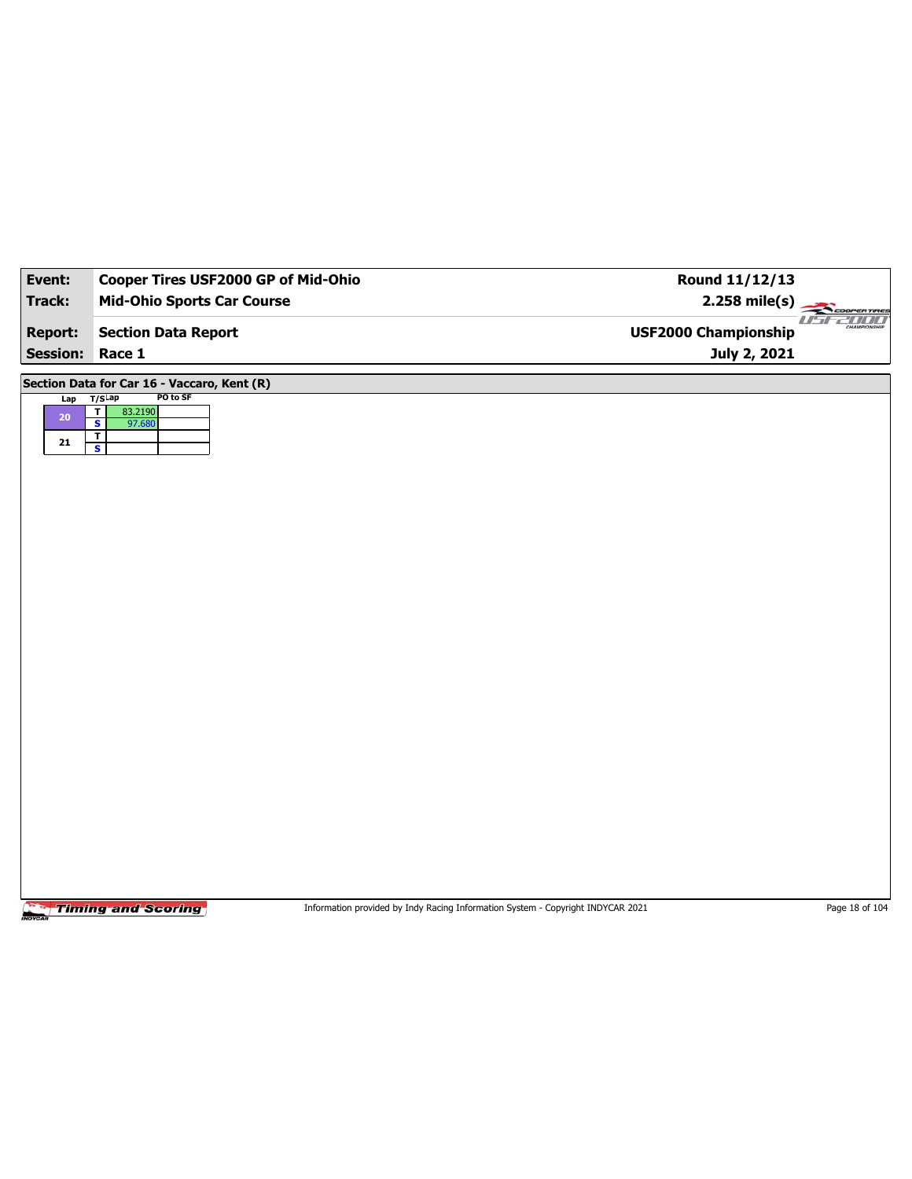| | | | |
|---|---|---|---|
| **Event:** | **Cooper Tires USF2000 GP of Mid-Ohio** | **Round 11/12/13** | |
| **Track:** | **Mid-Ohio Sports Car Course** | **2.258 mile(s)** | |
| **Report:** | **Section Data Report** | **USF2000 Championship** | |
| **Session:** | **Race 1** | **July 2, 2021** | |

## Section Data for Car 16 - Vaccaro, Kent (R)

| Lap | T/S | Lap | PO to SF |
|---|---|---|---|
| 20 | T | 83.2190 | |
| | S | 97.680 | |
| 21 | T | | |
| | S | | |

Information provided by Indy Racing Information System - Copyright INDYCAR 2021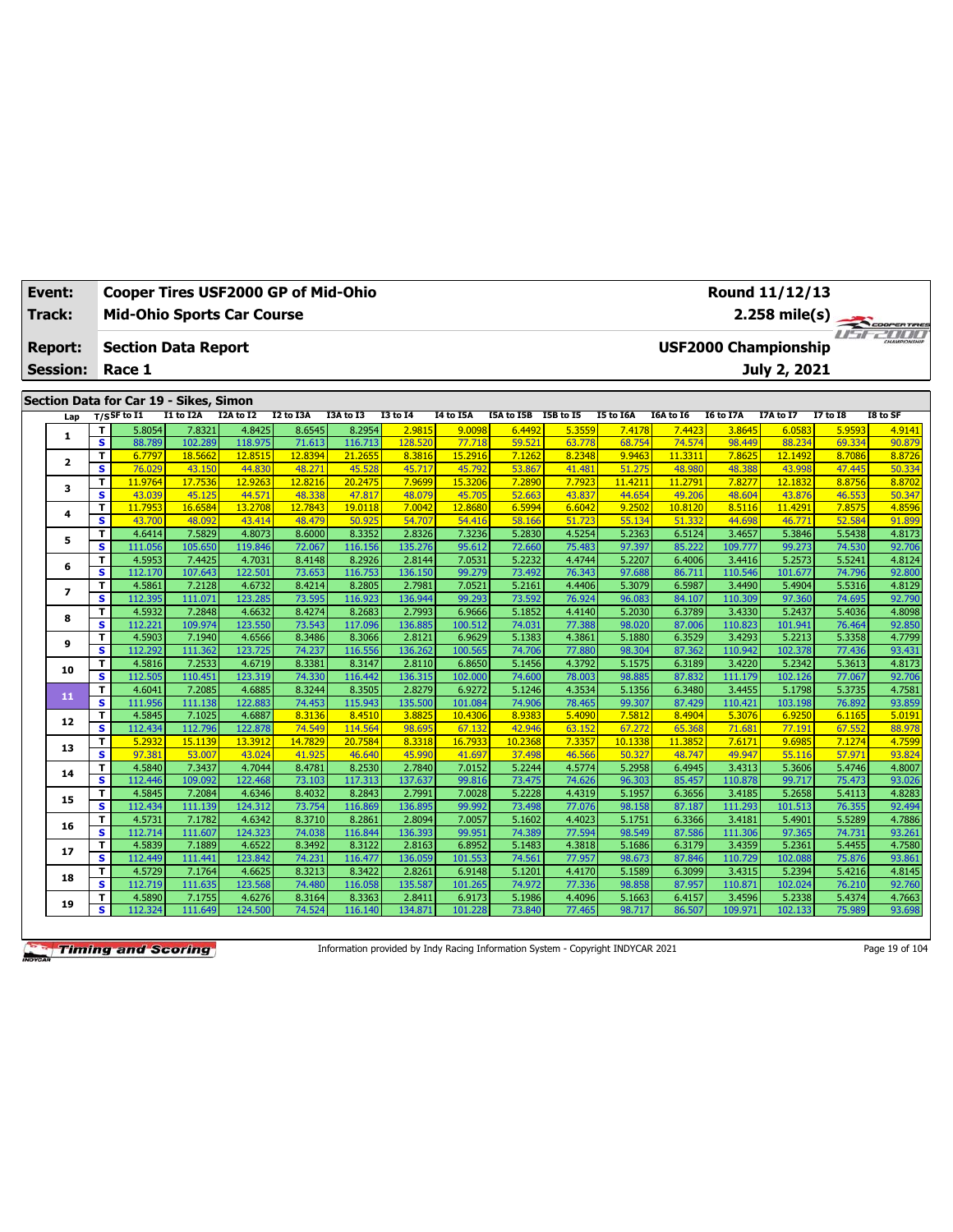| Event: | Cooper Tires USF2000 GP of Mid-Ohio | Round 11/12/13 |
|---|---|---|
| Track: | Mid-Ohio Sports Car Course | 2.258 mile(s) |
| Report: | Section Data Report | USF2000 Championship |
| Session: | Race 1 | July 2, 2021 |

## Section Data for Car 19 - Sikes, Simon

| Lap | T/S | SF to I1 | I1 to I2A | I2A to I2 | I2 to I3A | I3A to I3 | I3 to I4 | I4 to I5A | I5A to I5B | I5B to I5 | I5 to I6A | I6A to I6 | I6 to I7A | I7A to I7 | I7 to I8 | I8 to SF |
|---|---|---|---|---|---|---|---|---|---|---|---|---|---|---|---|---|
| 1 | T | 5.8054 | 7.8321 | 4.8425 | 8.6545 | 8.2954 | 2.9815 | 9.0098 | 6.4492 | 5.3559 | 7.4178 | 7.4423 | 3.8645 | 6.0583 | 5.9593 | 4.9141 |
| | S | 88.789 | 102.289 | 118.975 | 71.613 | 116.713 | 128.520 | 77.718 | 59.521 | 63.778 | 68.754 | 74.574 | 98.449 | 88.234 | 69.334 | 90.879 |
| 2 | T | 6.7797 | 18.5662 | 12.8515 | 12.8394 | 21.2655 | 8.3816 | 15.2916 | 7.1262 | 8.2348 | 9.9463 | 11.3311 | 7.8625 | 12.1492 | 8.7086 | 8.8726 |
| | S | 76.029 | 43.150 | 44.830 | 48.271 | 45.528 | 45.717 | 45.792 | 53.867 | 41.481 | 51.275 | 48.980 | 48.388 | 43.998 | 47.445 | 50.334 |
| 3 | T | 11.9764 | 17.7536 | 12.9263 | 12.8216 | 20.2475 | 7.9699 | 15.3206 | 7.2890 | 7.7923 | 11.4211 | 11.2791 | 7.8277 | 12.1832 | 8.8756 | 8.8702 |
| | S | 43.039 | 45.125 | 44.571 | 48.338 | 47.817 | 48.079 | 45.705 | 52.663 | 43.837 | 44.654 | 49.206 | 48.604 | 43.876 | 46.553 | 50.347 |
| 4 | T | 11.7953 | 16.6584 | 13.2708 | 12.7843 | 19.0118 | 7.0042 | 12.8680 | 6.5994 | 6.6042 | 9.2502 | 10.8120 | 8.5116 | 11.4291 | 7.8575 | 4.8596 |
| | S | 43.700 | 48.092 | 43.414 | 48.479 | 50.925 | 54.707 | 54.416 | 58.166 | 51.723 | 55.134 | 51.332 | 44.698 | 46.771 | 52.584 | 91.899 |
| 5 | T | 4.6414 | 7.5829 | 4.8073 | 8.6000 | 8.3352 | 2.8326 | 7.3236 | 5.2830 | 4.5254 | 5.2363 | 6.5124 | 3.4657 | 5.3846 | 5.5438 | 4.8173 |
| | S | 111.056 | 105.650 | 119.846 | 72.067 | 116.156 | 135.276 | 95.612 | 72.660 | 75.483 | 97.397 | 85.222 | 109.777 | 99.273 | 74.530 | 92.706 |
| 6 | T | 4.5953 | 7.4425 | 4.7031 | 8.4148 | 8.2926 | 2.8144 | 7.0531 | 5.2232 | 4.4744 | 5.2207 | 6.4006 | 3.4416 | 5.2573 | 5.5241 | 4.8124 |
| | S | 112.170 | 107.643 | 122.501 | 73.653 | 116.753 | 136.150 | 99.279 | 73.492 | 76.343 | 97.688 | 86.711 | 110.546 | 101.677 | 74.796 | 92.800 |
| 7 | T | 4.5861 | 7.2128 | 4.6732 | 8.4214 | 8.2805 | 2.7981 | 7.0521 | 5.2161 | 4.4406 | 5.3079 | 6.5987 | 3.4490 | 5.4904 | 5.5316 | 4.8129 |
| | S | 112.395 | 111.071 | 123.285 | 73.595 | 116.923 | 136.944 | 99.293 | 73.592 | 76.924 | 96.083 | 84.107 | 110.309 | 97.360 | 74.695 | 92.790 |
| 8 | T | 4.5932 | 7.2848 | 4.6632 | 8.4274 | 8.2683 | 2.7993 | 6.9666 | 5.1852 | 4.4140 | 5.2030 | 6.3789 | 3.4330 | 5.2437 | 5.4036 | 4.8098 |
| | S | 112.221 | 109.974 | 123.550 | 73.543 | 117.096 | 136.885 | 100.512 | 74.031 | 77.388 | 98.020 | 87.006 | 110.823 | 101.941 | 76.464 | 92.850 |
| 9 | T | 4.5903 | 7.1940 | 4.6566 | 8.3486 | 8.3066 | 2.8121 | 6.9629 | 5.1383 | 4.3861 | 5.1880 | 6.3529 | 3.4293 | 5.2213 | 5.3358 | 4.7799 |
| | S | 112.292 | 111.362 | 123.725 | 74.237 | 116.556 | 136.262 | 100.565 | 74.706 | 77.880 | 98.304 | 87.362 | 110.942 | 102.378 | 77.436 | 93.431 |
| 10 | T | 4.5816 | 7.2533 | 4.6719 | 8.3381 | 8.3147 | 2.8110 | 6.8650 | 5.1456 | 4.3792 | 5.1575 | 6.3189 | 3.4220 | 5.2342 | 5.3613 | 4.8173 |
| | S | 112.505 | 110.451 | 123.319 | 74.330 | 116.442 | 136.315 | 102.000 | 74.600 | 78.003 | 98.885 | 87.832 | 111.179 | 102.126 | 77.067 | 92.706 |
| 11 | T | 4.6041 | 7.2085 | 4.6885 | 8.3244 | 8.3505 | 2.8279 | 6.9272 | 5.1246 | 4.3534 | 5.1356 | 6.3480 | 3.4455 | 5.1798 | 5.3735 | 4.7581 |
| | S | 111.956 | 111.138 | 122.883 | 74.453 | 115.943 | 135.500 | 101.084 | 74.906 | 78.465 | 99.307 | 87.429 | 110.421 | 103.198 | 76.892 | 93.859 |
| 12 | T | 4.5845 | 7.1025 | 4.6887 | 8.3136 | 8.4510 | 3.8825 | 10.4306 | 8.9383 | 5.4090 | 7.5812 | 8.4904 | 5.3076 | 6.9250 | 6.1165 | 5.0191 |
| | S | 112.434 | 112.796 | 122.878 | 74.549 | 114.564 | 98.695 | 67.132 | 42.946 | 63.152 | 67.272 | 65.368 | 71.681 | 77.191 | 67.552 | 88.978 |
| 13 | T | 5.2932 | 15.1139 | 13.3912 | 14.7829 | 20.7584 | 8.3318 | 16.7933 | 10.2368 | 7.3357 | 10.1338 | 11.3852 | 7.6171 | 9.6985 | 7.1274 | 4.7599 |
| | S | 97.381 | 53.007 | 43.024 | 41.925 | 46.640 | 45.990 | 41.697 | 37.498 | 46.566 | 50.327 | 48.747 | 49.947 | 55.116 | 57.971 | 93.824 |
| 14 | T | 4.5840 | 7.3437 | 4.7044 | 8.4781 | 8.2530 | 2.7840 | 7.0152 | 5.2244 | 4.5774 | 5.2958 | 6.4945 | 3.4313 | 5.3606 | 5.4746 | 4.8007 |
| | S | 112.446 | 109.092 | 122.468 | 73.103 | 117.313 | 137.637 | 99.816 | 73.475 | 74.626 | 96.303 | 85.457 | 110.878 | 99.717 | 75.473 | 93.026 |
| 15 | T | 4.5845 | 7.2084 | 4.6346 | 8.4032 | 8.2843 | 2.7991 | 7.0028 | 5.2228 | 4.4319 | 5.1957 | 6.3656 | 3.4185 | 5.2658 | 5.4113 | 4.8283 |
| | S | 112.434 | 111.139 | 124.312 | 73.754 | 116.869 | 136.895 | 99.992 | 73.498 | 77.076 | 98.158 | 87.187 | 111.293 | 101.513 | 76.355 | 92.494 |
| 16 | T | 4.5731 | 7.1782 | 4.6342 | 8.3710 | 8.2861 | 2.8094 | 7.0057 | 5.1602 | 4.4023 | 5.1751 | 6.3366 | 3.4181 | 5.4901 | 5.5289 | 4.7886 |
| | S | 112.714 | 111.607 | 124.323 | 74.038 | 116.844 | 136.393 | 99.951 | 74.389 | 77.594 | 98.549 | 87.586 | 111.306 | 97.365 | 74.731 | 93.261 |
| 17 | T | 4.5839 | 7.1889 | 4.6522 | 8.3492 | 8.3122 | 2.8163 | 6.8952 | 5.1483 | 4.3818 | 5.1686 | 6.3179 | 3.4359 | 5.2361 | 5.4455 | 4.7580 |
| | S | 112.449 | 111.441 | 123.842 | 74.231 | 116.477 | 136.059 | 101.553 | 74.561 | 77.957 | 98.673 | 87.846 | 110.729 | 102.088 | 75.876 | 93.861 |
| 18 | T | 4.5729 | 7.1764 | 4.6625 | 8.3213 | 8.3422 | 2.8261 | 6.9148 | 5.1201 | 4.4170 | 5.1589 | 6.3099 | 3.4315 | 5.2394 | 5.4216 | 4.8145 |
| | S | 112.719 | 111.635 | 123.568 | 74.480 | 116.058 | 135.587 | 101.265 | 74.972 | 77.336 | 98.858 | 87.957 | 110.871 | 102.024 | 76.210 | 92.760 |
| 19 | T | 4.5890 | 7.1755 | 4.6276 | 8.3164 | 8.3363 | 2.8411 | 6.9173 | 5.1986 | 4.4096 | 5.1663 | 6.4157 | 3.4596 | 5.2338 | 5.4374 | 4.7663 |
| | S | 112.324 | 111.649 | 124.500 | 74.524 | 116.140 | 134.871 | 101.228 | 73.840 | 77.465 | 98.717 | 86.507 | 109.971 | 102.133 | 75.989 | 93.698 |

Information provided by Indy Racing Information System - Copyright INDYCAR 2021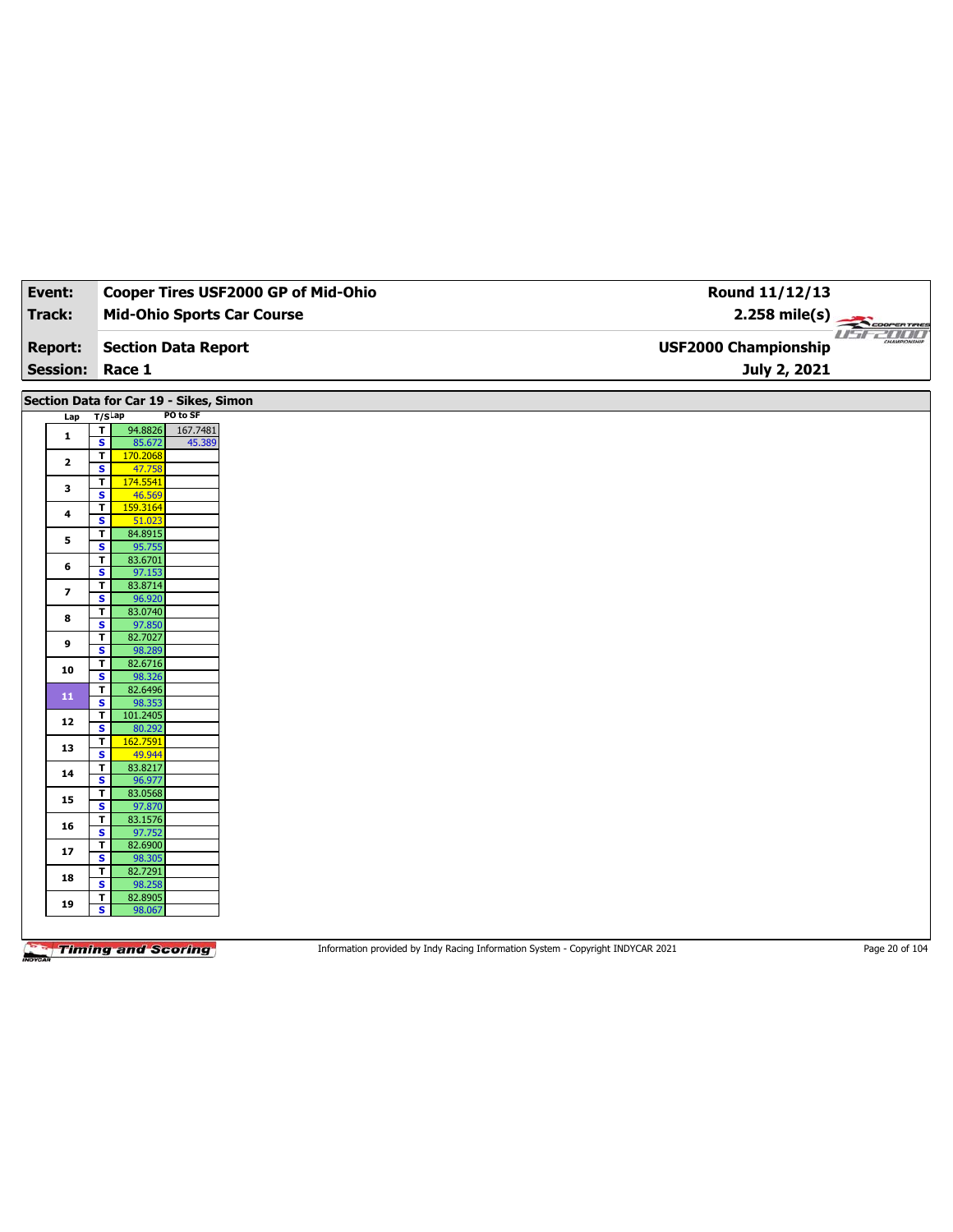| | |
|---|---|
| **Event:** | **Cooper Tires USF2000 GP of Mid-Ohio** |
| **Track:** | **Mid-Ohio Sports Car Course** |
| **Report:** | **Section Data Report** |
| **Session:** | **Race 1** |

**Round 11/12/13**
**2.258 mile(s)**
**USF2000 Championship**
**July 2, 2021**

## Section Data for Car 19 - Sikes, Simon

| Lap | T/S | Lap | PO to SF |
|---|---|---|---|
| 1 | T | 94.8826 | 167.7481 |
| | S | 85.672 | 45.389 |
| 2 | T | 170.2068 | |
| | S | 47.758 | |
| 3 | T | 174.5541 | |
| | S | 46.569 | |
| 4 | T | 159.3164 | |
| | S | 51.023 | |
| 5 | T | 84.8915 | |
| | S | 95.755 | |
| 6 | T | 83.6701 | |
| | S | 97.153 | |
| 7 | T | 83.8714 | |
| | S | 96.920 | |
| 8 | T | 83.0740 | |
| | S | 97.850 | |
| 9 | T | 82.7027 | |
| | S | 98.289 | |
| 10 | T | 82.6716 | |
| | S | 98.326 | |
| 11 | T | 82.6496 | |
| | S | 98.353 | |
| 12 | T | 101.2405 | |
| | S | 80.292 | |
| 13 | T | 162.7591 | |
| | S | 49.944 | |
| 14 | T | 83.8217 | |
| | S | 96.977 | |
| 15 | T | 83.0568 | |
| | S | 97.870 | |
| 16 | T | 83.1576 | |
| | S | 97.752 | |
| 17 | T | 82.6900 | |
| | S | 98.305 | |
| 18 | T | 82.7291 | |
| | S | 98.258 | |
| 19 | T | 82.8905 | |
| | S | 98.067 | |

Information provided by Indy Racing Information System - Copyright INDYCAR 2021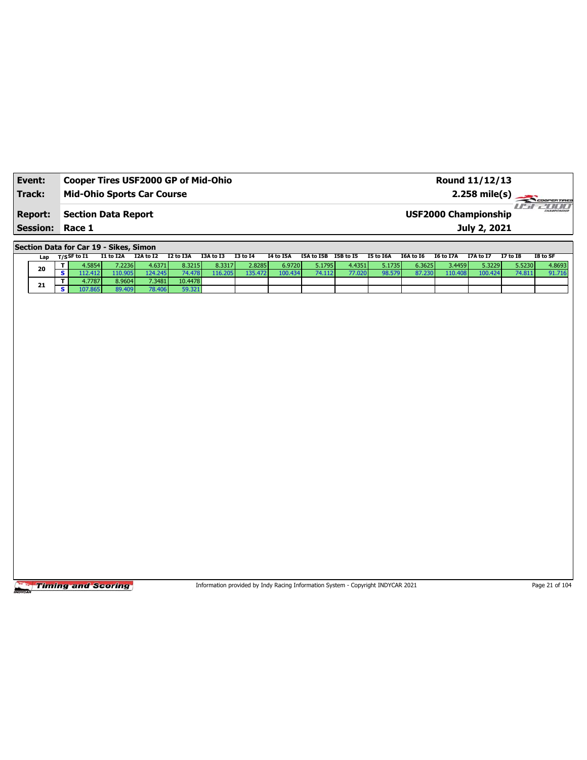| **Event:** | **Cooper Tires USF2000 GP of Mid-Ohio** | **Round 11/12/13** |
|---|---|---|
| **Track:** | **Mid-Ohio Sports Car Course** | **2.258 mile(s)** |
| **Report:** | **Section Data Report** | **USF2000 Championship** |
| **Session:** | **Race 1** | **July 2, 2021** |

**Section Data for Car 19 - Sikes, Simon**

| Lap | T/S | SF to I1 | I1 to I2A | I2A to I2 | I2 to I3A | I3A to I3 | I3 to I4 | I4 to I5A | I5A to I5B | I5B to I5 | I5 to I6A | I6A to I6 | I6 to I7A | I7A to I7 | I7 to I8 | I8 to SF |
|---|---|---|---|---|---|---|---|---|---|---|---|---|---|---|---|---|
| 20 | T | 4.5854 | 7.2236 | 4.6371 | 8.3215 | 8.3317 | 2.8285 | 6.9720 | 5.1795 | 4.4351 | 5.1735 | 6.3625 | 3.4459 | 5.3229 | 5.5230 | 4.8693 |
| | S | 112.412 | 110.905 | 124.245 | 74.478 | 116.205 | 135.472 | 100.434 | 74.112 | 77.020 | 98.579 | 87.230 | 110.408 | 100.424 | 74.811 | 91.716 |
| 21 | T | 4.7787 | 8.9604 | 7.3481 | 10.4478 | | | | | | | | | | | |
| | S | 107.865 | 89.409 | 78.406 | 59.321 | | | | | | | | | | | |

Information provided by Indy Racing Information System - Copyright INDYCAR 2021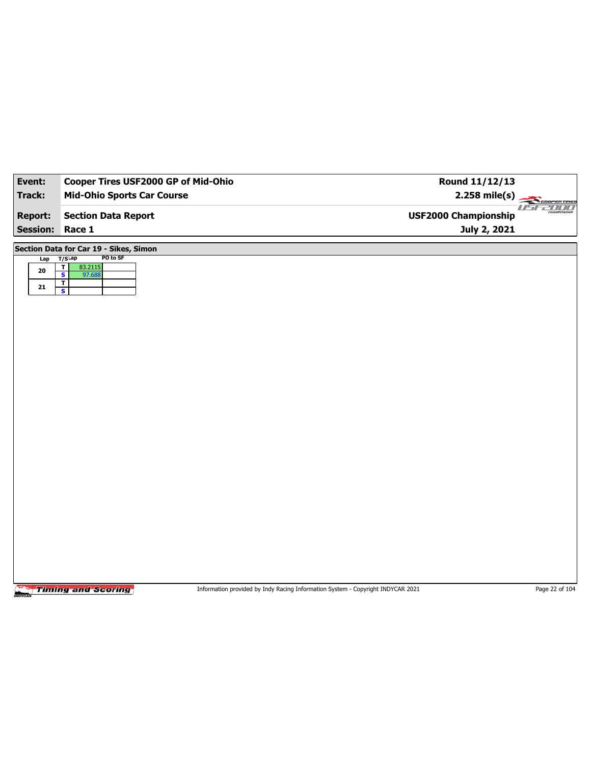| Event: | Cooper Tires USF2000 GP of Mid-Ohio | Round 11/12/13 |
|---|---|---|
| Track: | Mid-Ohio Sports Car Course | 2.258 mile(s) |
| Report: | Section Data Report | USF2000 Championship |
| Session: | Race 1 | July 2, 2021 |

## Section Data for Car 19 - Sikes, Simon

| Lap | T/S | Lap | PO to SF |
|---|---|---|---|
| 20 | T | 83.2115 | |
| | S | 97.688 | |
| 21 | T | | |
| | S | | |

Information provided by Indy Racing Information System - Copyright INDYCAR 2021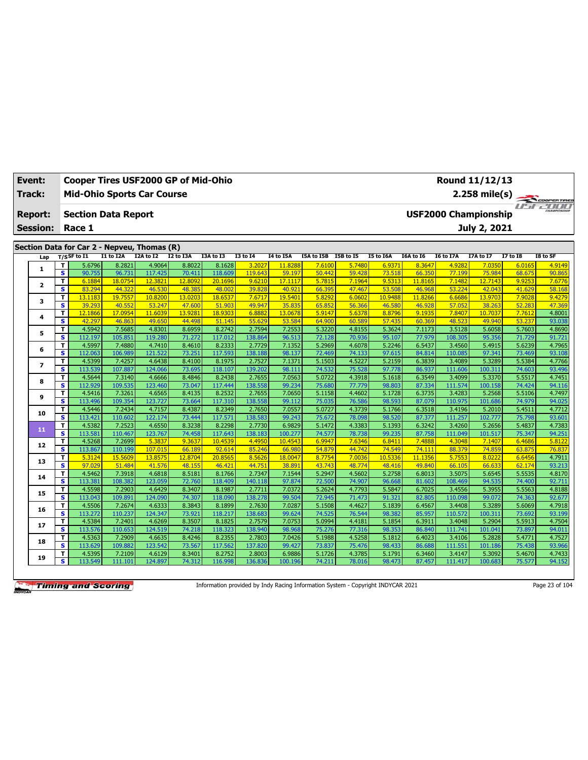| Event: | Cooper Tires USF2000 GP of Mid-Ohio | Round 11/12/13 |
|---|---|---|
| Track: | Mid-Ohio Sports Car Course | 2.258 mile(s) |
| Report: | Section Data Report | USF2000 Championship |
| Session: | Race 1 | July 2, 2021 |

## Section Data for Car 2 - Nepveu, Thomas (R)

| Lap | T/S | SF to I1 | I1 to I2A | I2A to I2 | I2 to I3A | I3A to I3 | I3 to I4 | I4 to I5A | I5A to I5B | I5B to I5 | I5 to I6A | I6A to I6 | I6 to I7A | I7A to I7 | I7 to I8 | I8 to SF |
|---|---|---|---|---|---|---|---|---|---|---|---|---|---|---|---|---|
| 1 | T | 5.6796 | 8.2821 | 4.9064 | 8.8022 | 8.1628 | 3.2027 | 11.8288 | 7.6100 | 5.7480 | 6.9371 | 8.3647 | 4.9282 | 7.0350 | 6.0165 | 4.9149 |
| | S | 90.755 | 96.731 | 117.425 | 70.411 | 118.609 | 119.643 | 59.197 | 50.442 | 59.428 | 73.518 | 66.350 | 77.199 | 75.984 | 68.675 | 90.865 |
| 2 | T | 6.1884 | 18.0754 | 12.3821 | 12.8092 | 20.1696 | 9.6210 | 17.1117 | 5.7815 | 7.1964 | 9.5313 | 11.8165 | 7.1482 | 12.7143 | 9.9253 | 7.6776 |
| | S | 83.294 | 44.322 | 46.530 | 48.385 | 48.002 | 39.828 | 40.921 | 66.395 | 47.467 | 53.508 | 46.968 | 53.224 | 42.043 | 41.629 | 58.168 |
| 3 | T | 13.1183 | 19.7557 | 10.8200 | 13.0203 | 18.6537 | 7.6717 | 19.5401 | 5.8292 | 6.0602 | 10.9488 | 11.8266 | 6.6686 | 13.9703 | 7.9028 | 9.4279 |
| | S | 39.293 | 40.552 | 53.247 | 47.600 | 51.903 | 49.947 | 35.835 | 65.852 | 56.366 | 46.580 | 46.928 | 57.052 | 38.263 | 52.283 | 47.369 |
| 4 | T | 12.1866 | 17.0954 | 11.6039 | 13.9281 | 18.9303 | 6.8882 | 13.0678 | 5.9147 | 5.6378 | 8.8796 | 9.1935 | 7.8407 | 10.7037 | 7.7612 | 4.8001 |
| | S | 42.297 | 46.863 | 49.650 | 44.498 | 51.145 | 55.629 | 53.584 | 64.900 | 60.589 | 57.435 | 60.369 | 48.523 | 49.940 | 53.237 | 93.038 |
| 5 | T | 4.5942 | 7.5685 | 4.8301 | 8.6959 | 8.2742 | 2.7594 | 7.2553 | 5.3220 | 4.8155 | 5.3624 | 7.1173 | 3.5128 | 5.6058 | 5.7603 | 4.8690 |
| | S | 112.197 | 105.851 | 119.280 | 71.272 | 117.012 | 138.864 | 96.513 | 72.128 | 70.936 | 95.107 | 77.979 | 108.305 | 95.356 | 71.729 | 91.721 |
| 6 | T | 4.5997 | 7.4880 | 4.7410 | 8.4610 | 8.2333 | 2.7729 | 7.1352 | 5.2969 | 4.6078 | 5.2246 | 6.5437 | 3.4560 | 5.4915 | 5.6239 | 4.7965 |
| | S | 112.063 | 106.989 | 121.522 | 73.251 | 117.593 | 138.188 | 98.137 | 72.469 | 74.133 | 97.615 | 84.814 | 110.085 | 97.341 | 73.469 | 93.108 |
| 7 | T | 4.5399 | 7.4257 | 4.6438 | 8.4100 | 8.1975 | 2.7527 | 7.1371 | 5.1503 | 4.5227 | 5.2159 | 6.3839 | 3.4089 | 5.3289 | 5.5384 | 4.7766 |
| | S | 113.539 | 107.887 | 124.066 | 73.695 | 118.107 | 139.202 | 98.111 | 74.532 | 75.528 | 97.778 | 86.937 | 111.606 | 100.311 | 74.603 | 93.496 |
| 8 | T | 4.5644 | 7.3140 | 4.6666 | 8.4846 | 8.2438 | 2.7655 | 7.0563 | 5.0722 | 4.3918 | 5.1618 | 6.3549 | 3.4099 | 5.3370 | 5.5517 | 4.7451 |
| | S | 112.929 | 109.535 | 123.460 | 73.047 | 117.444 | 138.558 | 99.234 | 75.680 | 77.779 | 98.803 | 87.334 | 111.574 | 100.158 | 74.424 | 94.116 |
| 9 | T | 4.5416 | 7.3261 | 4.6565 | 8.4135 | 8.2532 | 2.7655 | 7.0650 | 5.1158 | 4.4602 | 5.1728 | 6.3735 | 3.4283 | 5.2568 | 5.5106 | 4.7497 |
| | S | 113.496 | 109.354 | 123.727 | 73.664 | 117.310 | 138.558 | 99.112 | 75.035 | 76.586 | 98.593 | 87.079 | 110.975 | 101.686 | 74.979 | 94.025 |
| 10 | T | 4.5446 | 7.2434 | 4.7157 | 8.4387 | 8.2349 | 2.7650 | 7.0557 | 5.0727 | 4.3739 | 5.1766 | 6.3518 | 3.4196 | 5.2010 | 5.4511 | 4.7712 |
| | S | 113.421 | 110.602 | 122.174 | 73.444 | 117.571 | 138.583 | 99.243 | 75.672 | 78.098 | 98.520 | 87.377 | 111.257 | 102.777 | 75.798 | 93.601 |
| 11 | T | 4.5382 | 7.2523 | 4.6550 | 8.3238 | 8.2298 | 2.7730 | 6.9829 | 5.1472 | 4.3383 | 5.1393 | 6.3242 | 3.4260 | 5.2656 | 5.4837 | 4.7383 |
| | S | 113.581 | 110.467 | 123.767 | 74.458 | 117.643 | 138.183 | 100.277 | 74.577 | 78.738 | 99.235 | 87.758 | 111.049 | 101.517 | 75.347 | 94.251 |
| 12 | T | 4.5268 | 7.2699 | 5.3837 | 9.3637 | 10.4539 | 4.4950 | 10.4543 | 6.9947 | 7.6346 | 6.8411 | 7.4888 | 4.3048 | 7.1407 | 6.4686 | 5.8122 |
| | S | 113.867 | 110.199 | 107.015 | 66.189 | 92.614 | 85.246 | 66.980 | 54.879 | 44.742 | 74.549 | 74.111 | 88.379 | 74.859 | 63.875 | 76.837 |
| 13 | T | 5.3124 | 15.5609 | 13.8575 | 12.8704 | 20.8565 | 8.5626 | 18.0047 | 8.7754 | 7.0036 | 10.5336 | 11.1356 | 5.7553 | 8.0222 | 6.6456 | 4.7911 |
| | S | 97.029 | 51.484 | 41.576 | 48.155 | 46.421 | 44.751 | 38.891 | 43.743 | 48.774 | 48.416 | 49.840 | 66.105 | 66.633 | 62.174 | 93.213 |
| 14 | T | 4.5462 | 7.3918 | 4.6818 | 8.5181 | 8.1766 | 2.7347 | 7.1544 | 5.2947 | 4.5602 | 5.2758 | 6.8013 | 3.5075 | 5.6545 | 5.5535 | 4.8170 |
| | S | 113.381 | 108.382 | 123.059 | 72.760 | 118.409 | 140.118 | 97.874 | 72.500 | 74.907 | 96.668 | 81.602 | 108.469 | 94.535 | 74.400 | 92.711 |
| 15 | T | 4.5598 | 7.2903 | 4.6429 | 8.3407 | 8.1987 | 2.7711 | 7.0372 | 5.2624 | 4.7793 | 5.5847 | 6.7025 | 3.4556 | 5.3955 | 5.5563 | 4.8188 |
| | S | 113.043 | 109.891 | 124.090 | 74.307 | 118.090 | 138.278 | 99.504 | 72.945 | 71.473 | 91.321 | 82.805 | 110.098 | 99.072 | 74.363 | 92.677 |
| 16 | T | 4.5506 | 7.2674 | 4.6333 | 8.3843 | 8.1899 | 2.7630 | 7.0287 | 5.1508 | 4.4627 | 5.1839 | 6.4567 | 3.4408 | 5.3289 | 5.6069 | 4.7918 |
| | S | 113.272 | 110.237 | 124.347 | 73.921 | 118.217 | 138.683 | 99.624 | 74.525 | 76.544 | 98.382 | 85.957 | 110.572 | 100.311 | 73.692 | 93.199 |
| 17 | T | 4.5384 | 7.2401 | 4.6269 | 8.3507 | 8.1825 | 2.7579 | 7.0753 | 5.0994 | 4.4181 | 5.1854 | 6.3911 | 3.4048 | 5.2904 | 5.5913 | 4.7504 |
| | S | 113.576 | 110.653 | 124.519 | 74.218 | 118.323 | 138.940 | 98.968 | 75.276 | 77.316 | 98.353 | 86.840 | 111.741 | 101.041 | 73.897 | 94.011 |
| 18 | T | 4.5363 | 7.2909 | 4.6635 | 8.4246 | 8.2355 | 2.7803 | 7.0426 | 5.1988 | 4.5258 | 5.1812 | 6.4023 | 3.4106 | 5.2828 | 5.4771 | 4.7527 |
| | S | 113.629 | 109.882 | 123.542 | 73.567 | 117.562 | 137.820 | 99.427 | 73.837 | 75.476 | 98.433 | 86.688 | 111.551 | 101.186 | 75.438 | 93.966 |
| 19 | T | 4.5395 | 7.2109 | 4.6129 | 8.3401 | 8.2752 | 2.8003 | 6.9886 | 5.1726 | 4.3785 | 5.1791 | 6.3460 | 3.4147 | 5.3092 | 5.4670 | 4.7433 |
| | S | 113.549 | 111.101 | 124.897 | 74.312 | 116.998 | 136.836 | 100.196 | 74.211 | 78.016 | 98.473 | 87.457 | 111.417 | 100.683 | 75.577 | 94.152 |

Information provided by Indy Racing Information System - Copyright INDYCAR 2021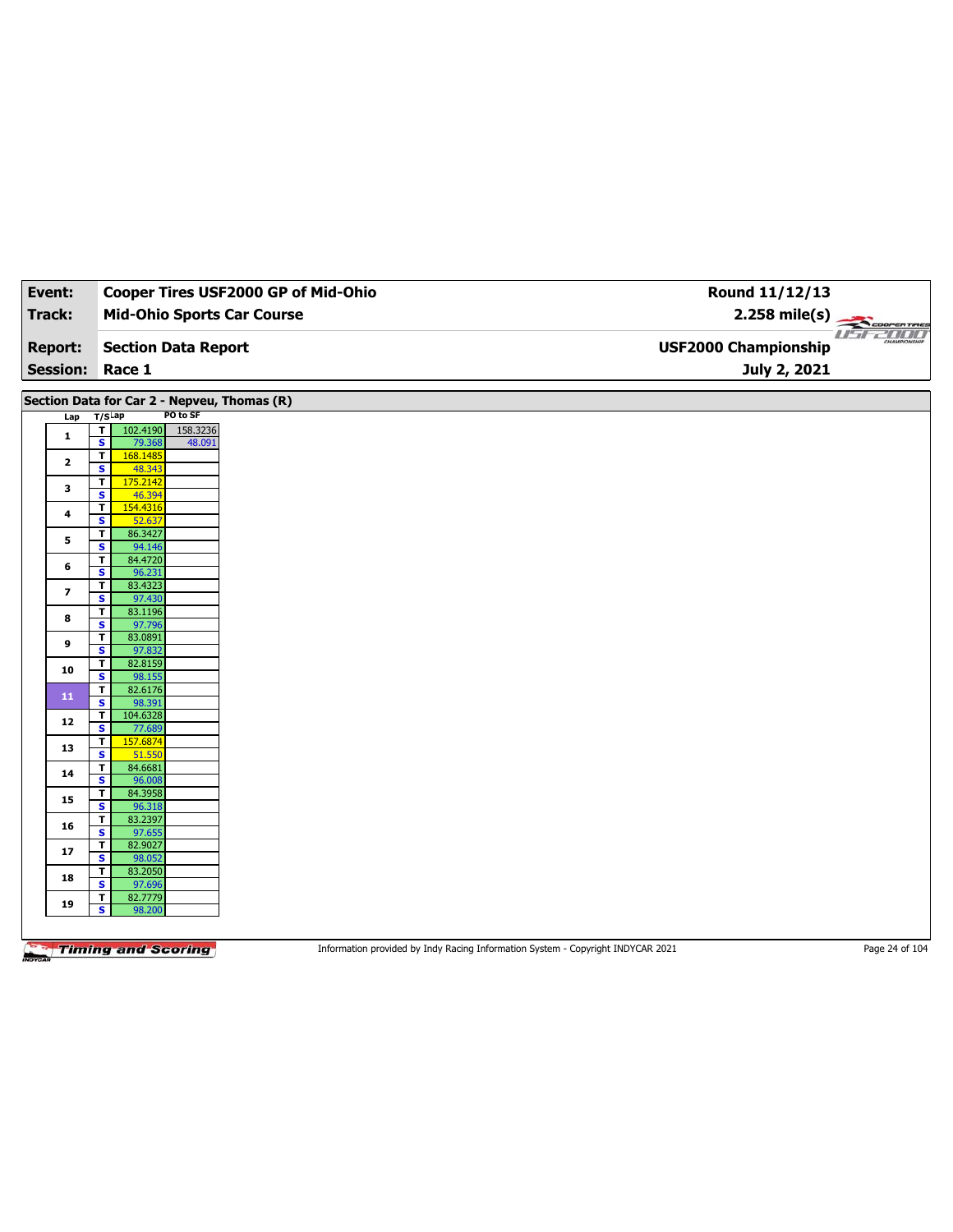| | | | |
|---|---|---|---|
| **Event:** | **Cooper Tires USF2000 GP of Mid-Ohio** | **Round 11/12/13** | |
| **Track:** | **Mid-Ohio Sports Car Course** | **2.258 mile(s)** | |
| **Report:** | **Section Data Report** | **USF2000 Championship** | |
| **Session:** | **Race 1** | **July 2, 2021** | |

## Section Data for Car 2 - Nepveu, Thomas (R)

| Lap | T/S | Lap | PO to SF |
|---|---|---|---|
| 1 | T | 102.4190 | 158.3236 |
| | S | 79.368 | 48.091 |
| 2 | T | 168.1485 | |
| | S | 48.343 | |
| 3 | T | 175.2142 | |
| | S | 46.394 | |
| 4 | T | 154.4316 | |
| | S | 52.637 | |
| 5 | T | 86.3427 | |
| | S | 94.146 | |
| 6 | T | 84.4720 | |
| | S | 96.231 | |
| 7 | T | 83.4323 | |
| | S | 97.430 | |
| 8 | T | 83.1196 | |
| | S | 97.796 | |
| 9 | T | 83.0891 | |
| | S | 97.832 | |
| 10 | T | 82.8159 | |
| | S | 98.155 | |
| 11 | T | 82.6176 | |
| | S | 98.391 | |
| 12 | T | 104.6328 | |
| | S | 77.689 | |
| 13 | T | 157.6874 | |
| | S | 51.550 | |
| 14 | T | 84.6681 | |
| | S | 96.008 | |
| 15 | T | 84.3958 | |
| | S | 96.318 | |
| 16 | T | 83.2397 | |
| | S | 97.655 | |
| 17 | T | 82.9027 | |
| | S | 98.052 | |
| 18 | T | 83.2050 | |
| | S | 97.696 | |
| 19 | T | 82.7779 | |
| | S | 98.200 | |

Information provided by Indy Racing Information System - Copyright INDYCAR 2021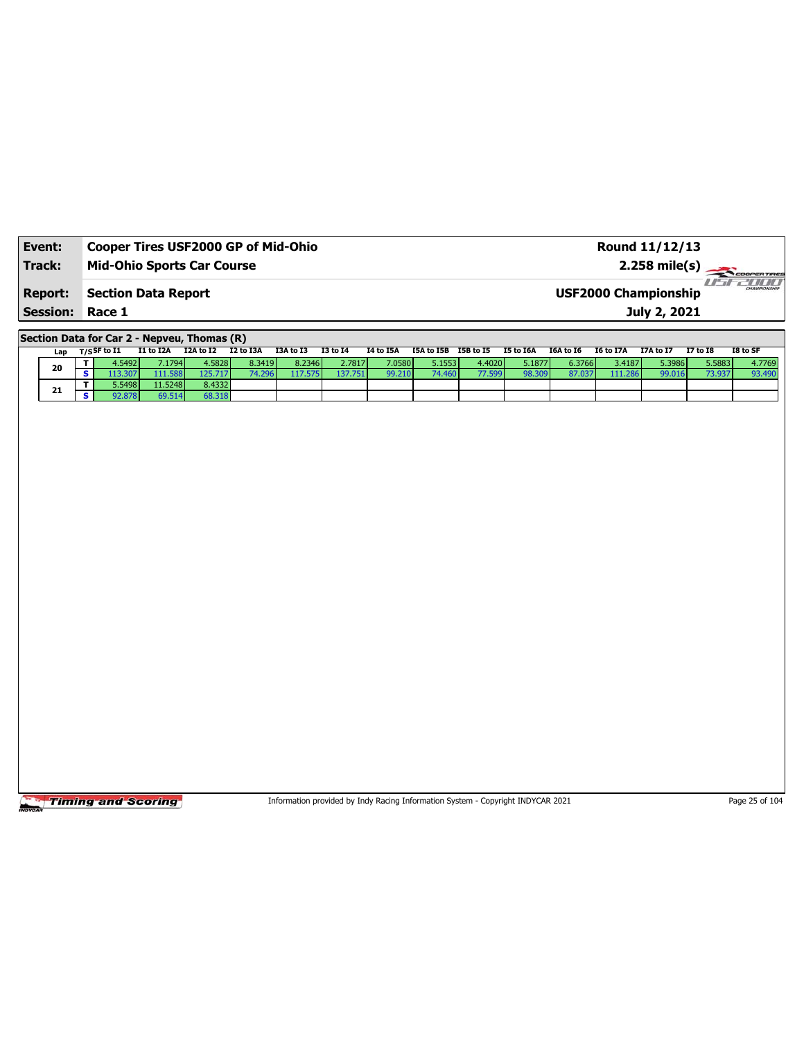| | | | |
|---|---|---|---|
| **Event:** | **Cooper Tires USF2000 GP of Mid-Ohio** | | **Round 11/12/13** |
| **Track:** | **Mid-Ohio Sports Car Course** | | **2.258 mile(s)** |
| **Report:** | **Section Data Report** | | **USF2000 Championship** |
| **Session:** | **Race 1** | | **July 2, 2021** |

**Section Data for Car 2 - Nepveu, Thomas (R)**

| Lap | T/S | SF to I1 | I1 to I2A | I2A to I2 | I2 to I3A | I3A to I3 | I3 to I4 | I4 to I5A | I5A to I5B | I5B to I5 | I5 to I6A | I6A to I6 | I6 to I7A | I7A to I7 | I7 to I8 | I8 to SF |
|---|---|---|---|---|---|---|---|---|---|---|---|---|---|---|---|---|
| 20 | T | 4.5492 | 7.1794 | 4.5828 | 8.3419 | 8.2346 | 2.7817 | 7.0580 | 5.1553 | 4.4020 | 5.1877 | 6.3766 | 3.4187 | 5.3986 | 5.5883 | 4.7769 |
| | S | 113.307 | 111.588 | 125.717 | 74.296 | 117.575 | 137.751 | 99.210 | 74.460 | 77.599 | 98.309 | 87.037 | 111.286 | 99.016 | 73.937 | 93.490 |
| 21 | T | 5.5498 | 11.5248 | 8.4332 | | | | | | | | | | | | |
| | S | 92.878 | 69.514 | 68.318 | | | | | | | | | | | | |

Information provided by Indy Racing Information System - Copyright INDYCAR 2021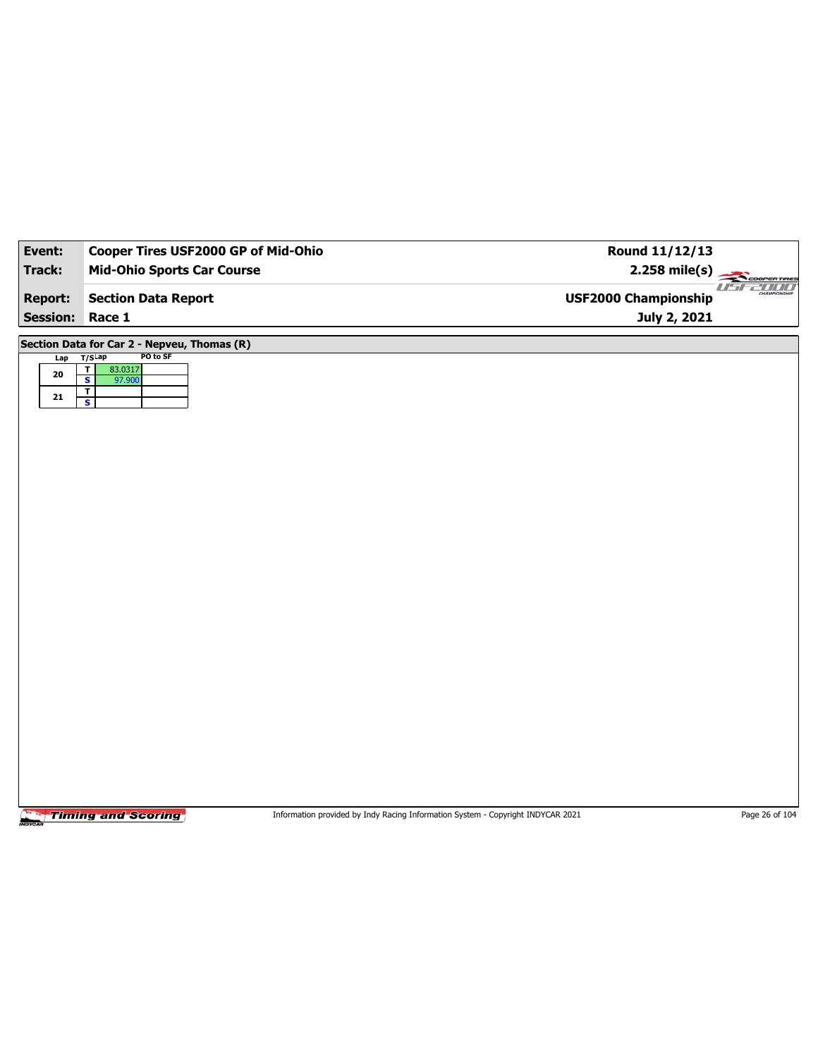| | | |
|---|---|---|
| **Event:** | **Cooper Tires USF2000 GP of Mid-Ohio** | **Round 11/12/13** |
| **Track:** | **Mid-Ohio Sports Car Course** | **2.258 mile(s)** |
| **Report:** | **Section Data Report** | **USF2000 Championship** |
| **Session:** | **Race 1** | **July 2, 2021** |

**Section Data for Car 2 - Nepveu, Thomas (R)**

| Lap | T/S | Lap | PO to SF |
|---|---|---|---|
| 20 | T | 83.0317 | |
| | S | 97.900 | |
| 21 | T | | |
| | S | | |

Information provided by Indy Racing Information System - Copyright INDYCAR 2021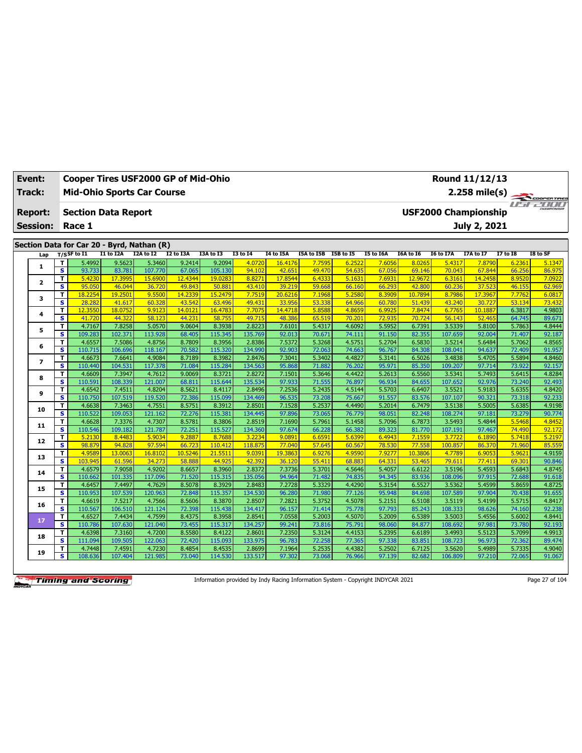| Event: | Cooper Tires USF2000 GP of Mid-Ohio | Round 11/12/13 |
|---|---|---|
| Track: | Mid-Ohio Sports Car Course | 2.258 mile(s) |
| Report: | Section Data Report | USF2000 Championship |
| Session: | Race 1 | July 2, 2021 |

## Section Data for Car 20 - Byrd, Nathan (R)

| Lap | T/S | SF to I1 | I1 to I2A | I2A to I2 | I2 to I3A | I3A to I3 | I3 to I4 | I4 to I5A | I5A to I5B | I5B to I5 | I5 to I6A | I6A to I6 | I6 to I7A | I7A to I7 | I7 to I8 | I8 to SF |
|---|---|---|---|---|---|---|---|---|---|---|---|---|---|---|---|---|
| 1 | T | 5.4992 | 9.5623 | 5.3460 | 9.2414 | 9.2094 | 4.0720 | 16.4176 | 7.7595 | 6.2522 | 7.6056 | 8.0265 | 5.4317 | 7.8790 | 6.2361 | 5.1347 |
| | S | 93.733 | 83.781 | 107.770 | 67.065 | 105.130 | 94.102 | 42.651 | 49.470 | 54.635 | 67.056 | 69.146 | 70.043 | 67.844 | 66.256 | 86.975 |
| 2 | T | 5.4230 | 17.3995 | 15.6900 | 12.4344 | 19.0283 | 8.8271 | 17.8544 | 6.4333 | 5.1631 | 7.6931 | 12.9672 | 6.3161 | 14.2458 | 8.9520 | 7.0922 |
| | S | 95.050 | 46.044 | 36.720 | 49.843 | 50.881 | 43.410 | 39.219 | 59.668 | 66.160 | 66.293 | 42.800 | 60.236 | 37.523 | 46.155 | 62.969 |
| 3 | T | 18.2254 | 19.2501 | 9.5500 | 14.2339 | 15.2479 | 7.7519 | 20.6216 | 7.1968 | 5.2580 | 8.3909 | 10.7894 | 8.7986 | 17.3967 | 7.7762 | 6.0817 |
| | S | 28.282 | 41.617 | 60.328 | 43.542 | 63.496 | 49.431 | 33.956 | 53.338 | 64.966 | 60.780 | 51.439 | 43.240 | 30.727 | 53.134 | 73.432 |
| 4 | T | 12.3550 | 18.0752 | 9.9123 | 14.0121 | 16.4783 | 7.7075 | 14.4718 | 5.8588 | 4.8659 | 6.9925 | 7.8474 | 6.7765 | 10.1887 | 6.3817 | 4.9803 |
| | S | 41.720 | 44.322 | 58.123 | 44.231 | 58.755 | 49.715 | 48.386 | 65.519 | 70.201 | 72.935 | 70.724 | 56.143 | 52.465 | 64.745 | 89.671 |
| 5 | T | 4.7167 | 7.8258 | 5.0570 | 9.0604 | 8.3938 | 2.8223 | 7.6101 | 5.4317 | 4.6092 | 5.5952 | 6.7391 | 3.5339 | 5.8100 | 5.7863 | 4.8444 |
| | S | 109.283 | 102.371 | 113.928 | 68.405 | 115.345 | 135.769 | 92.013 | 70.671 | 74.111 | 91.150 | 82.355 | 107.659 | 92.004 | 71.407 | 92.187 |
| 6 | T | 4.6557 | 7.5086 | 4.8756 | 8.7809 | 8.3956 | 2.8386 | 7.5372 | 5.3268 | 4.5751 | 5.2704 | 6.5830 | 3.5214 | 5.6484 | 5.7062 | 4.8565 |
| | S | 110.715 | 106.696 | 118.167 | 70.582 | 115.320 | 134.990 | 92.903 | 72.063 | 74.663 | 96.767 | 84.308 | 108.041 | 94.637 | 72.409 | 91.957 |
| 7 | T | 4.6673 | 7.6641 | 4.9084 | 8.7189 | 8.3982 | 2.8476 | 7.3041 | 5.3402 | 4.4827 | 5.3141 | 6.5026 | 3.4838 | 5.4705 | 5.5894 | 4.8460 |
| | S | 110.440 | 104.531 | 117.378 | 71.084 | 115.284 | 134.563 | 95.868 | 71.882 | 76.202 | 95.971 | 85.350 | 109.207 | 97.714 | 73.922 | 92.157 |
| 8 | T | 4.6609 | 7.3947 | 4.7612 | 9.0069 | 8.3721 | 2.8272 | 7.1501 | 5.3646 | 4.4422 | 5.2613 | 6.5560 | 3.5341 | 5.7493 | 5.6415 | 4.8284 |
| | S | 110.591 | 108.339 | 121.007 | 68.811 | 115.644 | 135.534 | 97.933 | 71.555 | 76.897 | 96.934 | 84.655 | 107.652 | 92.976 | 73.240 | 92.493 |
| 9 | T | 4.6542 | 7.4511 | 4.8204 | 8.5621 | 8.4117 | 2.8496 | 7.2536 | 5.2435 | 4.5144 | 5.5703 | 6.6407 | 3.5521 | 5.9183 | 5.6355 | 4.8420 |
| | S | 110.750 | 107.519 | 119.520 | 72.386 | 115.099 | 134.469 | 96.535 | 73.208 | 75.667 | 91.557 | 83.576 | 107.107 | 90.321 | 73.318 | 92.233 |
| 10 | T | 4.6638 | 7.3463 | 4.7551 | 8.5751 | 8.3912 | 2.8501 | 7.1528 | 5.2537 | 4.4490 | 5.2014 | 6.7479 | 3.5138 | 5.5005 | 5.6385 | 4.9198 |
| | S | 110.522 | 109.053 | 121.162 | 72.276 | 115.381 | 134.445 | 97.896 | 73.065 | 76.779 | 98.051 | 82.248 | 108.274 | 97.181 | 73.279 | 90.774 |
| 11 | T | 4.6628 | 7.3376 | 4.7307 | 8.5781 | 8.3806 | 2.8519 | 7.1690 | 5.7961 | 5.1458 | 5.7096 | 6.7873 | 3.5493 | 5.4844 | 5.5468 | 4.8452 |
| | S | 110.546 | 109.182 | 121.787 | 72.251 | 115.527 | 134.360 | 97.674 | 66.228 | 66.382 | 89.323 | 81.770 | 107.191 | 97.467 | 74.490 | 92.172 |
| 12 | T | 5.2130 | 8.4483 | 5.9034 | 9.2887 | 8.7688 | 3.2234 | 9.0891 | 6.6591 | 5.6399 | 6.4943 | 7.1559 | 3.7722 | 6.1890 | 5.7418 | 5.2197 |
| | S | 98.879 | 94.828 | 97.594 | 66.723 | 110.412 | 118.875 | 77.040 | 57.645 | 60.567 | 78.530 | 77.558 | 100.857 | 86.370 | 71.960 | 85.559 |
| 13 | T | 4.9589 | 13.0063 | 16.8102 | 10.5246 | 21.5511 | 9.0391 | 19.3863 | 6.9276 | 4.9590 | 7.9277 | 10.3806 | 4.7789 | 6.9053 | 5.9621 | 4.9159 |
| | S | 103.945 | 61.596 | 34.273 | 58.888 | 44.925 | 42.392 | 36.120 | 55.411 | 68.883 | 64.331 | 53.465 | 79.611 | 77.411 | 69.301 | 90.846 |
| 14 | T | 4.6579 | 7.9058 | 4.9202 | 8.6657 | 8.3960 | 2.8372 | 7.3736 | 5.3701 | 4.5646 | 5.4057 | 6.6122 | 3.5196 | 5.4593 | 5.6843 | 4.8745 |
| | S | 110.662 | 101.335 | 117.096 | 71.520 | 115.315 | 135.056 | 94.964 | 71.482 | 74.835 | 94.345 | 83.936 | 108.096 | 97.915 | 72.688 | 91.618 |
| 15 | T | 4.6457 | 7.4497 | 4.7629 | 8.5078 | 8.3929 | 2.8483 | 7.2728 | 5.3329 | 4.4290 | 5.3154 | 6.5527 | 3.5362 | 5.4599 | 5.8659 | 4.8725 |
| | S | 110.953 | 107.539 | 120.963 | 72.848 | 115.357 | 134.530 | 96.280 | 71.980 | 77.126 | 95.948 | 84.698 | 107.589 | 97.904 | 70.438 | 91.655 |
| 16 | T | 4.6619 | 7.5217 | 4.7566 | 8.5606 | 8.3870 | 2.8507 | 7.2821 | 5.3752 | 4.5078 | 5.2151 | 6.5108 | 3.5119 | 5.4199 | 5.5715 | 4.8417 |
| | S | 110.567 | 106.510 | 121.124 | 72.398 | 115.438 | 134.417 | 96.157 | 71.414 | 75.778 | 97.793 | 85.243 | 108.333 | 98.626 | 74.160 | 92.238 |
| 17 | T | 4.6527 | 7.4434 | 4.7599 | 8.4375 | 8.3958 | 2.8541 | 7.0558 | 5.2003 | 4.5070 | 5.2009 | 6.5389 | 3.5003 | 5.4556 | 5.6002 | 4.8441 |
| | S | 110.786 | 107.630 | 121.040 | 73.455 | 115.317 | 134.257 | 99.241 | 73.816 | 75.791 | 98.060 | 84.877 | 108.692 | 97.981 | 73.780 | 92.193 |
| 18 | T | 4.6398 | 7.3160 | 4.7200 | 8.5580 | 8.4122 | 2.8601 | 7.2350 | 5.3124 | 4.4153 | 5.2395 | 6.6189 | 3.4993 | 5.5123 | 5.7099 | 4.9913 |
| | S | 111.094 | 109.505 | 122.063 | 72.420 | 115.093 | 133.975 | 96.783 | 72.258 | 77.365 | 97.338 | 83.851 | 108.723 | 96.973 | 72.362 | 89.474 |
| 19 | T | 4.7448 | 7.4591 | 4.7230 | 8.4854 | 8.4535 | 2.8699 | 7.1964 | 5.2535 | 4.4382 | 5.2502 | 6.7125 | 3.5620 | 5.4989 | 5.7335 | 4.9040 |
| | S | 108.636 | 107.404 | 121.985 | 73.040 | 114.530 | 133.517 | 97.302 | 73.068 | 76.966 | 97.139 | 82.682 | 106.809 | 97.210 | 72.065 | 91.067 |

Timing and Scoring

Information provided by Indy Racing Information System - Copyright INDYCAR 2021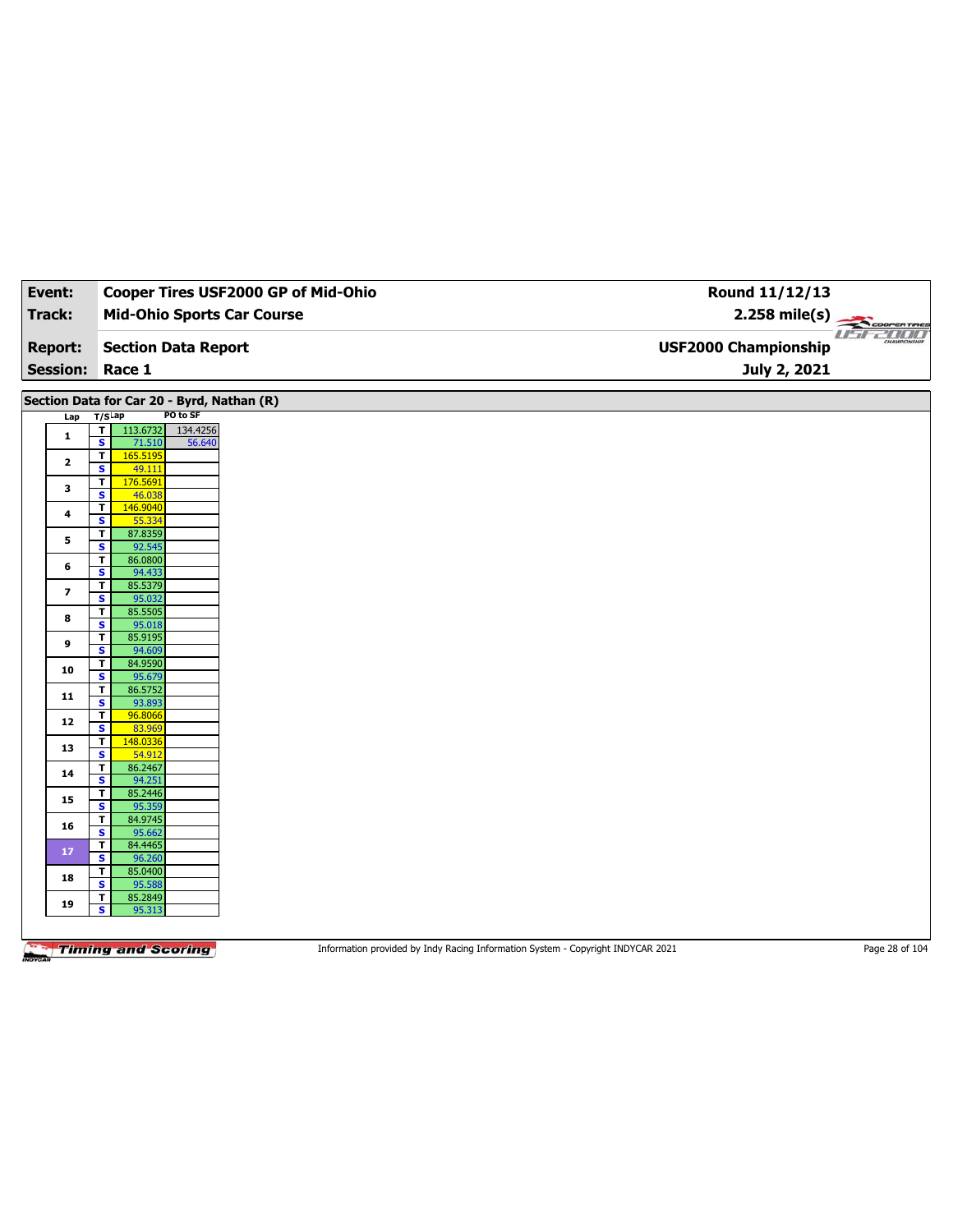| | |
|---|---|
| **Event:** | **Cooper Tires USF2000 GP of Mid-Ohio** |
| **Track:** | **Mid-Ohio Sports Car Course** |
| **Report:** | **Section Data Report** |
| **Session:** | **Race 1** |

**Round 11/12/13**
**2.258 mile(s)**
**USF2000 Championship**
**July 2, 2021**

## Section Data for Car 20 - Byrd, Nathan (R)

| Lap | T/S | Lap | PO to SF |
|---|---|---|---|
| 1 | T | 113.6732 | 134.4256 |
| | S | 71.510 | 56.640 |
| 2 | T | 165.5195 | |
| | S | 49.111 | |
| 3 | T | 176.5691 | |
| | S | 46.038 | |
| 4 | T | 146.9040 | |
| | S | 55.334 | |
| 5 | T | 87.8359 | |
| | S | 92.545 | |
| 6 | T | 86.0800 | |
| | S | 94.433 | |
| 7 | T | 85.5379 | |
| | S | 95.032 | |
| 8 | T | 85.5505 | |
| | S | 95.018 | |
| 9 | T | 85.9195 | |
| | S | 94.609 | |
| 10 | T | 84.9590 | |
| | S | 95.679 | |
| 11 | T | 86.5752 | |
| | S | 93.893 | |
| 12 | T | 96.8066 | |
| | S | 83.969 | |
| 13 | T | 148.0336 | |
| | S | 54.912 | |
| 14 | T | 86.2467 | |
| | S | 94.251 | |
| 15 | T | 85.2446 | |
| | S | 95.359 | |
| 16 | T | 84.9745 | |
| | S | 95.662 | |
| 17 | T | 84.4465 | |
| | S | 96.260 | |
| 18 | T | 85.0400 | |
| | S | 95.588 | |
| 19 | T | 85.2849 | |
| | S | 95.313 | |

Information provided by Indy Racing Information System - Copyright INDYCAR 2021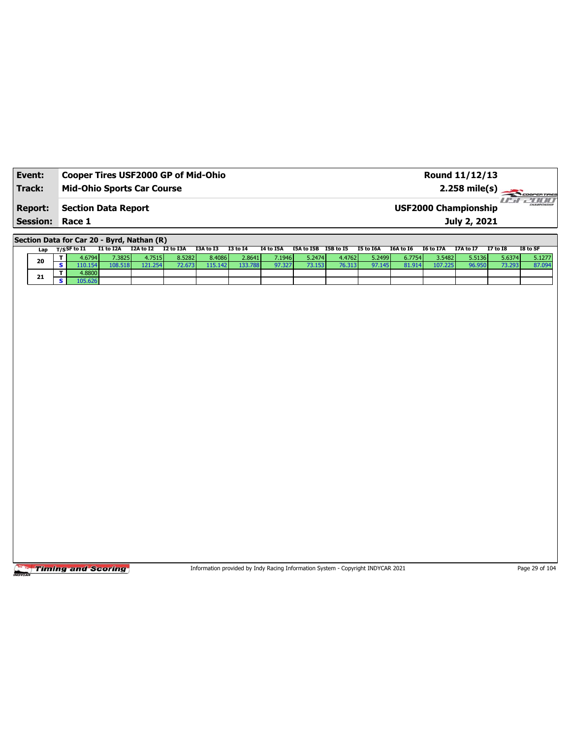| **Event:** | **Cooper Tires USF2000 GP of Mid-Ohio** | **Round 11/12/13** |
|---|---|---|
| **Track:** | **Mid-Ohio Sports Car Course** | **2.258 mile(s)** |
| **Report:** | **Section Data Report** | **USF2000 Championship** |
| **Session:** | **Race 1** | **July 2, 2021** |

## Section Data for Car 20 - Byrd, Nathan (R)

| Lap | T/S | SF to I1 | I1 to I2A | I2A to I2 | I2 to I3A | I3A to I3 | I3 to I4 | I4 to I5A | I5A to I5B | I5B to I5 | I5 to I6A | I6A to I6 | I6 to I7A | I7A to I7 | I7 to I8 | I8 to SF |
|---|---|---|---|---|---|---|---|---|---|---|---|---|---|---|---|---|
| 20 | T | 4.6794 | 7.3825 | 4.7515 | 8.5282 | 8.4086 | 2.8641 | 7.1946 | 5.2474 | 4.4762 | 5.2499 | 6.7754 | 3.5482 | 5.5136 | 5.6374 | 5.1277 |
| | S | 110.154 | 108.518 | 121.254 | 72.673 | 115.142 | 133.788 | 97.327 | 73.153 | 76.313 | 97.145 | 81.914 | 107.225 | 96.950 | 73.293 | 87.094 |
| 21 | T | 4.8800 | | | | | | | | | | | | | | |
| | S | 105.626 | | | | | | | | | | | | | | |

Information provided by Indy Racing Information System - Copyright INDYCAR 2021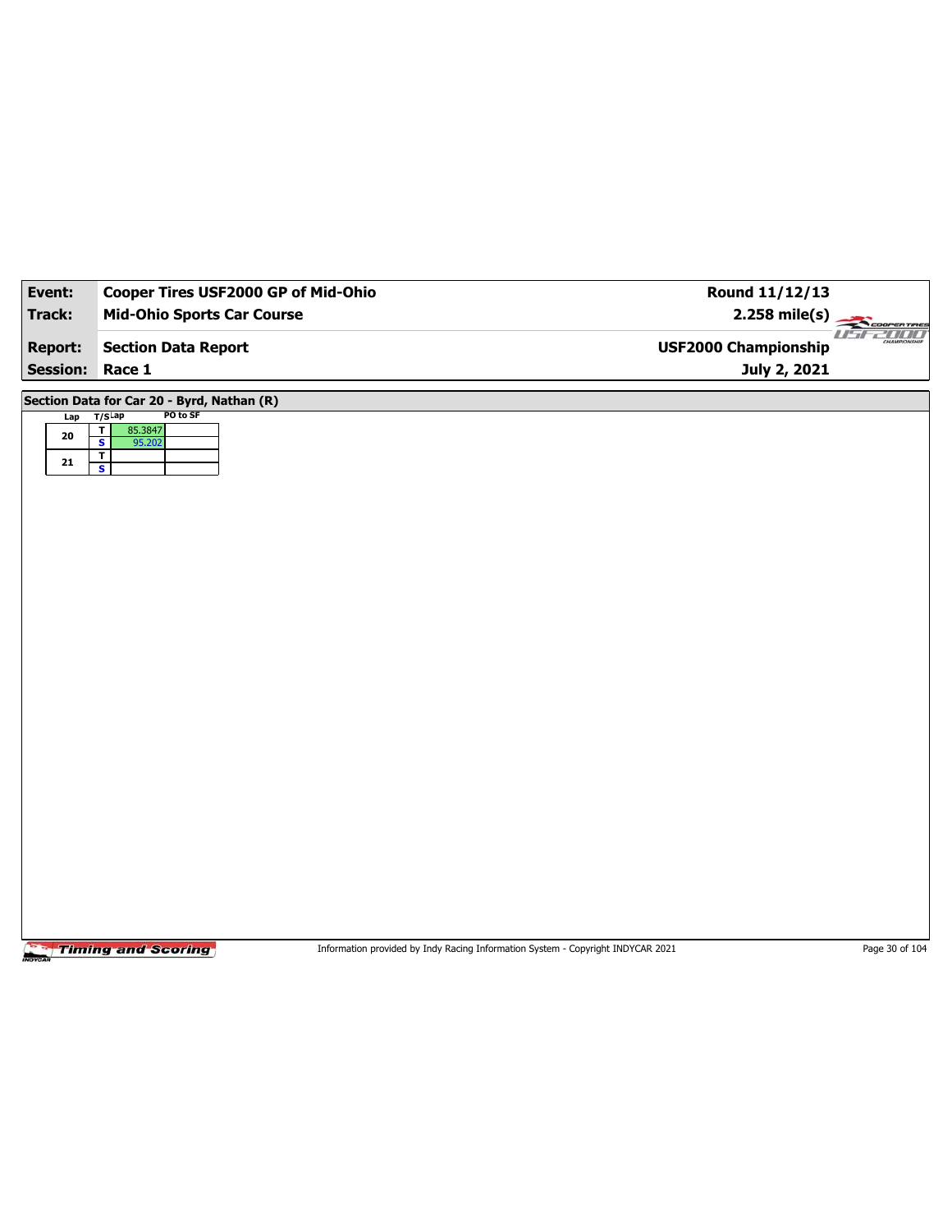| | |
|---|---|
| **Event:** | **Cooper Tires USF2000 GP of Mid-Ohio** |
| **Track:** | **Mid-Ohio Sports Car Course** |
| **Report:** | **Section Data Report** |
| **Session:** | **Race 1** |

**Round 11/12/13**
**2.258 mile(s)**
**USF2000 Championship**
**July 2, 2021**

## Section Data for Car 20 - Byrd, Nathan (R)

| Lap | T/S | Lap | PO to SF |
|---|---|---|---|
| 20 | T | 85.3847 | |
| | S | 95.202 | |
| 21 | T | | |
| | S | | |

Information provided by Indy Racing Information System - Copyright INDYCAR 2021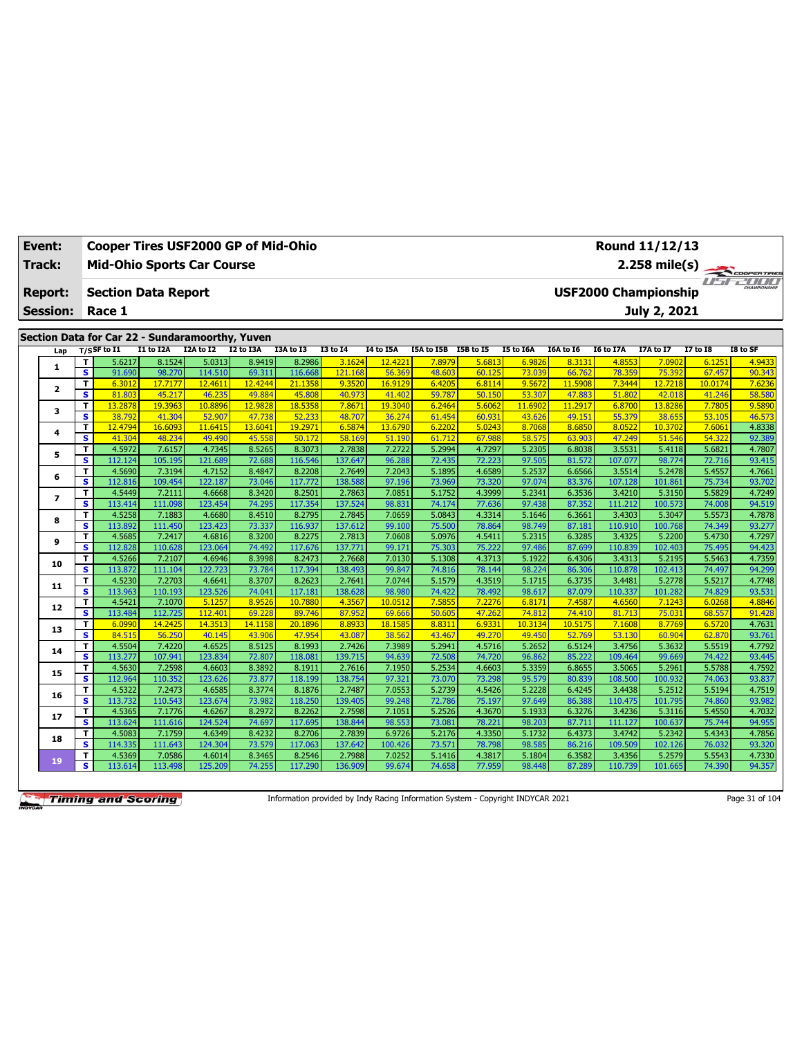| | | | |
|---|---|---|---|
| **Event:** | **Cooper Tires USF2000 GP of Mid-Ohio** | | **Round 11/12/13** |
| **Track:** | **Mid-Ohio Sports Car Course** | | **2.258 mile(s)** |
| **Report:** | **Section Data Report** | | **USF2000 Championship** |
| **Session:** | **Race 1** | | **July 2, 2021** |

## Section Data for Car 22 - Sundaramoorthy, Yuven

| Lap | T/S | SF to I1 | I1 to I2A | I2A to I2 | I2 to I3A | I3A to I3 | I3 to I4 | I4 to I5A | I5A to I5B | I5B to I5 | I5 to I6A | I6A to I6 | I6 to I7A | I7A to I7 | I7 to I8 | I8 to SF |
|---|---|---|---|---|---|---|---|---|---|---|---|---|---|---|---|---|
| 1 | T | 5.6217 | 8.1524 | 5.0313 | 8.9419 | 8.2986 | 3.1624 | 12.4221 | 7.8979 | 5.6813 | 6.9826 | 8.3131 | 4.8553 | 7.0902 | 6.1251 | 4.9433 |
| | S | 91.690 | 98.270 | 114.510 | 69.311 | 116.668 | 121.168 | 56.369 | 48.603 | 60.125 | 73.039 | 66.762 | 78.359 | 75.392 | 67.457 | 90.343 |
| 2 | T | 6.3012 | 17.7177 | 12.4611 | 12.4244 | 21.1358 | 9.3520 | 16.9129 | 6.4205 | 6.8114 | 9.5672 | 11.5908 | 7.3444 | 12.7218 | 10.0174 | 7.6236 |
| | S | 81.803 | 45.217 | 46.235 | 49.884 | 45.808 | 40.973 | 41.402 | 59.787 | 50.150 | 53.307 | 47.883 | 51.802 | 42.018 | 41.246 | 58.580 |
| 3 | T | 13.2878 | 19.3963 | 10.8896 | 12.9828 | 18.5358 | 7.8671 | 19.3040 | 6.2464 | 5.6062 | 11.6902 | 11.2917 | 6.8700 | 13.8286 | 7.7805 | 9.5890 |
| | S | 38.792 | 41.304 | 52.907 | 47.738 | 52.233 | 48.707 | 36.274 | 61.454 | 60.931 | 43.626 | 49.151 | 55.379 | 38.655 | 53.105 | 46.573 |
| 4 | T | 12.4794 | 16.6093 | 11.6415 | 13.6041 | 19.2971 | 6.5874 | 13.6790 | 6.2202 | 5.0243 | 8.7068 | 8.6850 | 8.0522 | 10.3702 | 7.6061 | 4.8338 |
| | S | 41.304 | 48.234 | 49.490 | 45.558 | 50.172 | 58.169 | 51.190 | 61.712 | 67.988 | 58.575 | 63.903 | 47.249 | 51.546 | 54.322 | 92.389 |
| 5 | T | 4.5972 | 7.6157 | 4.7345 | 8.5265 | 8.3073 | 2.7838 | 7.2722 | 5.2994 | 4.7297 | 5.2305 | 6.8038 | 3.5531 | 5.4118 | 5.6821 | 4.7807 |
| | S | 112.124 | 105.195 | 121.689 | 72.688 | 116.546 | 137.647 | 96.288 | 72.435 | 72.223 | 97.505 | 81.572 | 107.077 | 98.774 | 72.716 | 93.415 |
| 6 | T | 4.5690 | 7.3194 | 4.7152 | 8.4847 | 8.2208 | 2.7649 | 7.2043 | 5.1895 | 4.6589 | 5.2537 | 6.6566 | 3.5514 | 5.2478 | 5.4557 | 4.7661 |
| | S | 112.816 | 109.454 | 122.187 | 73.046 | 117.772 | 138.588 | 97.196 | 73.969 | 73.320 | 97.074 | 83.376 | 107.128 | 101.861 | 75.734 | 93.702 |
| 7 | T | 4.5449 | 7.2111 | 4.6668 | 8.3420 | 8.2501 | 2.7863 | 7.0851 | 5.1752 | 4.3999 | 5.2341 | 6.3536 | 3.4210 | 5.3150 | 5.5829 | 4.7249 |
| | S | 113.414 | 111.098 | 123.454 | 74.295 | 117.354 | 137.524 | 98.831 | 74.174 | 77.636 | 97.438 | 87.352 | 111.212 | 100.573 | 74.008 | 94.519 |
| 8 | T | 4.5258 | 7.1883 | 4.6680 | 8.4510 | 8.2795 | 2.7845 | 7.0659 | 5.0843 | 4.3314 | 5.1646 | 6.3661 | 3.4303 | 5.3047 | 5.5573 | 4.7878 |
| | S | 113.892 | 111.450 | 123.423 | 73.337 | 116.937 | 137.612 | 99.100 | 75.500 | 78.864 | 98.749 | 87.181 | 110.910 | 100.768 | 74.349 | 93.277 |
| 9 | T | 4.5685 | 7.2417 | 4.6816 | 8.3200 | 8.2275 | 2.7813 | 7.0608 | 5.0976 | 4.5411 | 5.2315 | 6.3285 | 3.4325 | 5.2200 | 5.4730 | 4.7297 |
| | S | 112.828 | 110.628 | 123.064 | 74.492 | 117.676 | 137.771 | 99.171 | 75.303 | 75.222 | 97.486 | 87.699 | 110.839 | 102.403 | 75.495 | 94.423 |
| 10 | T | 4.5266 | 7.2107 | 4.6946 | 8.3998 | 8.2473 | 2.7668 | 7.0130 | 5.1308 | 4.3713 | 5.1922 | 6.4306 | 3.4313 | 5.2195 | 5.5463 | 4.7359 |
| | S | 113.872 | 111.104 | 122.723 | 73.784 | 117.394 | 138.493 | 99.847 | 74.816 | 78.144 | 98.224 | 86.306 | 110.878 | 102.413 | 74.497 | 94.299 |
| 11 | T | 4.5230 | 7.2703 | 4.6641 | 8.3707 | 8.2623 | 2.7641 | 7.0744 | 5.1579 | 4.3519 | 5.1715 | 6.3735 | 3.4481 | 5.2778 | 5.5217 | 4.7748 |
| | S | 113.963 | 110.193 | 123.526 | 74.041 | 117.181 | 138.628 | 98.980 | 74.422 | 78.492 | 98.617 | 87.079 | 110.337 | 101.282 | 74.829 | 93.531 |
| 12 | T | 4.5421 | 7.1070 | 5.1257 | 8.9526 | 10.7880 | 4.3567 | 10.0512 | 7.5855 | 7.2276 | 6.8171 | 7.4587 | 4.6560 | 7.1243 | 6.0268 | 4.8846 |
| | S | 113.484 | 112.725 | 112.401 | 69.228 | 89.746 | 87.952 | 69.666 | 50.605 | 47.262 | 74.812 | 74.410 | 81.713 | 75.031 | 68.557 | 91.428 |
| 13 | T | 6.0990 | 14.2425 | 14.3513 | 14.1158 | 20.1896 | 8.8933 | 18.1585 | 8.8311 | 6.9331 | 10.3134 | 10.5175 | 7.1608 | 8.7769 | 6.5720 | 4.7631 |
| | S | 84.515 | 56.250 | 40.145 | 43.906 | 47.954 | 43.087 | 38.562 | 43.467 | 49.270 | 49.450 | 52.769 | 53.130 | 60.904 | 62.870 | 93.761 |
| 14 | T | 4.5504 | 7.4220 | 4.6525 | 8.5125 | 8.1993 | 2.7426 | 7.3989 | 5.2941 | 4.5716 | 5.2652 | 6.5124 | 3.4756 | 5.3632 | 5.5519 | 4.7792 |
| | S | 113.277 | 107.941 | 123.834 | 72.807 | 118.081 | 139.715 | 94.639 | 72.508 | 74.720 | 96.862 | 85.222 | 109.464 | 99.669 | 74.422 | 93.445 |
| 15 | T | 4.5630 | 7.2598 | 4.6603 | 8.3892 | 8.1911 | 2.7616 | 7.1950 | 5.2534 | 4.6603 | 5.3359 | 6.8655 | 3.5065 | 5.2961 | 5.5788 | 4.7592 |
| | S | 112.964 | 110.352 | 123.626 | 73.877 | 118.199 | 138.754 | 97.321 | 73.070 | 73.298 | 95.579 | 80.839 | 108.500 | 100.932 | 74.063 | 93.837 |
| 16 | T | 4.5322 | 7.2473 | 4.6585 | 8.3774 | 8.1876 | 2.7487 | 7.0553 | 5.2739 | 4.5426 | 5.2228 | 6.4245 | 3.4438 | 5.2512 | 5.5194 | 4.7519 |
| | S | 113.732 | 110.543 | 123.674 | 73.982 | 118.250 | 139.405 | 99.248 | 72.786 | 75.197 | 97.649 | 86.388 | 110.475 | 101.795 | 74.860 | 93.982 |
| 17 | T | 4.5365 | 7.1776 | 4.6267 | 8.2972 | 8.2262 | 2.7598 | 7.1051 | 5.2526 | 4.3670 | 5.1933 | 6.3276 | 3.4236 | 5.3116 | 5.4550 | 4.7032 |
| | S | 113.624 | 111.616 | 124.524 | 74.697 | 117.695 | 138.844 | 98.553 | 73.081 | 78.221 | 98.203 | 87.711 | 111.127 | 100.637 | 75.744 | 94.955 |
| 18 | T | 4.5083 | 7.1759 | 4.6349 | 8.4232 | 8.2706 | 2.7839 | 6.9726 | 5.2176 | 4.3350 | 5.1732 | 6.4373 | 3.4742 | 5.2342 | 5.4343 | 4.7856 |
| | S | 114.335 | 111.643 | 124.304 | 73.579 | 117.063 | 137.642 | 100.426 | 73.571 | 78.798 | 98.585 | 86.216 | 109.509 | 102.126 | 76.032 | 93.320 |
| 19 | T | 4.5369 | 7.0586 | 4.6014 | 8.3465 | 8.2546 | 2.7988 | 7.0252 | 5.1416 | 4.3817 | 5.1804 | 6.3582 | 3.4356 | 5.2579 | 5.5543 | 4.7330 |
| | S | 113.614 | 113.498 | 125.209 | 74.255 | 117.290 | 136.909 | 99.674 | 74.658 | 77.959 | 98.448 | 87.289 | 110.739 | 101.665 | 74.390 | 94.357 |

Information provided by Indy Racing Information System - Copyright INDYCAR 2021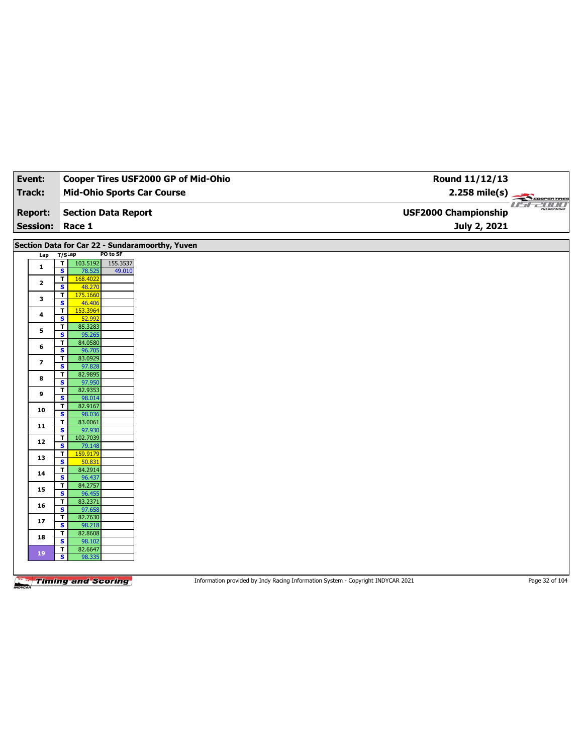| | | | |
|---|---|---|---|
| **Event:** | **Cooper Tires USF2000 GP of Mid-Ohio** | **Round 11/12/13** | |
| **Track:** | **Mid-Ohio Sports Car Course** | **2.258 mile(s)** | |
| **Report:** | **Section Data Report** | **USF2000 Championship** | |
| **Session:** | **Race 1** | **July 2, 2021** | |

## Section Data for Car 22 - Sundaramoorthy, Yuven

| Lap | T/S | Lap | PO to SF |
|---|---|---|---|
| 1 | T | 103.5192 | 155.3537 |
| | S | 78.525 | 49.010 |
| 2 | T | 168.4022 | |
| | S | 48.270 | |
| 3 | T | 175.1660 | |
| | S | 46.406 | |
| 4 | T | 153.3964 | |
| | S | 52.992 | |
| 5 | T | 85.3283 | |
| | S | 95.265 | |
| 6 | T | 84.0580 | |
| | S | 96.705 | |
| 7 | T | 83.0929 | |
| | S | 97.828 | |
| 8 | T | 82.9895 | |
| | S | 97.950 | |
| 9 | T | 82.9353 | |
| | S | 98.014 | |
| 10 | T | 82.9167 | |
| | S | 98.036 | |
| 11 | T | 83.0061 | |
| | S | 97.930 | |
| 12 | T | 102.7039 | |
| | S | 79.148 | |
| 13 | T | 159.9179 | |
| | S | 50.831 | |
| 14 | T | 84.2914 | |
| | S | 96.437 | |
| 15 | T | 84.2757 | |
| | S | 96.455 | |
| 16 | T | 83.2371 | |
| | S | 97.658 | |
| 17 | T | 82.7630 | |
| | S | 98.218 | |
| 18 | T | 82.8608 | |
| | S | 98.102 | |
| 19 | T | 82.6647 | |
| | S | 98.335 | |

Information provided by Indy Racing Information System - Copyright INDYCAR 2021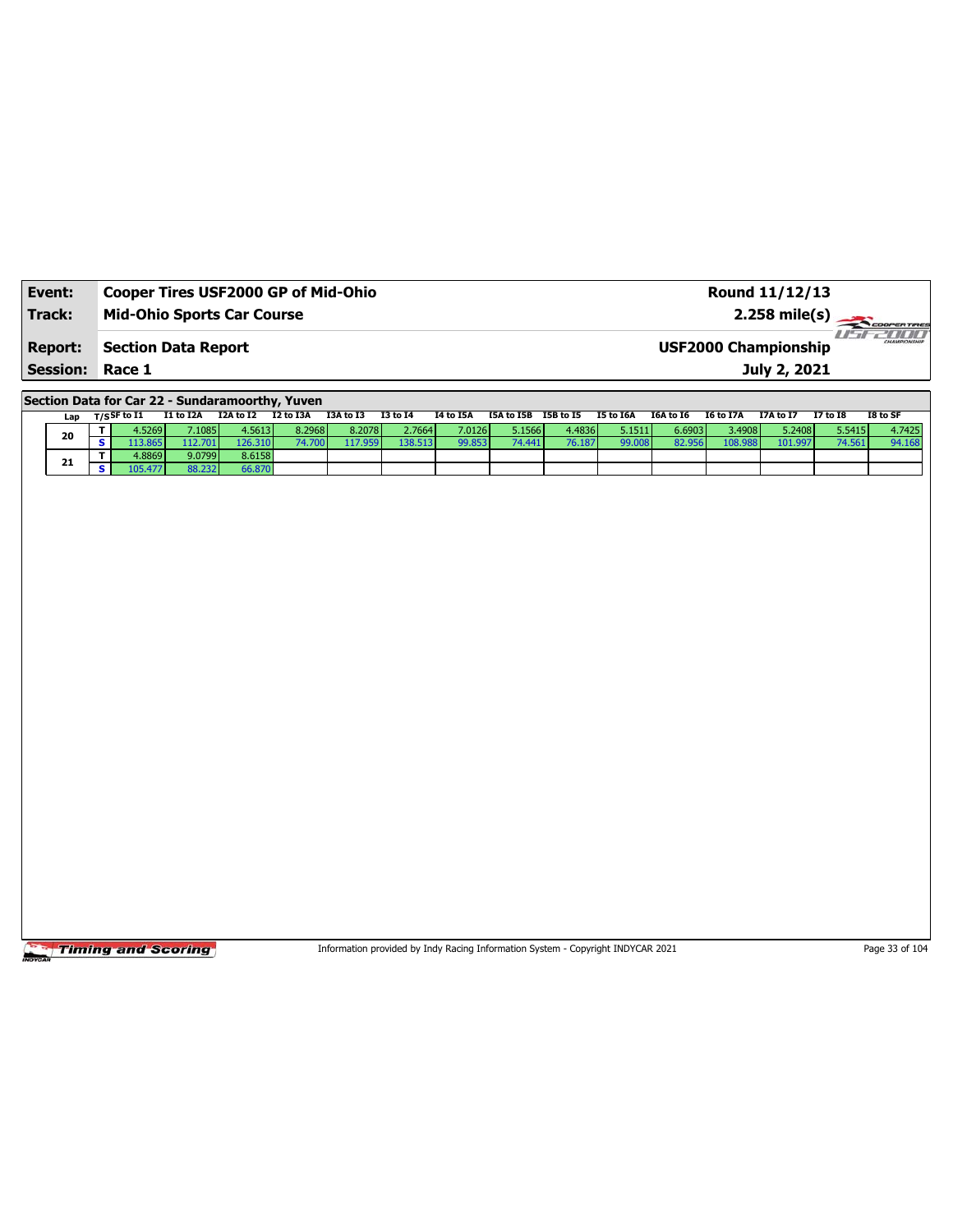| | | | |
|---|---|---|---|
| **Event:** | **Cooper Tires USF2000 GP of Mid-Ohio** | **Round 11/12/13** | |
| **Track:** | **Mid-Ohio Sports Car Course** | **2.258 mile(s)** | |
| **Report:** | **Section Data Report** | **USF2000 Championship** | |
| **Session:** | **Race 1** | **July 2, 2021** | |

## Section Data for Car 22 - Sundaramoorthy, Yuven

| Lap | T/S | SF to I1 | I1 to I2A | I2A to I2 | I2 to I3A | I3A to I3 | I3 to I4 | I4 to I5A | I5A to I5B | I5B to I5 | I5 to I6A | I6A to I6 | I6 to I7A | I7A to I7 | I7 to I8 | I8 to SF |
|---|---|---|---|---|---|---|---|---|---|---|---|---|---|---|---|---|
| 20 | T | 4.5269 | 7.1085 | 4.5613 | 8.2968 | 8.2078 | 2.7664 | 7.0126 | 5.1566 | 4.4836 | 5.1511 | 6.6903 | 3.4908 | 5.2408 | 5.5415 | 4.7425 |
| | S | 113.865 | 112.701 | 126.310 | 74.700 | 117.959 | 138.513 | 99.853 | 74.441 | 76.187 | 99.008 | 82.956 | 108.988 | 101.997 | 74.561 | 94.168 |
| 21 | T | 4.8869 | 9.0799 | 8.6158 | | | | | | | | | | | | |
| | S | 105.477 | 88.232 | 66.870 | | | | | | | | | | | | |

Information provided by Indy Racing Information System - Copyright INDYCAR 2021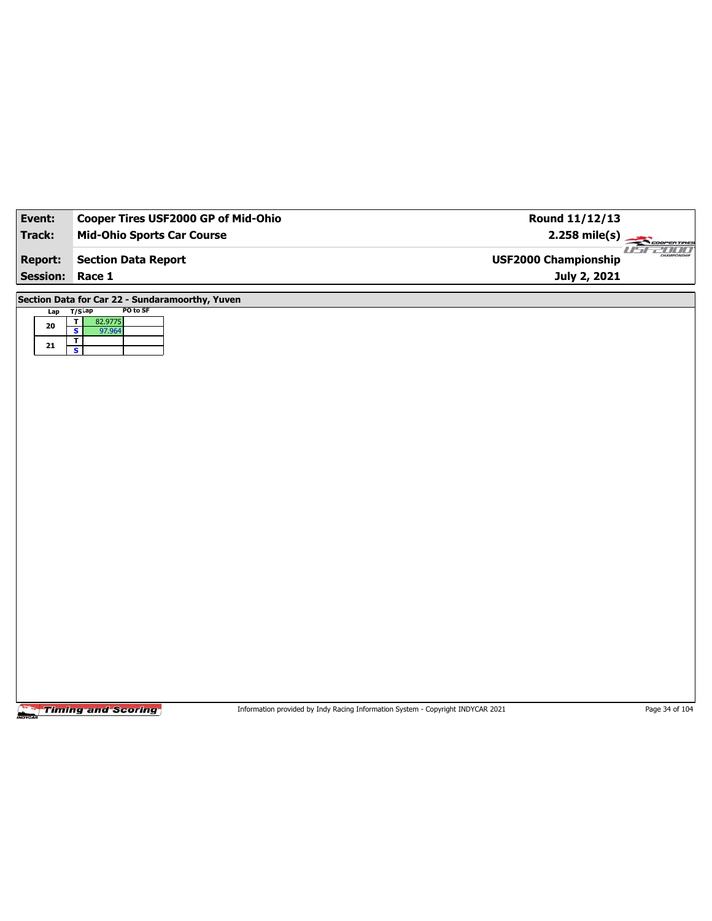| | |
|---|---|
| **Event:** | **Cooper Tires USF2000 GP of Mid-Ohio** |
| **Track:** | **Mid-Ohio Sports Car Course** |
| **Report:** | **Section Data Report** |
| **Session:** | **Race 1** |

**Round 11/12/13**
**2.258 mile(s)**
**USF2000 Championship**
**July 2, 2021**

## Section Data for Car 22 - Sundaramoorthy, Yuven

| Lap | T/S | Lap | PO to SF |
|---|---|---|---|
| 20 | T | 82.9775 | |
| | S | 97.964 | |
| 21 | T | | |
| | S | | |

Information provided by Indy Racing Information System - Copyright INDYCAR 2021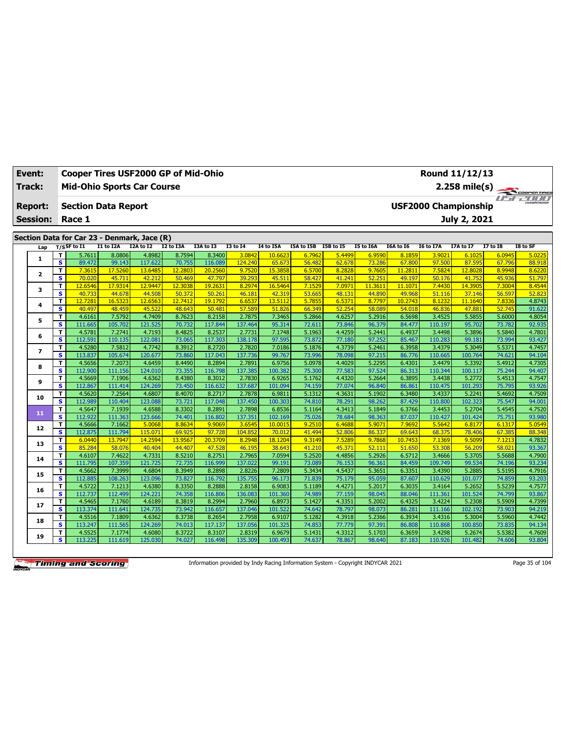| Event: | Cooper Tires USF2000 GP of Mid-Ohio | Round 11/12/13 |
|---|---|---|
| Track: | Mid-Ohio Sports Car Course | 2.258 mile(s) |
| Report: | Section Data Report | USF2000 Championship |
| Session: | Race 1 | July 2, 2021 |

## Section Data for Car 23 - Denmark, Jace (R)

| Lap | T/S | SF to I1 | I1 to I2A | I2A to I2 | I2 to I3A | I3A to I3 | I3 to I4 | I4 to I5A | I5A to I5B | I5B to I5 | I5 to I6A | I6A to I6 | I6 to I7A | I7A to I7 | I7 to I8 | I8 to SF |
|---|---|---|---|---|---|---|---|---|---|---|---|---|---|---|---|---|
| 1 | T | 5.7611 | 8.0806 | 4.8982 | 8.7594 | 8.3400 | 3.0842 | 10.6623 | 6.7962 | 5.4499 | 6.9590 | 8.1859 | 3.9021 | 6.1025 | 6.0945 | 5.0225 |
|  | S | 89.472 | 99.143 | 117.622 | 70.755 | 116.089 | 124.240 | 65.673 | 56.482 | 62.678 | 73.286 | 67.800 | 97.500 | 87.595 | 67.796 | 88.918 |
| 2 | T | 7.3615 | 17.5260 | 13.6485 | 12.2803 | 20.2560 | 9.7520 | 15.3858 | 6.5700 | 8.2828 | 9.7605 | 11.2811 | 7.5824 | 12.8028 | 8.9948 | 8.6220 |
|  | S | 70.020 | 45.711 | 42.212 | 50.469 | 47.797 | 39.293 | 45.511 | 58.427 | 41.241 | 52.251 | 49.197 | 50.176 | 41.752 | 45.936 | 51.797 |
| 3 | T | 12.6546 | 17.9314 | 12.9447 | 12.3038 | 19.2631 | 8.2974 | 16.5464 | 7.1529 | 7.0971 | 11.3611 | 11.1071 | 7.4430 | 14.3905 | 7.3004 | 8.4544 |
|  | S | 40.733 | 44.678 | 44.508 | 50.372 | 50.261 | 46.181 | 42.319 | 53.665 | 48.131 | 44.890 | 49.968 | 51.116 | 37.146 | 56.597 | 52.823 |
| 4 | T | 12.7281 | 16.5323 | 12.6563 | 12.7412 | 19.1792 | 6.6537 | 13.5112 | 5.7855 | 6.5371 | 8.7797 | 10.2743 | 8.1232 | 11.1640 | 7.8336 | 4.8743 |
|  | S | 40.497 | 48.459 | 45.522 | 48.643 | 50.481 | 57.589 | 51.826 | 66.349 | 52.254 | 58.089 | 54.018 | 46.836 | 47.881 | 52.745 | 91.622 |
| 5 | T | 4.6161 | 7.5792 | 4.7409 | 8.7623 | 8.2158 | 2.7875 | 7.3465 | 5.2866 | 4.6257 | 5.2916 | 6.5698 | 3.4525 | 5.5855 | 5.6000 | 4.8054 |
|  | S | 111.665 | 105.702 | 121.525 | 70.732 | 117.844 | 137.464 | 95.314 | 72.611 | 73.846 | 96.379 | 84.477 | 110.197 | 95.702 | 73.782 | 92.935 |
| 6 | T | 4.5781 | 7.2741 | 4.7193 | 8.4825 | 8.2537 | 2.7731 | 7.1748 | 5.1963 | 4.4259 | 5.2441 | 6.4937 | 3.4498 | 5.3896 | 5.5840 | 4.7801 |
|  | S | 112.591 | 110.135 | 122.081 | 73.065 | 117.303 | 138.178 | 97.595 | 73.872 | 77.180 | 97.252 | 85.467 | 110.283 | 99.181 | 73.994 | 93.427 |
| 7 | T | 4.5280 | 7.5812 | 4.7742 | 8.3912 | 8.2720 | 2.7820 | 7.0186 | 5.1876 | 4.3739 | 5.2461 | 6.3958 | 3.4379 | 5.3049 | 5.5371 | 4.7457 |
|  | S | 113.837 | 105.674 | 120.677 | 73.860 | 117.043 | 137.736 | 99.767 | 73.996 | 78.098 | 97.215 | 86.776 | 110.665 | 100.764 | 74.621 | 94.104 |
| 8 | T | 4.5656 | 7.2073 | 4.6459 | 8.4490 | 8.2894 | 2.7891 | 6.9756 | 5.0978 | 4.4029 | 5.2295 | 6.4301 | 3.4479 | 5.3392 | 5.4912 | 4.7305 |
|  | S | 112.900 | 111.156 | 124.010 | 73.355 | 116.798 | 137.385 | 100.382 | 75.300 | 77.583 | 97.524 | 86.313 | 110.344 | 100.117 | 75.244 | 94.407 |
| 9 | T | 4.5669 | 7.1906 | 4.6362 | 8.4380 | 8.3012 | 2.7830 | 6.9265 | 5.1762 | 4.4320 | 5.2664 | 6.3895 | 3.4438 | 5.2772 | 5.4513 | 4.7547 |
|  | S | 112.867 | 111.414 | 124.269 | 73.450 | 116.632 | 137.687 | 101.094 | 74.159 | 77.074 | 96.840 | 86.861 | 110.475 | 101.293 | 75.795 | 93.926 |
| 10 | T | 4.5620 | 7.2564 | 4.6807 | 8.4070 | 8.2717 | 2.7878 | 6.9811 | 5.1312 | 4.3631 | 5.1902 | 6.3480 | 3.4337 | 5.2241 | 5.4692 | 4.7509 |
|  | S | 112.989 | 110.404 | 123.088 | 73.721 | 117.048 | 137.450 | 100.303 | 74.810 | 78.291 | 98.262 | 87.429 | 110.800 | 102.323 | 75.547 | 94.001 |
| 11 | T | 4.5647 | 7.1939 | 4.6588 | 8.3302 | 8.2891 | 2.7898 | 6.8536 | 5.1164 | 4.3413 | 5.1849 | 6.3766 | 3.4453 | 5.2704 | 5.4545 | 4.7520 |
|  | S | 112.922 | 111.363 | 123.666 | 74.401 | 116.802 | 137.351 | 102.169 | 75.026 | 78.684 | 98.363 | 87.037 | 110.427 | 101.424 | 75.751 | 93.980 |
| 12 | T | 4.5666 | 7.1662 | 5.0068 | 8.8634 | 9.9069 | 3.6545 | 10.0015 | 9.2510 | 6.4688 | 5.9071 | 7.9692 | 5.5642 | 6.8177 | 6.1317 | 5.0549 |
|  | S | 112.875 | 111.794 | 115.071 | 69.925 | 97.728 | 104.852 | 70.012 | 41.494 | 52.806 | 86.337 | 69.643 | 68.375 | 78.406 | 67.385 | 88.348 |
| 13 | T | 6.0440 | 13.7947 | 14.2594 | 13.9567 | 20.3709 | 8.2948 | 18.1204 | 9.3149 | 7.5289 | 9.7868 | 10.7453 | 7.1369 | 9.5099 | 7.1213 | 4.7832 |
|  | S | 85.284 | 58.076 | 40.404 | 44.407 | 47.528 | 46.195 | 38.643 | 41.210 | 45.371 | 52.111 | 51.650 | 53.308 | 56.209 | 58.021 | 93.367 |
| 14 | T | 4.6107 | 7.4622 | 4.7331 | 8.5210 | 8.2751 | 2.7965 | 7.0594 | 5.2520 | 4.4856 | 5.2926 | 6.5712 | 3.4666 | 5.3705 | 5.5688 | 4.7900 |
|  | S | 111.795 | 107.359 | 121.725 | 72.735 | 116.999 | 137.022 | 99.191 | 73.089 | 76.153 | 96.361 | 84.459 | 109.749 | 99.534 | 74.196 | 93.234 |
| 15 | T | 4.5662 | 7.3999 | 4.6804 | 8.3949 | 8.2898 | 2.8226 | 7.2809 | 5.3434 | 4.5437 | 5.3651 | 6.3351 | 3.4390 | 5.2885 | 5.5195 | 4.7916 |
|  | S | 112.885 | 108.263 | 123.096 | 73.827 | 116.792 | 135.755 | 96.173 | 71.839 | 75.179 | 95.059 | 87.607 | 110.629 | 101.077 | 74.859 | 93.203 |
| 16 | T | 4.5722 | 7.1213 | 4.6380 | 8.3350 | 8.2888 | 2.8158 | 6.9083 | 5.1189 | 4.4271 | 5.2017 | 6.3035 | 3.4164 | 5.2652 | 5.5239 | 4.7577 |
|  | S | 112.737 | 112.499 | 124.221 | 74.358 | 116.806 | 136.083 | 101.360 | 74.989 | 77.159 | 98.045 | 88.046 | 111.361 | 101.524 | 74.799 | 93.867 |
| 17 | T | 4.5465 | 7.1760 | 4.6189 | 8.3819 | 8.2994 | 2.7960 | 6.8973 | 5.1427 | 4.3351 | 5.2002 | 6.4325 | 3.4224 | 5.2308 | 5.5909 | 4.7399 |
|  | S | 113.374 | 111.641 | 124.735 | 73.942 | 116.657 | 137.046 | 101.522 | 74.642 | 78.797 | 98.073 | 86.281 | 111.166 | 102.192 | 73.903 | 94.219 |
| 18 | T | 4.5516 | 7.1809 | 4.6362 | 8.3738 | 8.2654 | 2.7958 | 6.9107 | 5.1282 | 4.3918 | 5.2366 | 6.3934 | 3.4316 | 5.3004 | 5.5960 | 4.7442 |
|  | S | 113.247 | 111.565 | 124.269 | 74.013 | 117.137 | 137.056 | 101.325 | 74.853 | 77.779 | 97.391 | 86.808 | 110.868 | 100.850 | 73.835 | 94.134 |
| 19 | T | 4.5525 | 7.1774 | 4.6080 | 8.3722 | 8.3107 | 2.8319 | 6.9679 | 5.1431 | 4.3312 | 5.1703 | 6.3659 | 3.4298 | 5.2674 | 5.5382 | 4.7609 |
|  | S | 113.225 | 111.619 | 125.030 | 74.027 | 116.498 | 135.309 | 100.493 | 74.637 | 78.867 | 98.640 | 87.183 | 110.926 | 101.482 | 74.606 | 93.804 |

Information provided by Indy Racing Information System - Copyright INDYCAR 2021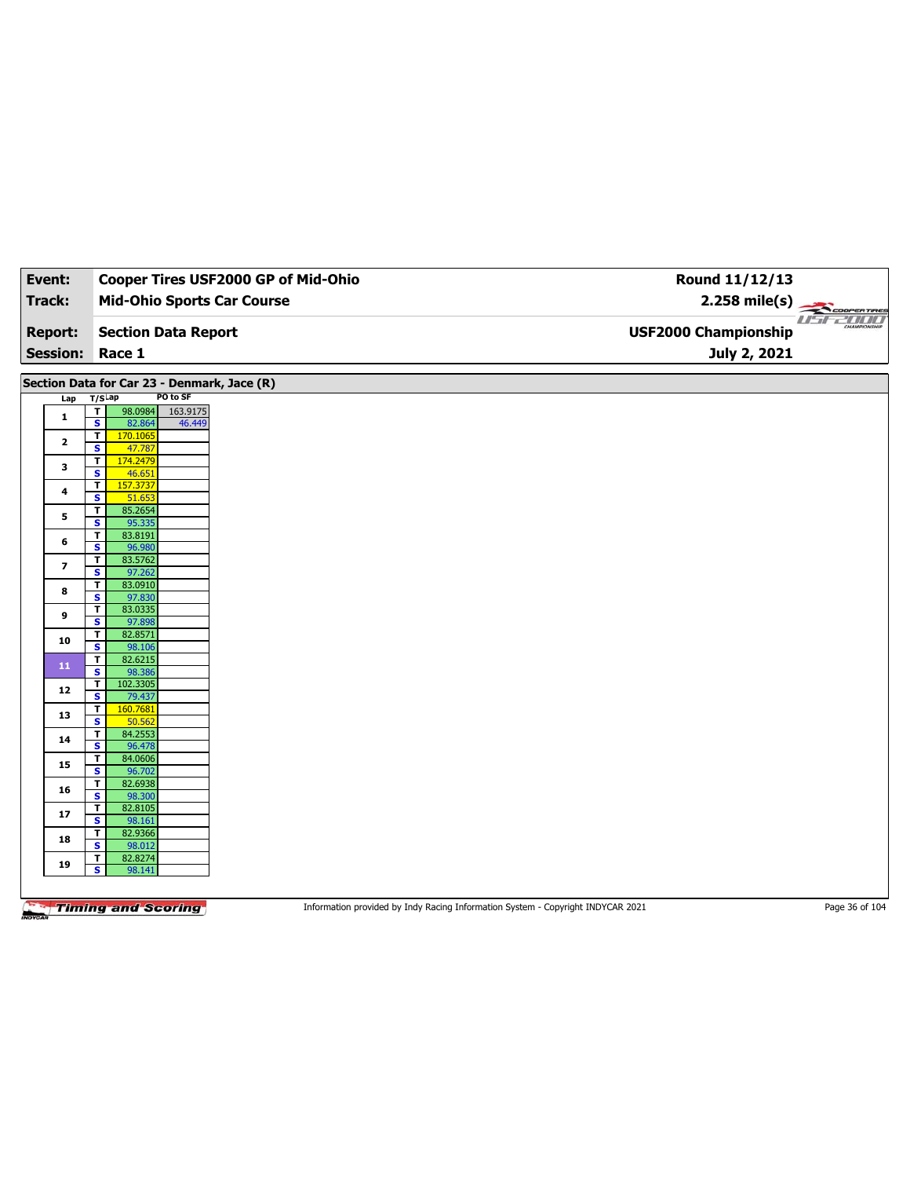| Event: | Cooper Tires USF2000 GP of Mid-Ohio | Round 11/12/13 |
|---|---|---|
| Track: | Mid-Ohio Sports Car Course | 2.258 mile(s) |
| Report: | Section Data Report | USF2000 Championship |
| Session: | Race 1 | July 2, 2021 |

## Section Data for Car 23 - Denmark, Jace (R)

| Lap | T/S | Lap | PO to SF |
|---|---|---|---|
| 1 | T | 98.0984 | 163.9175 |
| | S | 82.864 | 46.449 |
| 2 | T | 170.1065 | |
| | S | 47.787 | |
| 3 | T | 174.2479 | |
| | S | 46.651 | |
| 4 | T | 157.3737 | |
| | S | 51.653 | |
| 5 | T | 85.2654 | |
| | S | 95.335 | |
| 6 | T | 83.8191 | |
| | S | 96.980 | |
| 7 | T | 83.5762 | |
| | S | 97.262 | |
| 8 | T | 83.0910 | |
| | S | 97.830 | |
| 9 | T | 83.0335 | |
| | S | 97.898 | |
| 10 | T | 82.8571 | |
| | S | 98.106 | |
| 11 | T | 82.6215 | |
| | S | 98.386 | |
| 12 | T | 102.3305 | |
| | S | 79.437 | |
| 13 | T | 160.7681 | |
| | S | 50.562 | |
| 14 | T | 84.2553 | |
| | S | 96.478 | |
| 15 | T | 84.0606 | |
| | S | 96.702 | |
| 16 | T | 82.6938 | |
| | S | 98.300 | |
| 17 | T | 82.8105 | |
| | S | 98.161 | |
| 18 | T | 82.9366 | |
| | S | 98.012 | |
| 19 | T | 82.8274 | |
| | S | 98.141 | |

Information provided by Indy Racing Information System - Copyright INDYCAR 2021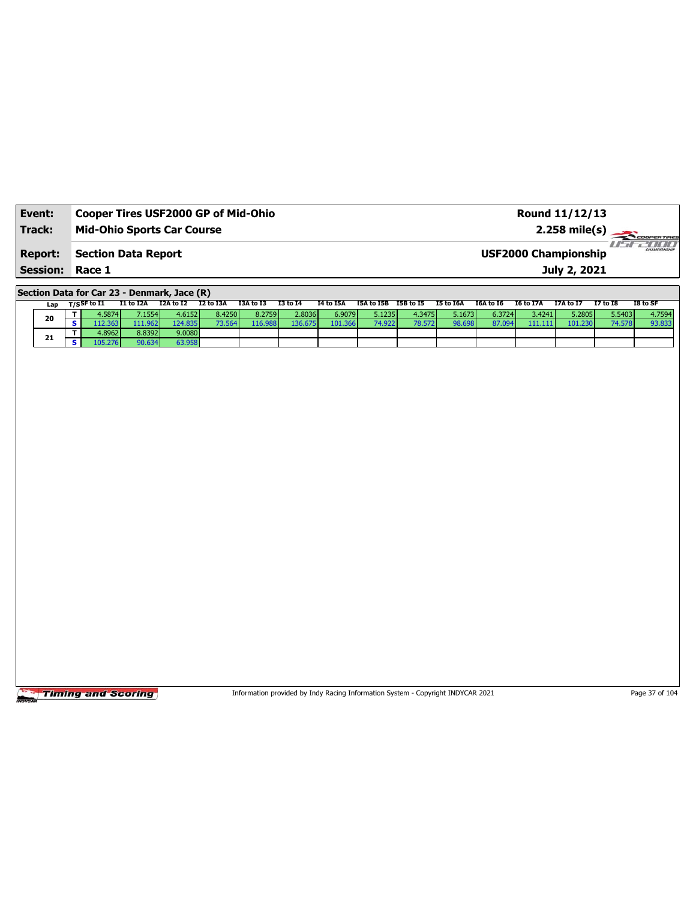| | | | |
|---|---|---|---|
| **Event:** | **Cooper Tires USF2000 GP of Mid-Ohio** | **Round 11/12/13** | |
| **Track:** | **Mid-Ohio Sports Car Course** | **2.258 mile(s)** | |
| **Report:** | **Section Data Report** | **USF2000 Championship** | |
| **Session:** | **Race 1** | **July 2, 2021** | |

## Section Data for Car 23 - Denmark, Jace (R)

| Lap | T/S | SF to I1 | I1 to I2A | I2A to I2 | I2 to I3A | I3A to I3 | I3 to I4 | I4 to I5A | I5A to I5B | I5B to I5 | I5 to I6A | I6A to I6 | I6 to I7A | I7A to I7 | I7 to I8 | I8 to SF |
|---|---|---|---|---|---|---|---|---|---|---|---|---|---|---|---|---|
| 20 | T | 4.5874 | 7.1554 | 4.6152 | 8.4250 | 8.2759 | 2.8036 | 6.9079 | 5.1235 | 4.3475 | 5.1673 | 6.3724 | 3.4241 | 5.2805 | 5.5403 | 4.7594 |
| | S | 112.363 | 111.962 | 124.835 | 73.564 | 116.988 | 136.675 | 101.366 | 74.922 | 78.572 | 98.698 | 87.094 | 111.111 | 101.230 | 74.578 | 93.833 |
| 21 | T | 4.8962 | 8.8392 | 9.0080 | | | | | | | | | | | | |
| | S | 105.276 | 90.634 | 63.958 | | | | | | | | | | | | |

Information provided by Indy Racing Information System - Copyright INDYCAR 2021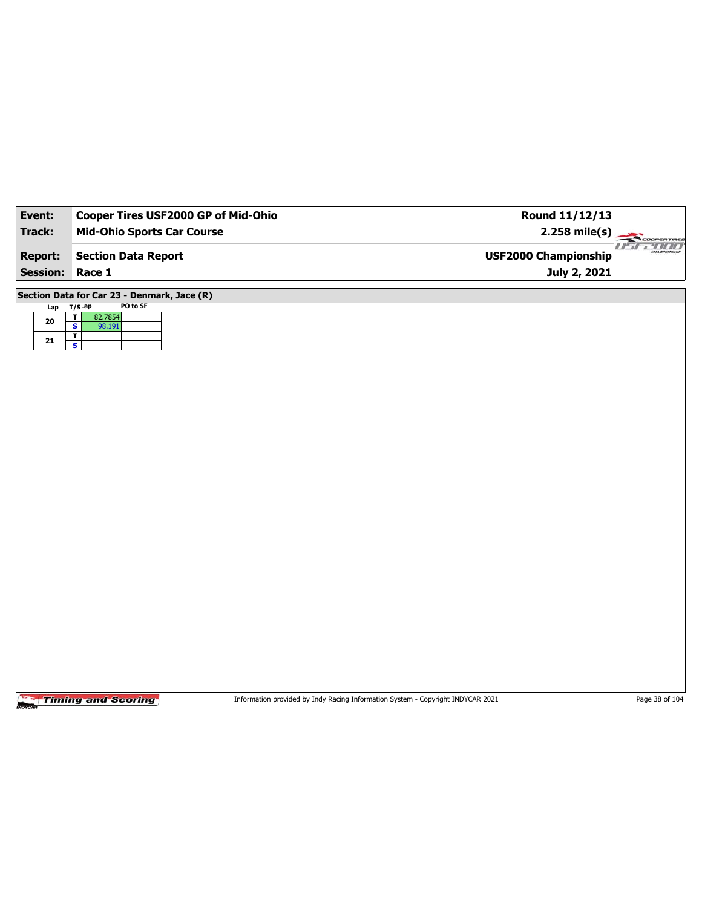| | |
|---|---|
| **Event:** | **Cooper Tires USF2000 GP of Mid-Ohio** |
| **Track:** | **Mid-Ohio Sports Car Course** |
| **Report:** | **Section Data Report** |
| **Session:** | **Race 1** |

**Round 11/12/13**
**2.258 mile(s)**
**USF2000 Championship**
**July 2, 2021**

## Section Data for Car 23 - Denmark, Jace (R)

| Lap | T/S | Lap | PO to SF |
|---|---|---|---|
| 20 | T | 82.7854 | |
| | S | 98.191 | |
| 21 | T | | |
| | S | | |

Information provided by Indy Racing Information System - Copyright INDYCAR 2021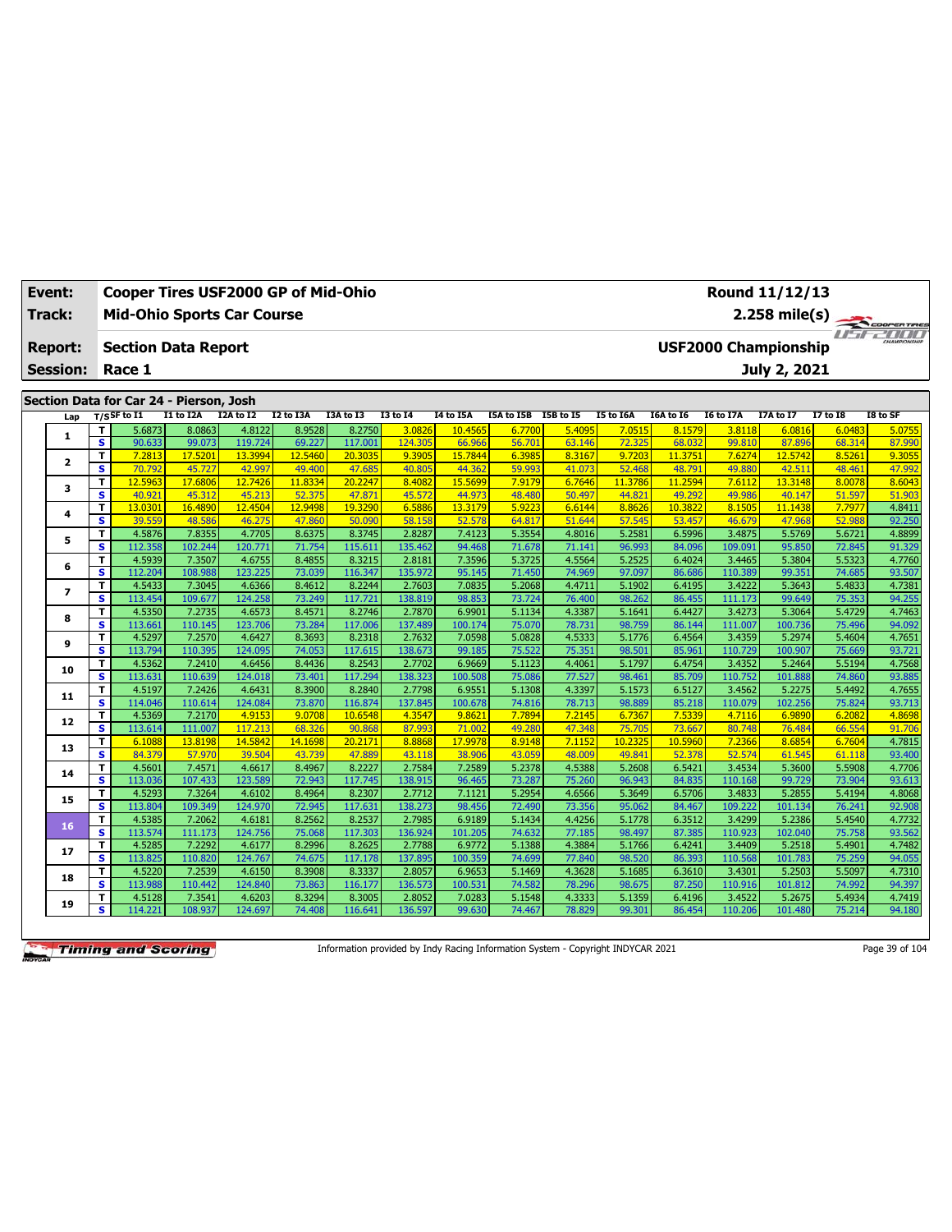| Event: | Cooper Tires USF2000 GP of Mid-Ohio | Round 11/12/13 |
|---|---|---|
| Track: | Mid-Ohio Sports Car Course | 2.258 mile(s) |
| Report: | Section Data Report | USF2000 Championship |
| Session: | Race 1 | July 2, 2021 |

## Section Data for Car 24 - Pierson, Josh

| Lap | T/S | SF to I1 | I1 to I2A | I2A to I2 | I2 to I3A | I3A to I3 | I3 to I4 | I4 to I5A | I5A to I5B | I5B to I5 | I5 to I6A | I6A to I6 | I6 to I7A | I7A to I7 | I7 to I8 | I8 to SF |
|---|---|---|---|---|---|---|---|---|---|---|---|---|---|---|---|---|
| 1 | T | 5.6873 | 8.0863 | 4.8122 | 8.9528 | 8.2750 | 3.0826 | 10.4565 | 6.7700 | 5.4095 | 7.0515 | 8.1579 | 3.8118 | 6.0816 | 6.0483 | 5.0755 |
| | S | 90.633 | 99.073 | 119.724 | 69.227 | 117.001 | 124.305 | 66.966 | 56.701 | 63.146 | 72.325 | 68.032 | 99.810 | 87.896 | 68.314 | 87.990 |
| 2 | T | 7.2813 | 17.5201 | 13.3994 | 12.5460 | 20.3035 | 9.3905 | 15.7844 | 6.3985 | 8.3167 | 9.7203 | 11.3751 | 7.6274 | 12.5742 | 8.5261 | 9.3055 |
| | S | 70.792 | 45.727 | 42.997 | 49.400 | 47.685 | 40.805 | 44.362 | 59.993 | 41.073 | 52.468 | 48.791 | 49.880 | 42.511 | 48.461 | 47.992 |
| 3 | T | 12.5963 | 17.6806 | 12.7426 | 11.8334 | 20.2247 | 8.4082 | 15.5699 | 7.9179 | 6.7646 | 11.3786 | 11.2594 | 7.6112 | 13.3148 | 8.0078 | 8.6043 |
| | S | 40.921 | 45.312 | 45.213 | 52.375 | 47.871 | 45.572 | 44.973 | 48.480 | 50.497 | 44.821 | 49.292 | 49.986 | 40.147 | 51.597 | 51.903 |
| 4 | T | 13.0301 | 16.4890 | 12.4504 | 12.9498 | 19.3290 | 6.5886 | 13.3179 | 5.9223 | 6.6144 | 8.8626 | 10.3822 | 8.1505 | 11.1438 | 7.7977 | 4.8411 |
| | S | 39.559 | 48.586 | 46.275 | 47.860 | 50.090 | 58.158 | 52.578 | 64.817 | 51.644 | 57.545 | 53.457 | 46.679 | 47.968 | 52.988 | 92.250 |
| 5 | T | 4.5876 | 7.8355 | 4.7705 | 8.6375 | 8.3745 | 2.8287 | 7.4123 | 5.3554 | 4.8016 | 5.2581 | 6.5996 | 3.4875 | 5.5769 | 5.6721 | 4.8899 |
| | S | 112.358 | 102.244 | 120.771 | 71.754 | 115.611 | 135.462 | 94.468 | 71.678 | 71.141 | 96.993 | 84.096 | 109.091 | 95.850 | 72.845 | 91.329 |
| 6 | T | 4.5939 | 7.3507 | 4.6755 | 8.4855 | 8.3215 | 2.8181 | 7.3596 | 5.3725 | 4.5564 | 5.2525 | 6.4024 | 3.4465 | 5.3804 | 5.5323 | 4.7760 |
| | S | 112.204 | 108.988 | 123.225 | 73.039 | 116.347 | 135.972 | 95.145 | 71.450 | 74.969 | 97.097 | 86.686 | 110.389 | 99.351 | 74.685 | 93.507 |
| 7 | T | 4.5433 | 7.3045 | 4.6366 | 8.4612 | 8.2244 | 2.7603 | 7.0835 | 5.2068 | 4.4711 | 5.1902 | 6.4195 | 3.4222 | 5.3643 | 5.4833 | 4.7381 |
| | S | 113.454 | 109.677 | 124.258 | 73.249 | 117.721 | 138.819 | 98.853 | 73.724 | 76.400 | 98.262 | 86.455 | 111.173 | 99.649 | 75.353 | 94.255 |
| 8 | T | 4.5350 | 7.2735 | 4.6573 | 8.4571 | 8.2746 | 2.7870 | 6.9901 | 5.1134 | 4.3387 | 5.1641 | 6.4427 | 3.4273 | 5.3064 | 5.4729 | 4.7463 |
| | S | 113.661 | 110.145 | 123.706 | 73.284 | 117.006 | 137.489 | 100.174 | 75.070 | 78.731 | 98.759 | 86.144 | 111.007 | 100.736 | 75.496 | 94.092 |
| 9 | T | 4.5297 | 7.2570 | 4.6427 | 8.3693 | 8.2318 | 2.7632 | 7.0598 | 5.0828 | 4.5333 | 5.1776 | 6.4564 | 3.4359 | 5.2974 | 5.4604 | 4.7651 |
| | S | 113.794 | 110.395 | 124.095 | 74.053 | 117.615 | 138.673 | 99.185 | 75.522 | 75.351 | 98.501 | 85.961 | 110.729 | 100.907 | 75.669 | 93.721 |
| 10 | T | 4.5362 | 7.2410 | 4.6456 | 8.4436 | 8.2543 | 2.7702 | 6.9669 | 5.1123 | 4.4061 | 5.1797 | 6.4754 | 3.4352 | 5.2464 | 5.5194 | 4.7568 |
| | S | 113.631 | 110.639 | 124.018 | 73.401 | 117.294 | 138.323 | 100.508 | 75.086 | 77.527 | 98.461 | 85.709 | 110.752 | 101.888 | 74.860 | 93.885 |
| 11 | T | 4.5197 | 7.2426 | 4.6431 | 8.3900 | 8.2840 | 2.7798 | 6.9551 | 5.1308 | 4.3397 | 5.1573 | 6.5127 | 3.4562 | 5.2275 | 5.4492 | 4.7655 |
| | S | 114.046 | 110.614 | 124.084 | 73.870 | 116.874 | 137.845 | 100.678 | 74.816 | 78.713 | 98.889 | 85.218 | 110.079 | 102.256 | 75.824 | 93.713 |
| 12 | T | 4.5369 | 7.2170 | 4.9153 | 9.0708 | 10.6548 | 4.3547 | 9.8621 | 7.7894 | 7.2145 | 6.7367 | 7.5339 | 4.7116 | 6.9890 | 6.2082 | 4.8698 |
| | S | 113.614 | 111.007 | 117.213 | 68.326 | 90.868 | 87.993 | 71.002 | 49.280 | 47.348 | 75.705 | 73.667 | 80.748 | 76.484 | 66.554 | 91.706 |
| 13 | T | 6.1088 | 13.8198 | 14.5842 | 14.1698 | 20.2171 | 8.8868 | 17.9978 | 8.9148 | 7.1152 | 10.2325 | 10.5960 | 7.2366 | 8.6854 | 6.7604 | 4.7815 |
| | S | 84.379 | 57.970 | 39.504 | 43.739 | 47.889 | 43.118 | 38.906 | 43.059 | 48.009 | 49.841 | 52.378 | 52.574 | 61.545 | 61.118 | 93.400 |
| 14 | T | 4.5601 | 7.4571 | 4.6617 | 8.4967 | 8.2227 | 2.7584 | 7.2589 | 5.2378 | 4.5388 | 5.2608 | 6.5421 | 3.4534 | 5.3600 | 5.5908 | 4.7706 |
| | S | 113.036 | 107.433 | 123.589 | 72.943 | 117.745 | 138.915 | 96.465 | 73.287 | 75.260 | 96.943 | 84.835 | 110.168 | 99.729 | 73.904 | 93.613 |
| 15 | T | 4.5293 | 7.3264 | 4.6102 | 8.4964 | 8.2307 | 2.7712 | 7.1121 | 5.2954 | 4.6566 | 5.3649 | 6.5706 | 3.4833 | 5.2855 | 5.4194 | 4.8068 |
| | S | 113.804 | 109.349 | 124.970 | 72.945 | 117.631 | 138.273 | 98.456 | 72.490 | 73.356 | 95.062 | 84.467 | 109.222 | 101.134 | 76.241 | 92.908 |
| 16 | T | 4.5385 | 7.2062 | 4.6181 | 8.2562 | 8.2537 | 2.7985 | 6.9189 | 5.1434 | 4.4256 | 5.1778 | 6.3512 | 3.4299 | 5.2386 | 5.4540 | 4.7732 |
| | S | 113.574 | 111.173 | 124.756 | 75.068 | 117.303 | 136.924 | 101.205 | 74.632 | 77.185 | 98.497 | 87.385 | 110.923 | 102.040 | 75.758 | 93.562 |
| 17 | T | 4.5285 | 7.2292 | 4.6177 | 8.2996 | 8.2625 | 2.7788 | 6.9772 | 5.1388 | 4.3884 | 5.1766 | 6.4241 | 3.4409 | 5.2518 | 5.4901 | 4.7482 |
| | S | 113.825 | 110.820 | 124.767 | 74.675 | 117.178 | 137.895 | 100.359 | 74.699 | 77.840 | 98.520 | 86.393 | 110.568 | 101.783 | 75.259 | 94.055 |
| 18 | T | 4.5220 | 7.2539 | 4.6150 | 8.3908 | 8.3337 | 2.8057 | 6.9653 | 5.1469 | 4.3628 | 5.1685 | 6.3610 | 3.4301 | 5.2503 | 5.5097 | 4.7310 |
| | S | 113.988 | 110.442 | 124.840 | 73.863 | 116.177 | 136.573 | 100.531 | 74.582 | 78.296 | 98.675 | 87.250 | 110.916 | 101.812 | 74.992 | 94.397 |
| 19 | T | 4.5128 | 7.3541 | 4.6203 | 8.3294 | 8.3005 | 2.8052 | 7.0283 | 5.1548 | 4.3333 | 5.1359 | 6.4196 | 3.4522 | 5.2675 | 5.4934 | 4.7419 |
| | S | 114.221 | 108.937 | 124.697 | 74.408 | 116.641 | 136.597 | 99.630 | 74.467 | 78.829 | 99.301 | 86.454 | 110.206 | 101.480 | 75.214 | 94.180 |

Information provided by Indy Racing Information System - Copyright INDYCAR 2021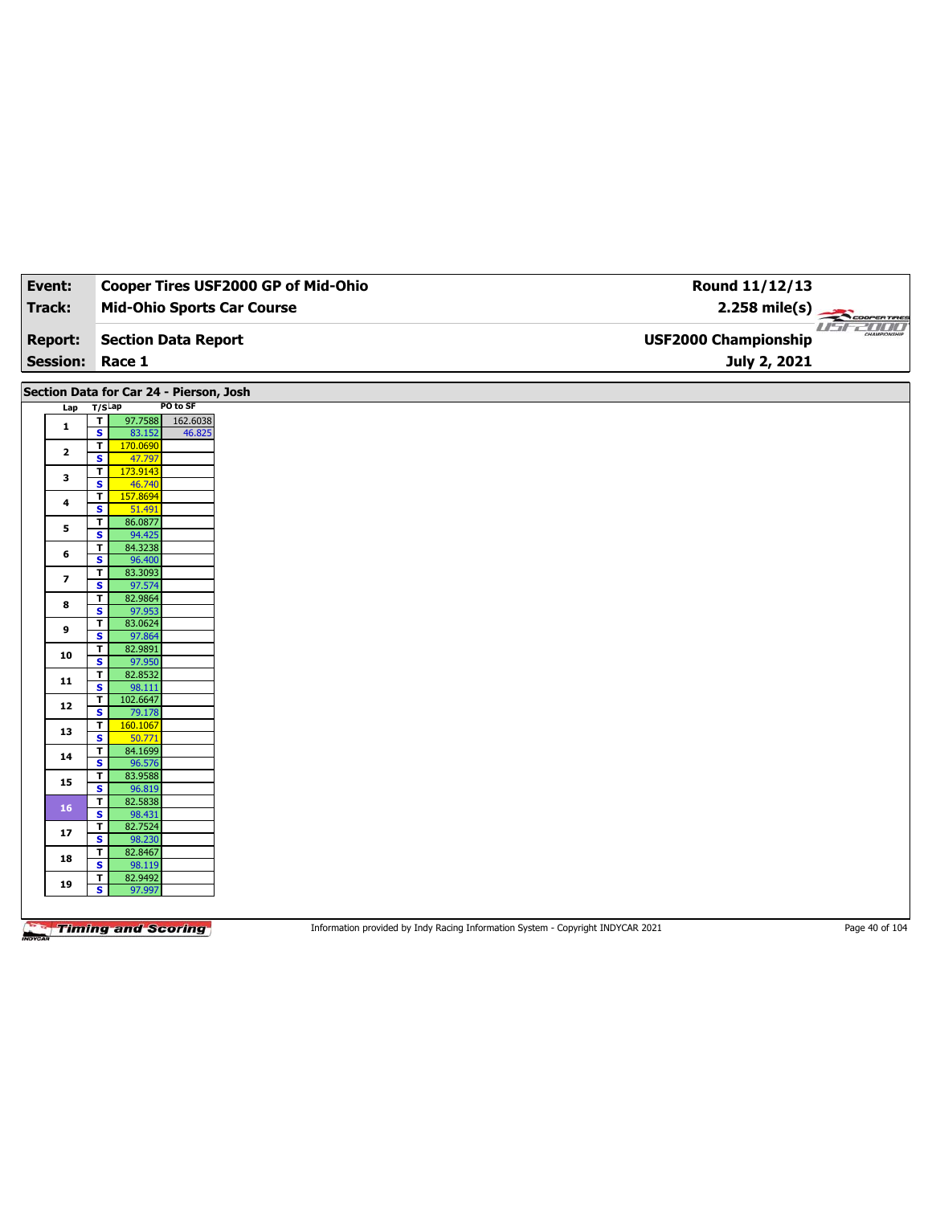| | | | |
|---|---|---|---|
| **Event:** | **Cooper Tires USF2000 GP of Mid-Ohio** | **Round 11/12/13** | |
| **Track:** | **Mid-Ohio Sports Car Course** | **2.258 mile(s)** | |
| **Report:** | **Section Data Report** | **USF2000 Championship** | |
| **Session:** | **Race 1** | **July 2, 2021** | |

**Section Data for Car 24 - Pierson, Josh**

| Lap | T/S | Lap | PO to SF |
|---|---|---|---|
| 1 | T | 97.7588 | 162.6038 |
| | S | 83.152 | 46.825 |
| 2 | T | 170.0690 | |
| | S | 47.797 | |
| 3 | T | 173.9143 | |
| | S | 46.740 | |
| 4 | T | 157.8694 | |
| | S | 51.491 | |
| 5 | T | 86.0877 | |
| | S | 94.425 | |
| 6 | T | 84.3238 | |
| | S | 96.400 | |
| 7 | T | 83.3093 | |
| | S | 97.574 | |
| 8 | T | 82.9864 | |
| | S | 97.953 | |
| 9 | T | 83.0624 | |
| | S | 97.864 | |
| 10 | T | 82.9891 | |
| | S | 97.950 | |
| 11 | T | 82.8532 | |
| | S | 98.111 | |
| 12 | T | 102.6647 | |
| | S | 79.178 | |
| 13 | T | 160.1067 | |
| | S | 50.771 | |
| 14 | T | 84.1699 | |
| | S | 96.576 | |
| 15 | T | 83.9588 | |
| | S | 96.819 | |
| 16 | T | 82.5838 | |
| | S | 98.431 | |
| 17 | T | 82.7524 | |
| | S | 98.230 | |
| 18 | T | 82.8467 | |
| | S | 98.119 | |
| 19 | T | 82.9492 | |
| | S | 97.997 | |

Information provided by Indy Racing Information System - Copyright INDYCAR 2021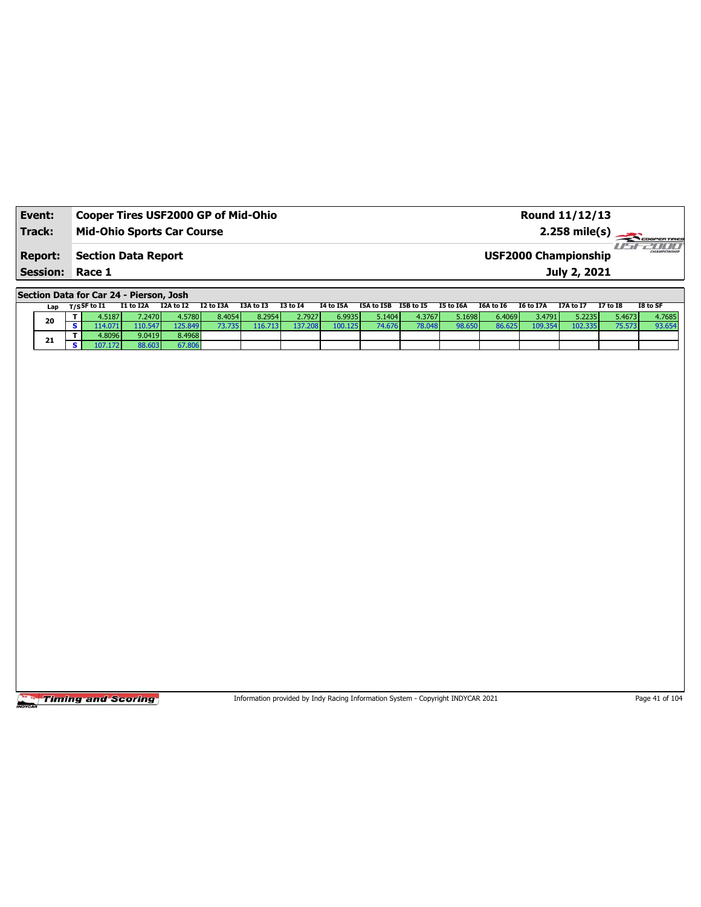| | | | |
|---|---|---|---|
| **Event:** | **Cooper Tires USF2000 GP of Mid-Ohio** | **Round 11/12/13** | |
| **Track:** | **Mid-Ohio Sports Car Course** | **2.258 mile(s)** | |
| **Report:** | **Section Data Report** | **USF2000 Championship** | |
| **Session:** | **Race 1** | **July 2, 2021** | |

**Section Data for Car 24 - Pierson, Josh**

| Lap | T/S | SF to I1 | I1 to I2A | I2A to I2 | I2 to I3A | I3A to I3 | I3 to I4 | I4 to I5A | I5A to I5B | I5B to I5 | I5 to I6A | I6A to I6 | I6 to I7A | I7A to I7 | I7 to I8 | I8 to SF |
|---|---|---|---|---|---|---|---|---|---|---|---|---|---|---|---|---|
| 20 | T | 4.5187 | 7.2470 | 4.5780 | 8.4054 | 8.2954 | 2.7927 | 6.9935 | 5.1404 | 4.3767 | 5.1698 | 6.4069 | 3.4791 | 5.2235 | 5.4673 | 4.7685 |
| | S | 114.071 | 110.547 | 125.849 | 73.735 | 116.713 | 137.208 | 100.125 | 74.676 | 78.048 | 98.650 | 86.625 | 109.354 | 102.335 | 75.573 | 93.654 |
| 21 | T | 4.8096 | 9.0419 | 8.4968 | | | | | | | | | | | | |
| | S | 107.172 | 88.603 | 67.806 | | | | | | | | | | | | |

Information provided by Indy Racing Information System - Copyright INDYCAR 2021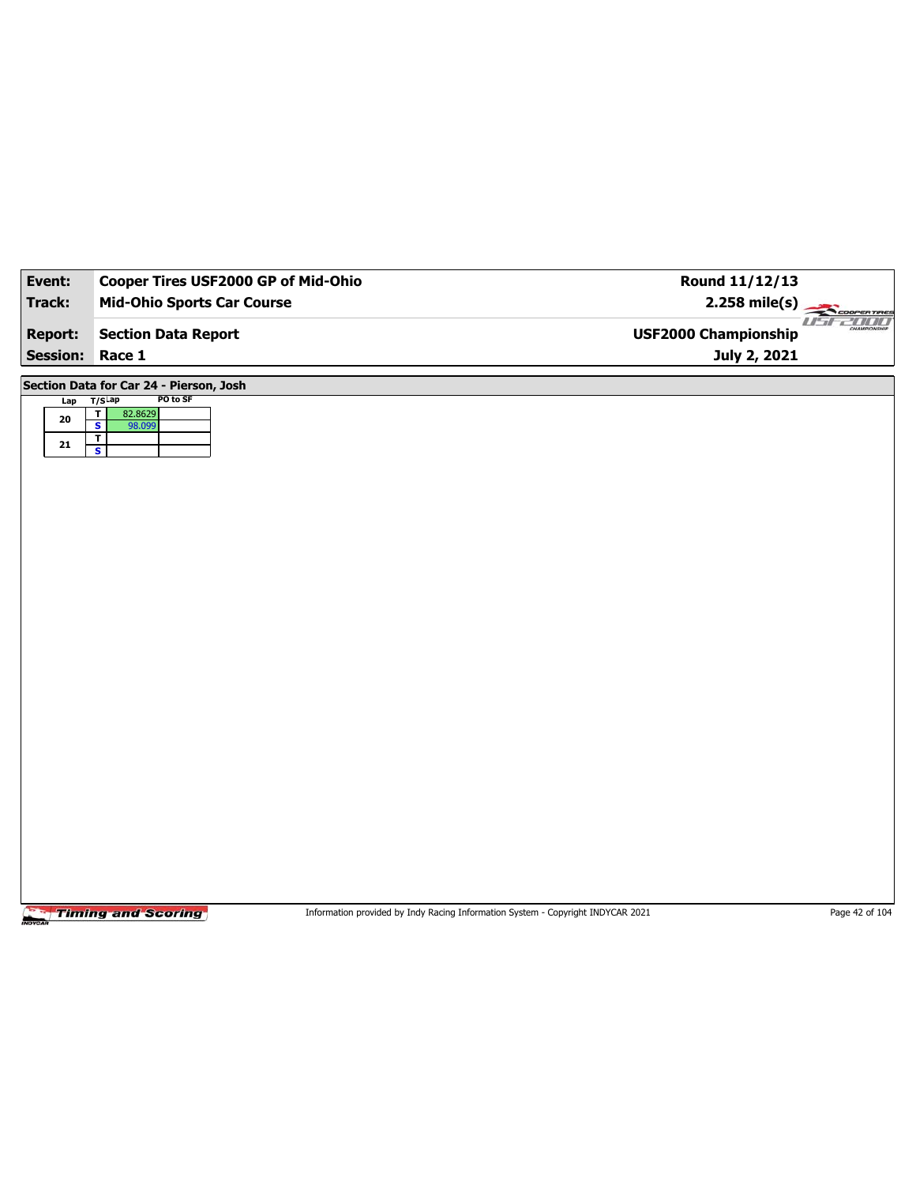| | |
|---|---|
| **Event:** | **Cooper Tires USF2000 GP of Mid-Ohio** |
| **Track:** | **Mid-Ohio Sports Car Course** |
| **Report:** | **Section Data Report** |
| **Session:** | **Race 1** |

**Round 11/12/13**
**2.258 mile(s)**
**USF2000 Championship**
**July 2, 2021**

## Section Data for Car 24 - Pierson, Josh

| Lap | T/S | Lap | PO to SF |
|---|---|---|---|
| 20 | T | 82.8629 | |
| | S | 98.099 | |
| 21 | T | | |
| | S | | |

Information provided by Indy Racing Information System - Copyright INDYCAR 2021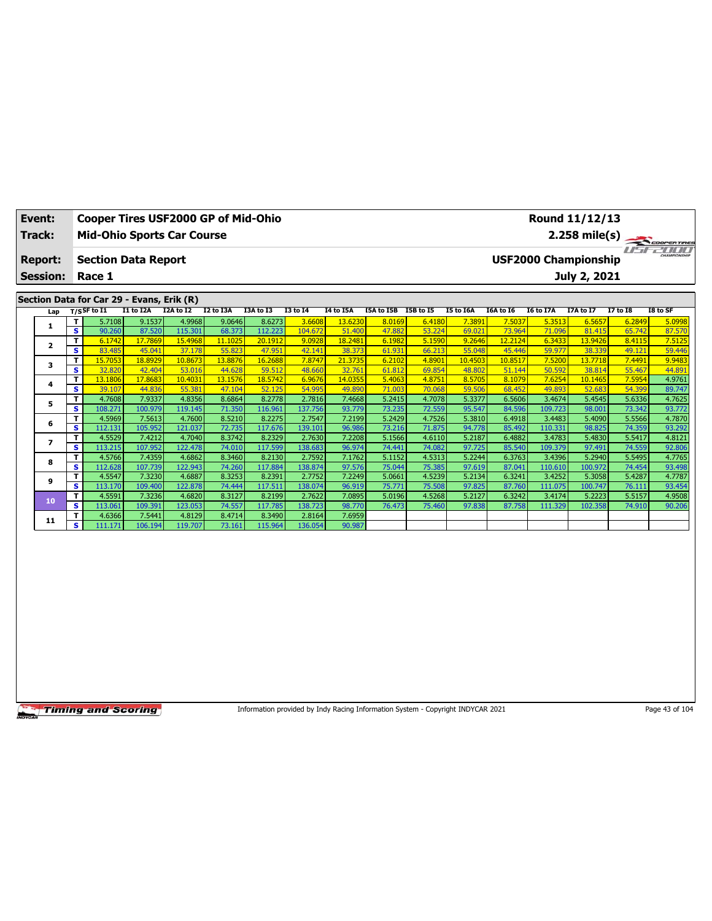| Event: | Cooper Tires USF2000 GP of Mid-Ohio | Round 11/12/13 |
|---|---|---|
| Track: | Mid-Ohio Sports Car Course | 2.258 mile(s) |
| Report: | Section Data Report | USF2000 Championship |
| Session: | Race 1 | July 2, 2021 |

## Section Data for Car 29 - Evans, Erik (R)

| Lap | T/S | SF to I1 | I1 to I2A | I2A to I2 | I2 to I3A | I3A to I3 | I3 to I4 | I4 to I5A | I5A to I5B | I5B to I5 | I5 to I6A | I6A to I6 | I6 to I7A | I7A to I7 | I7 to I8 | I8 to SF |
|---|---|---|---|---|---|---|---|---|---|---|---|---|---|---|---|---|
| 1 | T | 5.7108 | 9.1537 | 4.9968 | 9.0646 | 8.6273 | 3.6608 | 13.6230 | 8.0169 | 6.4180 | 7.3891 | 7.5037 | 5.3513 | 6.5657 | 6.2849 | 5.0998 |
| | S | 90.260 | 87.520 | 115.301 | 68.373 | 112.223 | 104.672 | 51.400 | 47.882 | 53.224 | 69.021 | 73.964 | 71.096 | 81.415 | 65.742 | 87.570 |
| 2 | T | 6.1742 | 17.7869 | 15.4968 | 11.1025 | 20.1912 | 9.0928 | 18.2481 | 6.1982 | 5.1590 | 9.2646 | 12.2124 | 6.3433 | 13.9426 | 8.4115 | 7.5125 |
| | S | 83.485 | 45.041 | 37.178 | 55.823 | 47.951 | 42.141 | 38.373 | 61.931 | 66.213 | 55.048 | 45.446 | 59.977 | 38.339 | 49.121 | 59.446 |
| 3 | T | 15.7053 | 18.8929 | 10.8673 | 13.8876 | 16.2688 | 7.8747 | 21.3735 | 6.2102 | 4.8901 | 10.4503 | 10.8517 | 7.5200 | 13.7718 | 7.4491 | 9.9483 |
| | S | 32.820 | 42.404 | 53.016 | 44.628 | 59.512 | 48.660 | 32.761 | 61.812 | 69.854 | 48.802 | 51.144 | 50.592 | 38.814 | 55.467 | 44.891 |
| 4 | T | 13.1806 | 17.8683 | 10.4031 | 13.1576 | 18.5742 | 6.9676 | 14.0355 | 5.4063 | 4.8751 | 8.5705 | 8.1079 | 7.6254 | 10.1465 | 7.5954 | 4.9761 |
| | S | 39.107 | 44.836 | 55.381 | 47.104 | 52.125 | 54.995 | 49.890 | 71.003 | 70.068 | 59.506 | 68.452 | 49.893 | 52.683 | 54.399 | 89.747 |
| 5 | T | 4.7608 | 7.9337 | 4.8356 | 8.6864 | 8.2778 | 2.7816 | 7.4668 | 5.2415 | 4.7078 | 5.3377 | 6.5606 | 3.4674 | 5.4545 | 5.6336 | 4.7625 |
| | S | 108.271 | 100.979 | 119.145 | 71.350 | 116.961 | 137.756 | 93.779 | 73.235 | 72.559 | 95.547 | 84.596 | 109.723 | 98.001 | 73.342 | 93.772 |
| 6 | T | 4.5969 | 7.5613 | 4.7600 | 8.5210 | 8.2275 | 2.7547 | 7.2199 | 5.2429 | 4.7526 | 5.3810 | 6.4918 | 3.4483 | 5.4090 | 5.5566 | 4.7870 |
| | S | 112.131 | 105.952 | 121.037 | 72.735 | 117.676 | 139.101 | 96.986 | 73.216 | 71.875 | 94.778 | 85.492 | 110.331 | 98.825 | 74.359 | 93.292 |
| 7 | T | 4.5529 | 7.4212 | 4.7040 | 8.3742 | 8.2329 | 2.7630 | 7.2208 | 5.1566 | 4.6110 | 5.2187 | 6.4882 | 3.4783 | 5.4830 | 5.5417 | 4.8121 |
| | S | 113.215 | 107.952 | 122.478 | 74.010 | 117.599 | 138.683 | 96.974 | 74.441 | 74.082 | 97.725 | 85.540 | 109.379 | 97.491 | 74.559 | 92.806 |
| 8 | T | 4.5766 | 7.4359 | 4.6862 | 8.3460 | 8.2130 | 2.7592 | 7.1762 | 5.1152 | 4.5313 | 5.2244 | 6.3763 | 3.4396 | 5.2940 | 5.5495 | 4.7765 |
| | S | 112.628 | 107.739 | 122.943 | 74.260 | 117.884 | 138.874 | 97.576 | 75.044 | 75.385 | 97.619 | 87.041 | 110.610 | 100.972 | 74.454 | 93.498 |
| 9 | T | 4.5547 | 7.3230 | 4.6887 | 8.3253 | 8.2391 | 2.7752 | 7.2249 | 5.0661 | 4.5239 | 5.2134 | 6.3241 | 3.4252 | 5.3058 | 5.4287 | 4.7787 |
| | S | 113.170 | 109.400 | 122.878 | 74.444 | 117.511 | 138.074 | 96.919 | 75.771 | 75.508 | 97.825 | 87.760 | 111.075 | 100.747 | 76.111 | 93.454 |
| 10 | T | 4.5591 | 7.3236 | 4.6820 | 8.3127 | 8.2199 | 2.7622 | 7.0895 | 5.0196 | 4.5268 | 5.2127 | 6.3242 | 3.4174 | 5.2223 | 5.5157 | 4.9508 |
| | S | 113.061 | 109.391 | 123.053 | 74.557 | 117.785 | 138.723 | 98.770 | 76.473 | 75.460 | 97.838 | 87.758 | 111.329 | 102.358 | 74.910 | 90.206 |
| 11 | T | 4.6366 | 7.5441 | 4.8129 | 8.4714 | 8.3490 | 2.8164 | 7.6959 | | | | | | | | |
| | S | 111.171 | 106.194 | 119.707 | 73.161 | 115.964 | 136.054 | 90.987 | | | | | | | | |

Information provided by Indy Racing Information System - Copyright INDYCAR 2021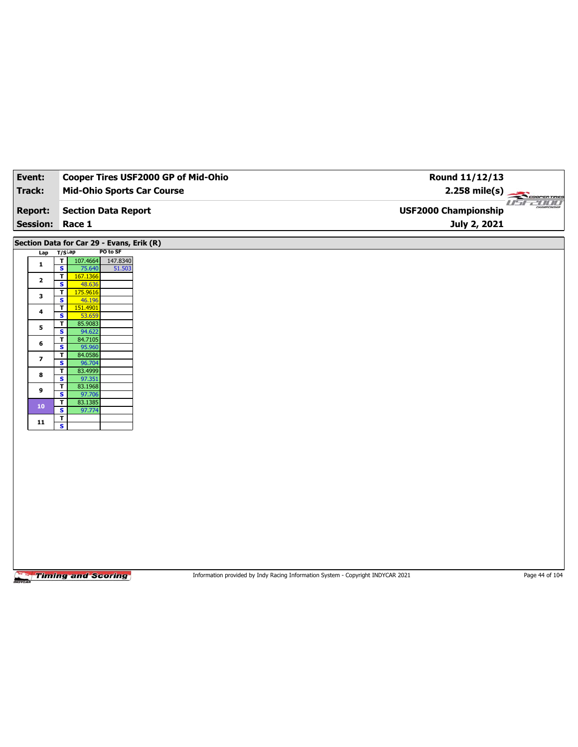| | | |
|---|---|---|
| **Event:** | **Cooper Tires USF2000 GP of Mid-Ohio** | **Round 11/12/13** |
| **Track:** | **Mid-Ohio Sports Car Course** | **2.258 mile(s)** |
| **Report:** | **Section Data Report** | **USF2000 Championship** |
| **Session:** | **Race 1** | **July 2, 2021** |

## Section Data for Car 29 - Evans, Erik (R)

| Lap | T/S | Lap | PO to SF |
|---|---|---|---|
| 1 | T | 107.4664 | 147.8340 |
| | S | 75.640 | 51.503 |
| 2 | T | 167.1366 | |
| | S | 48.636 | |
| 3 | T | 175.9616 | |
| | S | 46.196 | |
| 4 | T | 151.4901 | |
| | S | 53.659 | |
| 5 | T | 85.9083 | |
| | S | 94.622 | |
| 6 | T | 84.7105 | |
| | S | 95.960 | |
| 7 | T | 84.0586 | |
| | S | 96.704 | |
| 8 | T | 83.4999 | |
| | S | 97.351 | |
| 9 | T | 83.1968 | |
| | S | 97.706 | |
| 10 | T | 83.1385 | |
| | S | 97.774 | |
| 11 | T | | |
| | S | | |

Information provided by Indy Racing Information System - Copyright INDYCAR 2021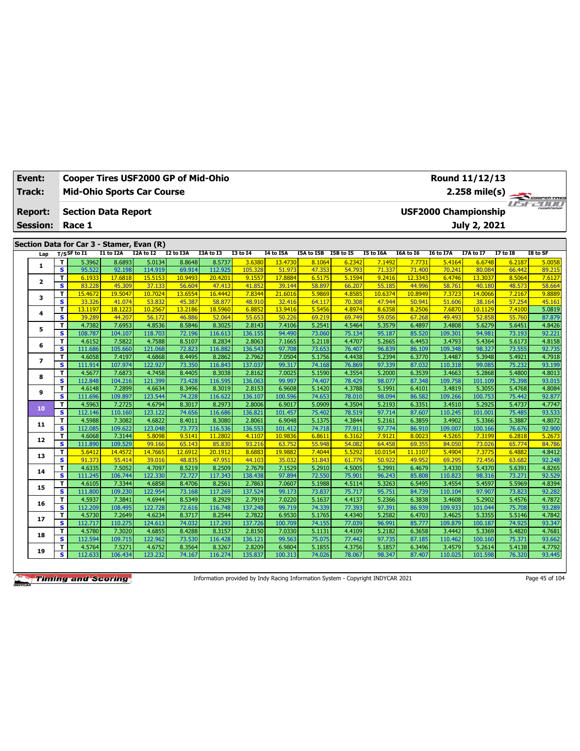| | | | |
|---|---|---|---|
| **Event:** | **Cooper Tires USF2000 GP of Mid-Ohio** | | **Round 11/12/13** |
| **Track:** | **Mid-Ohio Sports Car Course** | | **2.258 mile(s)** |
| **Report:** | **Section Data Report** | | **USF2000 Championship** |
| **Session:** | **Race 1** | | **July 2, 2021** |

## Section Data for Car 3 - Stamer, Evan (R)

| Lap | T/S | SF to I1 | I1 to I2A | I2A to I2 | I2 to I3A | I3A to I3 | I3 to I4 | I4 to I5A | I5A to I5B | I5B to I5 | I5 to I6A | I6A to I6 | I6 to I7A | I7A to I7 | I7 to I8 | I8 to SF |
|---|---|---|---|---|---|---|---|---|---|---|---|---|---|---|---|---|
| 1 | T | 5.3962 | 8.6893 | 5.0134 | 8.8648 | 8.5737 | 3.6380 | 13.4730 | 8.1064 | 6.2342 | 7.1492 | 7.7731 | 5.4164 | 6.6748 | 6.2187 | 5.0058 |
| | S | 95.522 | 92.198 | 114.919 | 69.914 | 112.925 | 105.328 | 51.973 | 47.353 | 54.793 | 71.337 | 71.400 | 70.241 | 80.084 | 66.442 | 89.215 |
| 2 | T | 6.1933 | 17.6818 | 15.5153 | 10.9493 | 20.4201 | 9.1557 | 17.8884 | 6.5175 | 5.1594 | 9.2416 | 12.3343 | 6.4746 | 13.3037 | 8.5064 | 7.6127 |
| | S | 83.228 | 45.309 | 37.133 | 56.604 | 47.413 | 41.852 | 39.144 | 58.897 | 66.207 | 55.185 | 44.996 | 58.761 | 40.180 | 48.573 | 58.664 |
| 3 | T | 15.4672 | 19.5047 | 10.7024 | 13.6554 | 16.4442 | 7.8344 | 21.6016 | 5.9869 | 4.8585 | 10.6374 | 10.8949 | 7.3723 | 14.0066 | 7.2167 | 9.8889 |
| | S | 33.326 | 41.074 | 53.832 | 45.387 | 58.877 | 48.910 | 32.416 | 64.117 | 70.308 | 47.944 | 50.941 | 51.606 | 38.164 | 57.254 | 45.161 |
| 4 | T | 13.1197 | 18.1223 | 10.2567 | 13.2186 | 18.5960 | 6.8852 | 13.9416 | 5.5456 | 4.8974 | 8.6358 | 8.2506 | 7.6870 | 10.1129 | 7.4100 | 5.0819 |
| | S | 39.289 | 44.207 | 56.172 | 46.886 | 52.064 | 55.653 | 50.226 | 69.219 | 69.749 | 59.056 | 67.268 | 49.493 | 52.858 | 55.760 | 87.879 |
| 5 | T | 4.7382 | 7.6953 | 4.8536 | 8.5846 | 8.3025 | 2.8143 | 7.4106 | 5.2541 | 4.5464 | 5.3579 | 6.4897 | 3.4808 | 5.6279 | 5.6451 | 4.8426 |
| | S | 108.787 | 104.107 | 118.703 | 72.196 | 116.613 | 136.155 | 94.490 | 73.060 | 75.134 | 95.187 | 85.520 | 109.301 | 94.981 | 73.193 | 92.221 |
| 6 | T | 4.6152 | 7.5822 | 4.7588 | 8.5107 | 8.2834 | 2.8063 | 7.1665 | 5.2118 | 4.4707 | 5.2665 | 6.4453 | 3.4793 | 5.4364 | 5.6173 | 4.8158 |
| | S | 111.686 | 105.660 | 121.068 | 72.823 | 116.882 | 136.543 | 97.708 | 73.653 | 76.407 | 96.839 | 86.109 | 109.348 | 98.327 | 73.555 | 92.735 |
| 7 | T | 4.6058 | 7.4197 | 4.6868 | 8.4495 | 8.2862 | 2.7962 | 7.0504 | 5.1756 | 4.4438 | 5.2394 | 6.3770 | 3.4487 | 5.3948 | 5.4921 | 4.7918 |
| | S | 111.914 | 107.974 | 122.927 | 73.350 | 116.843 | 137.037 | 99.317 | 74.168 | 76.869 | 97.339 | 87.032 | 110.318 | 99.085 | 75.232 | 93.199 |
| 8 | T | 4.5677 | 7.6873 | 4.7458 | 8.4405 | 8.3038 | 2.8162 | 7.0025 | 5.1590 | 4.3554 | 5.2000 | 6.3539 | 3.4663 | 5.2868 | 5.4800 | 4.8013 |
| | S | 112.848 | 104.216 | 121.399 | 73.428 | 116.595 | 136.063 | 99.997 | 74.407 | 78.429 | 98.077 | 87.348 | 109.758 | 101.109 | 75.398 | 93.015 |
| 9 | T | 4.6148 | 7.2899 | 4.6634 | 8.3496 | 8.3019 | 2.8153 | 6.9608 | 5.1420 | 4.3788 | 5.1991 | 6.4101 | 3.4819 | 5.3055 | 5.4768 | 4.8084 |
| | S | 111.696 | 109.897 | 123.544 | 74.228 | 116.622 | 136.107 | 100.596 | 74.653 | 78.010 | 98.094 | 86.582 | 109.266 | 100.753 | 75.442 | 92.877 |
| 10 | T | 4.5963 | 7.2725 | 4.6794 | 8.3017 | 8.2973 | 2.8006 | 6.9017 | 5.0909 | 4.3504 | 5.2193 | 6.3351 | 3.4510 | 5.2925 | 5.4737 | 4.7747 |
| | S | 112.146 | 110.160 | 123.122 | 74.656 | 116.686 | 136.821 | 101.457 | 75.402 | 78.519 | 97.714 | 87.607 | 110.245 | 101.001 | 75.485 | 93.533 |
| 11 | T | 4.5988 | 7.3082 | 4.6822 | 8.4011 | 8.3080 | 2.8061 | 6.9048 | 5.1375 | 4.3844 | 5.2161 | 6.3859 | 3.4902 | 5.3366 | 5.3887 | 4.8072 |
| | S | 112.085 | 109.622 | 123.048 | 73.773 | 116.536 | 136.553 | 101.412 | 74.718 | 77.911 | 97.774 | 86.910 | 109.007 | 100.166 | 76.676 | 92.900 |
| 12 | T | 4.6068 | 7.3144 | 5.8098 | 9.5141 | 11.2802 | 4.1107 | 10.9836 | 6.8611 | 6.3162 | 7.9121 | 8.0023 | 4.5265 | 7.3199 | 6.2818 | 5.2673 |
| | S | 111.890 | 109.529 | 99.166 | 65.143 | 85.830 | 93.216 | 63.752 | 55.948 | 54.082 | 64.458 | 69.355 | 84.050 | 73.026 | 65.774 | 84.786 |
| 13 | T | 5.6412 | 14.4572 | 14.7665 | 12.6912 | 20.1912 | 8.6883 | 19.9882 | 7.4044 | 5.5292 | 10.0154 | 11.1107 | 5.4904 | 7.3775 | 6.4882 | 4.8412 |
| | S | 91.373 | 55.414 | 39.016 | 48.835 | 47.951 | 44.103 | 35.032 | 51.843 | 61.779 | 50.922 | 49.952 | 69.295 | 72.456 | 63.682 | 92.248 |
| 14 | T | 4.6335 | 7.5052 | 4.7097 | 8.5219 | 8.2509 | 2.7679 | 7.1529 | 5.2910 | 4.5005 | 5.2991 | 6.4679 | 3.4330 | 5.4370 | 5.6391 | 4.8265 |
| | S | 111.245 | 106.744 | 122.330 | 72.727 | 117.343 | 138.438 | 97.894 | 72.550 | 75.901 | 96.243 | 85.808 | 110.823 | 98.316 | 73.271 | 92.529 |
| 15 | T | 4.6105 | 7.3344 | 4.6858 | 8.4706 | 8.2561 | 2.7863 | 7.0607 | 5.1988 | 4.5114 | 5.3263 | 6.5495 | 3.4554 | 5.4597 | 5.5969 | 4.8394 |
| | S | 111.800 | 109.230 | 122.954 | 73.168 | 117.269 | 137.524 | 99.173 | 73.837 | 75.717 | 95.751 | 84.739 | 110.104 | 97.907 | 73.823 | 92.282 |
| 16 | T | 4.5937 | 7.3841 | 4.6944 | 8.5349 | 8.2929 | 2.7919 | 7.0220 | 5.1637 | 4.4137 | 5.2366 | 6.3838 | 3.4608 | 5.2902 | 5.4576 | 4.7872 |
| | S | 112.209 | 108.495 | 122.728 | 72.616 | 116.748 | 137.248 | 99.719 | 74.339 | 77.393 | 97.391 | 86.939 | 109.933 | 101.044 | 75.708 | 93.289 |
| 17 | T | 4.5730 | 7.2649 | 4.6234 | 8.3717 | 8.2544 | 2.7822 | 6.9530 | 5.1765 | 4.4340 | 5.2582 | 6.4703 | 3.4625 | 5.3355 | 5.5146 | 4.7842 |
| | S | 112.717 | 110.275 | 124.613 | 74.032 | 117.293 | 137.726 | 100.709 | 74.155 | 77.039 | 96.991 | 85.777 | 109.879 | 100.187 | 74.925 | 93.347 |
| 18 | T | 4.5780 | 7.3020 | 4.6855 | 8.4288 | 8.3157 | 2.8150 | 7.0330 | 5.1131 | 4.4109 | 5.2182 | 6.3658 | 3.4442 | 5.3369 | 5.4820 | 4.7681 |
| | S | 112.594 | 109.715 | 122.962 | 73.530 | 116.428 | 136.121 | 99.563 | 75.075 | 77.442 | 97.735 | 87.185 | 110.462 | 100.160 | 75.371 | 93.662 |
| 19 | T | 4.5764 | 7.5271 | 4.6752 | 8.3564 | 8.3267 | 2.8209 | 6.9804 | 5.1855 | 4.3756 | 5.1857 | 6.3496 | 3.4579 | 5.2614 | 5.4138 | 4.7792 |
| | S | 112.633 | 106.434 | 123.232 | 74.167 | 116.274 | 135.837 | 100.313 | 74.026 | 78.067 | 98.347 | 87.407 | 110.025 | 101.598 | 76.320 | 93.445 |

Information provided by Indy Racing Information System - Copyright INDYCAR 2021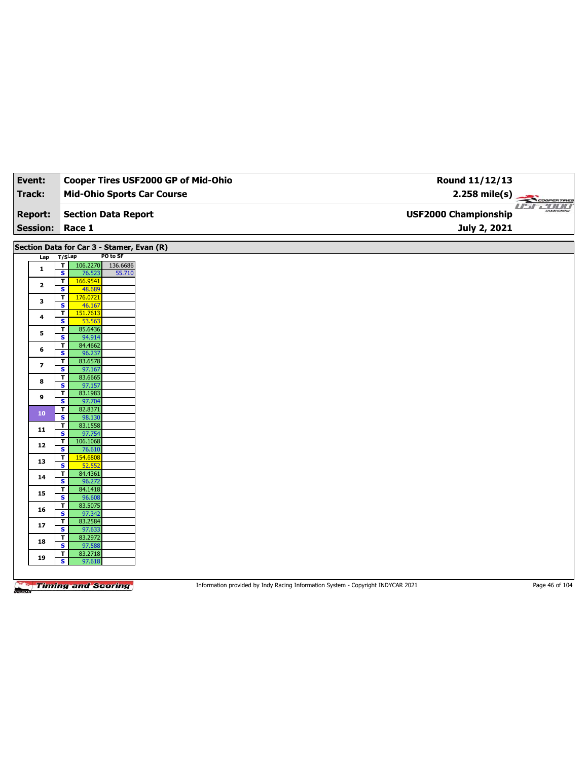| | | |
|---|---|---|
| **Event:** | **Cooper Tires USF2000 GP of Mid-Ohio** | **Round 11/12/13** |
| **Track:** | **Mid-Ohio Sports Car Course** | **2.258 mile(s)** |
| **Report:** | **Section Data Report** | **USF2000 Championship** |
| **Session:** | **Race 1** | **July 2, 2021** |

## Section Data for Car 3 - Stamer, Evan (R)

| Lap | T/S | Lap | PO to SF |
|---|---|---|---|
| 1 | T | 106.2270 | 136.6686 |
| | S | 76.523 | 55.710 |
| 2 | T | 166.9541 | |
| | S | 48.689 | |
| 3 | T | 176.0721 | |
| | S | 46.167 | |
| 4 | T | 151.7613 | |
| | S | 53.563 | |
| 5 | T | 85.6436 | |
| | S | 94.914 | |
| 6 | T | 84.4662 | |
| | S | 96.237 | |
| 7 | T | 83.6578 | |
| | S | 97.167 | |
| 8 | T | 83.6665 | |
| | S | 97.157 | |
| 9 | T | 83.1983 | |
| | S | 97.704 | |
| 10 | T | 82.8371 | |
| | S | 98.130 | |
| 11 | T | 83.1558 | |
| | S | 97.754 | |
| 12 | T | 106.1068 | |
| | S | 76.610 | |
| 13 | T | 154.6808 | |
| | S | 52.552 | |
| 14 | T | 84.4361 | |
| | S | 96.272 | |
| 15 | T | 84.1418 | |
| | S | 96.608 | |
| 16 | T | 83.5075 | |
| | S | 97.342 | |
| 17 | T | 83.2584 | |
| | S | 97.633 | |
| 18 | T | 83.2972 | |
| | S | 97.588 | |
| 19 | T | 83.2718 | |
| | S | 97.618 | |

Information provided by Indy Racing Information System - Copyright INDYCAR 2021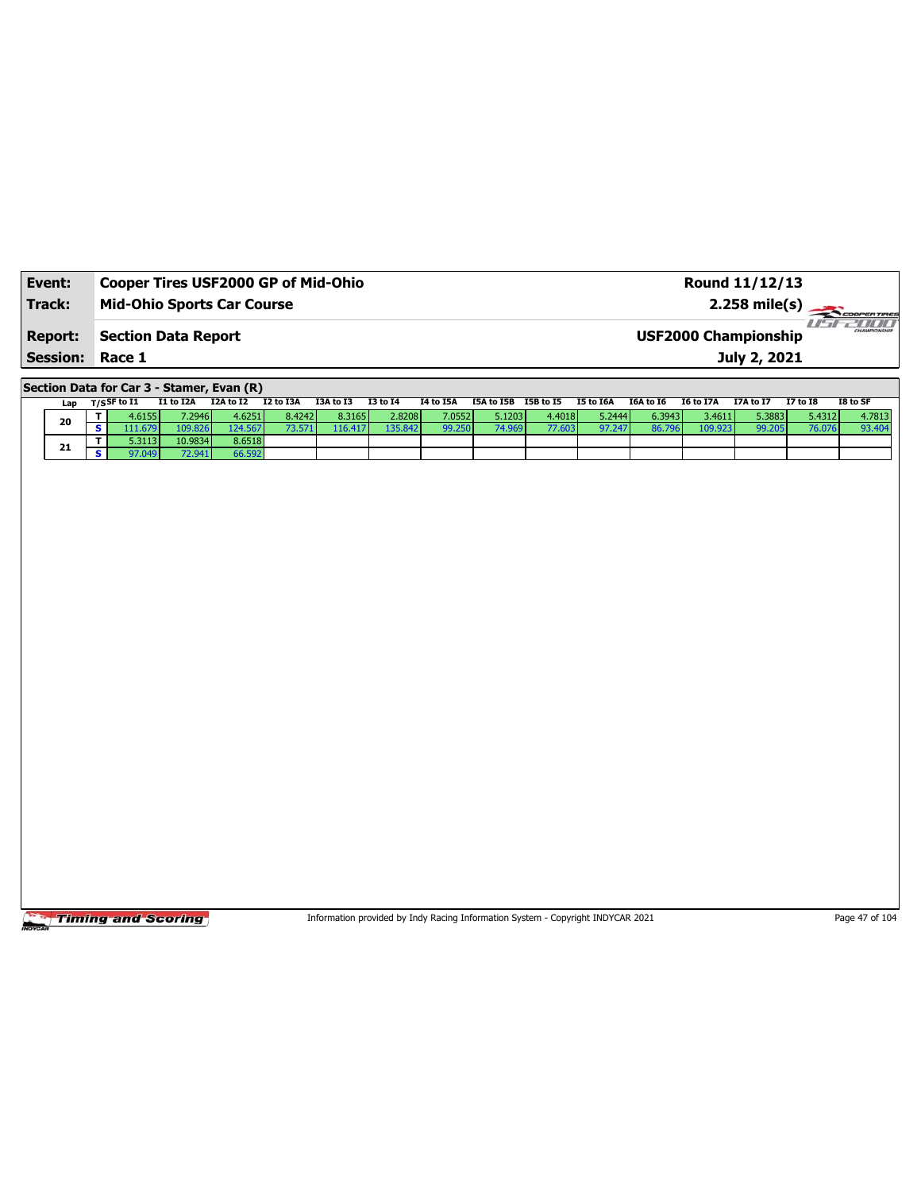| Event: | Cooper Tires USF2000 GP of Mid-Ohio | Round 11/12/13 |
|---|---|---|
| Track: | Mid-Ohio Sports Car Course | 2.258 mile(s) |
| Report: | Section Data Report | USF2000 Championship |
| Session: | Race 1 | July 2, 2021 |

**Section Data for Car 3 - Stamer, Evan (R)**

| Lap | T/S | SF to I1 | I1 to I2A | I2A to I2 | I2 to I3A | I3A to I3 | I3 to I4 | I4 to I5A | I5A to I5B | I5B to I5 | I5 to I6A | I6A to I6 | I6 to I7A | I7A to I7 | I7 to I8 | I8 to SF |
|---|---|---|---|---|---|---|---|---|---|---|---|---|---|---|---|---|
| 20 | T | 4.6155 | 7.2946 | 4.6251 | 8.4242 | 8.3165 | 2.8208 | 7.0552 | 5.1203 | 4.4018 | 5.2444 | 6.3943 | 3.4611 | 5.3883 | 5.4312 | 4.7813 |
| | S | 111.679 | 109.826 | 124.567 | 73.571 | 116.417 | 135.842 | 99.250 | 74.969 | 77.603 | 97.247 | 86.796 | 109.923 | 99.205 | 76.076 | 93.404 |
| 21 | T | 5.3113 | 10.9834 | 8.6518 | | | | | | | | | | | | |
| | S | 97.049 | 72.941 | 66.592 | | | | | | | | | | | | |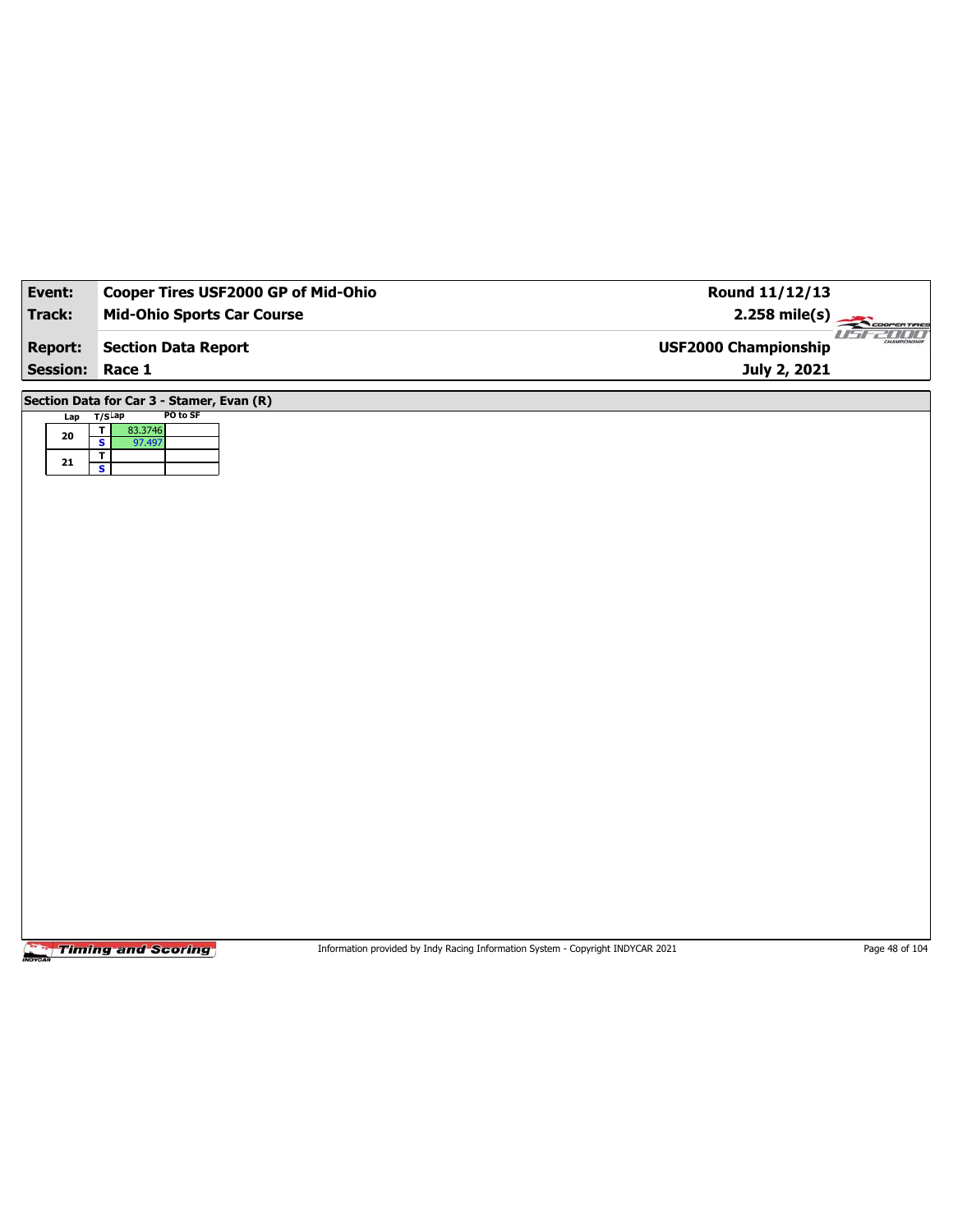| | |
|---|---|
| **Event:** | **Cooper Tires USF2000 GP of Mid-Ohio** |
| **Track:** | **Mid-Ohio Sports Car Course** |
| **Report:** | **Section Data Report** |
| **Session:** | **Race 1** |

**Round 11/12/13**
**2.258 mile(s)**
**USF2000 Championship**
**July 2, 2021**

## Section Data for Car 3 - Stamer, Evan (R)

| Lap | T/S | Lap | PO to SF |
|---|---|---|---|
| 20 | T | 83.3746 | |
| | S | 97.497 | |
| 21 | T | | |
| | S | | |

Information provided by Indy Racing Information System - Copyright INDYCAR 2021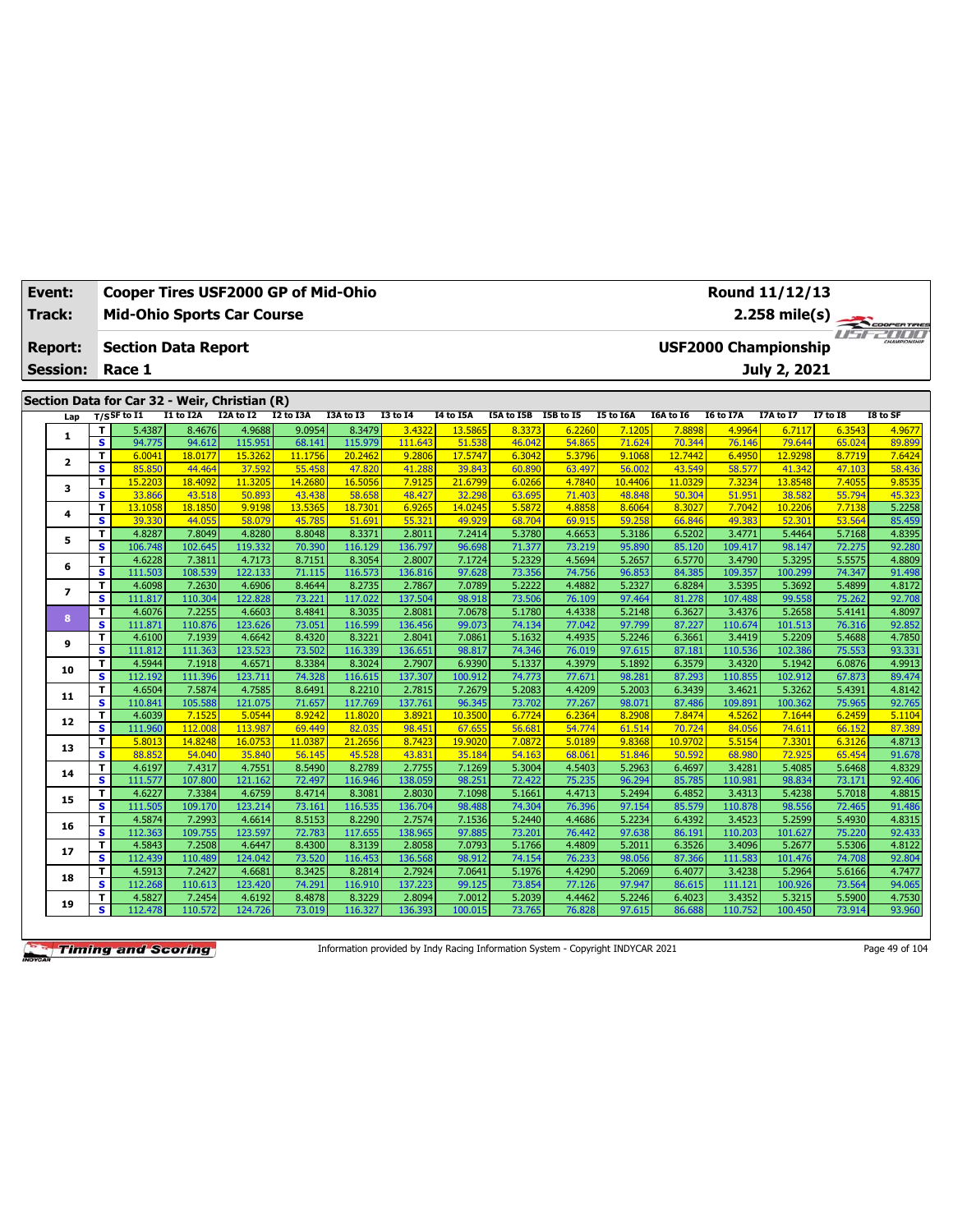| Event: | Cooper Tires USF2000 GP of Mid-Ohio | Round 11/12/13 |
|---|---|---|
| Track: | Mid-Ohio Sports Car Course | 2.258 mile(s) |
| Report: | Section Data Report | USF2000 Championship |
| Session: | Race 1 | July 2, 2021 |

## Section Data for Car 32 - Weir, Christian (R)

| Lap | T/S | SF to I1 | I1 to I2A | I2A to I2 | I2 to I3A | I3A to I3 | I3 to I4 | I4 to I5A | I5A to I5B | I5B to I5 | I5 to I6A | I6A to I6 | I6 to I7A | I7A to I7 | I7 to I8 | I8 to SF |
|---|---|---|---|---|---|---|---|---|---|---|---|---|---|---|---|---|
| 1 | T | 5.4387 | 8.4676 | 4.9688 | 9.0954 | 8.3479 | 3.4322 | 13.5865 | 8.3373 | 6.2260 | 7.1205 | 7.8898 | 4.9964 | 6.7117 | 6.3543 | 4.9677 |
| | S | 94.775 | 94.612 | 115.951 | 68.141 | 115.979 | 111.643 | 51.538 | 46.042 | 54.865 | 71.624 | 70.344 | 76.146 | 79.644 | 65.024 | 89.899 |
| 2 | T | 6.0041 | 18.0177 | 15.3262 | 11.1756 | 20.2462 | 9.2806 | 17.5747 | 6.3042 | 5.3796 | 9.1068 | 12.7442 | 6.4950 | 12.9298 | 8.7719 | 7.6424 |
| | S | 85.850 | 44.464 | 37.592 | 55.458 | 47.820 | 41.288 | 39.843 | 60.890 | 63.497 | 56.002 | 43.549 | 58.577 | 41.342 | 47.103 | 58.436 |
| 3 | T | 15.2203 | 18.4092 | 11.3205 | 14.2680 | 16.5056 | 7.9125 | 21.6799 | 6.0266 | 4.7840 | 10.4406 | 11.0329 | 7.3234 | 13.8548 | 7.4055 | 9.8535 |
| | S | 33.866 | 43.518 | 50.893 | 43.438 | 58.658 | 48.427 | 32.298 | 63.695 | 71.403 | 48.848 | 50.304 | 51.951 | 38.582 | 55.794 | 45.323 |
| 4 | T | 13.1058 | 18.1850 | 9.9198 | 13.5365 | 18.7301 | 6.9265 | 14.0245 | 5.5872 | 4.8858 | 8.6064 | 8.3027 | 7.7042 | 10.2206 | 7.7138 | 5.2258 |
| | S | 39.330 | 44.055 | 58.079 | 45.785 | 51.691 | 55.321 | 49.929 | 68.704 | 69.915 | 59.258 | 66.846 | 49.383 | 52.301 | 53.564 | 85.459 |
| 5 | T | 4.8287 | 7.8049 | 4.8280 | 8.8048 | 8.3371 | 2.8011 | 7.2414 | 5.3780 | 4.6653 | 5.3186 | 6.5202 | 3.4771 | 5.4464 | 5.7168 | 4.8395 |
| | S | 106.748 | 102.645 | 119.332 | 70.390 | 116.129 | 136.797 | 96.698 | 71.377 | 73.219 | 95.890 | 85.120 | 109.417 | 98.147 | 72.275 | 92.280 |
| 6 | T | 4.6228 | 7.3811 | 4.7173 | 8.7151 | 8.3054 | 2.8007 | 7.1724 | 5.2329 | 4.5694 | 5.2657 | 6.5770 | 3.4790 | 5.3295 | 5.5575 | 4.8809 |
| | S | 111.503 | 108.539 | 122.133 | 71.115 | 116.573 | 136.816 | 97.628 | 73.356 | 74.756 | 96.853 | 84.385 | 109.357 | 100.299 | 74.347 | 91.498 |
| 7 | T | 4.6098 | 7.2630 | 4.6906 | 8.4644 | 8.2735 | 2.7867 | 7.0789 | 5.2222 | 4.4882 | 5.2327 | 6.8284 | 3.5395 | 5.3692 | 5.4899 | 4.8172 |
| | S | 111.817 | 110.304 | 122.828 | 73.221 | 117.022 | 137.504 | 98.918 | 73.506 | 76.109 | 97.464 | 81.278 | 107.488 | 99.558 | 75.262 | 92.708 |
| 8 | T | 4.6076 | 7.2255 | 4.6603 | 8.4841 | 8.3035 | 2.8081 | 7.0678 | 5.1780 | 4.4338 | 5.2148 | 6.3627 | 3.4376 | 5.2658 | 5.4141 | 4.8097 |
| | S | 111.871 | 110.876 | 123.626 | 73.051 | 116.599 | 136.456 | 99.073 | 74.134 | 77.042 | 97.799 | 87.227 | 110.674 | 101.513 | 76.316 | 92.852 |
| 9 | T | 4.6100 | 7.1939 | 4.6642 | 8.4320 | 8.3221 | 2.8041 | 7.0861 | 5.1632 | 4.4935 | 5.2246 | 6.3661 | 3.4419 | 5.2209 | 5.4688 | 4.7850 |
| | S | 111.812 | 111.363 | 123.523 | 73.502 | 116.339 | 136.651 | 98.817 | 74.346 | 76.019 | 97.615 | 87.181 | 110.536 | 102.386 | 75.553 | 93.331 |
| 10 | T | 4.5944 | 7.1918 | 4.6571 | 8.3384 | 8.3024 | 2.7907 | 6.9390 | 5.1337 | 4.3979 | 5.1892 | 6.3579 | 3.4320 | 5.1942 | 6.0876 | 4.9913 |
| | S | 112.192 | 111.396 | 123.711 | 74.328 | 116.615 | 137.307 | 100.912 | 74.773 | 77.671 | 98.281 | 87.293 | 110.855 | 102.912 | 67.873 | 89.474 |
| 11 | T | 4.6504 | 7.5874 | 4.7585 | 8.6491 | 8.2210 | 2.7815 | 7.2679 | 5.2083 | 4.4209 | 5.2003 | 6.3439 | 3.4621 | 5.3262 | 5.4391 | 4.8142 |
| | S | 110.841 | 105.588 | 121.075 | 71.657 | 117.769 | 137.761 | 96.345 | 73.702 | 77.267 | 98.071 | 87.486 | 109.891 | 100.362 | 75.965 | 92.765 |
| 12 | T | 4.6039 | 7.1525 | 5.0544 | 8.9242 | 11.8020 | 3.8921 | 10.3500 | 6.7724 | 6.2364 | 8.2908 | 7.8474 | 4.5262 | 7.1644 | 6.2459 | 5.1104 |
| | S | 111.960 | 112.008 | 113.987 | 69.449 | 82.035 | 98.451 | 67.655 | 56.681 | 54.774 | 61.514 | 70.724 | 84.056 | 74.611 | 66.152 | 87.389 |
| 13 | T | 5.8013 | 14.8248 | 16.0753 | 11.0387 | 21.2656 | 8.7423 | 19.9020 | 7.0872 | 5.0189 | 9.8368 | 10.9702 | 5.5154 | 7.3301 | 6.3126 | 4.8713 |
| | S | 88.852 | 54.040 | 35.840 | 56.145 | 45.528 | 43.831 | 35.184 | 54.163 | 68.061 | 51.846 | 50.592 | 68.980 | 72.925 | 65.454 | 91.678 |
| 14 | T | 4.6197 | 7.4317 | 4.7551 | 8.5490 | 8.2789 | 2.7755 | 7.1269 | 5.3004 | 4.5403 | 5.2963 | 6.4697 | 3.4281 | 5.4085 | 5.6468 | 4.8329 |
| | S | 111.577 | 107.800 | 121.162 | 72.497 | 116.946 | 138.059 | 98.251 | 72.422 | 75.235 | 96.294 | 85.785 | 110.981 | 98.834 | 73.171 | 92.406 |
| 15 | T | 4.6227 | 7.3384 | 4.6759 | 8.4714 | 8.3081 | 2.8030 | 7.1098 | 5.1661 | 4.4713 | 5.2494 | 6.4852 | 3.4313 | 5.4238 | 5.7018 | 4.8815 |
| | S | 111.505 | 109.170 | 123.214 | 73.161 | 116.535 | 136.704 | 98.488 | 74.304 | 76.396 | 97.154 | 85.579 | 110.878 | 98.556 | 72.465 | 91.486 |
| 16 | T | 4.5874 | 7.2993 | 4.6614 | 8.5153 | 8.2290 | 2.7574 | 7.1536 | 5.2440 | 4.4686 | 5.2234 | 6.4392 | 3.4523 | 5.2599 | 5.4930 | 4.8315 |
| | S | 112.363 | 109.755 | 123.597 | 72.783 | 117.655 | 138.965 | 97.885 | 73.201 | 76.442 | 97.638 | 86.191 | 110.203 | 101.627 | 75.220 | 92.433 |
| 17 | T | 4.5843 | 7.2508 | 4.6447 | 8.4300 | 8.3139 | 2.8058 | 7.0793 | 5.1766 | 4.4809 | 5.2011 | 6.3526 | 3.4096 | 5.2677 | 5.5306 | 4.8122 |
| | S | 112.439 | 110.489 | 124.042 | 73.520 | 116.453 | 136.568 | 98.912 | 74.154 | 76.233 | 98.056 | 87.366 | 111.583 | 101.476 | 74.708 | 92.804 |
| 18 | T | 4.5913 | 7.2427 | 4.6681 | 8.3425 | 8.2814 | 2.7924 | 7.0641 | 5.1976 | 4.4290 | 5.2069 | 6.4077 | 3.4238 | 5.2964 | 5.6166 | 4.7477 |
| | S | 112.268 | 110.613 | 123.420 | 74.291 | 116.910 | 137.223 | 99.125 | 73.854 | 77.126 | 97.947 | 86.615 | 111.121 | 100.926 | 73.564 | 94.065 |
| 19 | T | 4.5827 | 7.2454 | 4.6192 | 8.4878 | 8.3229 | 2.8094 | 7.0012 | 5.2039 | 4.4462 | 5.2246 | 6.4023 | 3.4352 | 5.3215 | 5.5900 | 4.7530 |
| | S | 112.478 | 110.572 | 124.726 | 73.019 | 116.327 | 136.393 | 100.015 | 73.765 | 76.828 | 97.615 | 86.688 | 110.752 | 100.450 | 73.914 | 93.960 |

Timing and Scoring

Information provided by Indy Racing Information System - Copyright INDYCAR 2021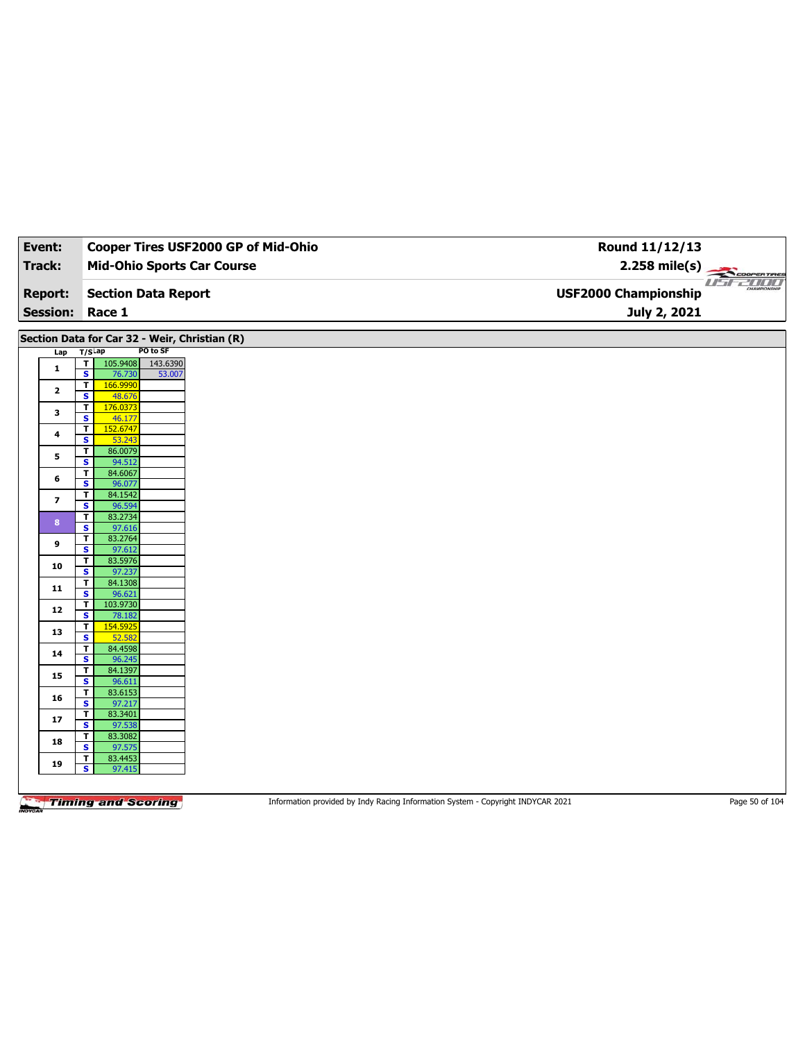| Event: | Cooper Tires USF2000 GP of Mid-Ohio | Round 11/12/13 |
|---|---|---|
| Track: | Mid-Ohio Sports Car Course | 2.258 mile(s) |
| Report: | Section Data Report | USF2000 Championship |
| Session: | Race 1 | July 2, 2021 |

## Section Data for Car 32 - Weir, Christian (R)

| Lap | T/S | Lap | PO to SF |
|---|---|---|---|
| 1 | T | 105.9408 | 143.6390 |
| | S | 76.730 | 53.007 |
| 2 | T | 166.9990 | |
| | S | 48.676 | |
| 3 | T | 176.0373 | |
| | S | 46.177 | |
| 4 | T | 152.6747 | |
| | S | 53.243 | |
| 5 | T | 86.0079 | |
| | S | 94.512 | |
| 6 | T | 84.6067 | |
| | S | 96.077 | |
| 7 | T | 84.1542 | |
| | S | 96.594 | |
| 8 | T | 83.2734 | |
| | S | 97.616 | |
| 9 | T | 83.2764 | |
| | S | 97.612 | |
| 10 | T | 83.5976 | |
| | S | 97.237 | |
| 11 | T | 84.1308 | |
| | S | 96.621 | |
| 12 | T | 103.9730 | |
| | S | 78.182 | |
| 13 | T | 154.5925 | |
| | S | 52.582 | |
| 14 | T | 84.4598 | |
| | S | 96.245 | |
| 15 | T | 84.1397 | |
| | S | 96.611 | |
| 16 | T | 83.6153 | |
| | S | 97.217 | |
| 17 | T | 83.3401 | |
| | S | 97.538 | |
| 18 | T | 83.3082 | |
| | S | 97.575 | |
| 19 | T | 83.4453 | |
| | S | 97.415 | |

Information provided by Indy Racing Information System - Copyright INDYCAR 2021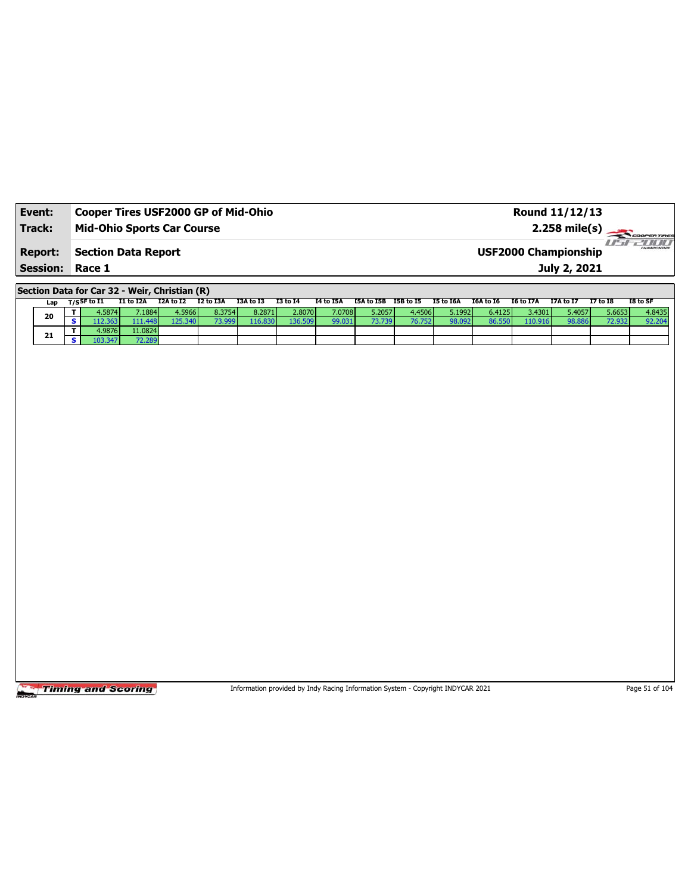| **Event:** | **Cooper Tires USF2000 GP of Mid-Ohio** | **Round 11/12/13** |
|---|---|---|
| **Track:** | **Mid-Ohio Sports Car Course** | **2.258 mile(s)** |
| **Report:** | **Section Data Report** | **USF2000 Championship** |
| **Session:** | **Race 1** | **July 2, 2021** |

**Section Data for Car 32 - Weir, Christian (R)**

| Lap | T/S | SF to I1 | I1 to I2A | I2A to I2 | I2 to I3A | I3A to I3 | I3 to I4 | I4 to I5A | I5A to I5B | I5B to I5 | I5 to I6A | I6A to I6 | I6 to I7A | I7A to I7 | I7 to I8 | I8 to SF |
|---|---|---|---|---|---|---|---|---|---|---|---|---|---|---|---|---|
| 20 | T | 4.5874 | 7.1884 | 4.5966 | 8.3754 | 8.2871 | 2.8070 | 7.0708 | 5.2057 | 4.4506 | 5.1992 | 6.4125 | 3.4301 | 5.4057 | 5.6653 | 4.8435 |
| | S | 112.363 | 111.448 | 125.340 | 73.999 | 116.830 | 136.509 | 99.031 | 73.739 | 76.752 | 98.092 | 86.550 | 110.916 | 98.886 | 72.932 | 92.204 |
| 21 | T | 4.9876 | 11.0824 | | | | | | | | | | | | | |
| | S | 103.347 | 72.289 | | | | | | | | | | | | | |

Information provided by Indy Racing Information System - Copyright INDYCAR 2021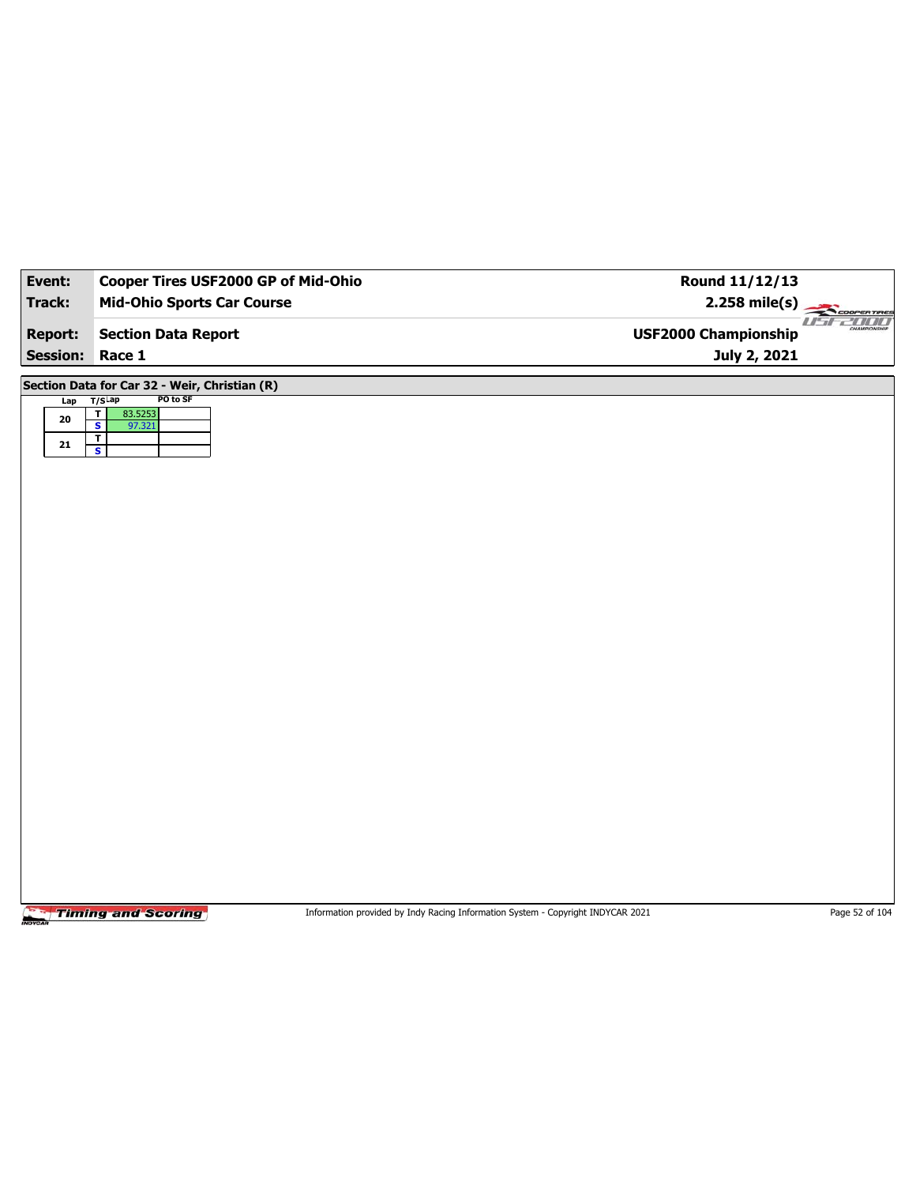| | |
|---|---|
| **Event:** | **Cooper Tires USF2000 GP of Mid-Ohio** |
| **Track:** | **Mid-Ohio Sports Car Course** |
| **Report:** | **Section Data Report** |
| **Session:** | **Race 1** |

**Round 11/12/13**
**2.258 mile(s)**
**USF2000 Championship**
**July 2, 2021**

## Section Data for Car 32 - Weir, Christian (R)

| Lap | T/S | Lap | PO to SF |
|---|---|---|---|
| 20 | T | 83.5253 | |
| | S | 97.321 | |
| 21 | T | | |
| | S | | |

Timing and Scoring

Information provided by Indy Racing Information System - Copyright INDYCAR 2021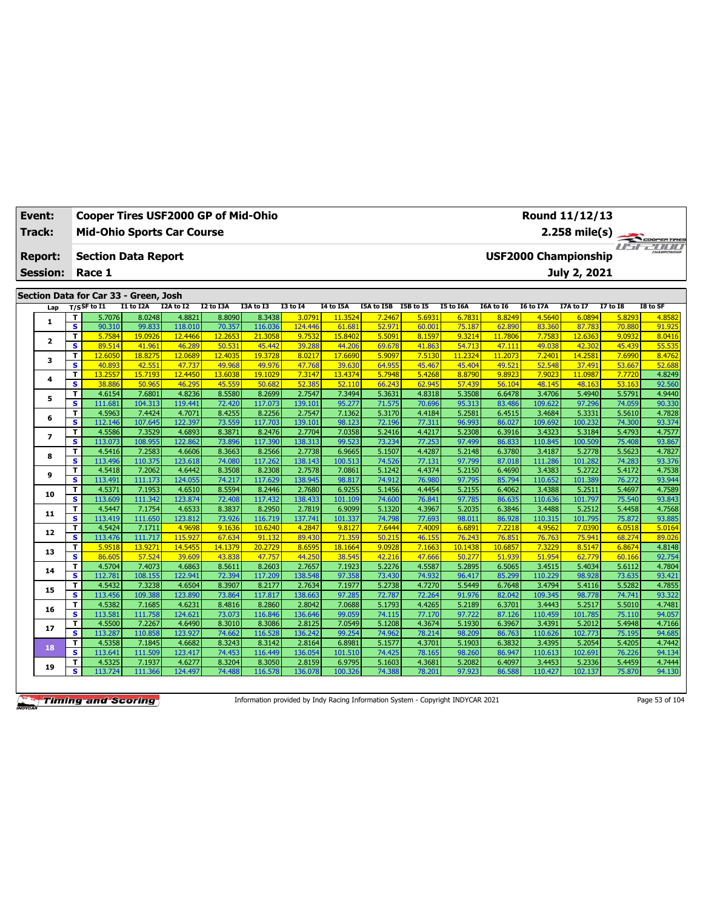| Event: | Cooper Tires USF2000 GP of Mid-Ohio | Round 11/12/13 |
|---|---|---|
| Track: | Mid-Ohio Sports Car Course | 2.258 mile(s) |
| Report: | Section Data Report | USF2000 Championship |
| Session: | Race 1 | July 2, 2021 |

## Section Data for Car 33 - Green, Josh

| Lap | T/S | SF to I1 | I1 to I2A | I2A to I2 | I2 to I3A | I3A to I3 | I3 to I4 | I4 to I5A | I5A to I5B | I5B to I5 | I5 to I6A | I6A to I6 | I6 to I7A | I7A to I7 | I7 to I8 | I8 to SF |
|---|---|---|---|---|---|---|---|---|---|---|---|---|---|---|---|---|
| 1 | T | 5.7076 | 8.0248 | 4.8821 | 8.8090 | 8.3438 | 3.0791 | 11.3524 | 7.2467 | 5.6931 | 6.7831 | 8.8249 | 4.5640 | 6.0894 | 5.8293 | 4.8582 |
| | S | 90.310 | 99.833 | 118.010 | 70.357 | 116.036 | 124.446 | 61.681 | 52.971 | 60.001 | 75.187 | 62.890 | 83.360 | 87.783 | 70.880 | 91.925 |
| 2 | T | 5.7584 | 19.0926 | 12.4466 | 12.2653 | 21.3058 | 9.7532 | 15.8402 | 5.5091 | 8.1597 | 9.3214 | 11.7806 | 7.7583 | 12.6363 | 9.0932 | 8.0416 |
| | S | 89.514 | 41.961 | 46.289 | 50.531 | 45.442 | 39.288 | 44.206 | 69.678 | 41.863 | 54.713 | 47.111 | 49.038 | 42.302 | 45.439 | 55.535 |
| 3 | T | 12.6050 | 18.8275 | 12.0689 | 12.4035 | 19.3728 | 8.0217 | 17.6690 | 5.9097 | 7.5130 | 11.2324 | 11.2073 | 7.2401 | 14.2581 | 7.6990 | 8.4762 |
| | S | 40.893 | 42.551 | 47.737 | 49.968 | 49.976 | 47.768 | 39.630 | 64.955 | 45.467 | 45.404 | 49.521 | 52.548 | 37.491 | 53.667 | 52.688 |
| 4 | T | 13.2557 | 15.7193 | 12.4450 | 13.6038 | 19.1029 | 7.3147 | 13.4374 | 5.7948 | 5.4268 | 8.8790 | 9.8923 | 7.9023 | 11.0987 | 7.7720 | 4.8249 |
| | S | 38.886 | 50.965 | 46.295 | 45.559 | 50.682 | 52.385 | 52.110 | 66.243 | 62.945 | 57.439 | 56.104 | 48.145 | 48.163 | 53.163 | 92.560 |
| 5 | T | 4.6154 | 7.6801 | 4.8236 | 8.5580 | 8.2699 | 2.7547 | 7.3494 | 5.3631 | 4.8318 | 5.3508 | 6.6478 | 3.4706 | 5.4940 | 5.5791 | 4.9440 |
| | S | 111.681 | 104.313 | 119.441 | 72.420 | 117.073 | 139.101 | 95.277 | 71.575 | 70.696 | 95.313 | 83.486 | 109.622 | 97.296 | 74.059 | 90.330 |
| 6 | T | 4.5963 | 7.4424 | 4.7071 | 8.4255 | 8.2256 | 2.7547 | 7.1362 | 5.3170 | 4.4184 | 5.2581 | 6.4515 | 3.4684 | 5.3331 | 5.5610 | 4.7828 |
| | S | 112.146 | 107.645 | 122.397 | 73.559 | 117.703 | 139.101 | 98.123 | 72.196 | 77.311 | 96.993 | 86.027 | 109.692 | 100.232 | 74.300 | 93.374 |
| 7 | T | 4.5586 | 7.3529 | 4.6893 | 8.3871 | 8.2476 | 2.7704 | 7.0358 | 5.2416 | 4.4217 | 5.2308 | 6.3916 | 3.4323 | 5.3184 | 5.4793 | 4.7577 |
| | S | 113.073 | 108.955 | 122.862 | 73.896 | 117.390 | 138.313 | 99.523 | 73.234 | 77.253 | 97.499 | 86.833 | 110.845 | 100.509 | 75.408 | 93.867 |
| 8 | T | 4.5416 | 7.2583 | 4.6606 | 8.3663 | 8.2566 | 2.7738 | 6.9665 | 5.1507 | 4.4287 | 5.2148 | 6.3780 | 3.4187 | 5.2778 | 5.5623 | 4.7827 |
| | S | 113.496 | 110.375 | 123.618 | 74.080 | 117.262 | 138.143 | 100.513 | 74.526 | 77.131 | 97.799 | 87.018 | 111.286 | 101.282 | 74.283 | 93.376 |
| 9 | T | 4.5418 | 7.2062 | 4.6442 | 8.3508 | 8.2308 | 2.7578 | 7.0861 | 5.1242 | 4.4374 | 5.2150 | 6.4690 | 3.4383 | 5.2722 | 5.4172 | 4.7538 |
| | S | 113.491 | 111.173 | 124.055 | 74.217 | 117.629 | 138.945 | 98.817 | 74.912 | 76.980 | 97.795 | 85.794 | 110.652 | 101.389 | 76.272 | 93.944 |
| 10 | T | 4.5371 | 7.1953 | 4.6510 | 8.5594 | 8.2446 | 2.7680 | 6.9255 | 5.1456 | 4.4454 | 5.2155 | 6.4062 | 3.4388 | 5.2511 | 5.4697 | 4.7589 |
| | S | 113.609 | 111.342 | 123.874 | 72.408 | 117.432 | 138.433 | 101.109 | 74.600 | 76.841 | 97.785 | 86.635 | 110.636 | 101.797 | 75.540 | 93.843 |
| 11 | T | 4.5447 | 7.1754 | 4.6533 | 8.3837 | 8.2950 | 2.7819 | 6.9099 | 5.1320 | 4.3967 | 5.2035 | 6.3846 | 3.4488 | 5.2512 | 5.4458 | 4.7568 |
| | S | 113.419 | 111.650 | 123.812 | 73.926 | 116.719 | 137.741 | 101.337 | 74.798 | 77.693 | 98.011 | 86.928 | 110.315 | 101.795 | 75.872 | 93.885 |
| 12 | T | 4.5424 | 7.1711 | 4.9698 | 9.1636 | 10.6240 | 4.2847 | 9.8127 | 7.6444 | 7.4009 | 6.6891 | 7.2218 | 4.9562 | 7.0390 | 6.0518 | 5.0164 |
| | S | 113.476 | 111.717 | 115.927 | 67.634 | 91.132 | 89.430 | 71.359 | 50.215 | 46.155 | 76.243 | 76.851 | 76.763 | 75.941 | 68.274 | 89.026 |
| 13 | T | 5.9518 | 13.9271 | 14.5455 | 14.1379 | 20.2729 | 8.6595 | 18.1664 | 9.0928 | 7.1663 | 10.1438 | 10.6857 | 7.3229 | 8.5147 | 6.8674 | 4.8148 |
| | S | 86.605 | 57.524 | 39.609 | 43.838 | 47.757 | 44.250 | 38.545 | 42.216 | 47.666 | 50.277 | 51.939 | 51.954 | 62.779 | 60.166 | 92.754 |
| 14 | T | 4.5704 | 7.4073 | 4.6863 | 8.5611 | 8.2603 | 2.7657 | 7.1923 | 5.2276 | 4.5587 | 5.2895 | 6.5065 | 3.4515 | 5.4034 | 5.6112 | 4.7804 |
| | S | 112.781 | 108.155 | 122.941 | 72.394 | 117.209 | 138.548 | 97.358 | 73.430 | 74.932 | 96.417 | 85.299 | 110.229 | 98.928 | 73.635 | 93.421 |
| 15 | T | 4.5432 | 7.3238 | 4.6504 | 8.3907 | 8.2177 | 2.7634 | 7.1977 | 5.2738 | 4.7270 | 5.5449 | 6.7648 | 3.4794 | 5.4116 | 5.5282 | 4.7855 |
| | S | 113.456 | 109.388 | 123.890 | 73.864 | 117.817 | 138.663 | 97.285 | 72.787 | 72.264 | 91.976 | 82.042 | 109.345 | 98.778 | 74.741 | 93.322 |
| 16 | T | 4.5382 | 7.1685 | 4.6231 | 8.4816 | 8.2860 | 2.8042 | 7.0688 | 5.1793 | 4.4265 | 5.2189 | 6.3701 | 3.4443 | 5.2517 | 5.5010 | 4.7481 |
| | S | 113.581 | 111.758 | 124.621 | 73.073 | 116.846 | 136.646 | 99.059 | 74.115 | 77.170 | 97.722 | 87.126 | 110.459 | 101.785 | 75.110 | 94.057 |
| 17 | T | 4.5500 | 7.2267 | 4.6490 | 8.3010 | 8.3086 | 2.8125 | 7.0549 | 5.1208 | 4.3674 | 5.1930 | 6.3967 | 3.4391 | 5.2012 | 5.4948 | 4.7166 |
| | S | 113.287 | 110.858 | 123.927 | 74.662 | 116.528 | 136.242 | 99.254 | 74.962 | 78.214 | 98.209 | 86.763 | 110.626 | 102.773 | 75.195 | 94.685 |
| 18 | T | 4.5358 | 7.1845 | 4.6682 | 8.3243 | 8.3142 | 2.8164 | 6.8981 | 5.1577 | 4.3701 | 5.1903 | 6.3832 | 3.4395 | 5.2054 | 5.4205 | 4.7442 |
| | S | 113.641 | 111.509 | 123.417 | 74.453 | 116.449 | 136.054 | 101.510 | 74.425 | 78.165 | 98.260 | 86.947 | 110.613 | 102.691 | 76.226 | 94.134 |
| 19 | T | 4.5325 | 7.1937 | 4.6277 | 8.3204 | 8.3050 | 2.8159 | 6.9795 | 5.1603 | 4.3681 | 5.2082 | 6.4097 | 3.4453 | 5.2336 | 5.4459 | 4.7444 |
| | S | 113.724 | 111.366 | 124.497 | 74.488 | 116.578 | 136.078 | 100.326 | 74.388 | 78.201 | 97.923 | 86.588 | 110.427 | 102.137 | 75.870 | 94.130 |

Information provided by Indy Racing Information System - Copyright INDYCAR 2021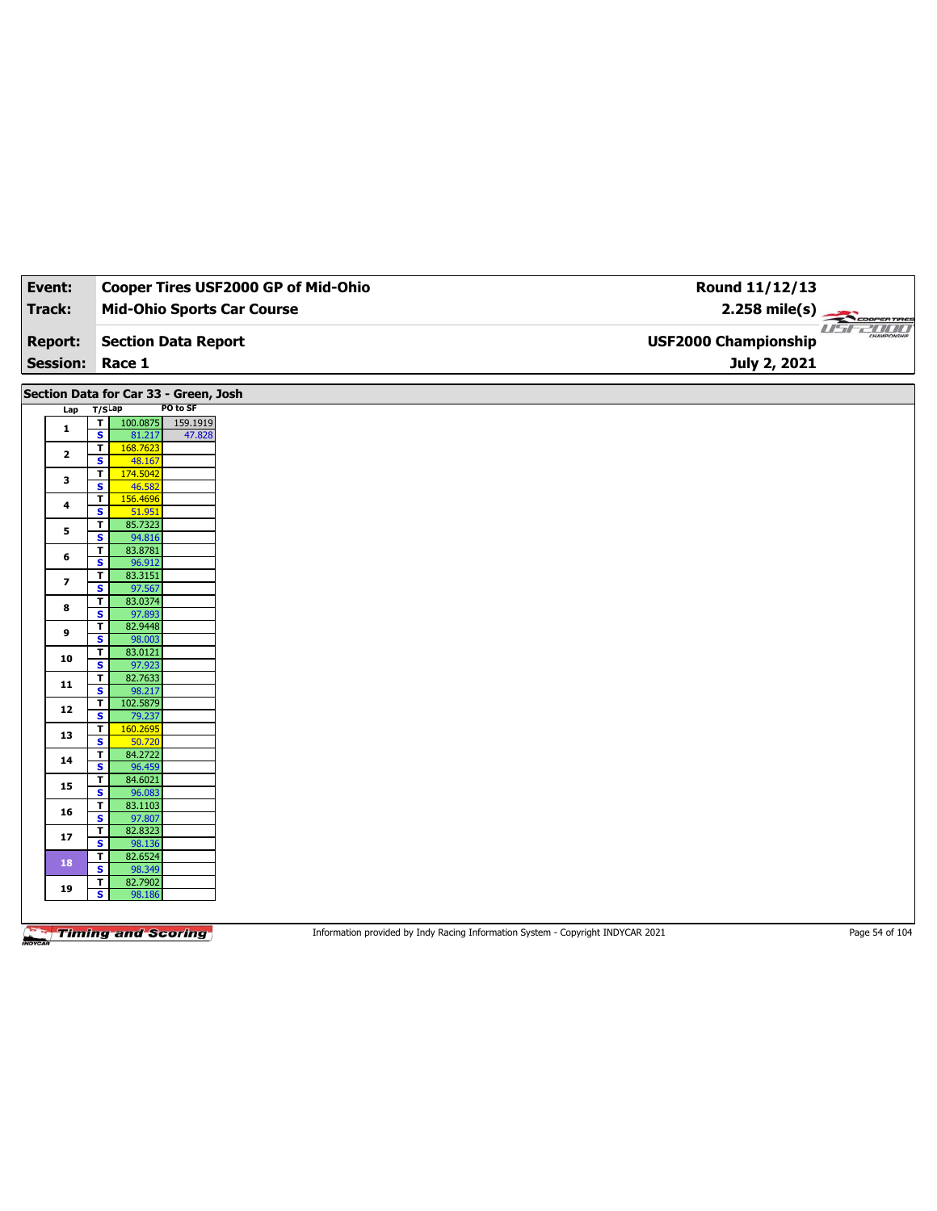| | | |
|---|---|---|
| **Event:** | **Cooper Tires USF2000 GP of Mid-Ohio** | **Round 11/12/13** |
| **Track:** | **Mid-Ohio Sports Car Course** | **2.258 mile(s)** |
| **Report:** | **Section Data Report** | **USF2000 Championship** |
| **Session:** | **Race 1** | **July 2, 2021** |

## Section Data for Car 33 - Green, Josh

| Lap | T/S | Lap | PO to SF |
|---|---|---|---|
| 1 | T | 100.0875 | 159.1919 |
| | S | 81.217 | 47.828 |
| 2 | T | 168.7623 | |
| | S | 48.167 | |
| 3 | T | 174.5042 | |
| | S | 46.582 | |
| 4 | T | 156.4696 | |
| | S | 51.951 | |
| 5 | T | 85.7323 | |
| | S | 94.816 | |
| 6 | T | 83.8781 | |
| | S | 96.912 | |
| 7 | T | 83.3151 | |
| | S | 97.567 | |
| 8 | T | 83.0374 | |
| | S | 97.893 | |
| 9 | T | 82.9448 | |
| | S | 98.003 | |
| 10 | T | 83.0121 | |
| | S | 97.923 | |
| 11 | T | 82.7633 | |
| | S | 98.217 | |
| 12 | T | 102.5879 | |
| | S | 79.237 | |
| 13 | T | 160.2695 | |
| | S | 50.720 | |
| 14 | T | 84.2722 | |
| | S | 96.459 | |
| 15 | T | 84.6021 | |
| | S | 96.083 | |
| 16 | T | 83.1103 | |
| | S | 97.807 | |
| 17 | T | 82.8323 | |
| | S | 98.136 | |
| 18 | T | 82.6524 | |
| | S | 98.349 | |
| 19 | T | 82.7902 | |
| | S | 98.186 | |

Information provided by Indy Racing Information System - Copyright INDYCAR 2021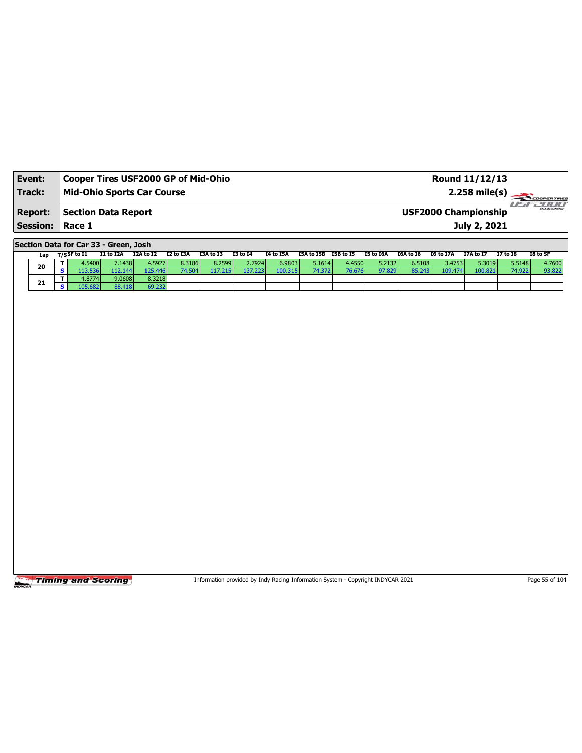| | | | |
|---|---|---|---|
| **Event:** | **Cooper Tires USF2000 GP of Mid-Ohio** | | **Round 11/12/13** |
| **Track:** | **Mid-Ohio Sports Car Course** | | **2.258 mile(s)** |
| **Report:** | **Section Data Report** | | **USF2000 Championship** |
| **Session:** | **Race 1** | | **July 2, 2021** |

**Section Data for Car 33 - Green, Josh**

| Lap | T/S | SF to I1 | I1 to I2A | I2A to I2 | I2 to I3A | I3A to I3 | I3 to I4 | I4 to I5A | I5A to I5B | I5B to I5 | I5 to I6A | I6A to I6 | I6 to I7A | I7A to I7 | I7 to I8 | I8 to SF |
|---|---|---|---|---|---|---|---|---|---|---|---|---|---|---|---|---|
| 20 | T | 4.5400 | 7.1438 | 4.5927 | 8.3186 | 8.2599 | 2.7924 | 6.9803 | 5.1614 | 4.4550 | 5.2132 | 6.5108 | 3.4753 | 5.3019 | 5.5148 | 4.7600 |
| | S | 113.536 | 112.144 | 125.446 | 74.504 | 117.215 | 137.223 | 100.315 | 74.372 | 76.676 | 97.829 | 85.243 | 109.474 | 100.821 | 74.922 | 93.822 |
| 21 | T | 4.8774 | 9.0608 | 8.3218 | | | | | | | | | | | | |
| | S | 105.682 | 88.418 | 69.232 | | | | | | | | | | | | |

Information provided by Indy Racing Information System - Copyright INDYCAR 2021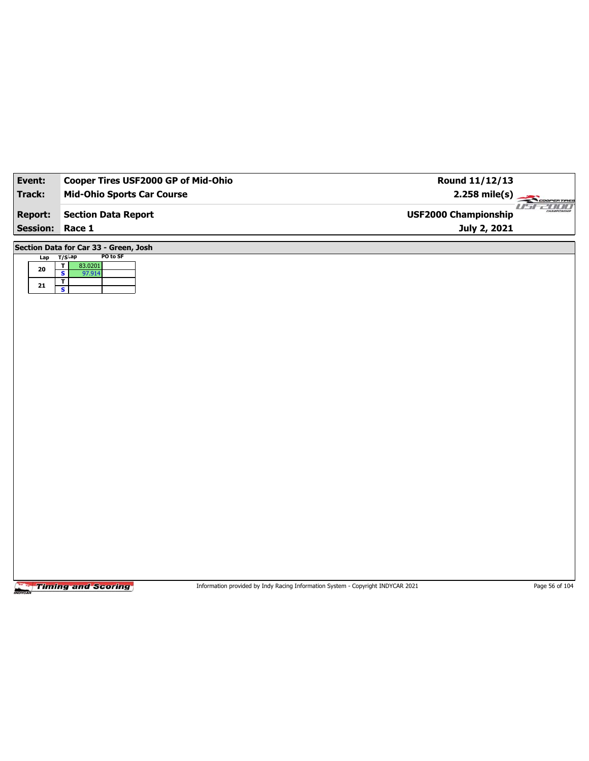| | |
|---|---|
| **Event:** | **Cooper Tires USF2000 GP of Mid-Ohio** |
| **Track:** | **Mid-Ohio Sports Car Course** |
| **Report:** | **Section Data Report** |
| **Session:** | **Race 1** |

**Round 11/12/13**
**2.258 mile(s)**
**USF2000 Championship**
**July 2, 2021**

**Section Data for Car 33 - Green, Josh**

| Lap | T/S | Lap | PO to SF |
|---|---|---|---|
| 20 | T | 83.0201 | |
| | S | 97.914 | |
| 21 | T | | |
| | S | | |

Information provided by Indy Racing Information System - Copyright INDYCAR 2021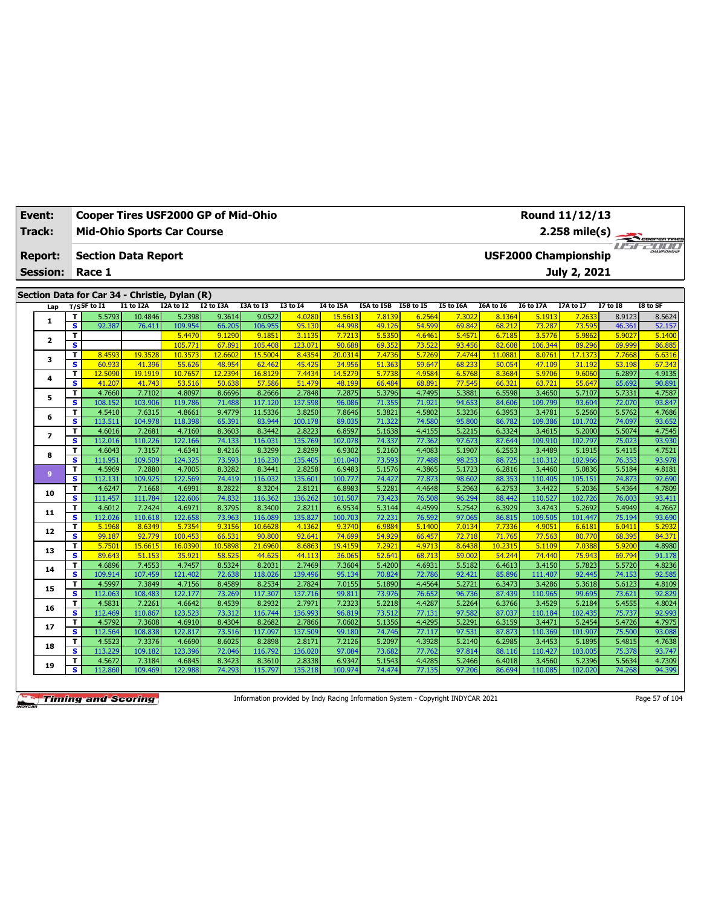| Event: | Cooper Tires USF2000 GP of Mid-Ohio | Round 11/12/13 |
|---|---|---|
| Track: | Mid-Ohio Sports Car Course | 2.258 mile(s) |
| Report: | Section Data Report | USF2000 Championship |
| Session: | Race 1 | July 2, 2021 |

## Section Data for Car 34 - Christie, Dylan (R)

| Lap | T/S | SF to I1 | I1 to I2A | I2A to I2 | I2 to I3A | I3A to I3 | I3 to I4 | I4 to I5A | I5A to I5B | I5B to I5 | I5 to I6A | I6A to I6 | I6 to I7A | I7A to I7 | I7 to I8 | I8 to SF |
|---|---|---|---|---|---|---|---|---|---|---|---|---|---|---|---|---|
| 1 | T | 5.5793 | 10.4846 | 5.2398 | 9.3614 | 9.0522 | 4.0280 | 15.5613 | 7.8139 | 6.2564 | 7.3022 | 8.1364 | 5.1913 | 7.2633 | 8.9123 | 8.5624 |
| | S | 92.387 | 76.411 | 109.954 | 66.205 | 106.955 | 95.130 | 44.998 | 49.126 | 54.599 | 69.842 | 68.212 | 73.287 | 73.595 | 46.361 | 52.157 |
| 2 | T | | | 5.4470 | 9.1290 | 9.1851 | 3.1135 | 7.7213 | 5.5350 | 4.6461 | 5.4571 | 6.7185 | 3.5776 | 5.9862 | 5.9027 | 5.1400 |
| | S | | | 105.771 | 67.891 | 105.408 | 123.071 | 90.688 | 69.352 | 73.522 | 93.456 | 82.608 | 106.344 | 89.296 | 69.999 | 86.885 |
| 3 | T | 8.4593 | 19.3528 | 10.3573 | 12.6602 | 15.5004 | 8.4354 | 20.0314 | 7.4736 | 5.7269 | 7.4744 | 11.0881 | 8.0761 | 17.1373 | 7.7668 | 6.6316 |
| | S | 60.933 | 41.396 | 55.626 | 48.954 | 62.462 | 45.425 | 34.956 | 51.363 | 59.647 | 68.233 | 50.054 | 47.109 | 31.192 | 53.198 | 67.343 |
| 4 | T | 12.5090 | 19.1919 | 10.7657 | 12.2394 | 16.8129 | 7.4434 | 14.5279 | 5.7738 | 4.9584 | 6.5768 | 8.3684 | 5.9706 | 9.6060 | 6.2897 | 4.9135 |
| | S | 41.207 | 41.743 | 53.516 | 50.638 | 57.586 | 51.479 | 48.199 | 66.484 | 68.891 | 77.545 | 66.321 | 63.721 | 55.647 | 65.692 | 90.891 |
| 5 | T | 4.7660 | 7.7102 | 4.8097 | 8.6696 | 8.2666 | 2.7848 | 7.2875 | 5.3796 | 4.7495 | 5.3881 | 6.5598 | 3.4650 | 5.7107 | 5.7331 | 4.7587 |
| | S | 108.152 | 103.906 | 119.786 | 71.488 | 117.120 | 137.598 | 96.086 | 71.355 | 71.921 | 94.653 | 84.606 | 109.799 | 93.604 | 72.070 | 93.847 |
| 6 | T | 4.5410 | 7.6315 | 4.8661 | 9.4779 | 11.5336 | 3.8250 | 7.8646 | 5.3821 | 4.5802 | 5.3236 | 6.3953 | 3.4781 | 5.2560 | 5.5762 | 4.7686 |
| | S | 113.511 | 104.978 | 118.398 | 65.391 | 83.944 | 100.178 | 89.035 | 71.322 | 74.580 | 95.800 | 86.782 | 109.386 | 101.702 | 74.097 | 93.652 |
| 7 | T | 4.6016 | 7.2681 | 4.7160 | 8.3603 | 8.3442 | 2.8223 | 6.8597 | 5.1638 | 4.4155 | 5.2215 | 6.3324 | 3.4615 | 5.2000 | 5.5074 | 4.7545 |
| | S | 112.016 | 110.226 | 122.166 | 74.133 | 116.031 | 135.769 | 102.078 | 74.337 | 77.362 | 97.673 | 87.644 | 109.910 | 102.797 | 75.023 | 93.930 |
| 8 | T | 4.6043 | 7.3157 | 4.6341 | 8.4216 | 8.3299 | 2.8299 | 6.9302 | 5.2160 | 4.4083 | 5.1907 | 6.2553 | 3.4489 | 5.1915 | 5.4115 | 4.7521 |
| | S | 111.951 | 109.509 | 124.325 | 73.593 | 116.230 | 135.405 | 101.040 | 73.593 | 77.488 | 98.253 | 88.725 | 110.312 | 102.966 | 76.353 | 93.978 |
| 9 | T | 4.5969 | 7.2880 | 4.7005 | 8.3282 | 8.3441 | 2.8258 | 6.9483 | 5.1576 | 4.3865 | 5.1723 | 6.2816 | 3.4460 | 5.0836 | 5.5184 | 4.8181 |
| | S | 112.131 | 109.925 | 122.569 | 74.419 | 116.032 | 135.601 | 100.777 | 74.427 | 77.873 | 98.602 | 88.353 | 110.405 | 105.151 | 74.873 | 92.690 |
| 10 | T | 4.6247 | 7.1668 | 4.6991 | 8.2822 | 8.3204 | 2.8121 | 6.8983 | 5.2281 | 4.4648 | 5.2963 | 6.2753 | 3.4422 | 5.2036 | 5.4364 | 4.7809 |
| | S | 111.457 | 111.784 | 122.606 | 74.832 | 116.362 | 136.262 | 101.507 | 73.423 | 76.508 | 96.294 | 88.442 | 110.527 | 102.726 | 76.003 | 93.411 |
| 11 | T | 4.6012 | 7.2424 | 4.6971 | 8.3795 | 8.3400 | 2.8211 | 6.9534 | 5.3144 | 4.4599 | 5.2542 | 6.3929 | 3.4743 | 5.2692 | 5.4949 | 4.7667 |
| | S | 112.026 | 110.618 | 122.658 | 73.963 | 116.089 | 135.827 | 100.703 | 72.231 | 76.592 | 97.065 | 86.815 | 109.505 | 101.447 | 75.194 | 93.690 |
| 12 | T | 5.1968 | 8.6349 | 5.7354 | 9.3156 | 10.6628 | 4.1362 | 9.3740 | 6.9884 | 5.1400 | 7.0134 | 7.7336 | 4.9051 | 6.6181 | 6.0411 | 5.2932 |
| | S | 99.187 | 92.779 | 100.453 | 66.531 | 90.800 | 92.641 | 74.699 | 54.929 | 66.457 | 72.718 | 71.765 | 77.563 | 80.770 | 68.395 | 84.371 |
| 13 | T | 5.7501 | 15.6615 | 16.0390 | 10.5898 | 21.6960 | 8.6863 | 19.4159 | 7.2921 | 4.9713 | 8.6438 | 10.2315 | 5.1109 | 7.0388 | 5.9200 | 4.8980 |
| | S | 89.643 | 51.153 | 35.921 | 58.525 | 44.625 | 44.113 | 36.065 | 52.641 | 68.713 | 59.002 | 54.244 | 74.440 | 75.943 | 69.794 | 91.178 |
| 14 | T | 4.6896 | 7.4553 | 4.7457 | 8.5324 | 8.2031 | 2.7469 | 7.3604 | 5.4200 | 4.6931 | 5.5182 | 6.4613 | 3.4150 | 5.7823 | 5.5720 | 4.8236 |
| | S | 109.914 | 107.459 | 121.402 | 72.638 | 118.026 | 139.496 | 95.134 | 70.824 | 72.786 | 92.421 | 85.896 | 111.407 | 92.445 | 74.153 | 92.585 |
| 15 | T | 4.5997 | 7.3849 | 4.7156 | 8.4589 | 8.2534 | 2.7824 | 7.0155 | 5.1890 | 4.4564 | 5.2721 | 6.3473 | 3.4286 | 5.3618 | 5.6123 | 4.8109 |
| | S | 112.063 | 108.483 | 122.177 | 73.269 | 117.307 | 137.716 | 99.811 | 73.976 | 76.652 | 96.736 | 87.439 | 110.965 | 99.695 | 73.621 | 92.829 |
| 16 | T | 4.5831 | 7.2261 | 4.6642 | 8.4539 | 8.2932 | 2.7971 | 7.2323 | 5.2218 | 4.4287 | 5.2264 | 6.3766 | 3.4529 | 5.2184 | 5.4555 | 4.8024 |
| | S | 112.469 | 110.867 | 123.523 | 73.312 | 116.744 | 136.993 | 96.819 | 73.512 | 77.131 | 97.582 | 87.037 | 110.184 | 102.435 | 75.737 | 92.993 |
| 17 | T | 4.5792 | 7.3608 | 4.6910 | 8.4304 | 8.2682 | 2.7866 | 7.0602 | 5.1356 | 4.4295 | 5.2291 | 6.3159 | 3.4471 | 5.2454 | 5.4726 | 4.7975 |
| | S | 112.564 | 108.838 | 122.817 | 73.516 | 117.097 | 137.509 | 99.180 | 74.746 | 77.117 | 97.531 | 87.873 | 110.369 | 101.907 | 75.500 | 93.088 |
| 18 | T | 4.5523 | 7.3376 | 4.6690 | 8.6025 | 8.2898 | 2.8171 | 7.2126 | 5.2097 | 4.3928 | 5.2140 | 6.2985 | 3.4453 | 5.1895 | 5.4815 | 4.7638 |
| | S | 113.229 | 109.182 | 123.396 | 72.046 | 116.792 | 136.020 | 97.084 | 73.682 | 77.762 | 97.814 | 88.116 | 110.427 | 103.005 | 75.378 | 93.747 |
| 19 | T | 4.5672 | 7.3184 | 4.6845 | 8.3423 | 8.3610 | 2.8338 | 6.9347 | 5.1543 | 4.4285 | 5.2466 | 6.4018 | 3.4560 | 5.2396 | 5.5634 | 4.7309 |
| | S | 112.860 | 109.469 | 122.988 | 74.293 | 115.797 | 135.218 | 100.974 | 74.474 | 77.135 | 97.206 | 86.694 | 110.085 | 102.020 | 74.268 | 94.399 |

Timing and Scoring

Information provided by Indy Racing Information System - Copyright INDYCAR 2021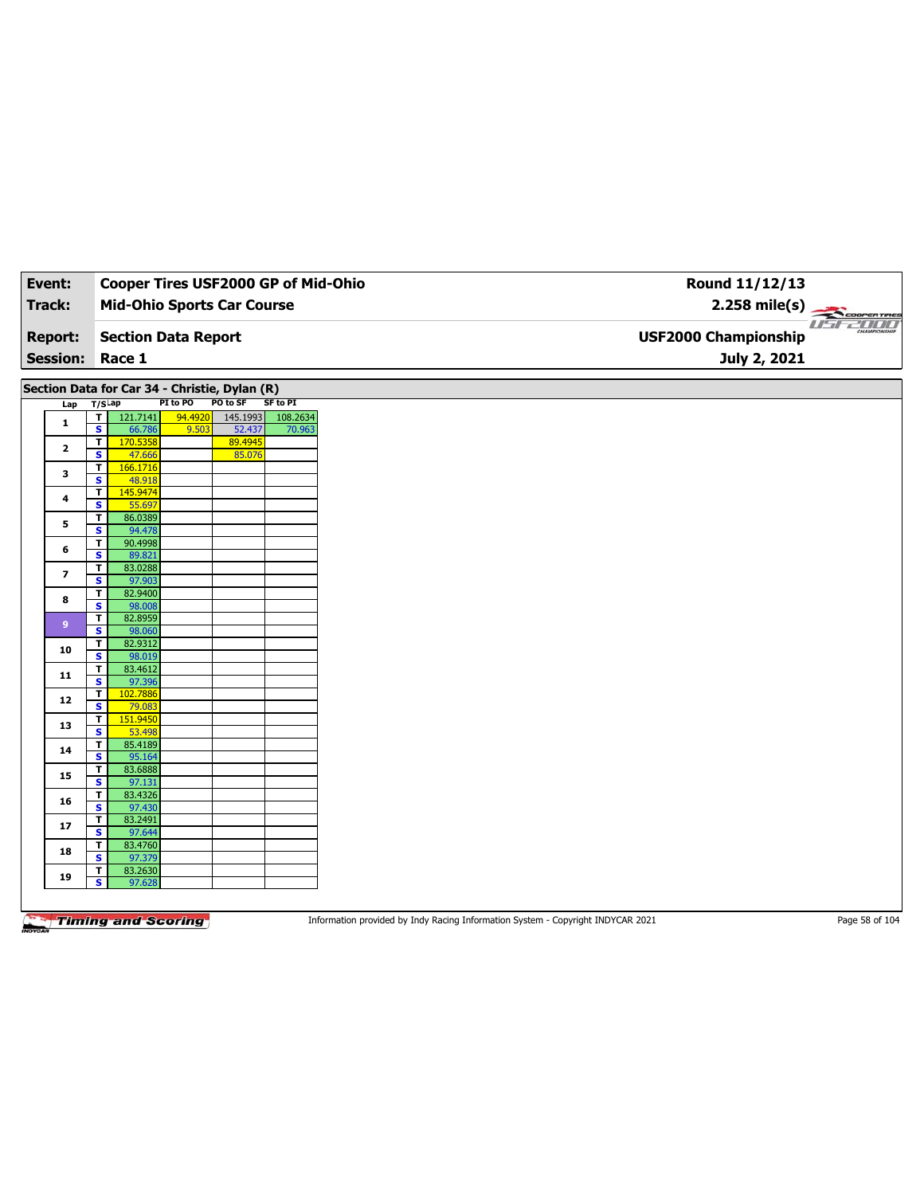| Event: | Cooper Tires USF2000 GP of Mid-Ohio | Round 11/12/13 |
|---|---|---|
| Track: | Mid-Ohio Sports Car Course | 2.258 mile(s) |
| Report: | Section Data Report | USF2000 Championship |
| Session: | Race 1 | July 2, 2021 |

## Section Data for Car 34 - Christie, Dylan (R)

| Lap | T/S | Lap | PI to PO | PO to SF | SF to PI |
|---|---|---|---|---|---|
| 1 | T | 121.7141 | 94.4920 | 145.1993 | 108.2634 |
| | S | 66.786 | 9.503 | 52.437 | 70.963 |
| 2 | T | 170.5358 | | 89.4945 | |
| | S | 47.666 | | 85.076 | |
| 3 | T | 166.1716 | | | |
| | S | 48.918 | | | |
| 4 | T | 145.9474 | | | |
| | S | 55.697 | | | |
| 5 | T | 86.0389 | | | |
| | S | 94.478 | | | |
| 6 | T | 90.4998 | | | |
| | S | 89.821 | | | |
| 7 | T | 83.0288 | | | |
| | S | 97.903 | | | |
| 8 | T | 82.9400 | | | |
| | S | 98.008 | | | |
| 9 | T | 82.8959 | | | |
| | S | 98.060 | | | |
| 10 | T | 82.9312 | | | |
| | S | 98.019 | | | |
| 11 | T | 83.4612 | | | |
| | S | 97.396 | | | |
| 12 | T | 102.7886 | | | |
| | S | 79.083 | | | |
| 13 | T | 151.9450 | | | |
| | S | 53.498 | | | |
| 14 | T | 85.4189 | | | |
| | S | 95.164 | | | |
| 15 | T | 83.6888 | | | |
| | S | 97.131 | | | |
| 16 | T | 83.4326 | | | |
| | S | 97.430 | | | |
| 17 | T | 83.2491 | | | |
| | S | 97.644 | | | |
| 18 | T | 83.4760 | | | |
| | S | 97.379 | | | |
| 19 | T | 83.2630 | | | |
| | S | 97.628 | | | |

Information provided by Indy Racing Information System - Copyright INDYCAR 2021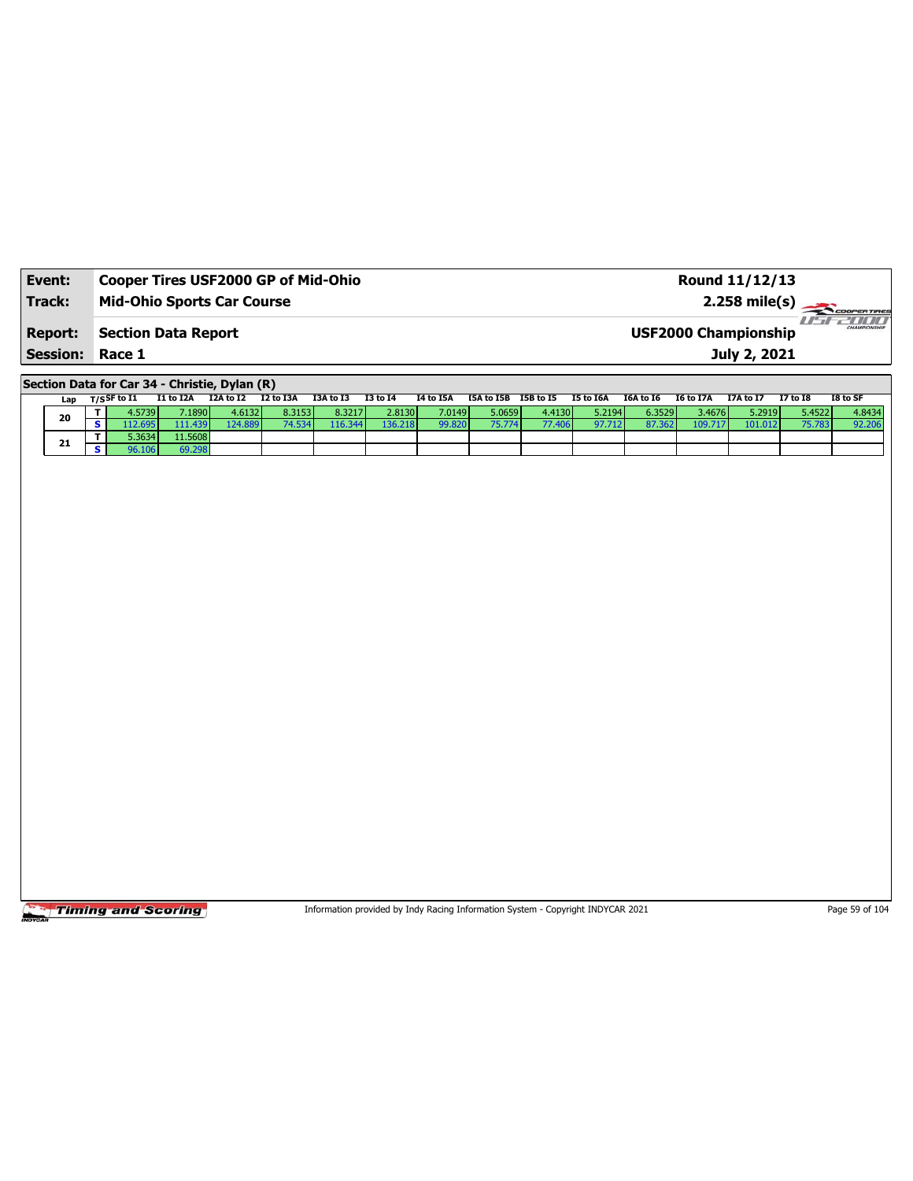| **Event:** | **Cooper Tires USF2000 GP of Mid-Ohio** | **Round 11/12/13** |
|---|---|---|
| **Track:** | **Mid-Ohio Sports Car Course** | **2.258 mile(s)** |
| **Report:** | **Section Data Report** | **USF2000 Championship** |
| **Session:** | **Race 1** | **July 2, 2021** |

## Section Data for Car 34 - Christie, Dylan (R)

| Lap | T/S | SF to I1 | I1 to I2A | I2A to I2 | I2 to I3A | I3A to I3 | I3 to I4 | I4 to I5A | I5A to I5B | I5B to I5 | I5 to I6A | I6A to I6 | I6 to I7A | I7A to I7 | I7 to I8 | I8 to SF |
|---|---|---|---|---|---|---|---|---|---|---|---|---|---|---|---|---|
| 20 | T | 4.5739 | 7.1890 | 4.6132 | 8.3153 | 8.3217 | 2.8130 | 7.0149 | 5.0659 | 4.4130 | 5.2194 | 6.3529 | 3.4676 | 5.2919 | 5.4522 | 4.8434 |
| | S | 112.695 | 111.439 | 124.889 | 74.534 | 116.344 | 136.218 | 99.820 | 75.774 | 77.406 | 97.712 | 87.362 | 109.717 | 101.012 | 75.783 | 92.206 |
| 21 | T | 5.3634 | 11.5608 | | | | | | | | | | | | | |
| | S | 96.106 | 69.298 | | | | | | | | | | | | | |

Information provided by Indy Racing Information System - Copyright INDYCAR 2021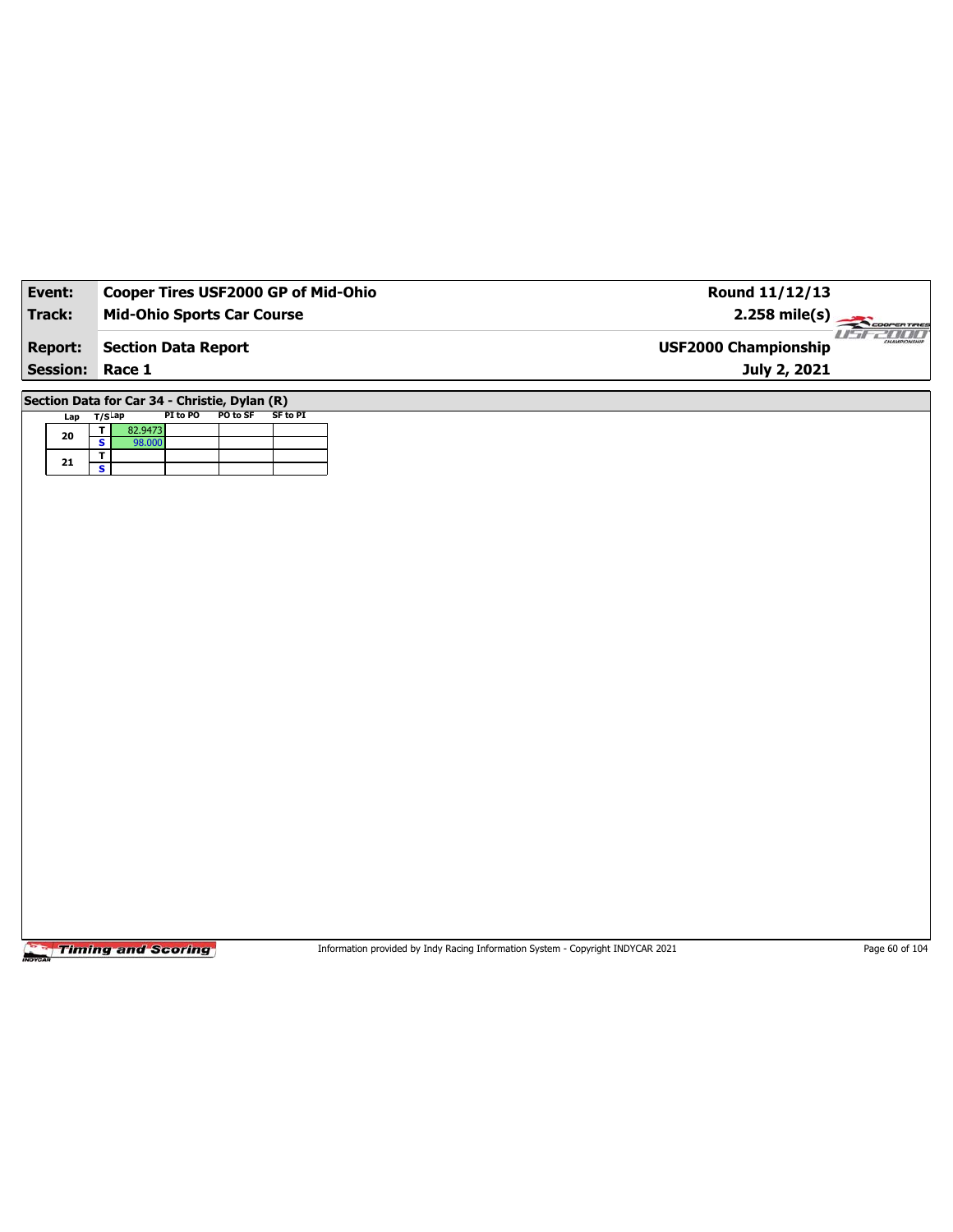| | |
|---|---|
| **Event:** | **Cooper Tires USF2000 GP of Mid-Ohio** |
| **Track:** | **Mid-Ohio Sports Car Course** |
| **Report:** | **Section Data Report** |
| **Session:** | **Race 1** |

**Round 11/12/13**
**2.258 mile(s)**
**USF2000 Championship**
**July 2, 2021**

## Section Data for Car 34 - Christie, Dylan (R)

| Lap | T/S | Lap | PI to PO | PO to SF | SF to PI |
|---|---|---|---|---|---|
| 20 | T | 82.9473 | | | |
| | S | 98.000 | | | |
| 21 | T | | | | |
| | S | | | | |

Information provided by Indy Racing Information System - Copyright INDYCAR 2021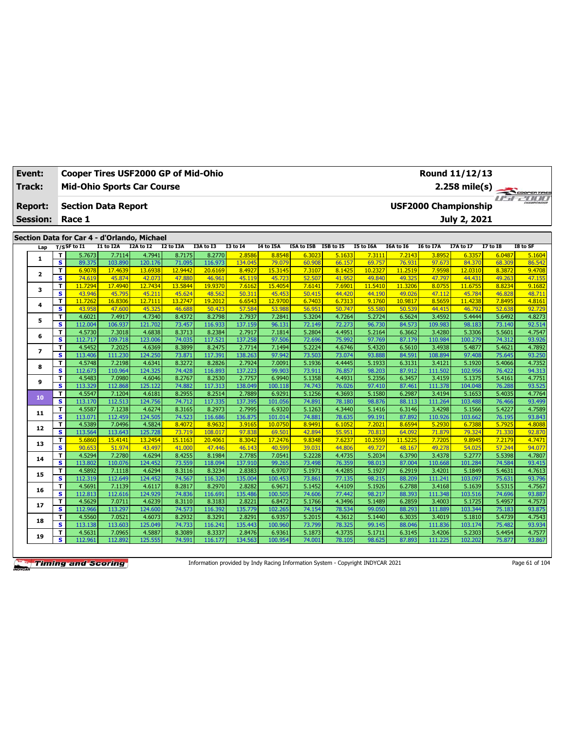| Event: | Cooper Tires USF2000 GP of Mid-Ohio | Round 11/12/13 |
|---|---|---|
| Track: | Mid-Ohio Sports Car Course | 2.258 mile(s) |
| Report: | Section Data Report | USF2000 Championship |
| Session: | Race 1 | July 2, 2021 |

## Section Data for Car 4 - d'Orlando, Michael

| Lap | T/S | SF to I1 | I1 to I2A | I2A to I2 | I2 to I3A | I3A to I3 | I3 to I4 | I4 to I5A | I5A to I5B | I5B to I5 | I5 to I6A | I6A to I6 | I6 to I7A | I7A to I7 | I7 to I8 | I8 to SF |
|---|---|---|---|---|---|---|---|---|---|---|---|---|---|---|---|---|
| 1 | T | 5.7673 | 7.7114 | 4.7941 | 8.7175 | 8.2770 | 2.8586 | 8.8548 | 6.3023 | 5.1633 | 7.3111 | 7.2143 | 3.8952 | 6.3357 | 6.0487 | 5.1604 |
| | S | 89.375 | 103.890 | 120.176 | 71.095 | 116.973 | 134.045 | 79.079 | 60.908 | 66.157 | 69.757 | 76.931 | 97.673 | 84.370 | 68.309 | 86.542 |
| 2 | T | 6.9078 | 17.4639 | 13.6938 | 12.9442 | 20.6169 | 8.4927 | 15.3145 | 7.3107 | 8.1425 | 10.2327 | 11.2519 | 7.9598 | 12.0310 | 8.3872 | 9.4708 |
| | S | 74.619 | 45.874 | 42.073 | 47.880 | 46.961 | 45.119 | 45.723 | 52.507 | 41.952 | 49.840 | 49.325 | 47.797 | 44.431 | 49.263 | 47.155 |
| 3 | T | 11.7294 | 17.4940 | 12.7434 | 13.5844 | 19.9370 | 7.6162 | 15.4054 | 7.6141 | 7.6901 | 11.5410 | 11.3206 | 8.0755 | 11.6755 | 8.8234 | 9.1682 |
| | S | 43.946 | 45.795 | 45.211 | 45.624 | 48.562 | 50.311 | 45.453 | 50.415 | 44.420 | 44.190 | 49.026 | 47.112 | 45.784 | 46.828 | 48.711 |
| 4 | T | 11.7262 | 16.8306 | 12.7111 | 13.2747 | 19.2012 | 6.6543 | 12.9700 | 6.7403 | 6.7313 | 9.1760 | 10.9817 | 8.5659 | 11.4238 | 7.8495 | 4.8161 |
| | S | 43.958 | 47.600 | 45.325 | 46.688 | 50.423 | 57.584 | 53.988 | 56.951 | 50.747 | 55.580 | 50.539 | 44.415 | 46.792 | 52.638 | 92.729 |
| 5 | T | 4.6021 | 7.4917 | 4.7340 | 8.4372 | 8.2798 | 2.7937 | 7.2841 | 5.3204 | 4.7264 | 5.2724 | 6.5624 | 3.4592 | 5.4444 | 5.6492 | 4.8273 |
| | S | 112.004 | 106.937 | 121.702 | 73.457 | 116.933 | 137.159 | 96.131 | 72.149 | 72.273 | 96.730 | 84.573 | 109.983 | 98.183 | 73.140 | 92.514 |
| 6 | T | 4.5730 | 7.3018 | 4.6838 | 8.3713 | 8.2384 | 2.7917 | 7.1814 | 5.2804 | 4.4951 | 5.2164 | 6.3662 | 3.4280 | 5.3306 | 5.5601 | 4.7547 |
| | S | 112.717 | 109.718 | 123.006 | 74.035 | 117.521 | 137.258 | 97.506 | 72.696 | 75.992 | 97.769 | 87.179 | 110.984 | 100.279 | 74.312 | 93.926 |
| 7 | T | 4.5452 | 7.2025 | 4.6369 | 8.3899 | 8.2475 | 2.7714 | 7.1494 | 5.2224 | 4.6746 | 5.4320 | 6.5610 | 3.4938 | 5.4877 | 5.4621 | 4.7892 |
| | S | 113.406 | 111.230 | 124.250 | 73.871 | 117.391 | 138.263 | 97.942 | 73.503 | 73.074 | 93.888 | 84.591 | 108.894 | 97.408 | 75.645 | 93.250 |
| 8 | T | 4.5748 | 7.2198 | 4.6341 | 8.3272 | 8.2826 | 2.7924 | 7.0091 | 5.1936 | 4.4445 | 5.1933 | 6.3131 | 3.4121 | 5.1920 | 5.4066 | 4.7352 |
| | S | 112.673 | 110.964 | 124.325 | 74.428 | 116.893 | 137.223 | 99.903 | 73.911 | 76.857 | 98.203 | 87.912 | 111.502 | 102.956 | 76.422 | 94.313 |
| 9 | T | 4.5483 | 7.0980 | 4.6046 | 8.2767 | 8.2530 | 2.7757 | 6.9940 | 5.1358 | 4.4931 | 5.2356 | 6.3457 | 3.4159 | 5.1375 | 5.4161 | 4.7751 |
| | S | 113.329 | 112.868 | 125.122 | 74.882 | 117.313 | 138.049 | 100.118 | 74.743 | 76.026 | 97.410 | 87.461 | 111.378 | 104.048 | 76.288 | 93.525 |
| 10 | T | 4.5547 | 7.1204 | 4.6181 | 8.2955 | 8.2514 | 2.7889 | 6.9291 | 5.1256 | 4.3693 | 5.1580 | 6.2987 | 3.4194 | 5.1653 | 5.4035 | 4.7764 |
| | S | 113.170 | 112.513 | 124.756 | 74.712 | 117.335 | 137.395 | 101.056 | 74.891 | 78.180 | 98.876 | 88.113 | 111.264 | 103.488 | 76.466 | 93.499 |
| 11 | T | 4.5587 | 7.1238 | 4.6274 | 8.3165 | 8.2973 | 2.7995 | 6.9320 | 5.1263 | 4.3440 | 5.1416 | 6.3146 | 3.4298 | 5.1566 | 5.4227 | 4.7589 |
| | S | 113.071 | 112.459 | 124.505 | 74.523 | 116.686 | 136.875 | 101.014 | 74.881 | 78.635 | 99.191 | 87.892 | 110.926 | 103.662 | 76.195 | 93.843 |
| 12 | T | 4.5389 | 7.0496 | 4.5824 | 8.4072 | 8.9632 | 3.9165 | 10.0750 | 8.9491 | 6.1052 | 7.2021 | 8.6594 | 5.2930 | 6.7388 | 5.7925 | 4.8088 |
| | S | 113.564 | 113.643 | 125.728 | 73.719 | 108.017 | 97.838 | 69.501 | 42.894 | 55.951 | 70.813 | 64.092 | 71.879 | 79.324 | 71.330 | 92.870 |
| 13 | T | 5.6860 | 15.4141 | 13.2454 | 15.1163 | 20.4061 | 8.3042 | 17.2476 | 9.8348 | 7.6237 | 10.2559 | 11.5225 | 7.7205 | 9.8945 | 7.2179 | 4.7471 |
| | S | 90.653 | 51.974 | 43.497 | 41.000 | 47.446 | 46.143 | 40.599 | 39.031 | 44.806 | 49.727 | 48.167 | 49.278 | 54.025 | 57.244 | 94.077 |
| 14 | T | 4.5294 | 7.2780 | 4.6294 | 8.4255 | 8.1984 | 2.7785 | 7.0541 | 5.2228 | 4.4735 | 5.2034 | 6.3790 | 3.4378 | 5.2777 | 5.5398 | 4.7807 |
| | S | 113.802 | 110.076 | 124.452 | 73.559 | 118.094 | 137.910 | 99.265 | 73.498 | 76.359 | 98.013 | 87.004 | 110.668 | 101.284 | 74.584 | 93.415 |
| 15 | T | 4.5892 | 7.1118 | 4.6294 | 8.3116 | 8.3234 | 2.8383 | 6.9707 | 5.1971 | 4.4285 | 5.1927 | 6.2919 | 3.4201 | 5.1849 | 5.4631 | 4.7613 |
| | S | 112.319 | 112.649 | 124.452 | 74.567 | 116.320 | 135.004 | 100.453 | 73.861 | 77.135 | 98.215 | 88.209 | 111.241 | 103.097 | 75.631 | 93.796 |
| 16 | T | 4.5691 | 7.1139 | 4.6117 | 8.2817 | 8.2970 | 2.8282 | 6.9671 | 5.1452 | 4.4109 | 5.1926 | 6.2788 | 3.4168 | 5.1639 | 5.5315 | 4.7567 |
| | S | 112.813 | 112.616 | 124.929 | 74.836 | 116.691 | 135.486 | 100.505 | 74.606 | 77.442 | 98.217 | 88.393 | 111.348 | 103.516 | 74.696 | 93.887 |
| 17 | T | 4.5629 | 7.0711 | 4.6239 | 8.3110 | 8.3183 | 2.8221 | 6.8472 | 5.1766 | 4.3496 | 5.1489 | 6.2859 | 3.4003 | 5.1725 | 5.4957 | 4.7573 |
| | S | 112.966 | 113.297 | 124.600 | 74.573 | 116.392 | 135.779 | 102.265 | 74.154 | 78.534 | 99.050 | 88.293 | 111.889 | 103.344 | 75.183 | 93.875 |
| 18 | T | 4.5560 | 7.0521 | 4.6073 | 8.2932 | 8.3291 | 2.8291 | 6.9357 | 5.2015 | 4.3612 | 5.1440 | 6.3035 | 3.4019 | 5.1810 | 5.4739 | 4.7543 |
| | S | 113.138 | 113.603 | 125.049 | 74.733 | 116.241 | 135.443 | 100.960 | 73.799 | 78.325 | 99.145 | 88.046 | 111.836 | 103.174 | 75.482 | 93.934 |
| 19 | T | 4.5631 | 7.0965 | 4.5887 | 8.3089 | 8.3337 | 2.8476 | 6.9361 | 5.1873 | 4.3735 | 5.1711 | 6.3145 | 3.4206 | 5.2303 | 5.4454 | 4.7577 |
| | S | 112.961 | 112.892 | 125.555 | 74.591 | 116.177 | 134.563 | 100.954 | 74.001 | 78.105 | 98.625 | 87.893 | 111.225 | 102.202 | 75.877 | 93.867 |

Information provided by Indy Racing Information System - Copyright INDYCAR 2021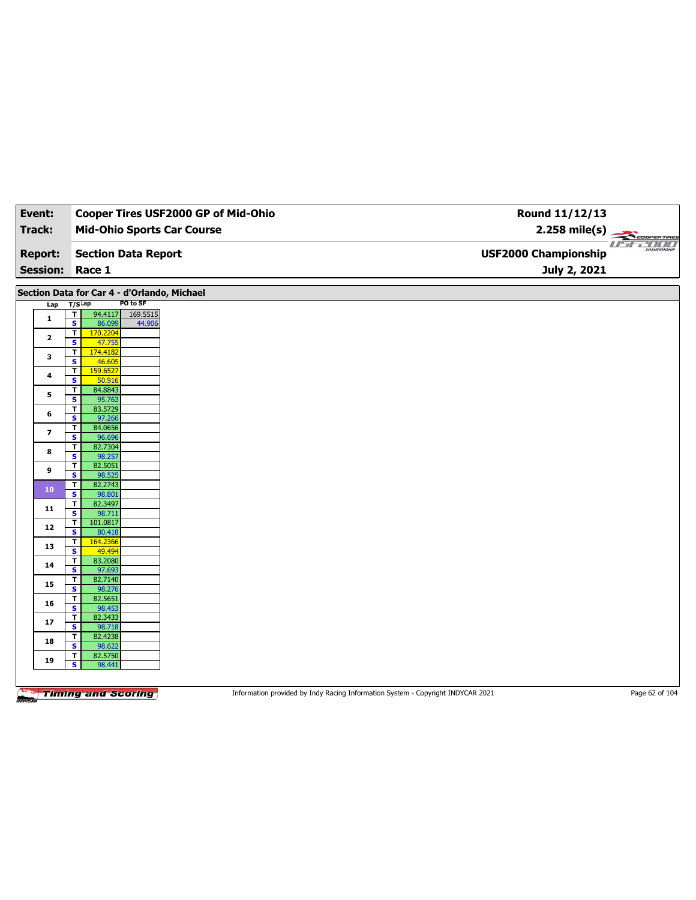| **Event:** | **Cooper Tires USF2000 GP of Mid-Ohio** | **Round 11/12/13** |
|---|---|---|
| **Track:** | **Mid-Ohio Sports Car Course** | **2.258 mile(s)** |
| **Report:** | **Section Data Report** | **USF2000 Championship** |
| **Session:** | **Race 1** | **July 2, 2021** |

## Section Data for Car 4 - d'Orlando, Michael

| Lap | T/S | Lap | PO to SF |
|---|---|---|---|
| 1 | T | 94.4117 | 169.5515 |
|  | S | 86.099 | 44.906 |
| 2 | T | 170.2204 | |
|  | S | 47.755 | |
| 3 | T | 174.4182 | |
|  | S | 46.605 | |
| 4 | T | 159.6527 | |
|  | S | 50.916 | |
| 5 | T | 84.8843 | |
|  | S | 95.763 | |
| 6 | T | 83.5729 | |
|  | S | 97.266 | |
| 7 | T | 84.0656 | |
|  | S | 96.696 | |
| 8 | T | 82.7304 | |
|  | S | 98.257 | |
| 9 | T | 82.5051 | |
|  | S | 98.525 | |
| 10 | T | 82.2743 | |
|  | S | 98.801 | |
| 11 | T | 82.3497 | |
|  | S | 98.711 | |
| 12 | T | 101.0817 | |
|  | S | 80.418 | |
| 13 | T | 164.2366 | |
|  | S | 49.494 | |
| 14 | T | 83.2080 | |
|  | S | 97.693 | |
| 15 | T | 82.7140 | |
|  | S | 98.276 | |
| 16 | T | 82.5651 | |
|  | S | 98.453 | |
| 17 | T | 82.3433 | |
|  | S | 98.718 | |
| 18 | T | 82.4238 | |
|  | S | 98.622 | |
| 19 | T | 82.5750 | |
|  | S | 98.441 | |

Information provided by Indy Racing Information System - Copyright INDYCAR 2021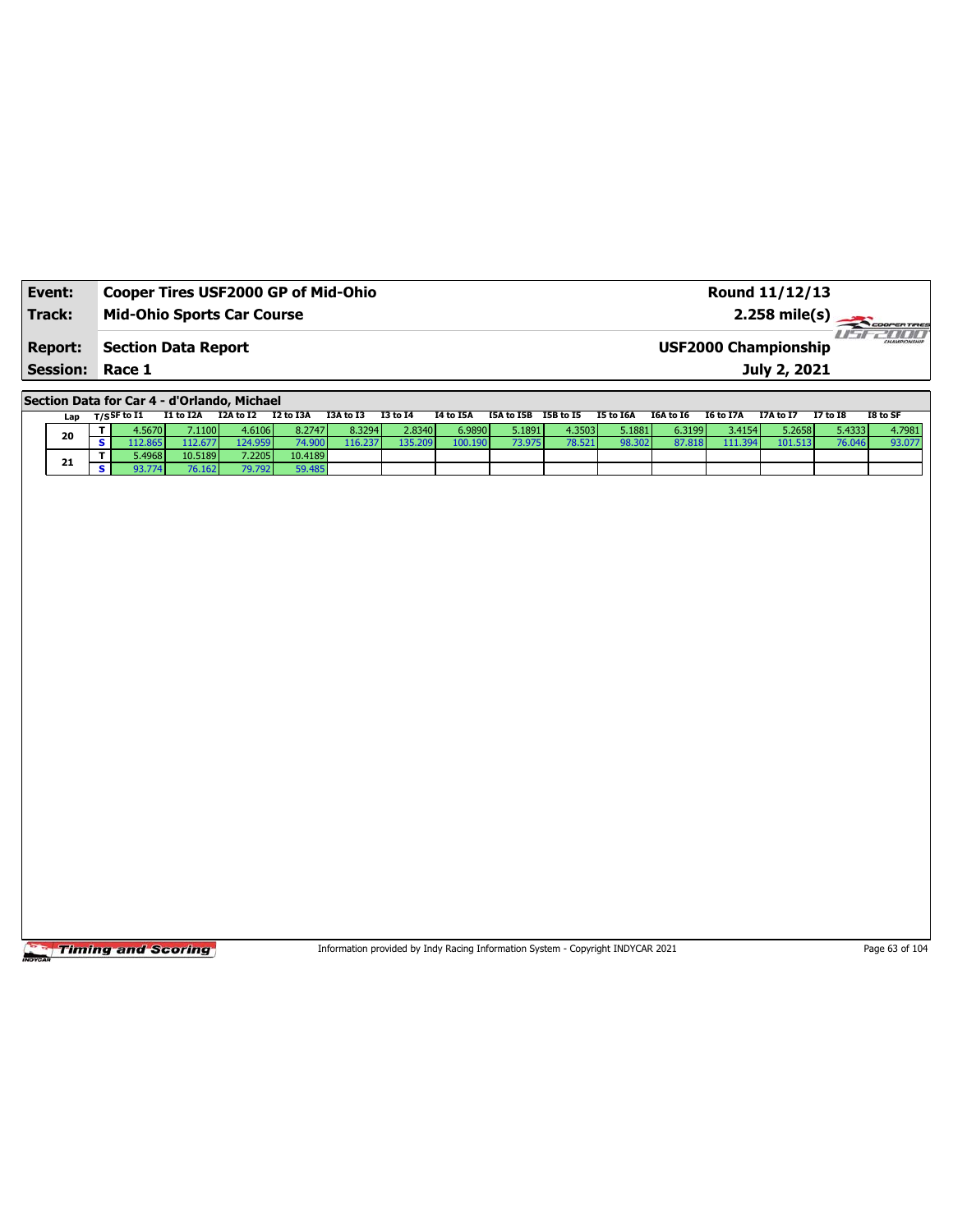| | |
|---|---|
| **Event:** | **Cooper Tires USF2000 GP of Mid-Ohio** |
| **Track:** | **Mid-Ohio Sports Car Course** |
| **Report:** | **Section Data Report** |
| **Session:** | **Race 1** |

**Round 11/12/13**
**2.258 mile(s)**
**USF2000 Championship**
**July 2, 2021**

**Section Data for Car 4 - d'Orlando, Michael**

| Lap | T/S | SF to I1 | I1 to I2A | I2A to I2 | I2 to I3A | I3A to I3 | I3 to I4 | I4 to I5A | I5A to I5B | I5B to I5 | I5 to I6A | I6A to I6 | I6 to I7A | I7A to I7 | I7 to I8 | I8 to SF |
|---|---|---|---|---|---|---|---|---|---|---|---|---|---|---|---|---|
| 20 | T | 4.5670 | 7.1100 | 4.6106 | 8.2747 | 8.3294 | 2.8340 | 6.9890 | 5.1891 | 4.3503 | 5.1881 | 6.3199 | 3.4154 | 5.2658 | 5.4333 | 4.7981 |
| | S | 112.865 | 112.677 | 124.959 | 74.900 | 116.237 | 135.209 | 100.190 | 73.975 | 78.521 | 98.302 | 87.818 | 111.394 | 101.513 | 76.046 | 93.077 |
| 21 | T | 5.4968 | 10.5189 | 7.2205 | 10.4189 | | | | | | | | | | | |
| | S | 93.774 | 76.162 | 79.792 | 59.485 | | | | | | | | | | | |

Information provided by Indy Racing Information System - Copyright INDYCAR 2021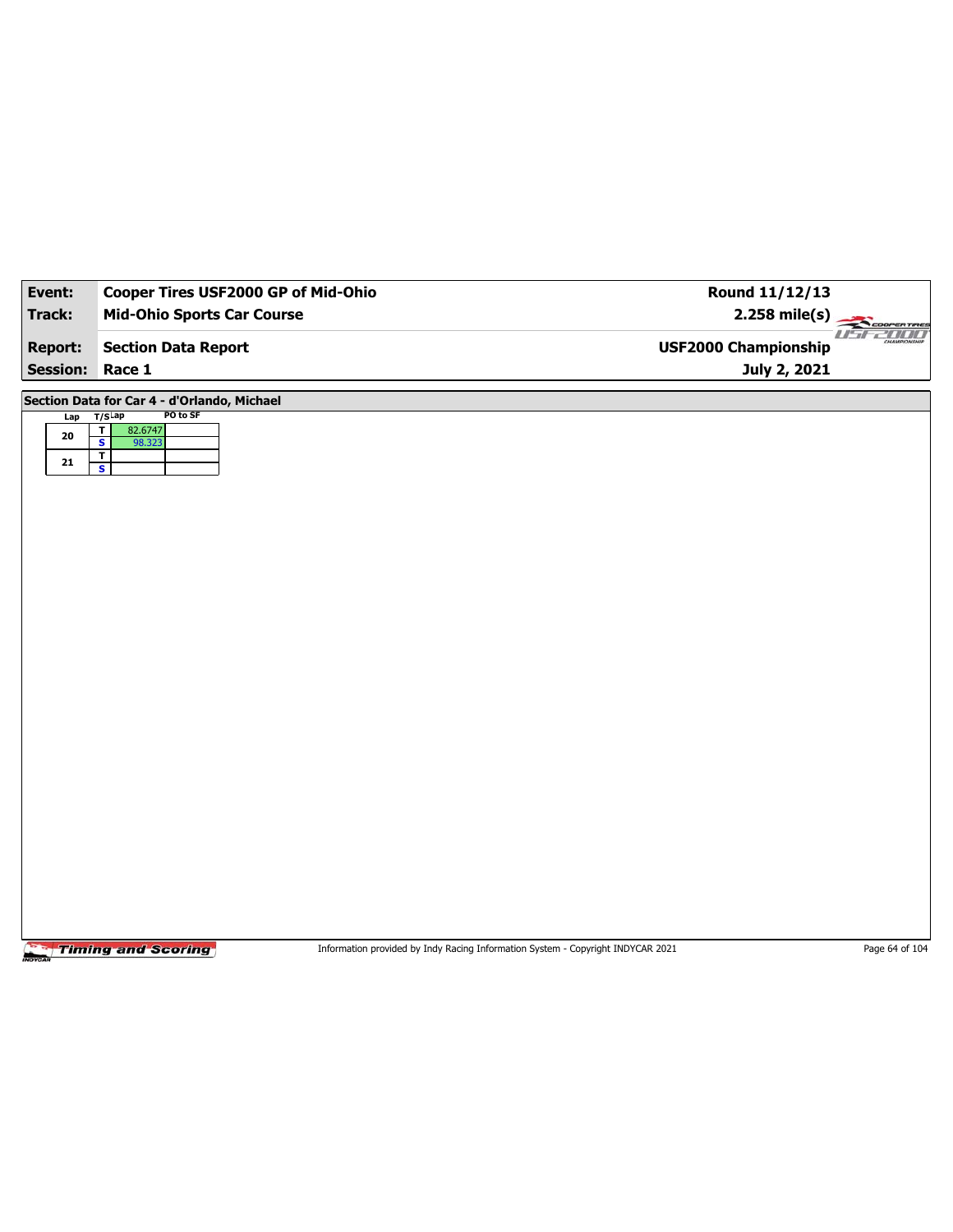| | | | |
|---|---|---|---|
| **Event:** | **Cooper Tires USF2000 GP of Mid-Ohio** | **Round 11/12/13** | |
| **Track:** | **Mid-Ohio Sports Car Course** | **2.258 mile(s)** | |
| **Report:** | **Section Data Report** | **USF2000 Championship** | |
| **Session:** | **Race 1** | **July 2, 2021** | |

## Section Data for Car 4 - d'Orlando, Michael

| Lap | T/S | Lap | PO to SF |
|---|---|---|---|
| 20 | T | 82.6747 | |
| | S | 98.323 | |
| 21 | T | | |
| | S | | |

Timing and Scoring

Information provided by Indy Racing Information System - Copyright INDYCAR 2021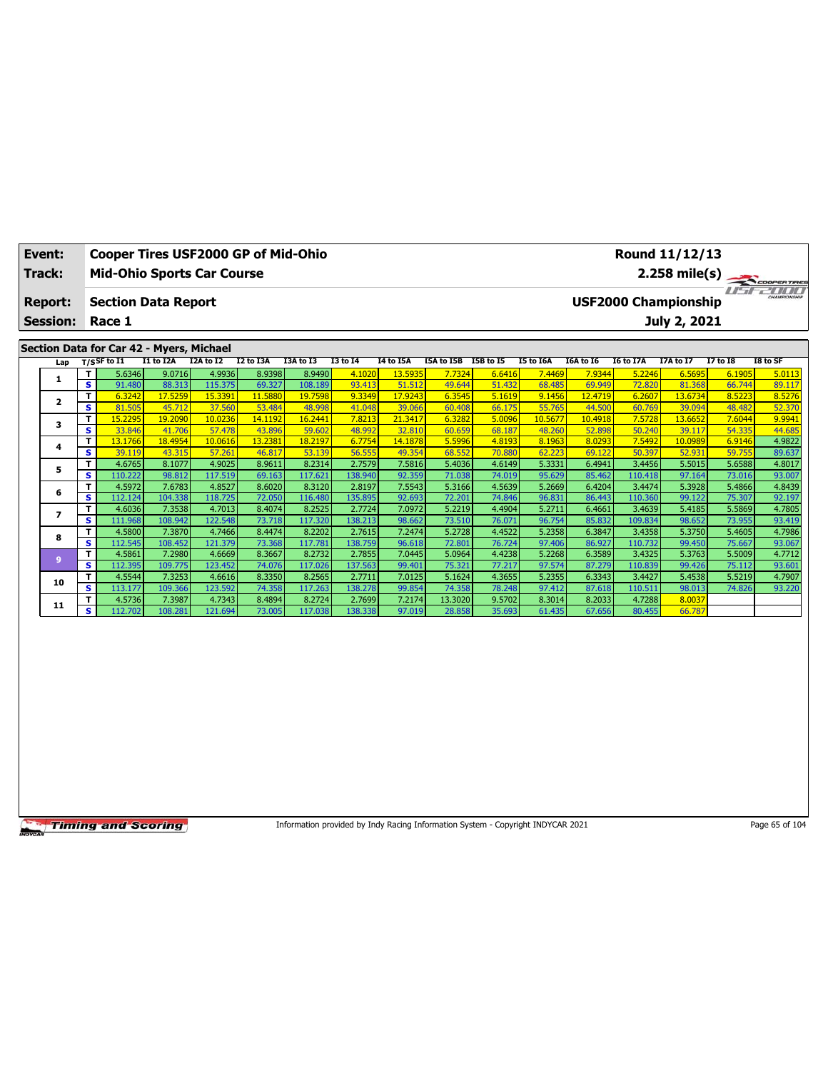| Event: | Cooper Tires USF2000 GP of Mid-Ohio | Round 11/12/13 |
|---|---|---|
| Track: | Mid-Ohio Sports Car Course | 2.258 mile(s) |
| Report: | Section Data Report | USF2000 Championship |
| Session: | Race 1 | July 2, 2021 |

## Section Data for Car 42 - Myers, Michael

| Lap | T/S | SF to I1 | I1 to I2A | I2A to I2 | I2 to I3A | I3A to I3 | I3 to I4 | I4 to I5A | I5A to I5B | I5B to I5 | I5 to I6A | I6A to I6 | I6 to I7A | I7A to I7 | I7 to I8 | I8 to SF |
|---|---|---|---|---|---|---|---|---|---|---|---|---|---|---|---|---|
| 1 | T | 5.6346 | 9.0716 | 4.9936 | 8.9398 | 8.9490 | 4.1020 | 13.5935 | 7.7324 | 6.6416 | 7.4469 | 7.9344 | 5.2246 | 6.5695 | 6.1905 | 5.0113 |
| | S | 91.480 | 88.313 | 115.375 | 69.327 | 108.189 | 93.413 | 51.512 | 49.644 | 51.432 | 68.485 | 69.949 | 72.820 | 81.368 | 66.744 | 89.117 |
| 2 | T | 6.3242 | 17.5259 | 15.3391 | 11.5880 | 19.7598 | 9.3349 | 17.9243 | 6.3545 | 5.1619 | 9.1456 | 12.4719 | 6.2607 | 13.6734 | 8.5223 | 8.5276 |
| | S | 81.505 | 45.712 | 37.560 | 53.484 | 48.998 | 41.048 | 39.066 | 60.408 | 66.175 | 55.765 | 44.500 | 60.769 | 39.094 | 48.482 | 52.370 |
| 3 | T | 15.2295 | 19.2090 | 10.0236 | 14.1192 | 16.2441 | 7.8213 | 21.3417 | 6.3282 | 5.0096 | 10.5677 | 10.4918 | 7.5728 | 13.6652 | 7.6044 | 9.9941 |
| | S | 33.846 | 41.706 | 57.478 | 43.896 | 59.602 | 48.992 | 32.810 | 60.659 | 68.187 | 48.260 | 52.898 | 50.240 | 39.117 | 54.335 | 44.685 |
| 4 | T | 13.1766 | 18.4954 | 10.0616 | 13.2381 | 18.2197 | 6.7754 | 14.1878 | 5.5996 | 4.8193 | 8.1963 | 8.0293 | 7.5492 | 10.0989 | 6.9146 | 4.9822 |
| | S | 39.119 | 43.315 | 57.261 | 46.817 | 53.139 | 56.555 | 49.354 | 68.552 | 70.880 | 62.223 | 69.122 | 50.397 | 52.931 | 59.755 | 89.637 |
| 5 | T | 4.6765 | 8.1077 | 4.9025 | 8.9611 | 8.2314 | 2.7579 | 7.5816 | 5.4036 | 4.6149 | 5.3331 | 6.4941 | 3.4456 | 5.5015 | 5.6588 | 4.8017 |
| | S | 110.222 | 98.812 | 117.519 | 69.163 | 117.621 | 138.940 | 92.359 | 71.038 | 74.019 | 95.629 | 85.462 | 110.418 | 97.164 | 73.016 | 93.007 |
| 6 | T | 4.5972 | 7.6783 | 4.8527 | 8.6020 | 8.3120 | 2.8197 | 7.5543 | 5.3166 | 4.5639 | 5.2669 | 6.4204 | 3.4474 | 5.3928 | 5.4866 | 4.8439 |
| | S | 112.124 | 104.338 | 118.725 | 72.050 | 116.480 | 135.895 | 92.693 | 72.201 | 74.846 | 96.831 | 86.443 | 110.360 | 99.122 | 75.307 | 92.197 |
| 7 | T | 4.6036 | 7.3538 | 4.7013 | 8.4074 | 8.2525 | 2.7724 | 7.0972 | 5.2219 | 4.4904 | 5.2711 | 6.4661 | 3.4639 | 5.4185 | 5.5869 | 4.7805 |
| | S | 111.968 | 108.942 | 122.548 | 73.718 | 117.320 | 138.213 | 98.662 | 73.510 | 76.071 | 96.754 | 85.832 | 109.834 | 98.652 | 73.955 | 93.419 |
| 8 | T | 4.5800 | 7.3870 | 4.7466 | 8.4474 | 8.2202 | 2.7615 | 7.2474 | 5.2728 | 4.4522 | 5.2358 | 6.3847 | 3.4358 | 5.3750 | 5.4605 | 4.7986 |
| | S | 112.545 | 108.452 | 121.379 | 73.368 | 117.781 | 138.759 | 96.618 | 72.801 | 76.724 | 97.406 | 86.927 | 110.732 | 99.450 | 75.667 | 93.067 |
| 9 | T | 4.5861 | 7.2980 | 4.6669 | 8.3667 | 8.2732 | 2.7855 | 7.0445 | 5.0964 | 4.4238 | 5.2268 | 6.3589 | 3.4325 | 5.3763 | 5.5009 | 4.7712 |
| | S | 112.395 | 109.775 | 123.452 | 74.076 | 117.026 | 137.563 | 99.401 | 75.321 | 77.217 | 97.574 | 87.279 | 110.839 | 99.426 | 75.112 | 93.601 |
| 10 | T | 4.5544 | 7.3253 | 4.6616 | 8.3350 | 8.2565 | 2.7711 | 7.0125 | 5.1624 | 4.3655 | 5.2355 | 6.3343 | 3.4427 | 5.4538 | 5.5219 | 4.7907 |
| | S | 113.177 | 109.366 | 123.592 | 74.358 | 117.263 | 138.278 | 99.854 | 74.358 | 78.248 | 97.412 | 87.618 | 110.511 | 98.013 | 74.826 | 93.220 |
| 11 | T | 4.5736 | 7.3987 | 4.7343 | 8.4894 | 8.2724 | 2.7699 | 7.2174 | 13.3020 | 9.5702 | 8.3014 | 8.2033 | 4.7288 | 8.0037 | | |
| | S | 112.702 | 108.281 | 121.694 | 73.005 | 117.038 | 138.338 | 97.019 | 28.858 | 35.693 | 61.435 | 67.656 | 80.455 | 66.787 | | |

Information provided by Indy Racing Information System - Copyright INDYCAR 2021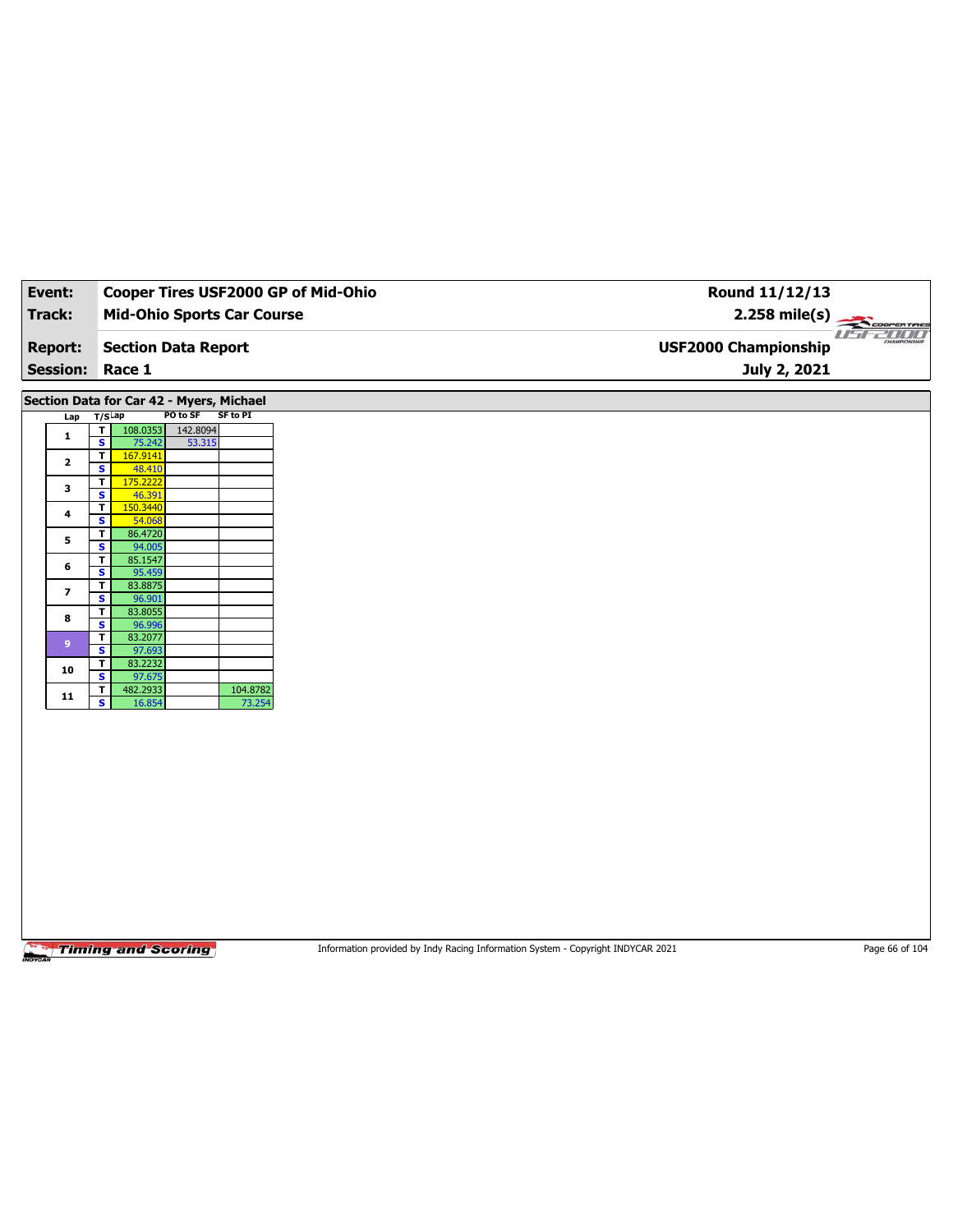| | | | |
|---|---|---|---|
| **Event:** | **Cooper Tires USF2000 GP of Mid-Ohio** | **Round 11/12/13** | |
| **Track:** | **Mid-Ohio Sports Car Course** | **2.258 mile(s)** | |
| **Report:** | **Section Data Report** | **USF2000 Championship** | |
| **Session:** | **Race 1** | **July 2, 2021** | |

## Section Data for Car 42 - Myers, Michael

| Lap | T/S | Lap | PO to SF | SF to PI |
|---|---|---|---|---|
| 1 | T | 108.0353 | 142.8094 | |
| | S | 75.242 | 53.315 | |
| 2 | T | 167.9141 | | |
| | S | 48.410 | | |
| 3 | T | 175.2222 | | |
| | S | 46.391 | | |
| 4 | T | 150.3440 | | |
| | S | 54.068 | | |
| 5 | T | 86.4720 | | |
| | S | 94.005 | | |
| 6 | T | 85.1547 | | |
| | S | 95.459 | | |
| 7 | T | 83.8875 | | |
| | S | 96.901 | | |
| 8 | T | 83.8055 | | |
| | S | 96.996 | | |
| 9 | T | 83.2077 | | |
| | S | 97.693 | | |
| 10 | T | 83.2232 | | |
| | S | 97.675 | | |
| 11 | T | 482.2933 | | 104.8782 |
| | S | 16.854 | | 73.254 |

Information provided by Indy Racing Information System - Copyright INDYCAR 2021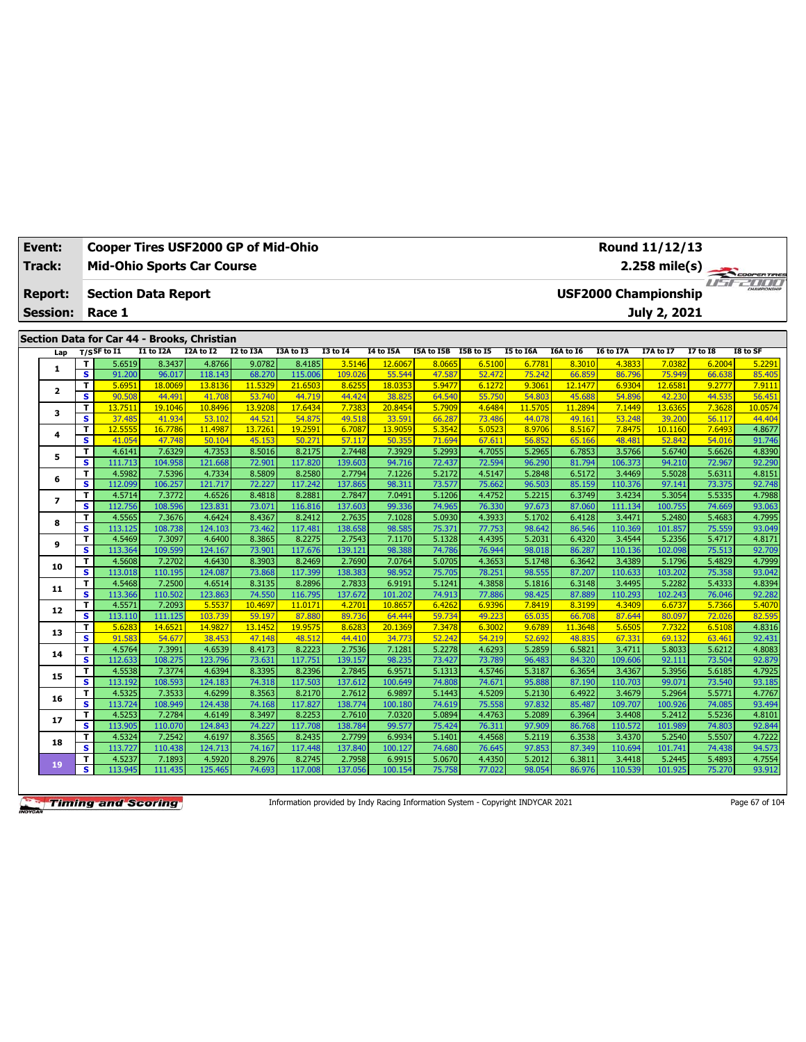| Event: | Cooper Tires USF2000 GP of Mid-Ohio | Round 11/12/13 |
|---|---|---|
| Track: | Mid-Ohio Sports Car Course | 2.258 mile(s) |
| Report: | Section Data Report | USF2000 Championship |
| Session: | Race 1 | July 2, 2021 |

## Section Data for Car 44 - Brooks, Christian

| Lap | T/S | SF to I1 | I1 to I2A | I2A to I2 | I2 to I3A | I3A to I3 | I3 to I4 | I4 to I5A | I5A to I5B | I5B to I5 | I5 to I6A | I6A to I6 | I6 to I7A | I7A to I7 | I7 to I8 | I8 to SF |
|---|---|---|---|---|---|---|---|---|---|---|---|---|---|---|---|---|
| 1 | T | 5.6519 | 8.3437 | 4.8766 | 9.0782 | 8.4185 | 3.5146 | 12.6067 | 8.0665 | 6.5100 | 6.7781 | 8.3010 | 4.3833 | 7.0382 | 6.2004 | 5.2291 |
| | S | 91.200 | 96.017 | 118.143 | 68.270 | 115.006 | 109.026 | 55.544 | 47.587 | 52.472 | 75.242 | 66.859 | 86.796 | 75.949 | 66.638 | 85.405 |
| 2 | T | 5.6951 | 18.0069 | 13.8136 | 11.5329 | 21.6503 | 8.6255 | 18.0353 | 5.9477 | 6.1272 | 9.3061 | 12.1477 | 6.9304 | 12.6581 | 9.2777 | 7.9111 |
| | S | 90.508 | 44.491 | 41.708 | 53.740 | 44.719 | 44.424 | 38.825 | 64.540 | 55.750 | 54.803 | 45.688 | 54.896 | 42.230 | 44.535 | 56.451 |
| 3 | T | 13.7511 | 19.1046 | 10.8496 | 13.9208 | 17.6434 | 7.7383 | 20.8454 | 5.7909 | 4.6484 | 11.5705 | 11.2894 | 7.1449 | 13.6365 | 7.3628 | 10.0574 |
| | S | 37.485 | 41.934 | 53.102 | 44.521 | 54.875 | 49.518 | 33.591 | 66.287 | 73.486 | 44.078 | 49.161 | 53.248 | 39.200 | 56.117 | 44.404 |
| 4 | T | 12.5555 | 16.7786 | 11.4987 | 13.7261 | 19.2591 | 6.7087 | 13.9059 | 5.3542 | 5.0523 | 8.9706 | 8.5167 | 7.8475 | 10.1160 | 7.6493 | 4.8677 |
| | S | 41.054 | 47.748 | 50.104 | 45.153 | 50.271 | 57.117 | 50.355 | 71.694 | 67.611 | 56.852 | 65.166 | 48.481 | 52.842 | 54.016 | 91.746 |
| 5 | T | 4.6141 | 7.6329 | 4.7353 | 8.5016 | 8.2175 | 2.7448 | 7.3929 | 5.2993 | 4.7055 | 5.2965 | 6.7853 | 3.5766 | 5.6740 | 5.6626 | 4.8390 |
| | S | 111.713 | 104.958 | 121.668 | 72.901 | 117.820 | 139.603 | 94.716 | 72.437 | 72.594 | 96.290 | 81.794 | 106.373 | 94.210 | 72.967 | 92.290 |
| 6 | T | 4.5982 | 7.5396 | 4.7334 | 8.5809 | 8.2580 | 2.7794 | 7.1226 | 5.2172 | 4.5147 | 5.2848 | 6.5172 | 3.4469 | 5.5028 | 5.6311 | 4.8151 |
| | S | 112.099 | 106.257 | 121.717 | 72.227 | 117.242 | 137.865 | 98.311 | 73.577 | 75.662 | 96.503 | 85.159 | 110.376 | 97.141 | 73.375 | 92.748 |
| 7 | T | 4.5714 | 7.3772 | 4.6526 | 8.4818 | 8.2881 | 2.7847 | 7.0491 | 5.1206 | 4.4752 | 5.2215 | 6.3749 | 3.4234 | 5.3054 | 5.5335 | 4.7988 |
| | S | 112.756 | 108.596 | 123.831 | 73.071 | 116.816 | 137.603 | 99.336 | 74.965 | 76.330 | 97.673 | 87.060 | 111.134 | 100.755 | 74.669 | 93.063 |
| 8 | T | 4.5565 | 7.3676 | 4.6424 | 8.4367 | 8.2412 | 2.7635 | 7.1028 | 5.0930 | 4.3933 | 5.1702 | 6.4128 | 3.4471 | 5.2480 | 5.4683 | 4.7995 |
| | S | 113.125 | 108.738 | 124.103 | 73.462 | 117.481 | 138.658 | 98.585 | 75.371 | 77.753 | 98.642 | 86.546 | 110.369 | 101.857 | 75.559 | 93.049 |
| 9 | T | 4.5469 | 7.3097 | 4.6400 | 8.3865 | 8.2275 | 2.7543 | 7.1170 | 5.1328 | 4.4395 | 5.2031 | 6.4320 | 3.4544 | 5.2356 | 5.4717 | 4.8171 |
| | S | 113.364 | 109.599 | 124.167 | 73.901 | 117.676 | 139.121 | 98.388 | 74.786 | 76.944 | 98.018 | 86.287 | 110.136 | 102.098 | 75.513 | 92.709 |
| 10 | T | 4.5608 | 7.2702 | 4.6430 | 8.3903 | 8.2469 | 2.7690 | 7.0764 | 5.0705 | 4.3653 | 5.1748 | 6.3642 | 3.4389 | 5.1796 | 5.4829 | 4.7999 |
| | S | 113.018 | 110.195 | 124.087 | 73.868 | 117.399 | 138.383 | 98.952 | 75.705 | 78.251 | 98.555 | 87.207 | 110.633 | 103.202 | 75.358 | 93.042 |
| 11 | T | 4.5468 | 7.2500 | 4.6514 | 8.3135 | 8.2896 | 2.7833 | 6.9191 | 5.1241 | 4.3858 | 5.1816 | 6.3148 | 3.4495 | 5.2282 | 5.4333 | 4.8394 |
| | S | 113.366 | 110.502 | 123.863 | 74.550 | 116.795 | 137.672 | 101.202 | 74.913 | 77.886 | 98.425 | 87.889 | 110.293 | 102.243 | 76.046 | 92.282 |
| 12 | T | 4.5571 | 7.2093 | 5.5537 | 10.4697 | 11.0171 | 4.2701 | 10.8657 | 6.4262 | 6.9396 | 7.8419 | 8.3199 | 4.3409 | 6.6737 | 5.7366 | 5.4070 |
| | S | 113.110 | 111.125 | 103.739 | 59.197 | 87.880 | 89.736 | 64.444 | 59.734 | 49.223 | 65.035 | 66.708 | 87.644 | 80.097 | 72.026 | 82.595 |
| 13 | T | 5.6283 | 14.6521 | 14.9827 | 13.1452 | 19.9575 | 8.6283 | 20.1369 | 7.3478 | 6.3002 | 9.6789 | 11.3648 | 5.6505 | 7.7322 | 6.5108 | 4.8316 |
| | S | 91.583 | 54.677 | 38.453 | 47.148 | 48.512 | 44.410 | 34.773 | 52.242 | 54.219 | 52.692 | 48.835 | 67.331 | 69.132 | 63.461 | 92.431 |
| 14 | T | 4.5764 | 7.3991 | 4.6539 | 8.4173 | 8.2223 | 2.7536 | 7.1281 | 5.2278 | 4.6293 | 5.2859 | 6.5821 | 3.4711 | 5.8033 | 5.6212 | 4.8083 |
| | S | 112.633 | 108.275 | 123.796 | 73.631 | 117.751 | 139.157 | 98.235 | 73.427 | 73.789 | 96.483 | 84.320 | 109.606 | 92.111 | 73.504 | 92.879 |
| 15 | T | 4.5538 | 7.3774 | 4.6394 | 8.3395 | 8.2396 | 2.7845 | 6.9571 | 5.1313 | 4.5746 | 5.3187 | 6.3654 | 3.4367 | 5.3956 | 5.6185 | 4.7925 |
| | S | 113.192 | 108.593 | 124.183 | 74.318 | 117.503 | 137.612 | 100.649 | 74.808 | 74.671 | 95.888 | 87.190 | 110.703 | 99.071 | 73.540 | 93.185 |
| 16 | T | 4.5325 | 7.3533 | 4.6299 | 8.3563 | 8.2170 | 2.7612 | 6.9897 | 5.1443 | 4.5209 | 5.2130 | 6.4922 | 3.4679 | 5.2964 | 5.5771 | 4.7767 |
| | S | 113.724 | 108.949 | 124.438 | 74.168 | 117.827 | 138.774 | 100.180 | 74.619 | 75.558 | 97.832 | 85.487 | 109.707 | 100.926 | 74.085 | 93.494 |
| 17 | T | 4.5253 | 7.2784 | 4.6149 | 8.3497 | 8.2253 | 2.7610 | 7.0320 | 5.0894 | 4.4763 | 5.2089 | 6.3964 | 3.4408 | 5.2412 | 5.5236 | 4.8101 |
| | S | 113.905 | 110.070 | 124.843 | 74.227 | 117.708 | 138.784 | 99.577 | 75.424 | 76.311 | 97.909 | 86.768 | 110.572 | 101.989 | 74.803 | 92.844 |
| 18 | T | 4.5324 | 7.2542 | 4.6197 | 8.3565 | 8.2435 | 2.7799 | 6.9934 | 5.1401 | 4.4568 | 5.2119 | 6.3538 | 3.4370 | 5.2540 | 5.5507 | 4.7222 |
| | S | 113.727 | 110.438 | 124.713 | 74.167 | 117.448 | 137.840 | 100.127 | 74.680 | 76.645 | 97.853 | 87.349 | 110.694 | 101.741 | 74.438 | 94.573 |
| 19 | T | 4.5237 | 7.1893 | 4.5920 | 8.2976 | 8.2745 | 2.7958 | 6.9915 | 5.0670 | 4.4350 | 5.2012 | 6.3811 | 3.4418 | 5.2445 | 5.4893 | 4.7554 |
| | S | 113.945 | 111.435 | 125.465 | 74.693 | 117.008 | 137.056 | 100.154 | 75.758 | 77.022 | 98.054 | 86.976 | 110.539 | 101.925 | 75.270 | 93.912 |

Timing and Scoring

Information provided by Indy Racing Information System - Copyright INDYCAR 2021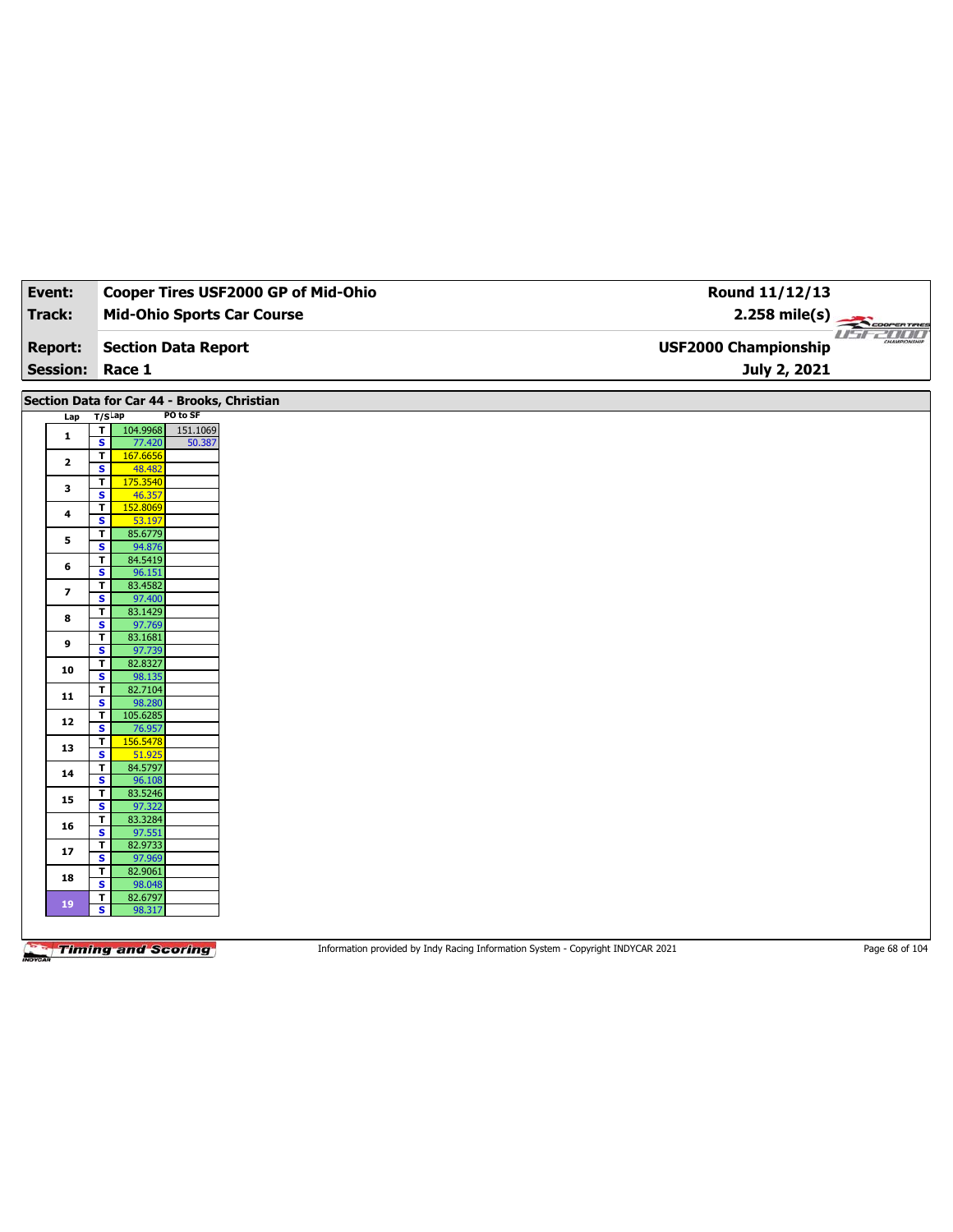| | |
|---|---|
| **Event:** | **Cooper Tires USF2000 GP of Mid-Ohio** |
| **Track:** | **Mid-Ohio Sports Car Course** |
| **Report:** | **Section Data Report** |
| **Session:** | **Race 1** |

**Round 11/12/13**
**2.258 mile(s)**
**USF2000 Championship**
**July 2, 2021**

## Section Data for Car 44 - Brooks, Christian

| Lap | T/S | Lap | PO to SF |
|---|---|---|---|
| 1 | T | 104.9968 | 151.1069 |
| | S | 77.420 | 50.387 |
| 2 | T | 167.6656 | |
| | S | 48.482 | |
| 3 | T | 175.3540 | |
| | S | 46.357 | |
| 4 | T | 152.8069 | |
| | S | 53.197 | |
| 5 | T | 85.6779 | |
| | S | 94.876 | |
| 6 | T | 84.5419 | |
| | S | 96.151 | |
| 7 | T | 83.4582 | |
| | S | 97.400 | |
| 8 | T | 83.1429 | |
| | S | 97.769 | |
| 9 | T | 83.1681 | |
| | S | 97.739 | |
| 10 | T | 82.8327 | |
| | S | 98.135 | |
| 11 | T | 82.7104 | |
| | S | 98.280 | |
| 12 | T | 105.6285 | |
| | S | 76.957 | |
| 13 | T | 156.5478 | |
| | S | 51.925 | |
| 14 | T | 84.5797 | |
| | S | 96.108 | |
| 15 | T | 83.5246 | |
| | S | 97.322 | |
| 16 | T | 83.3284 | |
| | S | 97.551 | |
| 17 | T | 82.9733 | |
| | S | 97.969 | |
| 18 | T | 82.9061 | |
| | S | 98.048 | |
| 19 | T | 82.6797 | |
| | S | 98.317 | |

Information provided by Indy Racing Information System - Copyright INDYCAR 2021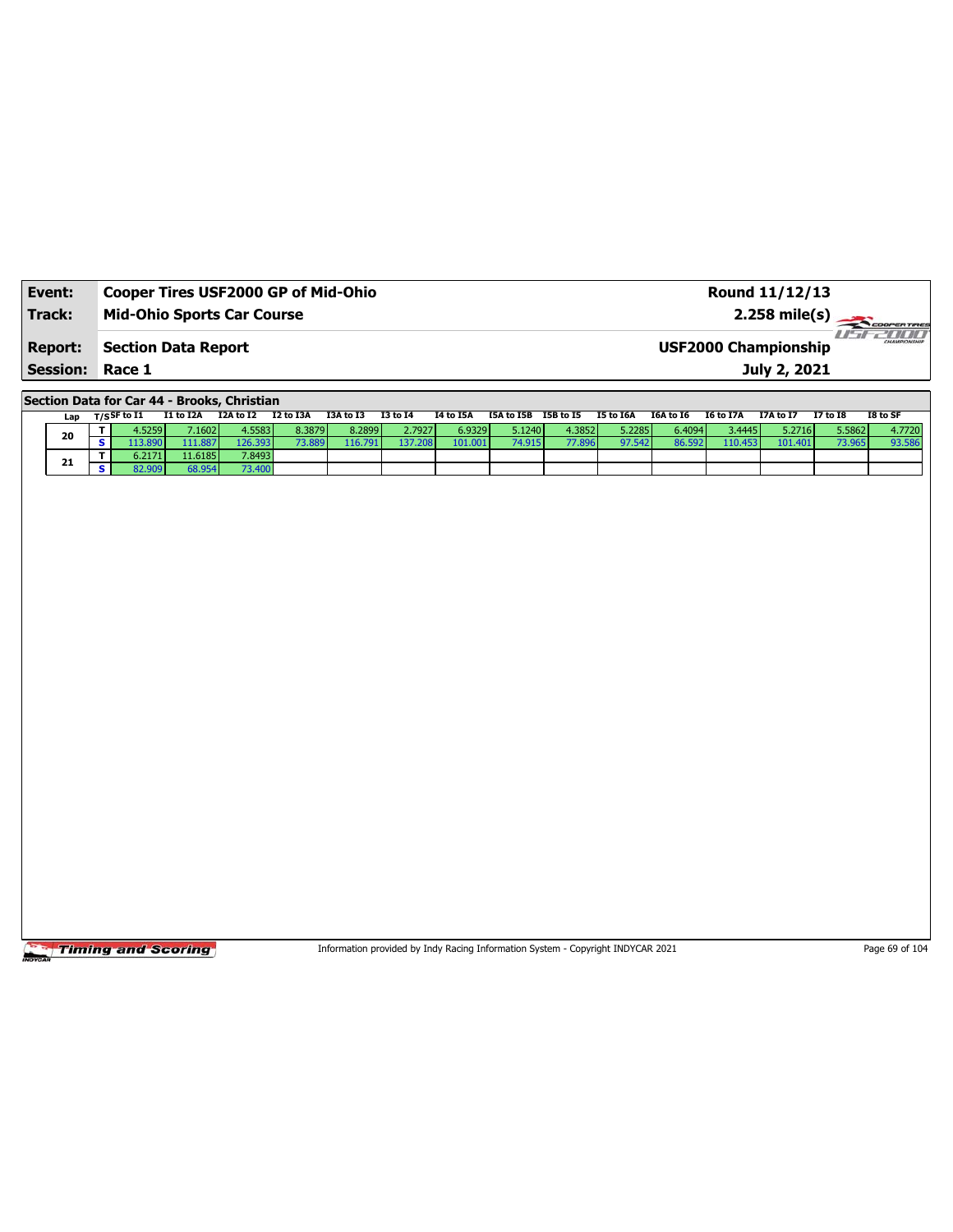| | | | |
|---|---|---|---|
| **Event:** | **Cooper Tires USF2000 GP of Mid-Ohio** | **Round 11/12/13** | |
| **Track:** | **Mid-Ohio Sports Car Course** | **2.258 mile(s)** | |
| **Report:** | **Section Data Report** | **USF2000 Championship** | |
| **Session:** | **Race 1** | **July 2, 2021** | |

**Section Data for Car 44 - Brooks, Christian**

| Lap | T/S | SF to I1 | I1 to I2A | I2A to I2 | I2 to I3A | I3A to I3 | I3 to I4 | I4 to I5A | I5A to I5B | I5B to I5 | I5 to I6A | I6A to I6 | I6 to I7A | I7A to I7 | I7 to I8 | I8 to SF |
|---|---|---|---|---|---|---|---|---|---|---|---|---|---|---|---|---|
| 20 | T | 4.5259 | 7.1602 | 4.5583 | 8.3879 | 8.2899 | 2.7927 | 6.9329 | 5.1240 | 4.3852 | 5.2285 | 6.4094 | 3.4445 | 5.2716 | 5.5862 | 4.7720 |
| | S | 113.890 | 111.887 | 126.393 | 73.889 | 116.791 | 137.208 | 101.001 | 74.915 | 77.896 | 97.542 | 86.592 | 110.453 | 101.401 | 73.965 | 93.586 |
| 21 | T | 6.2171 | 11.6185 | 7.8493 | | | | | | | | | | | | |
| | S | 82.909 | 68.954 | 73.400 | | | | | | | | | | | | |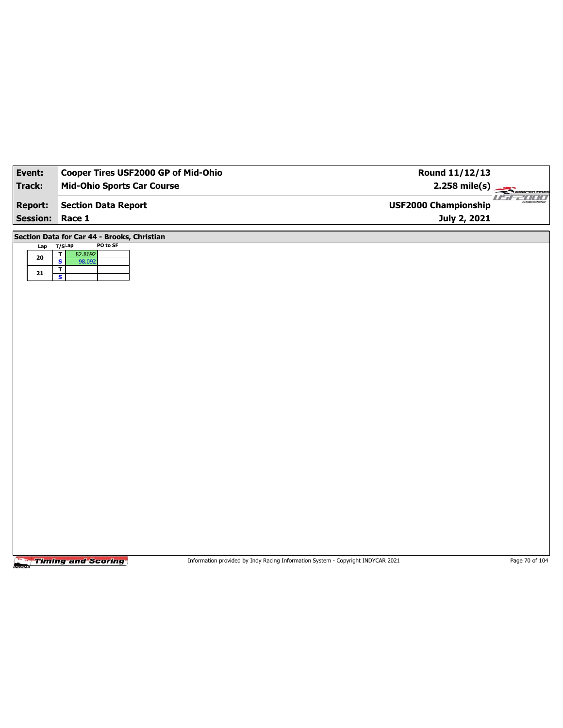| Event: | Cooper Tires USF2000 GP of Mid-Ohio | Round 11/12/13 |
|---|---|---|
| Track: | Mid-Ohio Sports Car Course | 2.258 mile(s) |
| Report: | Section Data Report | USF2000 Championship |
| Session: | Race 1 | July 2, 2021 |

## Section Data for Car 44 - Brooks, Christian

| Lap | T/S | Lap | PO to SF |
|---|---|---|---|
| 20 | T | 82.8692 | |
| | S | 98.092 | |
| 21 | T | | |
| | S | | |

Information provided by Indy Racing Information System - Copyright INDYCAR 2021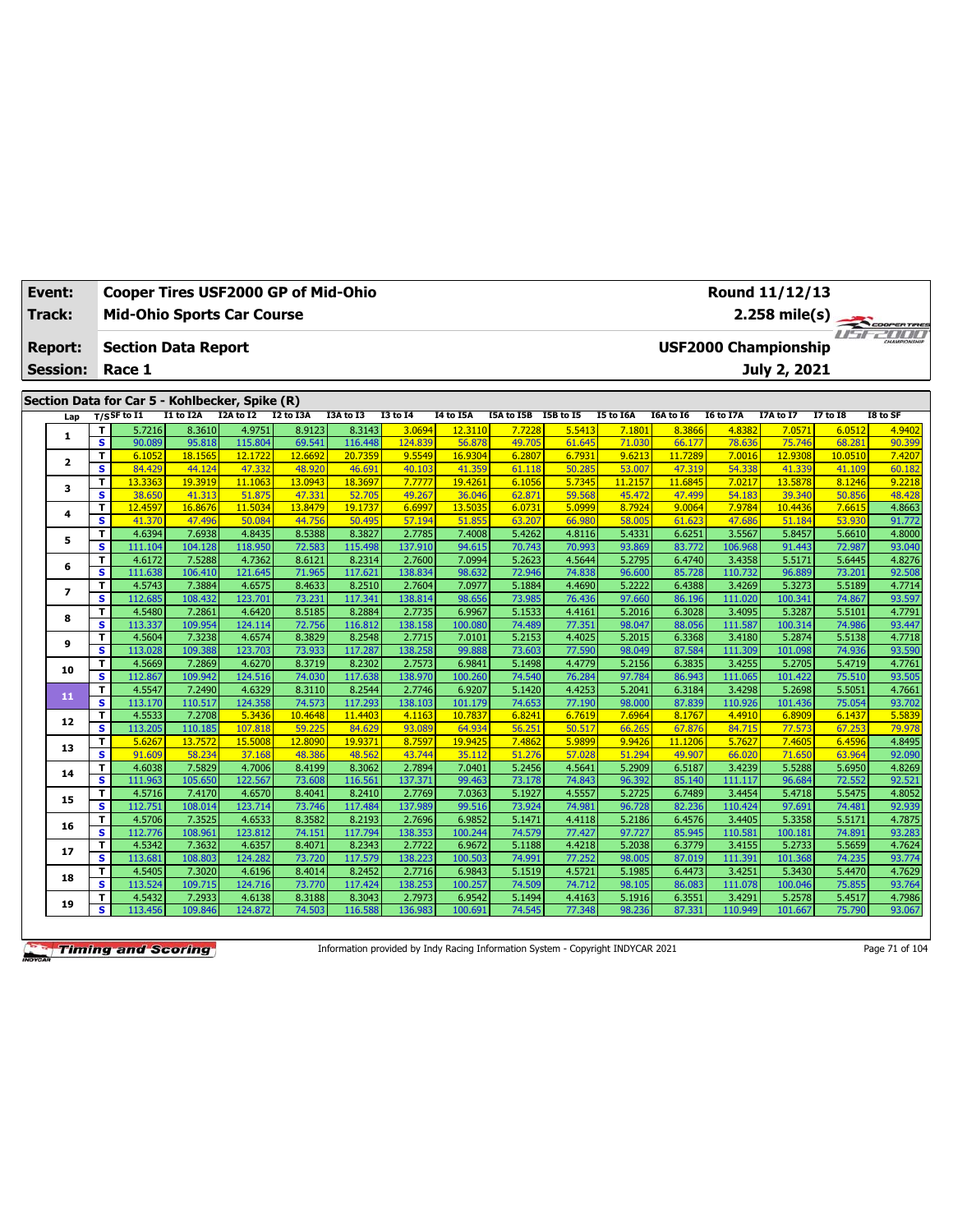| Event: | Cooper Tires USF2000 GP of Mid-Ohio | Round 11/12/13 |
|---|---|---|
| Track: | Mid-Ohio Sports Car Course | 2.258 mile(s) |
| Report: | Section Data Report | USF2000 Championship |
| Session: | Race 1 | July 2, 2021 |

## Section Data for Car 5 - Kohlbecker, Spike (R)

| Lap | T/S | SF to I1 | I1 to I2A | I2A to I2 | I2 to I3A | I3A to I3 | I3 to I4 | I4 to I5A | I5A to I5B | I5B to I5 | I5 to I6A | I6A to I6 | I6 to I7A | I7A to I7 | I7 to I8 | I8 to SF |
|---|---|---|---|---|---|---|---|---|---|---|---|---|---|---|---|---|
| 1 | T | 5.7216 | 8.3610 | 4.9751 | 8.9123 | 8.3143 | 3.0694 | 12.3110 | 7.7228 | 5.5413 | 7.1801 | 8.3866 | 4.8382 | 7.0571 | 6.0512 | 4.9402 |
| | S | 90.089 | 95.818 | 115.804 | 69.541 | 116.448 | 124.839 | 56.878 | 49.705 | 61.645 | 71.030 | 66.177 | 78.636 | 75.746 | 68.281 | 90.399 |
| 2 | T | 6.1052 | 18.1565 | 12.1722 | 12.6692 | 20.7359 | 9.5549 | 16.9304 | 6.2807 | 6.7931 | 9.6213 | 11.7289 | 7.0016 | 12.9308 | 10.0510 | 7.4207 |
| | S | 84.429 | 44.124 | 47.332 | 48.920 | 46.691 | 40.103 | 41.359 | 61.118 | 50.285 | 53.007 | 47.319 | 54.338 | 41.339 | 41.109 | 60.182 |
| 3 | T | 13.3363 | 19.3919 | 11.1063 | 13.0943 | 18.3697 | 7.7777 | 19.4261 | 6.1056 | 5.7345 | 11.2157 | 11.6845 | 7.0217 | 13.5878 | 8.1246 | 9.2218 |
| | S | 38.650 | 41.313 | 51.875 | 47.331 | 52.705 | 49.267 | 36.046 | 62.871 | 59.568 | 45.472 | 47.499 | 54.183 | 39.340 | 50.856 | 48.428 |
| 4 | T | 12.4597 | 16.8676 | 11.5034 | 13.8479 | 19.1737 | 6.6997 | 13.5035 | 6.0731 | 5.0999 | 8.7924 | 9.0064 | 7.9784 | 10.4436 | 7.6615 | 4.8663 |
| | S | 41.370 | 47.496 | 50.084 | 44.756 | 50.495 | 57.194 | 51.855 | 63.207 | 66.980 | 58.005 | 61.623 | 47.686 | 51.184 | 53.930 | 91.772 |
| 5 | T | 4.6394 | 7.6938 | 4.8435 | 8.5388 | 8.3827 | 2.7785 | 7.4008 | 5.4262 | 4.8116 | 5.4331 | 6.6251 | 3.5567 | 5.8457 | 5.6610 | 4.8000 |
| | S | 111.104 | 104.128 | 118.950 | 72.583 | 115.498 | 137.910 | 94.615 | 70.743 | 70.993 | 93.869 | 83.772 | 106.968 | 91.443 | 72.987 | 93.040 |
| 6 | T | 4.6172 | 7.5288 | 4.7362 | 8.6121 | 8.2314 | 2.7600 | 7.0994 | 5.2623 | 4.5644 | 5.2795 | 6.4740 | 3.4358 | 5.5171 | 5.6445 | 4.8276 |
| | S | 111.638 | 106.410 | 121.645 | 71.965 | 117.621 | 138.834 | 98.632 | 72.946 | 74.838 | 96.600 | 85.728 | 110.732 | 96.889 | 73.201 | 92.508 |
| 7 | T | 4.5743 | 7.3884 | 4.6575 | 8.4633 | 8.2510 | 2.7604 | 7.0977 | 5.1884 | 4.4690 | 5.2222 | 6.4388 | 3.4269 | 5.3273 | 5.5189 | 4.7714 |
| | S | 112.685 | 108.432 | 123.701 | 73.231 | 117.341 | 138.814 | 98.656 | 73.985 | 76.436 | 97.660 | 86.196 | 111.020 | 100.341 | 74.867 | 93.597 |
| 8 | T | 4.5480 | 7.2861 | 4.6420 | 8.5185 | 8.2884 | 2.7735 | 6.9967 | 5.1533 | 4.4161 | 5.2016 | 6.3028 | 3.4095 | 5.3287 | 5.5101 | 4.7791 |
| | S | 113.337 | 109.954 | 124.114 | 72.756 | 116.812 | 138.158 | 100.080 | 74.489 | 77.351 | 98.047 | 88.056 | 111.587 | 100.314 | 74.986 | 93.447 |
| 9 | T | 4.5604 | 7.3238 | 4.6574 | 8.3829 | 8.2548 | 2.7715 | 7.0101 | 5.2153 | 4.4025 | 5.2015 | 6.3368 | 3.4180 | 5.2874 | 5.5138 | 4.7718 |
| | S | 113.028 | 109.388 | 123.703 | 73.933 | 117.287 | 138.258 | 99.888 | 73.603 | 77.590 | 98.049 | 87.584 | 111.309 | 101.098 | 74.936 | 93.590 |
| 10 | T | 4.5669 | 7.2869 | 4.6270 | 8.3719 | 8.2302 | 2.7573 | 6.9841 | 5.1498 | 4.4779 | 5.2156 | 6.3835 | 3.4255 | 5.2705 | 5.4719 | 4.7761 |
| | S | 112.867 | 109.942 | 124.516 | 74.030 | 117.638 | 138.970 | 100.260 | 74.540 | 76.284 | 97.784 | 86.943 | 111.065 | 101.422 | 75.510 | 93.505 |
| 11 | T | 4.5547 | 7.2490 | 4.6329 | 8.3110 | 8.2544 | 2.7746 | 6.9207 | 5.1420 | 4.4253 | 5.2041 | 6.3184 | 3.4298 | 5.2698 | 5.5051 | 4.7661 |
| | S | 113.170 | 110.517 | 124.358 | 74.573 | 117.293 | 138.103 | 101.179 | 74.653 | 77.190 | 98.000 | 87.839 | 110.926 | 101.436 | 75.054 | 93.702 |
| 12 | T | 4.5533 | 7.2708 | 5.3436 | 10.4648 | 11.4403 | 4.1163 | 10.7837 | 6.8241 | 6.7619 | 7.6964 | 8.1767 | 4.4910 | 6.8909 | 6.1437 | 5.5839 |
| | S | 113.205 | 110.185 | 107.818 | 59.225 | 84.629 | 93.089 | 64.934 | 56.251 | 50.517 | 66.265 | 67.876 | 84.715 | 77.573 | 67.253 | 79.978 |
| 13 | T | 5.6267 | 13.7572 | 15.5008 | 12.8090 | 19.9371 | 8.7597 | 19.9425 | 7.4862 | 5.9899 | 9.9426 | 11.1206 | 5.7627 | 7.4605 | 6.4596 | 4.8495 |
| | S | 91.609 | 58.234 | 37.168 | 48.386 | 48.562 | 43.744 | 35.112 | 51.276 | 57.028 | 51.294 | 49.907 | 66.020 | 71.650 | 63.964 | 92.090 |
| 14 | T | 4.6038 | 7.5829 | 4.7006 | 8.4199 | 8.3062 | 2.7894 | 7.0401 | 5.2456 | 4.5641 | 5.2909 | 6.5187 | 3.4239 | 5.5288 | 5.6950 | 4.8269 |
| | S | 111.963 | 105.650 | 122.567 | 73.608 | 116.561 | 137.371 | 99.463 | 73.178 | 74.843 | 96.392 | 85.140 | 111.117 | 96.684 | 72.552 | 92.521 |
| 15 | T | 4.5716 | 7.4170 | 4.6570 | 8.4041 | 8.2410 | 2.7769 | 7.0363 | 5.1927 | 4.5557 | 5.2725 | 6.7489 | 3.4454 | 5.4718 | 5.5475 | 4.8052 |
| | S | 112.751 | 108.014 | 123.714 | 73.746 | 117.484 | 137.989 | 99.516 | 73.924 | 74.981 | 96.728 | 82.236 | 110.424 | 97.691 | 74.481 | 92.939 |
| 16 | T | 4.5706 | 7.3525 | 4.6533 | 8.3582 | 8.2193 | 2.7696 | 6.9852 | 5.1471 | 4.4118 | 5.2186 | 6.4576 | 3.4405 | 5.3358 | 5.5171 | 4.7875 |
| | S | 112.776 | 108.961 | 123.812 | 74.151 | 117.794 | 138.353 | 100.244 | 74.579 | 77.427 | 97.727 | 85.945 | 110.581 | 100.181 | 74.891 | 93.283 |
| 17 | T | 4.5342 | 7.3632 | 4.6357 | 8.4071 | 8.2343 | 2.7722 | 6.9672 | 5.1188 | 4.4218 | 5.2038 | 6.3779 | 3.4155 | 5.2733 | 5.5659 | 4.7624 |
| | S | 113.681 | 108.803 | 124.282 | 73.720 | 117.579 | 138.223 | 100.503 | 74.991 | 77.252 | 98.005 | 87.019 | 111.391 | 101.368 | 74.235 | 93.774 |
| 18 | T | 4.5405 | 7.3020 | 4.6196 | 8.4014 | 8.2452 | 2.7716 | 6.9843 | 5.1519 | 4.5721 | 5.1985 | 6.4473 | 3.4251 | 5.3430 | 5.4470 | 4.7629 |
| | S | 113.524 | 109.715 | 124.716 | 73.770 | 117.424 | 138.253 | 100.257 | 74.509 | 74.712 | 98.105 | 86.083 | 111.078 | 100.046 | 75.855 | 93.764 |
| 19 | T | 4.5432 | 7.2933 | 4.6138 | 8.3188 | 8.3043 | 2.7973 | 6.9542 | 5.1494 | 4.4163 | 5.1916 | 6.3551 | 3.4291 | 5.2578 | 5.4517 | 4.7986 |
| | S | 113.456 | 109.846 | 124.872 | 74.503 | 116.588 | 136.983 | 100.691 | 74.545 | 77.348 | 98.236 | 87.331 | 110.949 | 101.667 | 75.790 | 93.067 |

Information provided by Indy Racing Information System - Copyright INDYCAR 2021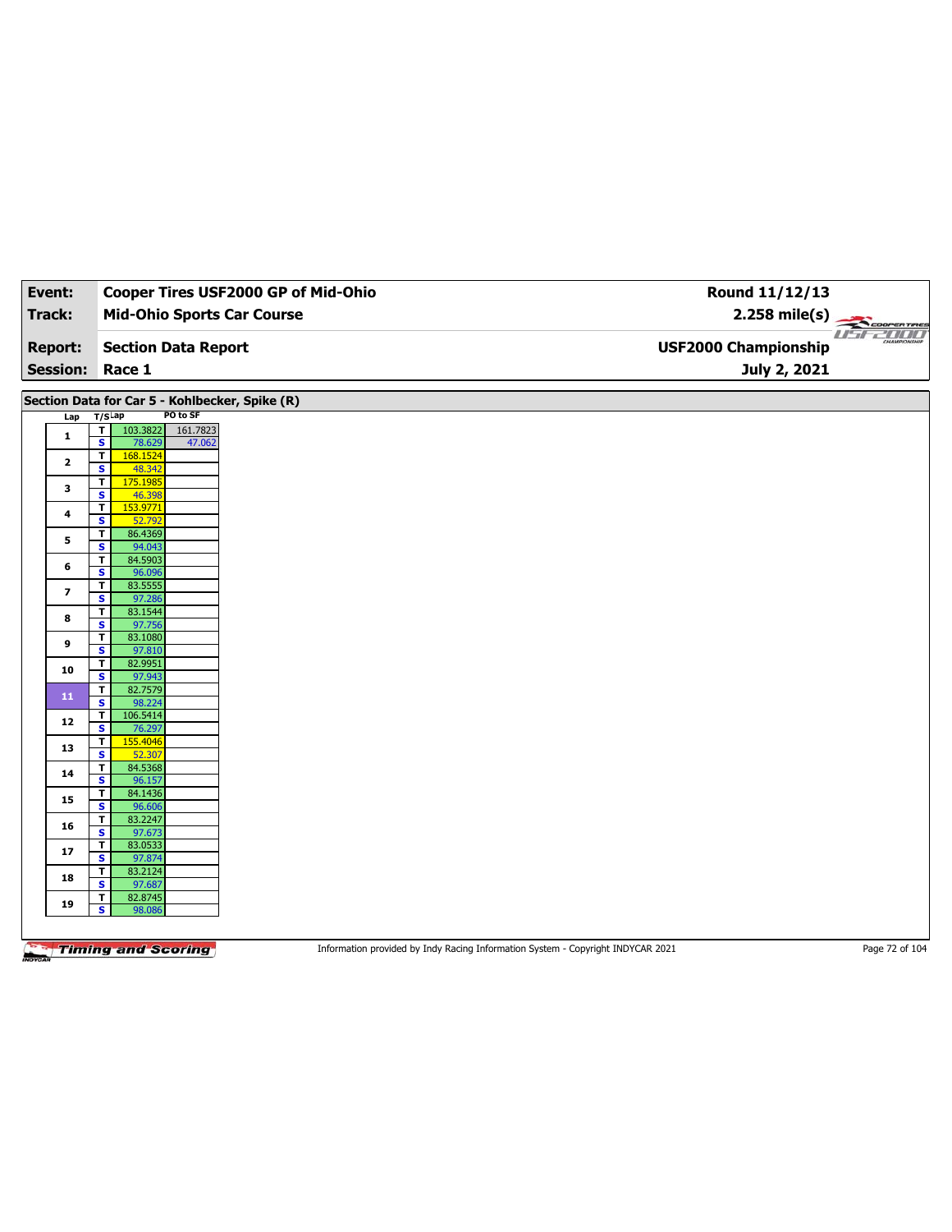| | |
|---|---|
| **Event:** | **Cooper Tires USF2000 GP of Mid-Ohio** |
| **Track:** | **Mid-Ohio Sports Car Course** |
| **Report:** | **Section Data Report** |
| **Session:** | **Race 1** |

**Round 11/12/13**
**2.258 mile(s)**
**USF2000 Championship**
**July 2, 2021**

## Section Data for Car 5 - Kohlbecker, Spike (R)

| Lap | T/S | Lap | PO to SF |
|---|---|---|---|
| 1 | T | 103.3822 | 161.7823 |
| | S | 78.629 | 47.062 |
| 2 | T | 168.1524 | |
| | S | 48.342 | |
| 3 | T | 175.1985 | |
| | S | 46.398 | |
| 4 | T | 153.9771 | |
| | S | 52.792 | |
| 5 | T | 86.4369 | |
| | S | 94.043 | |
| 6 | T | 84.5903 | |
| | S | 96.096 | |
| 7 | T | 83.5555 | |
| | S | 97.286 | |
| 8 | T | 83.1544 | |
| | S | 97.756 | |
| 9 | T | 83.1080 | |
| | S | 97.810 | |
| 10 | T | 82.9951 | |
| | S | 97.943 | |
| 11 | T | 82.7579 | |
| | S | 98.224 | |
| 12 | T | 106.5414 | |
| | S | 76.297 | |
| 13 | T | 155.4046 | |
| | S | 52.307 | |
| 14 | T | 84.5368 | |
| | S | 96.157 | |
| 15 | T | 84.1436 | |
| | S | 96.606 | |
| 16 | T | 83.2247 | |
| | S | 97.673 | |
| 17 | T | 83.0533 | |
| | S | 97.874 | |
| 18 | T | 83.2124 | |
| | S | 97.687 | |
| 19 | T | 82.8745 | |
| | S | 98.086 | |

Information provided by Indy Racing Information System - Copyright INDYCAR 2021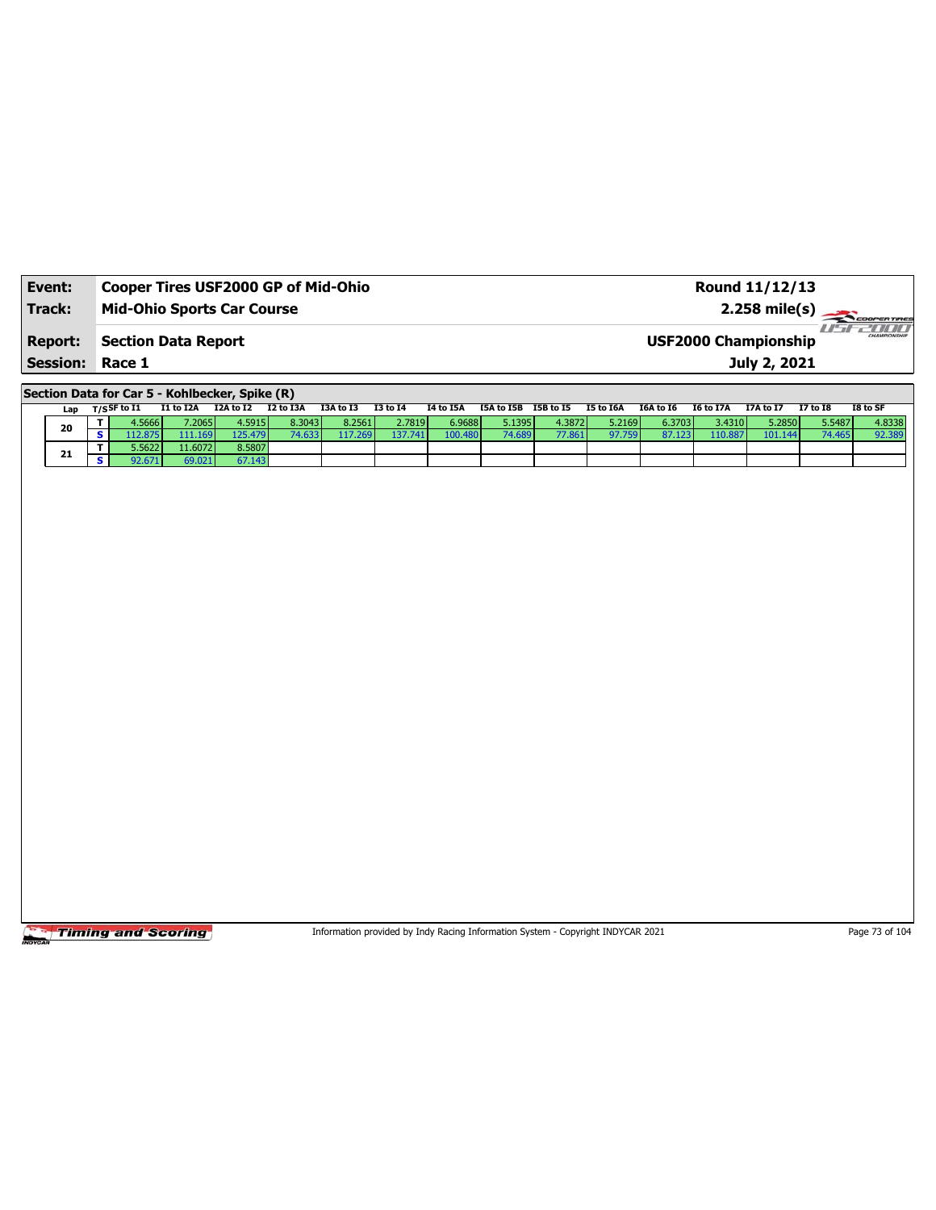| **Event:** | **Cooper Tires USF2000 GP of Mid-Ohio** | **Round 11/12/13** |
|---|---|---|
| **Track:** | **Mid-Ohio Sports Car Course** | **2.258 mile(s)** |
| **Report:** | **Section Data Report** | **USF2000 Championship** |
| **Session:** | **Race 1** | **July 2, 2021** |

**Section Data for Car 5 - Kohlbecker, Spike (R)**

| Lap | T/S | SF to I1 | I1 to I2A | I2A to I2 | I2 to I3A | I3A to I3 | I3 to I4 | I4 to I5A | I5A to I5B | I5B to I5 | I5 to I6A | I6A to I6 | I6 to I7A | I7A to I7 | I7 to I8 | I8 to SF |
|---|---|---|---|---|---|---|---|---|---|---|---|---|---|---|---|---|
| 20 | T | 4.5666 | 7.2065 | 4.5915 | 8.3043 | 8.2561 | 2.7819 | 6.9688 | 5.1395 | 4.3872 | 5.2169 | 6.3703 | 3.4310 | 5.2850 | 5.5487 | 4.8338 |
| | S | 112.875 | 111.169 | 125.479 | 74.633 | 117.269 | 137.741 | 100.480 | 74.689 | 77.861 | 97.759 | 87.123 | 110.887 | 101.144 | 74.465 | 92.389 |
| 21 | T | 5.5622 | 11.6072 | 8.5807 | | | | | | | | | | | | |
| | S | 92.671 | 69.021 | 67.143 | | | | | | | | | | | | |

Information provided by Indy Racing Information System - Copyright INDYCAR 2021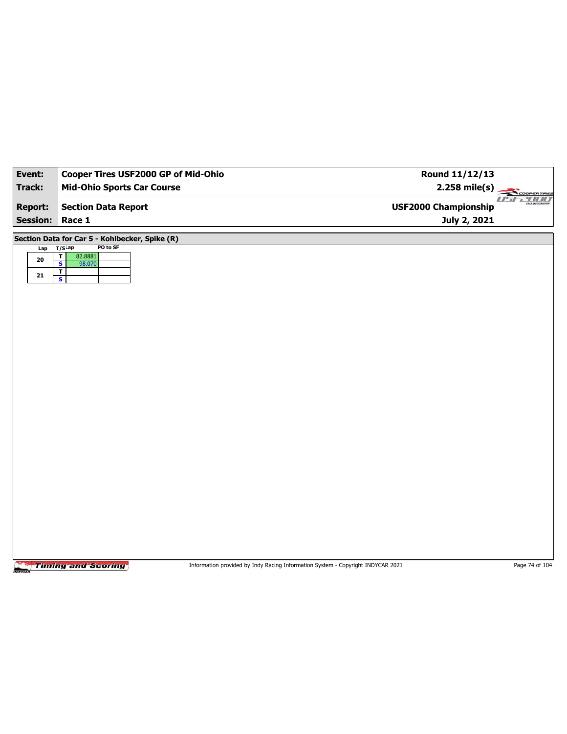| | |
|---|---|
| **Event:** | **Cooper Tires USF2000 GP of Mid-Ohio** |
| **Track:** | **Mid-Ohio Sports Car Course** |
| **Report:** | **Section Data Report** |
| **Session:** | **Race 1** |

**Round 11/12/13**
**2.258 mile(s)**
**USF2000 Championship**
**July 2, 2021**

**Section Data for Car 5 - Kohlbecker, Spike (R)**

| Lap | T/S | Lap | PO to SF |
|---|---|---|---|
| 20 | T | 82.8881 | |
| | S | 98.070 | |
| 21 | T | | |
| | S | | |

Information provided by Indy Racing Information System - Copyright INDYCAR 2021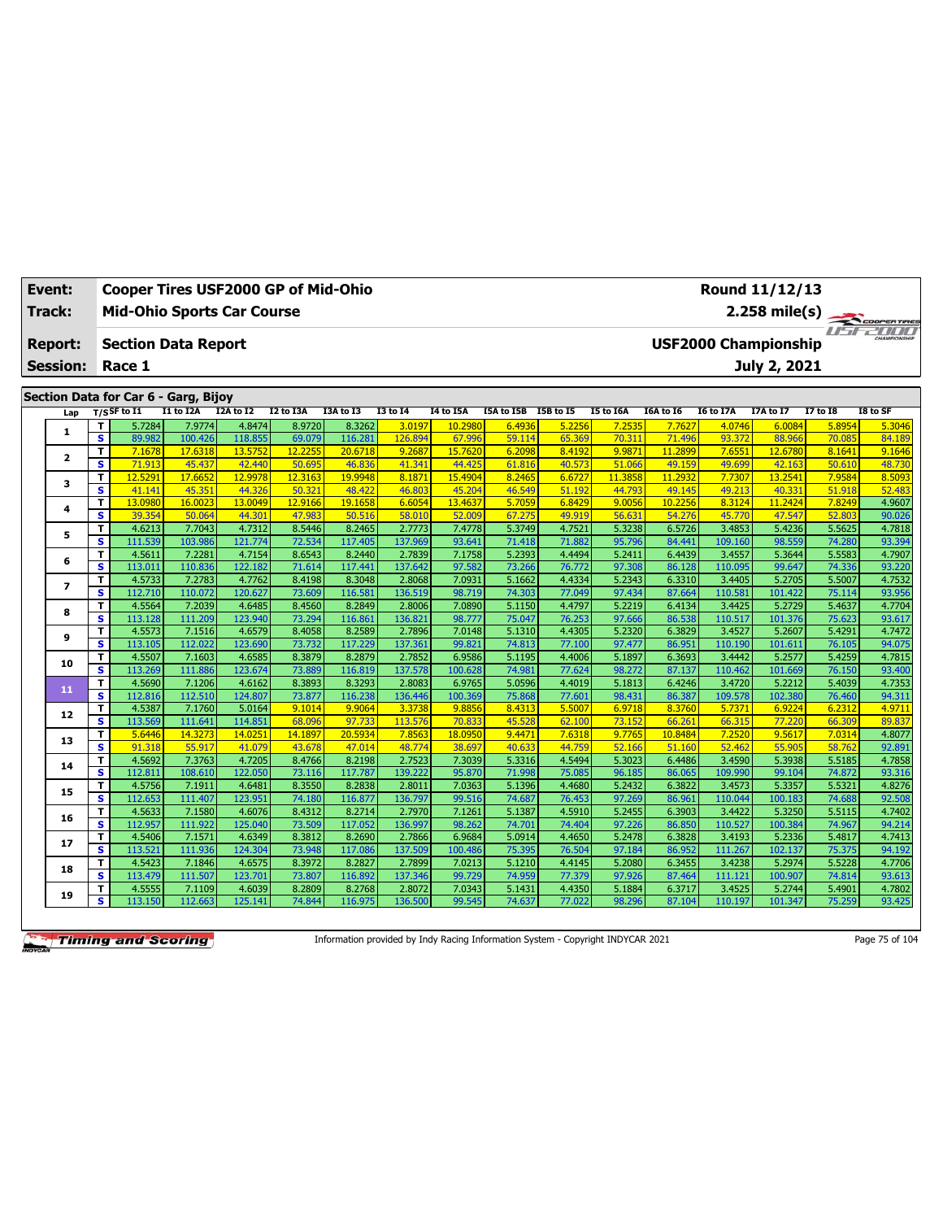| Event: | Cooper Tires USF2000 GP of Mid-Ohio | Round 11/12/13 |
|---|---|---|
| Track: | Mid-Ohio Sports Car Course | 2.258 mile(s) |
| Report: | Section Data Report | USF2000 Championship |
| Session: | Race 1 | July 2, 2021 |

## Section Data for Car 6 - Garg, Bijoy

| Lap | T/S | SF to I1 | I1 to I2A | I2A to I2 | I2 to I3A | I3A to I3 | I3 to I4 | I4 to I5A | I5A to I5B | I5B to I5 | I5 to I6A | I6A to I6 | I6 to I7A | I7A to I7 | I7 to I8 | I8 to SF |
|---|---|---|---|---|---|---|---|---|---|---|---|---|---|---|---|---|
| 1 | T | 5.7284 | 7.9774 | 4.8474 | 8.9720 | 8.3262 | 3.0197 | 10.2980 | 6.4936 | 5.2256 | 7.2535 | 7.7627 | 4.0746 | 6.0084 | 5.8954 | 5.3046 |
| | S | 89.982 | 100.426 | 118.855 | 69.079 | 116.281 | 126.894 | 67.996 | 59.114 | 65.369 | 70.311 | 71.496 | 93.372 | 88.966 | 70.085 | 84.189 |
| 2 | T | 7.1678 | 17.6318 | 13.5752 | 12.2255 | 20.6718 | 9.2687 | 15.7620 | 6.2098 | 8.4192 | 9.9871 | 11.2899 | 7.6551 | 12.6780 | 8.1641 | 9.1646 |
| | S | 71.913 | 45.437 | 42.440 | 50.695 | 46.836 | 41.341 | 44.425 | 61.816 | 40.573 | 51.066 | 49.159 | 49.699 | 42.163 | 50.610 | 48.730 |
| 3 | T | 12.5291 | 17.6652 | 12.9978 | 12.3163 | 19.9948 | 8.1871 | 15.4904 | 8.2465 | 6.6727 | 11.3858 | 11.2932 | 7.7307 | 13.2541 | 7.9584 | 8.5093 |
| | S | 41.141 | 45.351 | 44.326 | 50.321 | 48.422 | 46.803 | 45.204 | 46.549 | 51.192 | 44.793 | 49.145 | 49.213 | 40.331 | 51.918 | 52.483 |
| 4 | T | 13.0980 | 16.0023 | 13.0049 | 12.9166 | 19.1658 | 6.6054 | 13.4637 | 5.7059 | 6.8429 | 9.0056 | 10.2256 | 8.3124 | 11.2424 | 7.8249 | 4.9607 |
| | S | 39.354 | 50.064 | 44.301 | 47.983 | 50.516 | 58.010 | 52.009 | 67.275 | 49.919 | 56.631 | 54.276 | 45.770 | 47.547 | 52.803 | 90.026 |
| 5 | T | 4.6213 | 7.7043 | 4.7312 | 8.5446 | 8.2465 | 2.7773 | 7.4778 | 5.3749 | 4.7521 | 5.3238 | 6.5726 | 3.4853 | 5.4236 | 5.5625 | 4.7818 |
| | S | 111.539 | 103.986 | 121.774 | 72.534 | 117.405 | 137.969 | 93.641 | 71.418 | 71.882 | 95.796 | 84.441 | 109.160 | 98.559 | 74.280 | 93.394 |
| 6 | T | 4.5611 | 7.2281 | 4.7154 | 8.6543 | 8.2440 | 2.7839 | 7.1758 | 5.2393 | 4.4494 | 5.2411 | 6.4439 | 3.4557 | 5.3644 | 5.5583 | 4.7907 |
| | S | 113.011 | 110.836 | 122.182 | 71.614 | 117.441 | 137.642 | 97.582 | 73.266 | 76.772 | 97.308 | 86.128 | 110.095 | 99.647 | 74.336 | 93.220 |
| 7 | T | 4.5733 | 7.2783 | 4.7762 | 8.4198 | 8.3048 | 2.8068 | 7.0931 | 5.1662 | 4.4334 | 5.2343 | 6.3310 | 3.4405 | 5.2705 | 5.5007 | 4.7532 |
| | S | 112.710 | 110.072 | 120.627 | 73.609 | 116.581 | 136.519 | 98.719 | 74.303 | 77.049 | 97.434 | 87.664 | 110.581 | 101.422 | 75.114 | 93.956 |
| 8 | T | 4.5564 | 7.2039 | 4.6485 | 8.4560 | 8.2849 | 2.8006 | 7.0890 | 5.1150 | 4.4797 | 5.2219 | 6.4134 | 3.4425 | 5.2729 | 5.4637 | 4.7704 |
| | S | 113.128 | 111.209 | 123.940 | 73.294 | 116.861 | 136.821 | 98.777 | 75.047 | 76.253 | 97.666 | 86.538 | 110.517 | 101.376 | 75.623 | 93.617 |
| 9 | T | 4.5573 | 7.1516 | 4.6579 | 8.4058 | 8.2589 | 2.7896 | 7.0148 | 5.1310 | 4.4305 | 5.2320 | 6.3829 | 3.4527 | 5.2607 | 5.4291 | 4.7472 |
| | S | 113.105 | 112.022 | 123.690 | 73.732 | 117.229 | 137.361 | 99.821 | 74.813 | 77.100 | 97.477 | 86.951 | 110.190 | 101.611 | 76.105 | 94.075 |
| 10 | T | 4.5507 | 7.1603 | 4.6585 | 8.3879 | 8.2879 | 2.7852 | 6.9586 | 5.1195 | 4.4006 | 5.1897 | 6.3693 | 3.4442 | 5.2577 | 5.4259 | 4.7815 |
| | S | 113.269 | 111.886 | 123.674 | 73.889 | 116.819 | 137.578 | 100.628 | 74.981 | 77.624 | 98.272 | 87.137 | 110.462 | 101.669 | 76.150 | 93.400 |
| 11 | T | 4.5690 | 7.1206 | 4.6162 | 8.3893 | 8.3293 | 2.8083 | 6.9765 | 5.0596 | 4.4019 | 5.1813 | 6.4246 | 3.4720 | 5.2212 | 5.4039 | 4.7353 |
| | S | 112.816 | 112.510 | 124.807 | 73.877 | 116.238 | 136.446 | 100.369 | 75.868 | 77.601 | 98.431 | 86.387 | 109.578 | 102.380 | 76.460 | 94.311 |
| 12 | T | 4.5387 | 7.1760 | 5.0164 | 9.1014 | 9.9064 | 3.3738 | 9.8856 | 8.4313 | 5.5007 | 6.9718 | 8.3760 | 5.7371 | 6.9224 | 6.2312 | 4.9711 |
| | S | 113.569 | 111.641 | 114.851 | 68.096 | 97.733 | 113.576 | 70.833 | 45.528 | 62.100 | 73.152 | 66.261 | 66.315 | 77.220 | 66.309 | 89.837 |
| 13 | T | 5.6446 | 14.3273 | 14.0251 | 14.1897 | 20.5934 | 7.8563 | 18.0950 | 9.4471 | 7.6318 | 9.7765 | 10.8484 | 7.2520 | 9.5617 | 7.0314 | 4.8077 |
| | S | 91.318 | 55.917 | 41.079 | 43.678 | 47.014 | 48.774 | 38.697 | 40.633 | 44.759 | 52.166 | 51.160 | 52.462 | 55.905 | 58.762 | 92.891 |
| 14 | T | 4.5692 | 7.3763 | 4.7205 | 8.4766 | 8.2198 | 2.7523 | 7.3039 | 5.3316 | 4.5494 | 5.3023 | 6.4486 | 3.4590 | 5.3938 | 5.5185 | 4.7858 |
| | S | 112.811 | 108.610 | 122.050 | 73.116 | 117.787 | 139.222 | 95.870 | 71.998 | 75.085 | 96.185 | 86.065 | 109.990 | 99.104 | 74.872 | 93.316 |
| 15 | T | 4.5756 | 7.1911 | 4.6481 | 8.3550 | 8.2838 | 2.8011 | 7.0363 | 5.1396 | 4.4680 | 5.2432 | 6.3822 | 3.4573 | 5.3357 | 5.5321 | 4.8276 |
| | S | 112.653 | 111.407 | 123.951 | 74.180 | 116.877 | 136.797 | 99.516 | 74.687 | 76.453 | 97.269 | 86.961 | 110.044 | 100.183 | 74.688 | 92.508 |
| 16 | T | 4.5633 | 7.1580 | 4.6076 | 8.4312 | 8.2714 | 2.7970 | 7.1261 | 5.1387 | 4.5910 | 5.2455 | 6.3903 | 3.4422 | 5.3250 | 5.5115 | 4.7402 |
| | S | 112.957 | 111.922 | 125.040 | 73.509 | 117.052 | 136.997 | 98.262 | 74.701 | 74.404 | 97.226 | 86.850 | 110.527 | 100.384 | 74.967 | 94.214 |
| 17 | T | 4.5406 | 7.1571 | 4.6349 | 8.3812 | 8.2690 | 2.7866 | 6.9684 | 5.0914 | 4.4650 | 5.2478 | 6.3828 | 3.4193 | 5.2336 | 5.4817 | 4.7413 |
| | S | 113.521 | 111.936 | 124.304 | 73.948 | 117.086 | 137.509 | 100.486 | 75.395 | 76.504 | 97.184 | 86.952 | 111.267 | 102.137 | 75.375 | 94.192 |
| 18 | T | 4.5423 | 7.1846 | 4.6575 | 8.3972 | 8.2827 | 2.7899 | 7.0213 | 5.1210 | 4.4145 | 5.2080 | 6.3455 | 3.4238 | 5.2974 | 5.5228 | 4.7706 |
| | S | 113.479 | 111.507 | 123.701 | 73.807 | 116.892 | 137.346 | 99.729 | 74.959 | 77.379 | 97.926 | 87.464 | 111.121 | 100.907 | 74.814 | 93.613 |
| 19 | T | 4.5555 | 7.1109 | 4.6039 | 8.2809 | 8.2768 | 2.8072 | 7.0343 | 5.1431 | 4.4350 | 5.1884 | 6.3717 | 3.4525 | 5.2744 | 5.4901 | 4.7802 |
| | S | 113.150 | 112.663 | 125.141 | 74.844 | 116.975 | 136.500 | 99.545 | 74.637 | 77.022 | 98.296 | 87.104 | 110.197 | 101.347 | 75.259 | 93.425 |

Information provided by Indy Racing Information System - Copyright INDYCAR 2021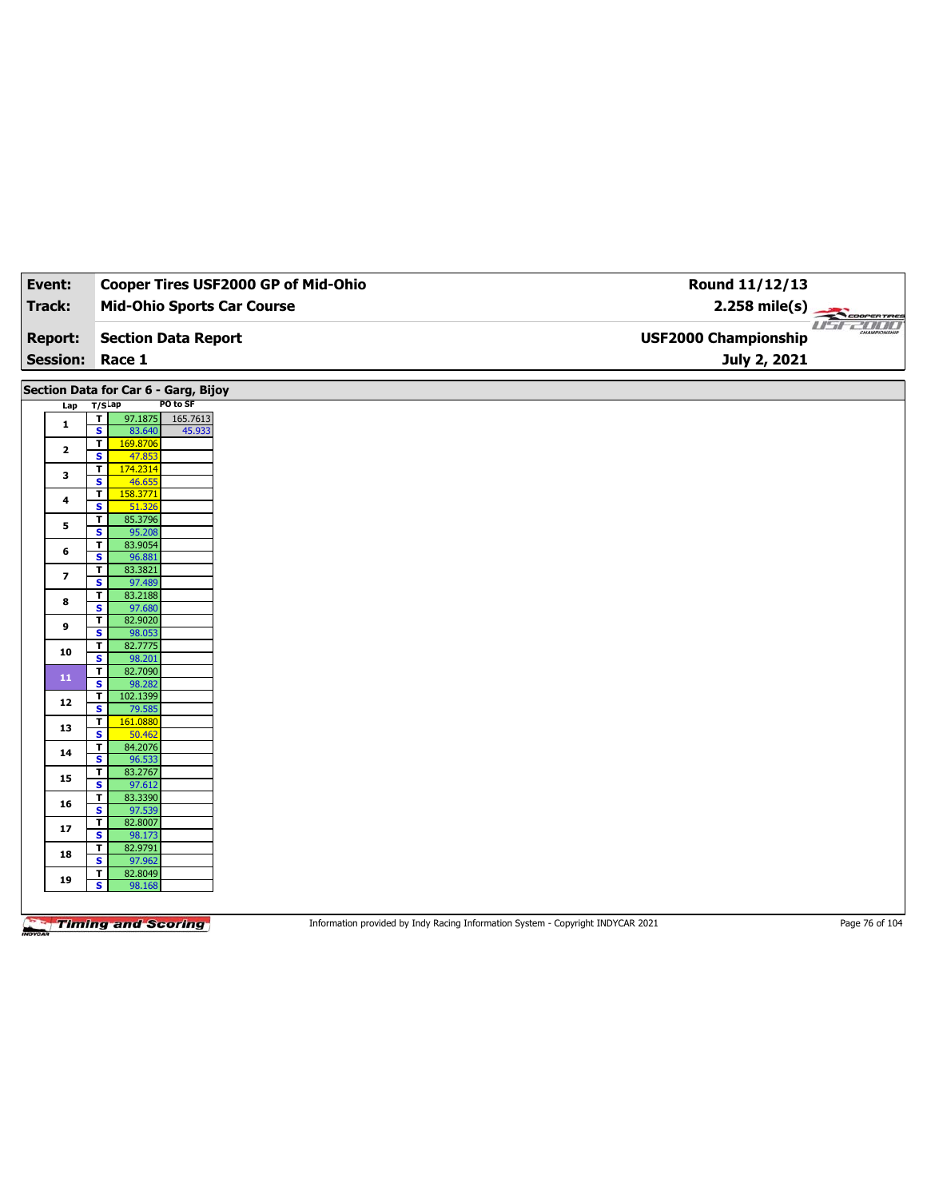| | | | |
|---|---|---|---|
| **Event:** | **Cooper Tires USF2000 GP of Mid-Ohio** | **Round 11/12/13** | |
| **Track:** | **Mid-Ohio Sports Car Course** | **2.258 mile(s)** | |
| **Report:** | **Section Data Report** | **USF2000 Championship** | |
| **Session:** | **Race 1** | **July 2, 2021** | |

## Section Data for Car 6 - Garg, Bijoy

| Lap | T/S | Lap | PO to SF |
|---|---|---|---|
| 1 | T | 97.1875 | 165.7613 |
| | S | 83.640 | 45.933 |
| 2 | T | 169.8706 | |
| | S | 47.853 | |
| 3 | T | 174.2314 | |
| | S | 46.655 | |
| 4 | T | 158.3771 | |
| | S | 51.326 | |
| 5 | T | 85.3796 | |
| | S | 95.208 | |
| 6 | T | 83.9054 | |
| | S | 96.881 | |
| 7 | T | 83.3821 | |
| | S | 97.489 | |
| 8 | T | 83.2188 | |
| | S | 97.680 | |
| 9 | T | 82.9020 | |
| | S | 98.053 | |
| 10 | T | 82.7775 | |
| | S | 98.201 | |
| 11 | T | 82.7090 | |
| | S | 98.282 | |
| 12 | T | 102.1399 | |
| | S | 79.585 | |
| 13 | T | 161.0880 | |
| | S | 50.462 | |
| 14 | T | 84.2076 | |
| | S | 96.533 | |
| 15 | T | 83.2767 | |
| | S | 97.612 | |
| 16 | T | 83.3390 | |
| | S | 97.539 | |
| 17 | T | 82.8007 | |
| | S | 98.173 | |
| 18 | T | 82.9791 | |
| | S | 97.962 | |
| 19 | T | 82.8049 | |
| | S | 98.168 | |

Timing and Scoring

Information provided by Indy Racing Information System - Copyright INDYCAR 2021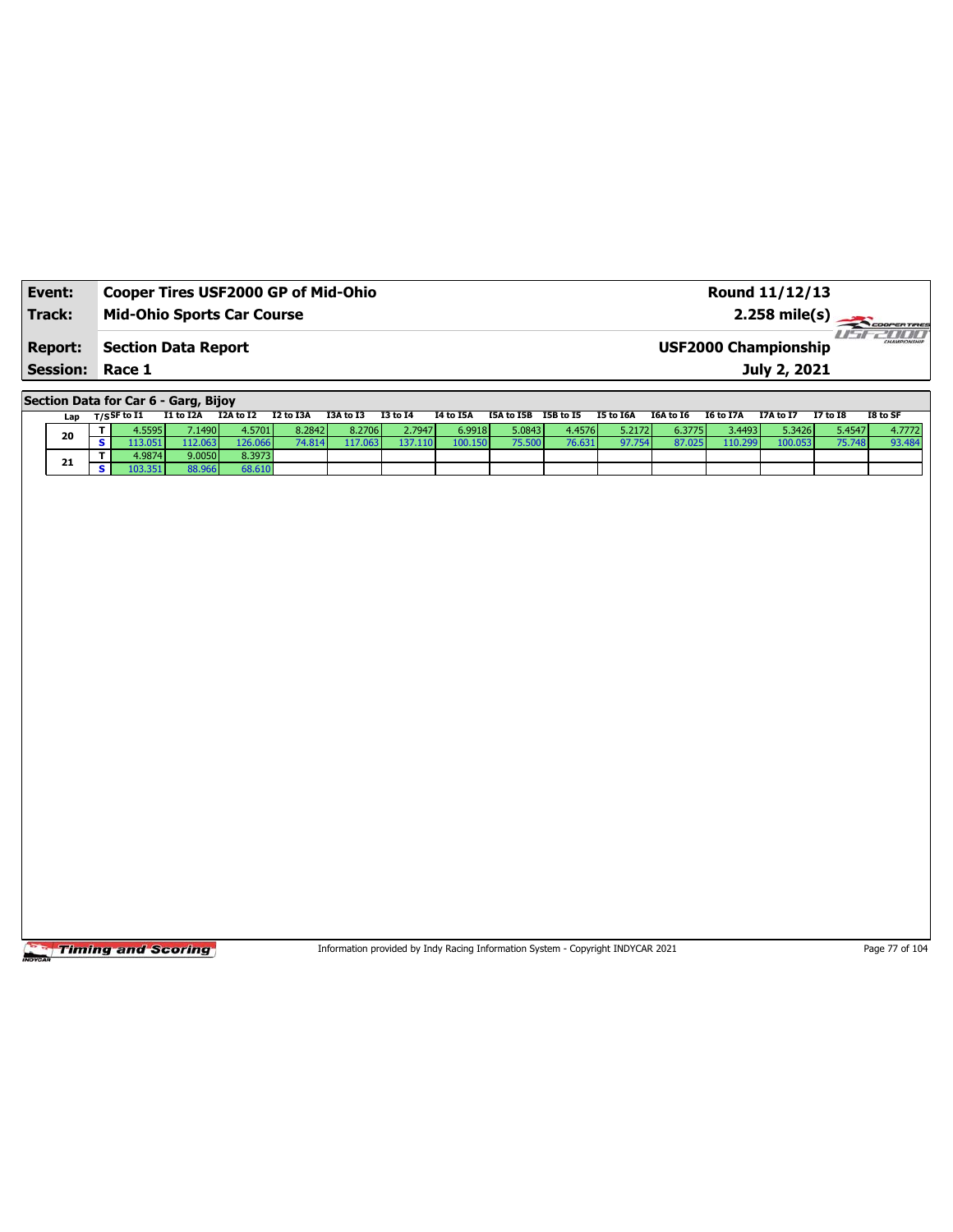| | | | |
|---|---|---|---|
| **Event:** | **Cooper Tires USF2000 GP of Mid-Ohio** | **Round 11/12/13** | |
| **Track:** | **Mid-Ohio Sports Car Course** | **2.258 mile(s)** | |
| **Report:** | **Section Data Report** | **USF2000 Championship** | |
| **Session:** | **Race 1** | **July 2, 2021** | |

**Section Data for Car 6 - Garg, Bijoy**

| Lap | T/S | SF to I1 | I1 to I2A | I2A to I2 | I2 to I3A | I3A to I3 | I3 to I4 | I4 to I5A | I5A to I5B | I5B to I5 | I5 to I6A | I6A to I6 | I6 to I7A | I7A to I7 | I7 to I8 | I8 to SF |
|---|---|---|---|---|---|---|---|---|---|---|---|---|---|---|---|---|
| 20 | T | 4.5595 | 7.1490 | 4.5701 | 8.2842 | 8.2706 | 2.7947 | 6.9918 | 5.0843 | 4.4576 | 5.2172 | 6.3775 | 3.4493 | 5.3426 | 5.4547 | 4.7772 |
| | S | 113.051 | 112.063 | 126.066 | 74.814 | 117.063 | 137.110 | 100.150 | 75.500 | 76.631 | 97.754 | 87.025 | 110.299 | 100.053 | 75.748 | 93.484 |
| 21 | T | 4.9874 | 9.0050 | 8.3973 | | | | | | | | | | | | |
| | S | 103.351 | 88.966 | 68.610 | | | | | | | | | | | | |

Information provided by Indy Racing Information System - Copyright INDYCAR 2021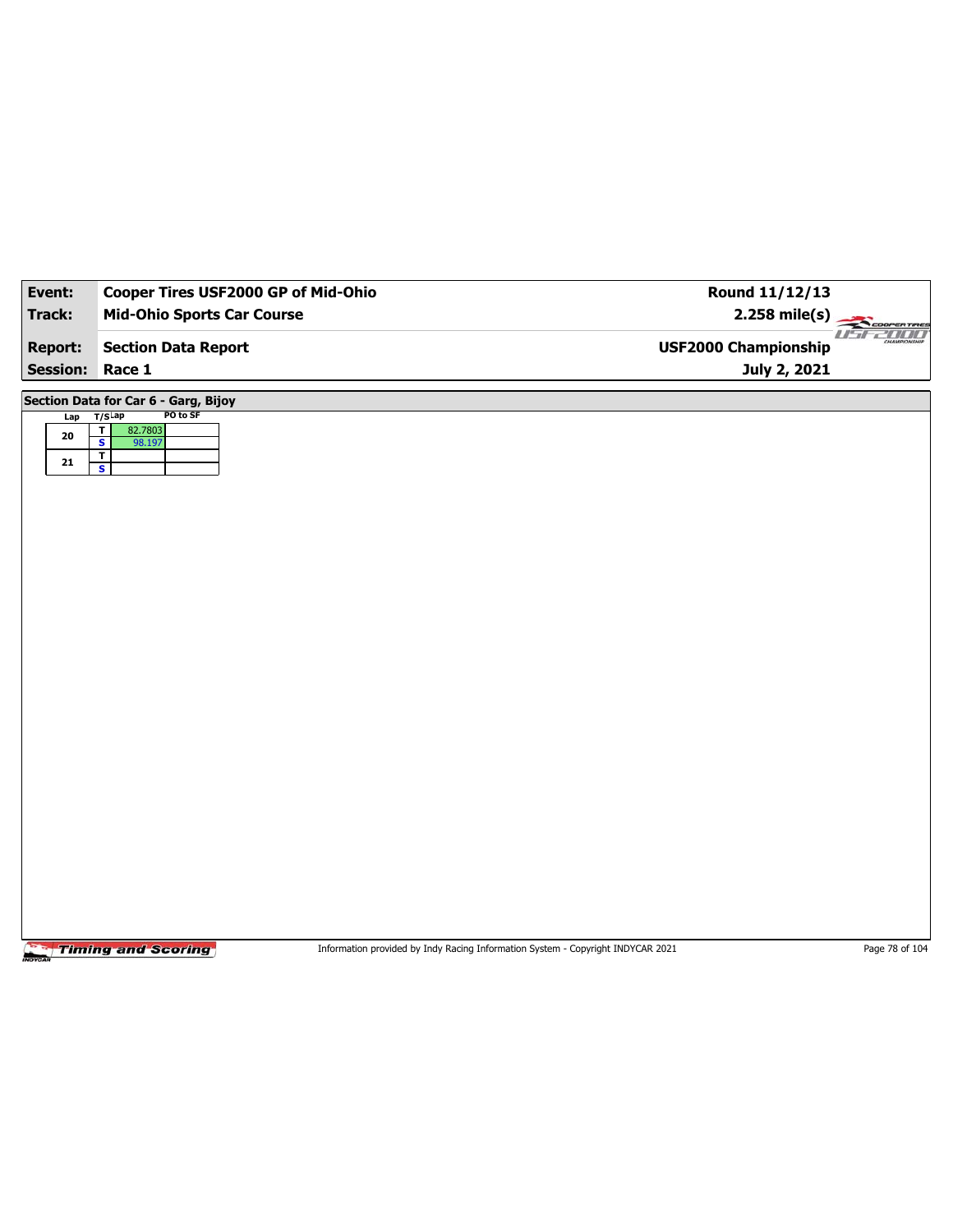| | | |
|---|---|---|
| **Event:** | **Cooper Tires USF2000 GP of Mid-Ohio** | **Round 11/12/13** |
| **Track:** | **Mid-Ohio Sports Car Course** | **2.258 mile(s)** |
| **Report:** | **Section Data Report** | **USF2000 Championship** |
| **Session:** | **Race 1** | **July 2, 2021** |

## Section Data for Car 6 - Garg, Bijoy

| Lap | T/S | Lap | PO to SF |
|---|---|---|---|
| 20 | T | 82.7803 | |
| | S | 98.197 | |
| 21 | T | | |
| | S | | |

Information provided by Indy Racing Information System - Copyright INDYCAR 2021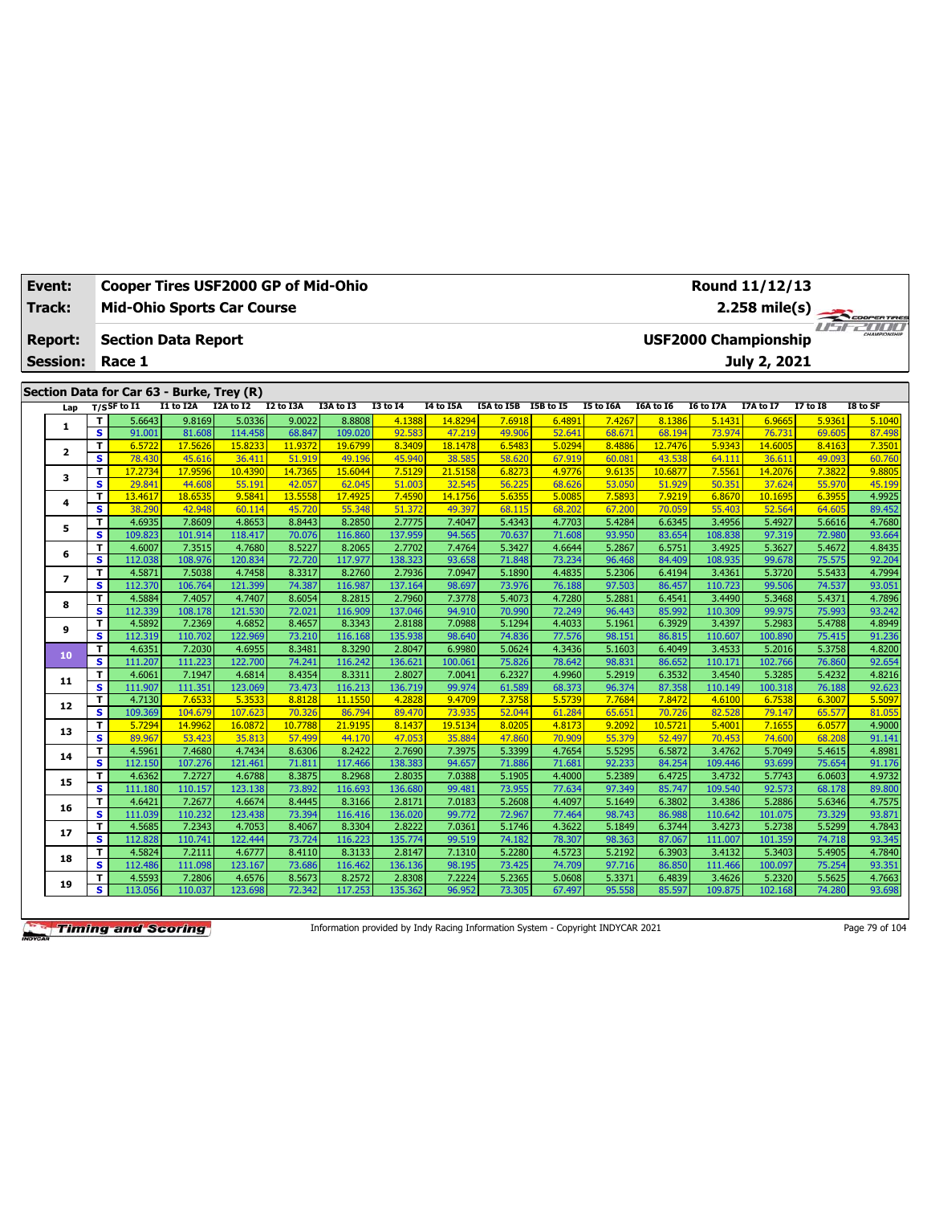| **Event:** | **Cooper Tires USF2000 GP of Mid-Ohio** | **Round 11/12/13** |
|---|---|---|
| **Track:** | **Mid-Ohio Sports Car Course** | **2.258 mile(s)** |
| **Report:** | **Section Data Report** | **USF2000 Championship** |
| **Session:** | **Race 1** | **July 2, 2021** |

## Section Data for Car 63 - Burke, Trey (R)

| Lap | T/S | SF to I1 | I1 to I2A | I2A to I2 | I2 to I3A | I3A to I3 | I3 to I4 | I4 to I5A | I5A to I5B | I5B to I5 | I5 to I6A | I6A to I6 | I6 to I7A | I7A to I7 | I7 to I8 | I8 to SF |
|---|---|---|---|---|---|---|---|---|---|---|---|---|---|---|---|---|
| 1 | T | 5.6643 | 9.8169 | 5.0336 | 9.0022 | 8.8808 | 4.1388 | 14.8294 | 7.6918 | 6.4891 | 7.4267 | 8.1386 | 5.1431 | 6.9665 | 5.9361 | 5.1040 |
| | S | 91.001 | 81.608 | 114.458 | 68.847 | 109.020 | 92.583 | 47.219 | 49.906 | 52.641 | 68.671 | 68.194 | 73.974 | 76.731 | 69.605 | 87.498 |
| 2 | T | 6.5722 | 17.5626 | 15.8233 | 11.9372 | 19.6799 | 8.3409 | 18.1478 | 6.5483 | 5.0294 | 8.4886 | 12.7476 | 5.9343 | 14.6005 | 8.4163 | 7.3501 |
| | S | 78.430 | 45.616 | 36.411 | 51.919 | 49.196 | 45.940 | 38.585 | 58.620 | 67.919 | 60.081 | 43.538 | 64.111 | 36.611 | 49.093 | 60.760 |
| 3 | T | 17.2734 | 17.9596 | 10.4390 | 14.7365 | 15.6044 | 7.5129 | 21.5158 | 6.8273 | 4.9776 | 9.6135 | 10.6877 | 7.5561 | 14.2076 | 7.3822 | 9.8805 |
| | S | 29.841 | 44.608 | 55.191 | 42.057 | 62.045 | 51.003 | 32.545 | 56.225 | 68.626 | 53.050 | 51.929 | 50.351 | 37.624 | 55.970 | 45.199 |
| 4 | T | 13.4617 | 18.6535 | 9.5841 | 13.5558 | 17.4925 | 7.4590 | 14.1756 | 5.6355 | 5.0085 | 7.5893 | 7.9219 | 6.8670 | 10.1695 | 6.3955 | 4.9925 |
| | S | 38.290 | 42.948 | 60.114 | 45.720 | 55.348 | 51.372 | 49.397 | 68.115 | 68.202 | 67.200 | 70.059 | 55.403 | 52.564 | 64.605 | 89.452 |
| 5 | T | 4.6935 | 7.8609 | 4.8653 | 8.8443 | 8.2850 | 2.7775 | 7.4047 | 5.4343 | 4.7703 | 5.4284 | 6.6345 | 3.4956 | 5.4927 | 5.6616 | 4.7680 |
| | S | 109.823 | 101.914 | 118.417 | 70.076 | 116.860 | 137.959 | 94.565 | 70.637 | 71.608 | 93.950 | 83.654 | 108.838 | 97.319 | 72.980 | 93.664 |
| 6 | T | 4.6007 | 7.3515 | 4.7680 | 8.5227 | 8.2065 | 2.7702 | 7.4764 | 5.3427 | 4.6644 | 5.2867 | 6.5751 | 3.4925 | 5.3627 | 5.4672 | 4.8435 |
| | S | 112.038 | 108.976 | 120.834 | 72.720 | 117.977 | 138.323 | 93.658 | 71.848 | 73.234 | 96.468 | 84.409 | 108.935 | 99.678 | 75.575 | 92.204 |
| 7 | T | 4.5871 | 7.5038 | 4.7458 | 8.3317 | 8.2760 | 2.7936 | 7.0947 | 5.1890 | 4.4835 | 5.2306 | 6.4194 | 3.4361 | 5.3720 | 5.5433 | 4.7994 |
| | S | 112.370 | 106.764 | 121.399 | 74.387 | 116.987 | 137.164 | 98.697 | 73.976 | 76.188 | 97.503 | 86.457 | 110.723 | 99.506 | 74.537 | 93.051 |
| 8 | T | 4.5884 | 7.4057 | 4.7407 | 8.6054 | 8.2815 | 2.7960 | 7.3778 | 5.4073 | 4.7280 | 5.2881 | 6.4541 | 3.4490 | 5.3468 | 5.4371 | 4.7896 |
| | S | 112.339 | 108.178 | 121.530 | 72.021 | 116.909 | 137.046 | 94.910 | 70.990 | 72.249 | 96.443 | 85.992 | 110.309 | 99.975 | 75.993 | 93.242 |
| 9 | T | 4.5892 | 7.2369 | 4.6852 | 8.4657 | 8.3343 | 2.8188 | 7.0988 | 5.1294 | 4.4033 | 5.1961 | 6.3929 | 3.4397 | 5.2983 | 5.4788 | 4.8949 |
| | S | 112.319 | 110.702 | 122.969 | 73.210 | 116.168 | 135.938 | 98.640 | 74.836 | 77.576 | 98.151 | 86.815 | 110.607 | 100.890 | 75.415 | 91.236 |
| 10 | T | 4.6351 | 7.2030 | 4.6955 | 8.3481 | 8.3290 | 2.8047 | 6.9980 | 5.0624 | 4.3436 | 5.1603 | 6.4049 | 3.4533 | 5.2016 | 5.3758 | 4.8200 |
| | S | 111.207 | 111.223 | 122.700 | 74.241 | 116.242 | 136.621 | 100.061 | 75.826 | 78.642 | 98.831 | 86.652 | 110.171 | 102.766 | 76.860 | 92.654 |
| 11 | T | 4.6061 | 7.1947 | 4.6814 | 8.4354 | 8.3311 | 2.8027 | 7.0041 | 6.2327 | 4.9960 | 5.2919 | 6.3532 | 3.4540 | 5.3285 | 5.4232 | 4.8216 |
| | S | 111.907 | 111.351 | 123.069 | 73.473 | 116.213 | 136.719 | 99.974 | 61.589 | 68.373 | 96.374 | 87.358 | 110.149 | 100.318 | 76.188 | 92.623 |
| 12 | T | 4.7130 | 7.6533 | 5.3533 | 8.8128 | 11.1550 | 4.2828 | 9.4709 | 7.3758 | 5.5739 | 7.7684 | 7.8472 | 4.6100 | 6.7538 | 6.3007 | 5.5097 |
| | S | 109.369 | 104.679 | 107.623 | 70.326 | 86.794 | 89.470 | 73.935 | 52.044 | 61.284 | 65.651 | 70.726 | 82.528 | 79.147 | 65.577 | 81.055 |
| 13 | T | 5.7294 | 14.9962 | 16.0872 | 10.7788 | 21.9195 | 8.1437 | 19.5134 | 8.0205 | 4.8173 | 9.2092 | 10.5721 | 5.4001 | 7.1655 | 6.0577 | 4.9000 |
| | S | 89.967 | 53.423 | 35.813 | 57.499 | 44.170 | 47.053 | 35.884 | 47.860 | 70.909 | 55.379 | 52.497 | 70.453 | 74.600 | 68.208 | 91.141 |
| 14 | T | 4.5961 | 7.4680 | 4.7434 | 8.6306 | 8.2422 | 2.7690 | 7.3975 | 5.3399 | 4.7654 | 5.5295 | 6.5872 | 3.4762 | 5.7049 | 5.4615 | 4.8981 |
| | S | 112.150 | 107.276 | 121.461 | 71.811 | 117.466 | 138.383 | 94.657 | 71.886 | 71.681 | 92.233 | 84.254 | 109.446 | 93.699 | 75.654 | 91.176 |
| 15 | T | 4.6362 | 7.2727 | 4.6788 | 8.3875 | 8.2968 | 2.8035 | 7.0388 | 5.1905 | 4.4000 | 5.2389 | 6.4725 | 3.4732 | 5.7743 | 6.0603 | 4.9732 |
| | S | 111.180 | 110.157 | 123.138 | 73.892 | 116.693 | 136.680 | 99.481 | 73.955 | 77.634 | 97.349 | 85.747 | 109.540 | 92.573 | 68.178 | 89.800 |
| 16 | T | 4.6421 | 7.2677 | 4.6674 | 8.4445 | 8.3166 | 2.8171 | 7.0183 | 5.2608 | 4.4097 | 5.1649 | 6.3802 | 3.4386 | 5.2886 | 5.6346 | 4.7575 |
| | S | 111.039 | 110.232 | 123.438 | 73.394 | 116.416 | 136.020 | 99.772 | 72.967 | 77.464 | 98.743 | 86.988 | 110.642 | 101.075 | 73.329 | 93.871 |
| 17 | T | 4.5685 | 7.2343 | 4.7053 | 8.4067 | 8.3304 | 2.8222 | 7.0361 | 5.1746 | 4.3622 | 5.1849 | 6.3744 | 3.4273 | 5.2738 | 5.5299 | 4.7843 |
| | S | 112.828 | 110.741 | 122.444 | 73.724 | 116.223 | 135.774 | 99.519 | 74.182 | 78.307 | 98.363 | 87.067 | 111.007 | 101.359 | 74.718 | 93.345 |
| 18 | T | 4.5824 | 7.2111 | 4.6777 | 8.4110 | 8.3133 | 2.8147 | 7.1310 | 5.2280 | 4.5723 | 5.2192 | 6.3903 | 3.4132 | 5.3403 | 5.4905 | 4.7840 |
| | S | 112.486 | 111.098 | 123.167 | 73.686 | 116.462 | 136.136 | 98.195 | 73.425 | 74.709 | 97.716 | 86.850 | 111.466 | 100.097 | 75.254 | 93.351 |
| 19 | T | 4.5593 | 7.2806 | 4.6576 | 8.5673 | 8.2572 | 2.8308 | 7.2224 | 5.2365 | 5.0608 | 5.3371 | 6.4839 | 3.4626 | 5.2320 | 5.5625 | 4.7663 |
| | S | 113.056 | 110.037 | 123.698 | 72.342 | 117.253 | 135.362 | 96.952 | 73.305 | 67.497 | 95.558 | 85.597 | 109.875 | 102.168 | 74.280 | 93.698 |

Information provided by Indy Racing Information System - Copyright INDYCAR 2021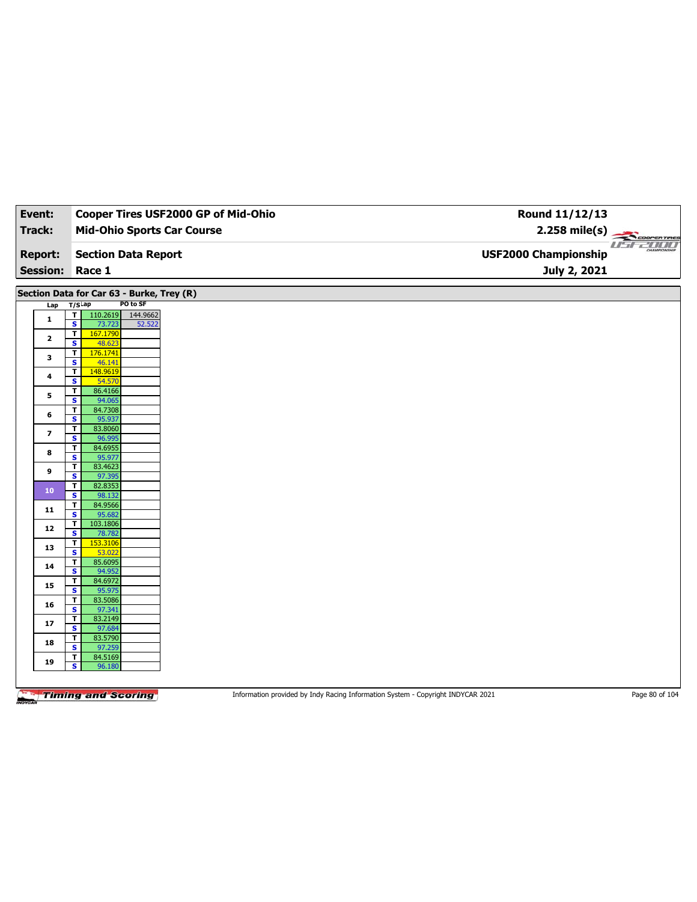| | |
|---|---|
| **Event:** | **Cooper Tires USF2000 GP of Mid-Ohio** |
| **Track:** | **Mid-Ohio Sports Car Course** |
| **Report:** | **Section Data Report** |
| **Session:** | **Race 1** |

**Round 11/12/13**
**2.258 mile(s)**
**USF2000 Championship**
**July 2, 2021**

## Section Data for Car 63 - Burke, Trey (R)

| Lap | T/S | Lap | PO to SF |
|---|---|---|---|
| 1 | T | 110.2619 | 144.9662 |
| | S | 73.723 | 52.522 |
| 2 | T | 167.1790 | |
| | S | 48.623 | |
| 3 | T | 176.1741 | |
| | S | 46.141 | |
| 4 | T | 148.9619 | |
| | S | 54.570 | |
| 5 | T | 86.4166 | |
| | S | 94.065 | |
| 6 | T | 84.7308 | |
| | S | 95.937 | |
| 7 | T | 83.8060 | |
| | S | 96.995 | |
| 8 | T | 84.6955 | |
| | S | 95.977 | |
| 9 | T | 83.4623 | |
| | S | 97.395 | |
| 10 | T | 82.8353 | |
| | S | 98.132 | |
| 11 | T | 84.9566 | |
| | S | 95.682 | |
| 12 | T | 103.1806 | |
| | S | 78.782 | |
| 13 | T | 153.3106 | |
| | S | 53.022 | |
| 14 | T | 85.6095 | |
| | S | 94.952 | |
| 15 | T | 84.6972 | |
| | S | 95.975 | |
| 16 | T | 83.5086 | |
| | S | 97.341 | |
| 17 | T | 83.2149 | |
| | S | 97.684 | |
| 18 | T | 83.5790 | |
| | S | 97.259 | |
| 19 | T | 84.5169 | |
| | S | 96.180 | |

Information provided by Indy Racing Information System - Copyright INDYCAR 2021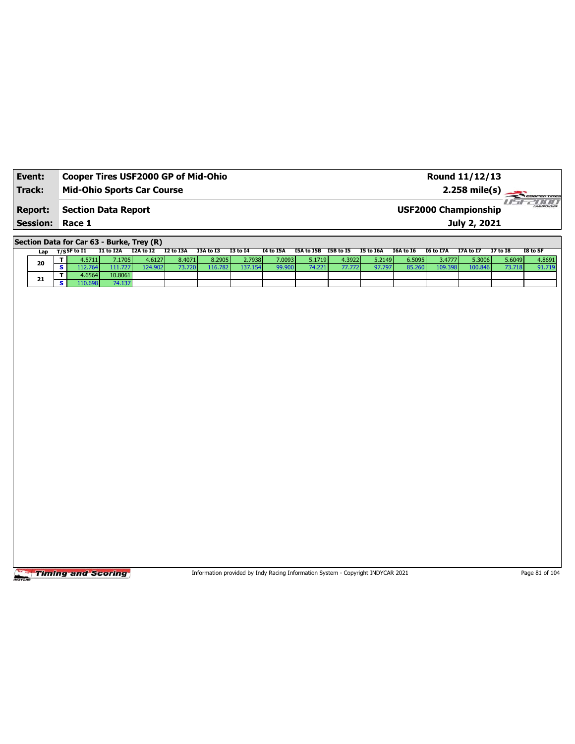| | | | |
|---|---|---|---|
| **Event:** | **Cooper Tires USF2000 GP of Mid-Ohio** | | **Round 11/12/13** |
| **Track:** | **Mid-Ohio Sports Car Course** | | **2.258 mile(s)** |
| **Report:** | **Section Data Report** | | **USF2000 Championship** |
| **Session:** | **Race 1** | | **July 2, 2021** |

**Section Data for Car 63 - Burke, Trey (R)**

| Lap | T/S | SF to I1 | I1 to I2A | I2A to I2 | I2 to I3A | I3A to I3 | I3 to I4 | I4 to I5A | I5A to I5B | I5B to I5 | I5 to I6A | I6A to I6 | I6 to I7A | I7A to I7 | I7 to I8 | I8 to SF |
|---|---|---|---|---|---|---|---|---|---|---|---|---|---|---|---|---|
| 20 | T | 4.5711 | 7.1705 | 4.6127 | 8.4071 | 8.2905 | 2.7938 | 7.0093 | 5.1719 | 4.3922 | 5.2149 | 6.5095 | 3.4777 | 5.3006 | 5.6049 | 4.8691 |
| | S | 112.764 | 111.727 | 124.902 | 73.720 | 116.782 | 137.154 | 99.900 | 74.221 | 77.772 | 97.797 | 85.260 | 109.398 | 100.846 | 73.718 | 91.719 |
| 21 | T | 4.6564 | 10.8061 | | | | | | | | | | | | | |
| | S | 110.698 | 74.137 | | | | | | | | | | | | | |

Information provided by Indy Racing Information System - Copyright INDYCAR 2021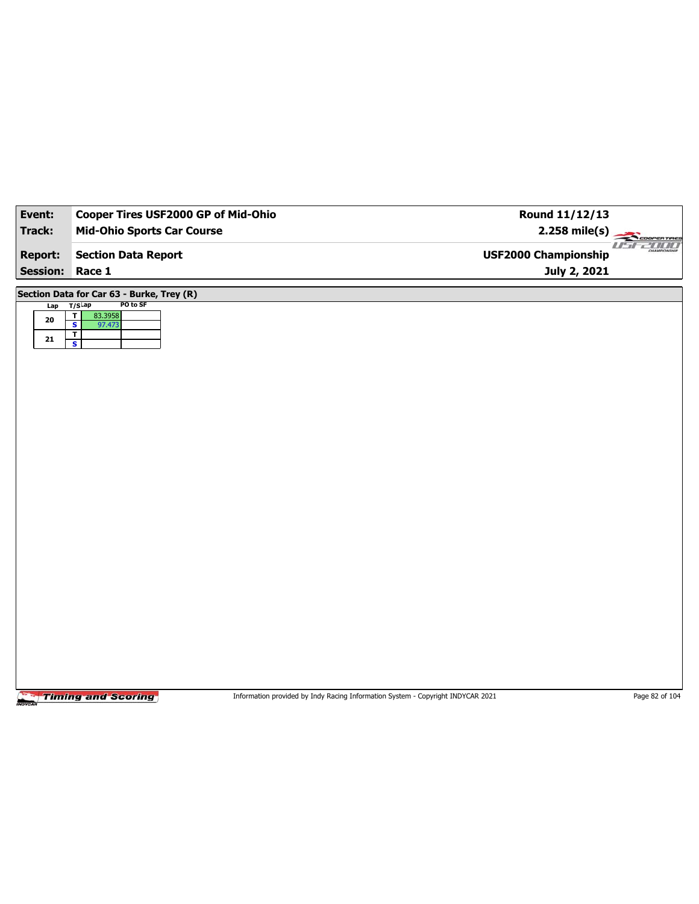| | |
|---|---|
| **Event:** | **Cooper Tires USF2000 GP of Mid-Ohio** |
| **Track:** | **Mid-Ohio Sports Car Course** |
| **Report:** | **Section Data Report** |
| **Session:** | **Race 1** |

**Round 11/12/13**
**2.258 mile(s)**
**USF2000 Championship**
**July 2, 2021**

**Section Data for Car 63 - Burke, Trey (R)**

| Lap | T/S | Lap | PO to SF |
|---|---|---|---|
| 20 | T | 83.3958 | |
| | S | 97.473 | |
| 21 | T | | |
| | S | | |

Information provided by Indy Racing Information System - Copyright INDYCAR 2021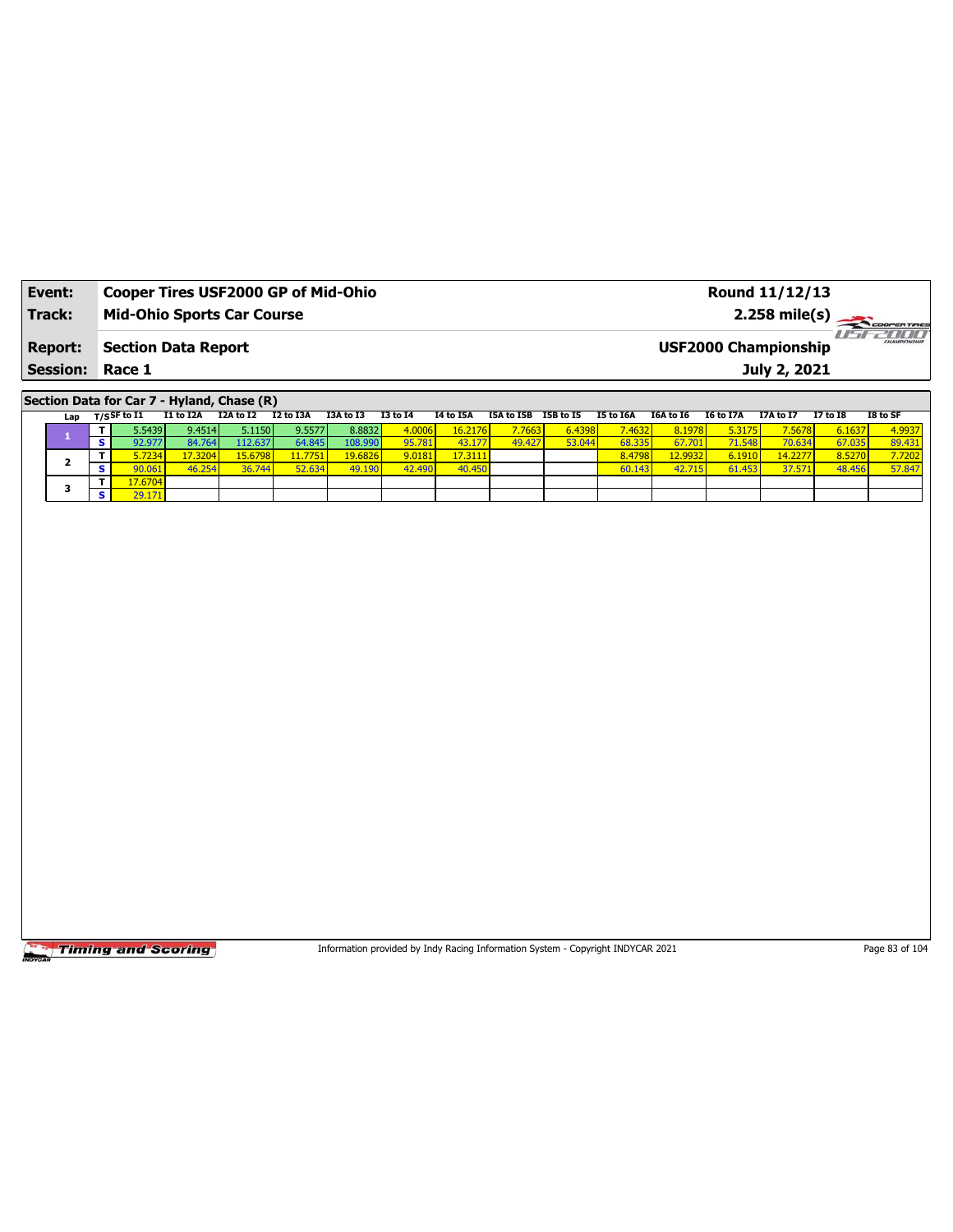| Event: | Cooper Tires USF2000 GP of Mid-Ohio | Round 11/12/13 |
|---|---|---|
| Track: | Mid-Ohio Sports Car Course | 2.258 mile(s) |
| Report: | Section Data Report | USF2000 Championship |
| Session: | Race 1 | July 2, 2021 |

## Section Data for Car 7 - Hyland, Chase (R)

| Lap | T/S | SF to I1 | I1 to I2A | I2A to I2 | I2 to I3A | I3A to I3 | I3 to I4 | I4 to I5A | I5A to I5B | I5B to I5 | I5 to I6A | I6A to I6 | I6 to I7A | I7A to I7 | I7 to I8 | I8 to SF |
|---|---|---|---|---|---|---|---|---|---|---|---|---|---|---|---|---|
| 1 | T | 5.5439 | 9.4514 | 5.1150 | 9.5577 | 8.8832 | 4.0006 | 16.2176 | 7.7663 | 6.4398 | 7.4632 | 8.1978 | 5.3175 | 7.5678 | 6.1637 | 4.9937 |
| | S | 92.977 | 84.764 | 112.637 | 64.845 | 108.990 | 95.781 | 43.177 | 49.427 | 53.044 | 68.335 | 67.701 | 71.548 | 70.634 | 67.035 | 89.431 |
| 2 | T | 5.7234 | 17.3204 | 15.6798 | 11.7751 | 19.6826 | 9.0181 | 17.3111 | | | 8.4798 | 12.9932 | 6.1910 | 14.2277 | 8.5270 | 7.7202 |
| | S | 90.061 | 46.254 | 36.744 | 52.634 | 49.190 | 42.490 | 40.450 | | | 60.143 | 42.715 | 61.453 | 37.571 | 48.456 | 57.847 |
| 3 | T | 17.6704 | | | | | | | | | | | | | | |
| | S | 29.171 | | | | | | | | | | | | | | |

Information provided by Indy Racing Information System - Copyright INDYCAR 2021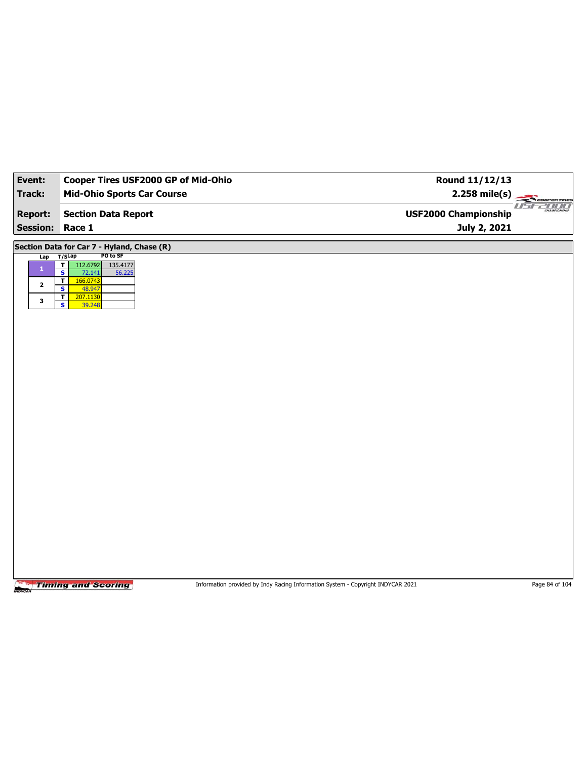| | | |
|---|---|---|
| **Event:** | **Cooper Tires USF2000 GP of Mid-Ohio** | **Round 11/12/13** |
| **Track:** | **Mid-Ohio Sports Car Course** | **2.258 mile(s)** |
| **Report:** | **Section Data Report** | **USF2000 Championship** |
| **Session:** | **Race 1** | **July 2, 2021** |

## Section Data for Car 7 - Hyland, Chase (R)

| Lap | T/S | Lap | PO to SF |
|---|---|---|---|
| 1 | T | 112.6792 | 135.4177 |
| | S | 72.141 | 56.225 |
| 2 | T | 166.0743 | |
| | S | 48.947 | |
| 3 | T | 207.1130 | |
| | S | 39.248 | |

Information provided by Indy Racing Information System - Copyright INDYCAR 2021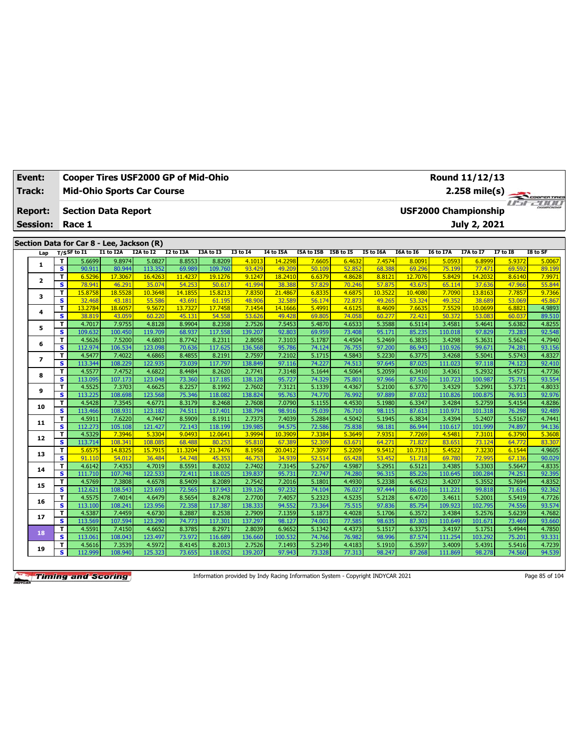| Event: | Cooper Tires USF2000 GP of Mid-Ohio | Round 11/12/13 |
|---|---|---|
| Track: | Mid-Ohio Sports Car Course | 2.258 mile(s) |
| Report: | Section Data Report | USF2000 Championship |
| Session: | Race 1 | July 2, 2021 |

## Section Data for Car 8 - Lee, Jackson (R)

| Lap | T/S | SF to I1 | I1 to I2A | I2A to I2 | I2 to I3A | I3A to I3 | I3 to I4 | I4 to I5A | I5A to I5B | I5B to I5 | I5 to I6A | I6A to I6 | I6 to I7A | I7A to I7 | I7 to I8 | I8 to SF |
|---|---|---|---|---|---|---|---|---|---|---|---|---|---|---|---|---|
| 1 | T | 5.6699 | 9.8974 | 5.0827 | 8.8553 | 8.8209 | 4.1013 | 14.2298 | 7.6605 | 6.4632 | 7.4574 | 8.0091 | 5.0593 | 6.8999 | 5.9372 | 5.0067 |
| | S | 90.911 | 80.944 | 113.352 | 69.989 | 109.760 | 93.429 | 49.209 | 50.109 | 52.852 | 68.388 | 69.296 | 75.199 | 77.471 | 69.592 | 89.199 |
| 2 | T | 6.5296 | 17.3067 | 16.4263 | 11.4237 | 19.1276 | 9.1247 | 18.2410 | 6.6379 | 4.8628 | 8.8121 | 12.7076 | 5.8429 | 14.2032 | 8.6140 | 7.9971 |
| | S | 78.941 | 46.291 | 35.074 | 54.253 | 50.617 | 41.994 | 38.388 | 57.829 | 70.246 | 57.875 | 43.675 | 65.114 | 37.636 | 47.966 | 55.844 |
| 3 | T | 15.8758 | 18.5528 | 10.3648 | 14.1855 | 15.8213 | 7.8350 | 21.4867 | 6.8335 | 4.6875 | 10.3522 | 10.4080 | 7.7090 | 13.8163 | 7.7857 | 9.7366 |
| | S | 32.468 | 43.181 | 55.586 | 43.691 | 61.195 | 48.906 | 32.589 | 56.174 | 72.873 | 49.265 | 53.324 | 49.352 | 38.689 | 53.069 | 45.867 |
| 4 | T | 13.2784 | 18.6057 | 9.5672 | 13.7327 | 17.7458 | 7.1454 | 14.1666 | 5.4991 | 4.6125 | 8.4609 | 7.6635 | 7.5529 | 10.0699 | 6.8821 | 4.9893 |
| | S | 38.819 | 43.059 | 60.220 | 45.131 | 54.558 | 53.626 | 49.428 | 69.805 | 74.058 | 60.277 | 72.421 | 50.372 | 53.083 | 60.037 | 89.510 |
| 5 | T | 4.7017 | 7.9755 | 4.8128 | 8.9904 | 8.2358 | 2.7526 | 7.5453 | 5.4870 | 4.6533 | 5.3588 | 6.5114 | 3.4581 | 5.4641 | 5.6382 | 4.8255 |
| | S | 109.632 | 100.450 | 119.709 | 68.937 | 117.558 | 139.207 | 92.803 | 69.959 | 73.408 | 95.171 | 85.235 | 110.018 | 97.829 | 73.283 | 92.548 |
| 6 | T | 4.5626 | 7.5200 | 4.6803 | 8.7742 | 8.2311 | 2.8058 | 7.3103 | 5.1787 | 4.4504 | 5.2469 | 6.3835 | 3.4298 | 5.3631 | 5.5624 | 4.7940 |
| | S | 112.974 | 106.534 | 123.098 | 70.636 | 117.625 | 136.568 | 95.786 | 74.124 | 76.755 | 97.200 | 86.943 | 110.926 | 99.671 | 74.281 | 93.156 |
| 7 | T | 4.5477 | 7.4022 | 4.6865 | 8.4855 | 8.2191 | 2.7597 | 7.2102 | 5.1715 | 4.5843 | 5.2230 | 6.3775 | 3.4268 | 5.5041 | 5.5743 | 4.8327 |
| | S | 113.344 | 108.229 | 122.935 | 73.039 | 117.797 | 138.849 | 97.116 | 74.227 | 74.513 | 97.645 | 87.025 | 111.023 | 97.118 | 74.123 | 92.410 |
| 8 | T | 4.5577 | 7.4752 | 4.6822 | 8.4484 | 8.2620 | 2.7741 | 7.3148 | 5.1644 | 4.5064 | 5.2059 | 6.3410 | 3.4361 | 5.2932 | 5.4571 | 4.7736 |
| | S | 113.095 | 107.173 | 123.048 | 73.360 | 117.185 | 138.128 | 95.727 | 74.329 | 75.801 | 97.966 | 87.526 | 110.723 | 100.987 | 75.715 | 93.554 |
| 9 | T | 4.5525 | 7.3703 | 4.6625 | 8.2257 | 8.1992 | 2.7602 | 7.3121 | 5.1339 | 4.4367 | 5.2100 | 6.3770 | 3.4329 | 5.2991 | 5.3721 | 4.8033 |
| | S | 113.225 | 108.698 | 123.568 | 75.346 | 118.082 | 138.824 | 95.763 | 74.770 | 76.992 | 97.889 | 87.032 | 110.826 | 100.875 | 76.913 | 92.976 |
| 10 | T | 4.5428 | 7.3545 | 4.6771 | 8.3179 | 8.2468 | 2.7608 | 7.0790 | 5.1155 | 4.4530 | 5.1980 | 6.3347 | 3.4284 | 5.2759 | 5.4154 | 4.8286 |
| | S | 113.466 | 108.931 | 123.182 | 74.511 | 117.401 | 138.794 | 98.916 | 75.039 | 76.710 | 98.115 | 87.613 | 110.971 | 101.318 | 76.298 | 92.489 |
| 11 | T | 4.5911 | 7.6220 | 4.7447 | 8.5909 | 8.1911 | 2.7373 | 7.4039 | 5.2884 | 4.5042 | 5.1945 | 6.3834 | 3.4394 | 5.2407 | 5.5167 | 4.7441 |
| | S | 112.273 | 105.108 | 121.427 | 72.143 | 118.199 | 139.985 | 94.575 | 72.586 | 75.838 | 98.181 | 86.944 | 110.617 | 101.999 | 74.897 | 94.136 |
| 12 | T | 4.5329 | 7.3946 | 5.3304 | 9.0493 | 12.0641 | 3.9994 | 10.3909 | 7.3384 | 5.3649 | 7.9351 | 7.7269 | 4.5481 | 7.3101 | 6.3790 | 5.3608 |
| | S | 113.714 | 108.341 | 108.085 | 68.488 | 80.253 | 95.810 | 67.389 | 52.309 | 63.671 | 64.271 | 71.827 | 83.651 | 73.124 | 64.772 | 83.307 |
| 13 | T | 5.6575 | 14.8325 | 15.7915 | 11.3204 | 21.3476 | 8.1958 | 20.0412 | 7.3097 | 5.2209 | 9.5412 | 10.7313 | 5.4522 | 7.3230 | 6.1544 | 4.9605 |
| | S | 91.110 | 54.012 | 36.484 | 54.748 | 45.353 | 46.753 | 34.939 | 52.514 | 65.428 | 53.452 | 51.718 | 69.780 | 72.995 | 67.136 | 90.029 |
| 14 | T | 4.6142 | 7.4353 | 4.7019 | 8.5591 | 8.2032 | 2.7402 | 7.3145 | 5.2767 | 4.5987 | 5.2951 | 6.5121 | 3.4385 | 5.3303 | 5.5647 | 4.8335 |
| | S | 111.710 | 107.748 | 122.533 | 72.411 | 118.025 | 139.837 | 95.731 | 72.747 | 74.280 | 96.315 | 85.226 | 110.645 | 100.284 | 74.251 | 92.395 |
| 15 | T | 4.5769 | 7.3808 | 4.6578 | 8.5409 | 8.2089 | 2.7542 | 7.2016 | 5.1801 | 4.4930 | 5.2338 | 6.4523 | 3.4207 | 5.3552 | 5.7694 | 4.8352 |
| | S | 112.621 | 108.543 | 123.693 | 72.565 | 117.943 | 139.126 | 97.232 | 74.104 | 76.027 | 97.444 | 86.016 | 111.221 | 99.818 | 71.616 | 92.362 |
| 16 | T | 4.5575 | 7.4014 | 4.6479 | 8.5654 | 8.2478 | 2.7700 | 7.4057 | 5.2323 | 4.5235 | 5.2128 | 6.4720 | 3.4611 | 5.2001 | 5.5419 | 4.7726 |
| | S | 113.100 | 108.241 | 123.956 | 72.358 | 117.387 | 138.333 | 94.552 | 73.364 | 75.515 | 97.836 | 85.754 | 109.923 | 102.795 | 74.556 | 93.574 |
| 17 | T | 4.5387 | 7.4459 | 4.6730 | 8.2887 | 8.2538 | 2.7909 | 7.1359 | 5.1873 | 4.4028 | 5.1706 | 6.3572 | 3.4384 | 5.2576 | 5.6239 | 4.7682 |
| | S | 113.569 | 107.594 | 123.290 | 74.773 | 117.301 | 137.297 | 98.127 | 74.001 | 77.585 | 98.635 | 87.303 | 110.649 | 101.671 | 73.469 | 93.660 |
| 18 | T | 4.5591 | 7.4150 | 4.6652 | 8.3785 | 8.2971 | 2.8039 | 6.9652 | 5.1342 | 4.4373 | 5.1517 | 6.3375 | 3.4197 | 5.1751 | 5.4944 | 4.7850 |
| | S | 113.061 | 108.043 | 123.497 | 73.972 | 116.689 | 136.660 | 100.532 | 74.766 | 76.982 | 98.996 | 87.574 | 111.254 | 103.292 | 75.201 | 93.331 |
| 19 | T | 4.5616 | 7.3539 | 4.5972 | 8.4145 | 8.2013 | 2.7526 | 7.1493 | 5.2349 | 4.4183 | 5.1910 | 6.3597 | 3.4009 | 5.4391 | 5.5416 | 4.7239 |
| | S | 112.999 | 108.940 | 125.323 | 73.655 | 118.052 | 139.207 | 97.943 | 73.328 | 77.313 | 98.247 | 87.268 | 111.869 | 98.278 | 74.560 | 94.539 |

Information provided by Indy Racing Information System - Copyright INDYCAR 2021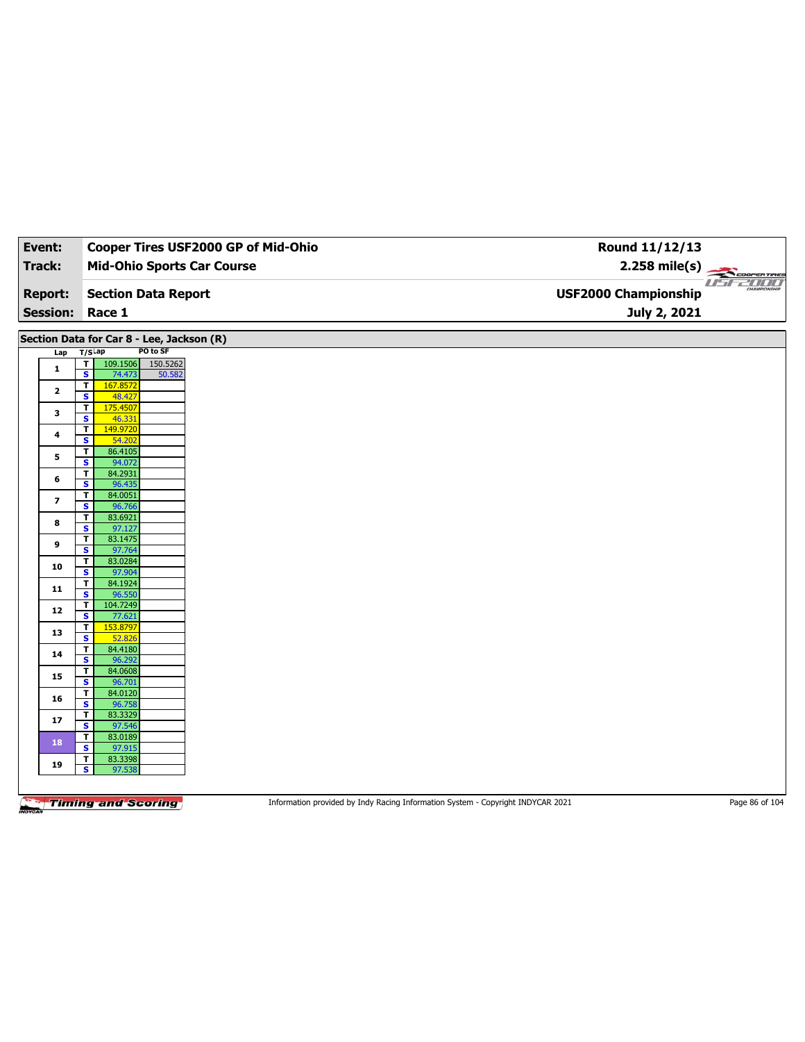| | |
|---|---|
| **Event:** | **Cooper Tires USF2000 GP of Mid-Ohio** |
| **Track:** | **Mid-Ohio Sports Car Course** |
| **Report:** | **Section Data Report** |
| **Session:** | **Race 1** |

**Round 11/12/13**
**2.258 mile(s)**
**USF2000 Championship**
**July 2, 2021**

## Section Data for Car 8 - Lee, Jackson (R)

| Lap | T/S | Lap | PO to SF |
|---|---|---|---|
| 1 | T | 109.1506 | 150.5262 |
| | S | 74.473 | 50.582 |
| 2 | T | 167.8572 | |
| | S | 48.427 | |
| 3 | T | 175.4507 | |
| | S | 46.331 | |
| 4 | T | 149.9720 | |
| | S | 54.202 | |
| 5 | T | 86.4105 | |
| | S | 94.072 | |
| 6 | T | 84.2931 | |
| | S | 96.435 | |
| 7 | T | 84.0051 | |
| | S | 96.766 | |
| 8 | T | 83.6921 | |
| | S | 97.127 | |
| 9 | T | 83.1475 | |
| | S | 97.764 | |
| 10 | T | 83.0284 | |
| | S | 97.904 | |
| 11 | T | 84.1924 | |
| | S | 96.550 | |
| 12 | T | 104.7249 | |
| | S | 77.621 | |
| 13 | T | 153.8797 | |
| | S | 52.826 | |
| 14 | T | 84.4180 | |
| | S | 96.292 | |
| 15 | T | 84.0608 | |
| | S | 96.701 | |
| 16 | T | 84.0120 | |
| | S | 96.758 | |
| 17 | T | 83.3329 | |
| | S | 97.546 | |
| 18 | T | 83.0189 | |
| | S | 97.915 | |
| 19 | T | 83.3398 | |
| | S | 97.538 | |

Information provided by Indy Racing Information System - Copyright INDYCAR 2021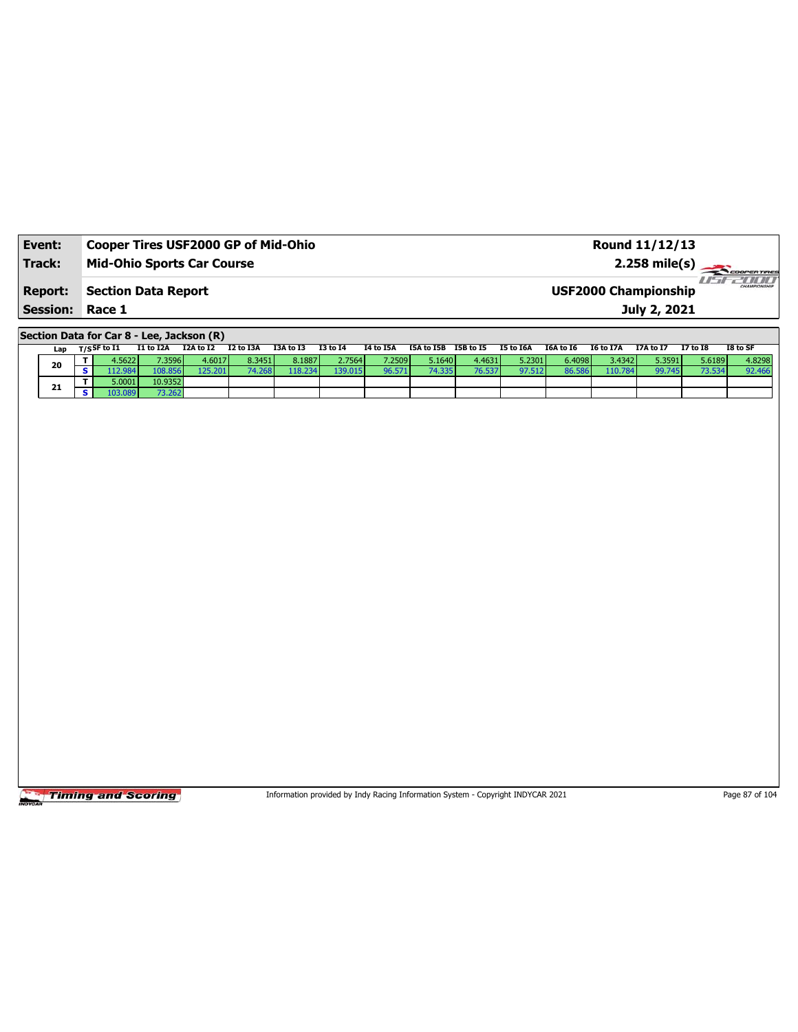| | | | |
|---|---|---|---|
| **Event:** | **Cooper Tires USF2000 GP of Mid-Ohio** | | **Round 11/12/13** |
| **Track:** | **Mid-Ohio Sports Car Course** | | **2.258 mile(s)** |
| **Report:** | **Section Data Report** | | **USF2000 Championship** |
| **Session:** | **Race 1** | | **July 2, 2021** |

**Section Data for Car 8 - Lee, Jackson (R)**

| Lap | T/S | SF to I1 | I1 to I2A | I2A to I2 | I2 to I3A | I3A to I3 | I3 to I4 | I4 to I5A | I5A to I5B | I5B to I5 | I5 to I6A | I6A to I6 | I6 to I7A | I7A to I7 | I7 to I8 | I8 to SF |
|---|---|---|---|---|---|---|---|---|---|---|---|---|---|---|---|---|
| 20 | T | 4.5622 | 7.3596 | 4.6017 | 8.3451 | 8.1887 | 2.7564 | 7.2509 | 5.1640 | 4.4631 | 5.2301 | 6.4098 | 3.4342 | 5.3591 | 5.6189 | 4.8298 |
| | S | 112.984 | 108.856 | 125.201 | 74.268 | 118.234 | 139.015 | 96.571 | 74.335 | 76.537 | 97.512 | 86.586 | 110.784 | 99.745 | 73.534 | 92.466 |
| 21 | T | 5.0001 | 10.9352 | | | | | | | | | | | | | |
| | S | 103.089 | 73.262 | | | | | | | | | | | | | |

Information provided by Indy Racing Information System - Copyright INDYCAR 2021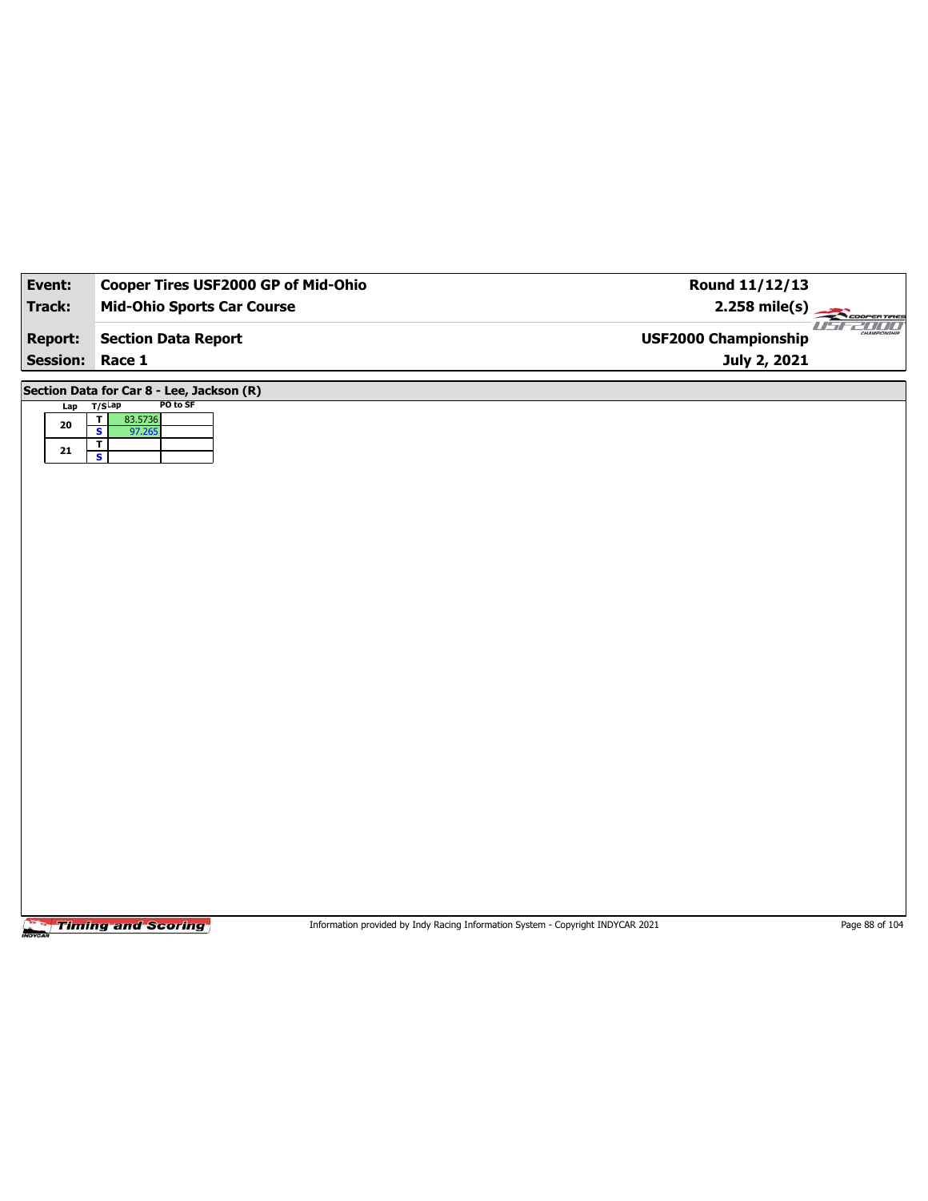| | | | |
|---|---|---|---|
| **Event:** | **Cooper Tires USF2000 GP of Mid-Ohio** | **Round 11/12/13** | |
| **Track:** | **Mid-Ohio Sports Car Course** | **2.258 mile(s)** | |
| **Report:** | **Section Data Report** | **USF2000 Championship** | |
| **Session:** | **Race 1** | **July 2, 2021** | |

## Section Data for Car 8 - Lee, Jackson (R)

| Lap | T/S | Lap | PO to SF |
|---|---|---|---|
| 20 | T | 83.5736 | |
| | S | 97.265 | |
| 21 | T | | |
| | S | | |

Timing and Scoring

Information provided by Indy Racing Information System - Copyright INDYCAR 2021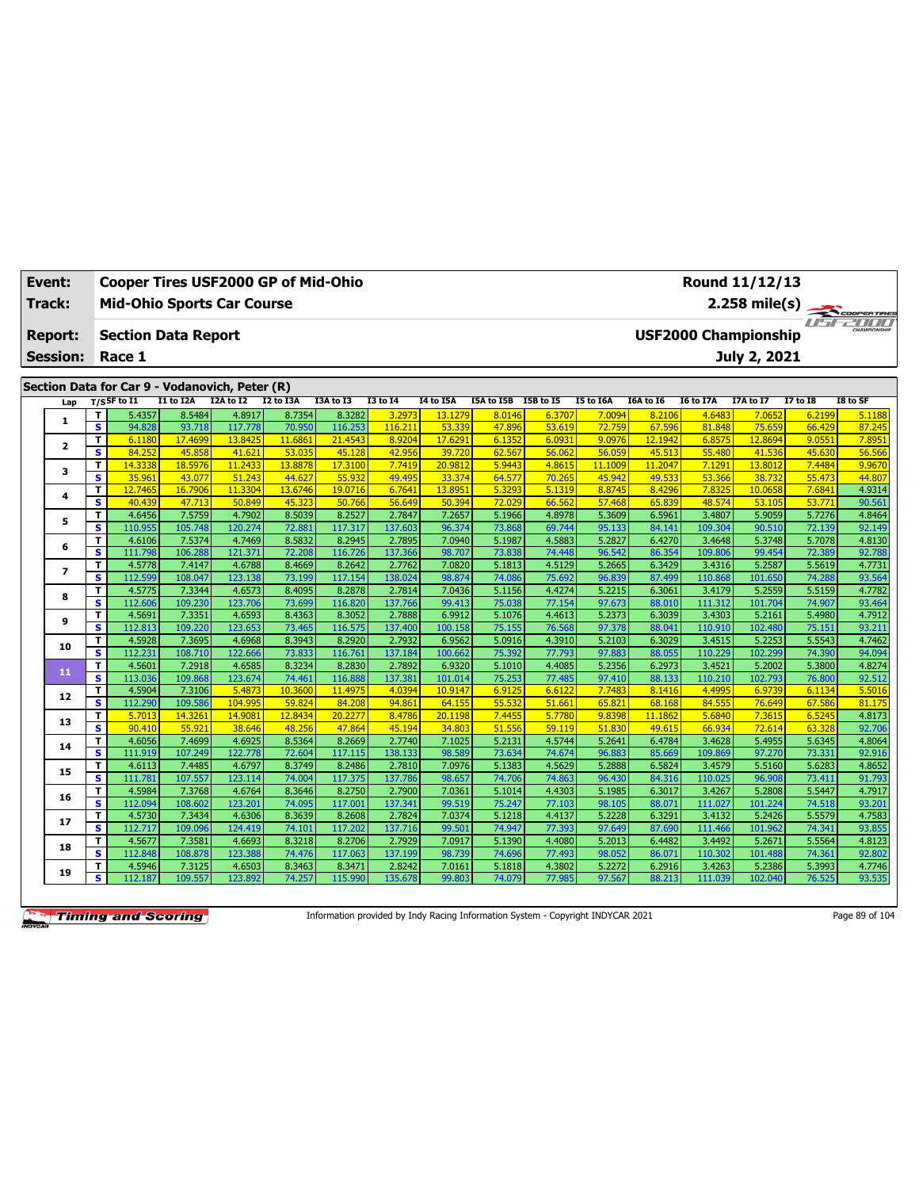| | | | |
|---|---|---|---|
| **Event:** | **Cooper Tires USF2000 GP of Mid-Ohio** | | **Round 11/12/13** |
| **Track:** | **Mid-Ohio Sports Car Course** | | **2.258 mile(s)** |
| **Report:** | **Section Data Report** | | **USF2000 Championship** |
| **Session:** | **Race 1** | | **July 2, 2021** |

## Section Data for Car 9 - Vodanovich, Peter (R)

| Lap | T/S | SF to I1 | I1 to I2A | I2A to I2 | I2 to I3A | I3A to I3 | I3 to I4 | I4 to I5A | I5A to I5B | I5B to I5 | I5 to I6A | I6A to I6 | I6 to I7A | I7A to I7 | I7 to I8 | I8 to SF |
|---|---|---|---|---|---|---|---|---|---|---|---|---|---|---|---|---|
| 1 | T | 5.4357 | 8.5484 | 4.8917 | 8.7354 | 8.3282 | 3.2973 | 13.1279 | 8.0146 | 6.3707 | 7.0094 | 8.2106 | 4.6483 | 7.0652 | 6.2199 | 5.1188 |
| | S | 94.828 | 93.718 | 117.778 | 70.950 | 116.253 | 116.211 | 53.339 | 47.896 | 53.619 | 72.759 | 67.596 | 81.848 | 75.659 | 66.429 | 87.245 |
| 2 | T | 6.1180 | 17.4699 | 13.8425 | 11.6861 | 21.4543 | 8.9204 | 17.6291 | 6.1352 | 6.0931 | 9.0976 | 12.1942 | 6.8575 | 12.8694 | 9.0551 | 7.8951 |
| | S | 84.252 | 45.858 | 41.621 | 53.035 | 45.128 | 42.956 | 39.720 | 62.567 | 56.062 | 56.059 | 45.513 | 55.480 | 41.536 | 45.630 | 56.566 |
| 3 | T | 14.3338 | 18.5976 | 11.2433 | 13.8878 | 17.3100 | 7.7419 | 20.9812 | 5.9443 | 4.8615 | 11.1009 | 11.2047 | 7.1291 | 13.8012 | 7.4484 | 9.9670 |
| | S | 35.961 | 43.077 | 51.243 | 44.627 | 55.932 | 49.495 | 33.374 | 64.577 | 70.265 | 45.942 | 49.533 | 53.366 | 38.732 | 55.473 | 44.807 |
| 4 | T | 12.7465 | 16.7906 | 11.3304 | 13.6746 | 19.0716 | 6.7641 | 13.8951 | 5.3293 | 5.1319 | 8.8745 | 8.4296 | 7.8325 | 10.0658 | 7.6841 | 4.9314 |
| | S | 40.439 | 47.713 | 50.849 | 45.323 | 50.766 | 56.649 | 50.394 | 72.029 | 66.562 | 57.468 | 65.839 | 48.574 | 53.105 | 53.771 | 90.561 |
| 5 | T | 4.6456 | 7.5759 | 4.7902 | 8.5039 | 8.2527 | 2.7847 | 7.2657 | 5.1966 | 4.8978 | 5.3609 | 6.5961 | 3.4807 | 5.9059 | 5.7276 | 4.8464 |
| | S | 110.955 | 105.748 | 120.274 | 72.881 | 117.317 | 137.603 | 96.374 | 73.868 | 69.744 | 95.133 | 84.141 | 109.304 | 90.510 | 72.139 | 92.149 |
| 6 | T | 4.6106 | 7.5374 | 4.7469 | 8.5832 | 8.2945 | 2.7895 | 7.0940 | 5.1987 | 4.5883 | 5.2827 | 6.4270 | 3.4648 | 5.3748 | 5.7078 | 4.8130 |
| | S | 111.798 | 106.288 | 121.371 | 72.208 | 116.726 | 137.366 | 98.707 | 73.838 | 74.448 | 96.542 | 86.354 | 109.806 | 99.454 | 72.389 | 92.788 |
| 7 | T | 4.5778 | 7.4147 | 4.6788 | 8.4669 | 8.2642 | 2.7762 | 7.0820 | 5.1813 | 4.5129 | 5.2665 | 6.3429 | 3.4316 | 5.2587 | 5.5619 | 4.7731 |
| | S | 112.599 | 108.047 | 123.138 | 73.199 | 117.154 | 138.024 | 98.874 | 74.086 | 75.692 | 96.839 | 87.499 | 110.868 | 101.650 | 74.288 | 93.564 |
| 8 | T | 4.5775 | 7.3344 | 4.6573 | 8.4095 | 8.2878 | 2.7814 | 7.0436 | 5.1156 | 4.4274 | 5.2215 | 6.3061 | 3.4179 | 5.2559 | 5.5159 | 4.7782 |
| | S | 112.606 | 109.230 | 123.706 | 73.699 | 116.820 | 137.766 | 99.413 | 75.038 | 77.154 | 97.673 | 88.010 | 111.312 | 101.704 | 74.907 | 93.464 |
| 9 | T | 4.5691 | 7.3351 | 4.6593 | 8.4363 | 8.3052 | 2.7888 | 6.9912 | 5.1076 | 4.4613 | 5.2373 | 6.3039 | 3.4303 | 5.2161 | 5.4980 | 4.7912 |
| | S | 112.813 | 109.220 | 123.653 | 73.465 | 116.575 | 137.400 | 100.158 | 75.155 | 76.568 | 97.378 | 88.041 | 110.910 | 102.480 | 75.151 | 93.211 |
| 10 | T | 4.5928 | 7.3695 | 4.6968 | 8.3943 | 8.2920 | 2.7932 | 6.9562 | 5.0916 | 4.3910 | 5.2103 | 6.3029 | 3.4515 | 5.2253 | 5.5543 | 4.7462 |
| | S | 112.231 | 108.710 | 122.666 | 73.833 | 116.761 | 137.184 | 100.662 | 75.392 | 77.793 | 97.883 | 88.055 | 110.229 | 102.299 | 74.390 | 94.094 |
| 11 | T | 4.5601 | 7.2918 | 4.6585 | 8.3234 | 8.2830 | 2.7892 | 6.9320 | 5.1010 | 4.4085 | 5.2356 | 6.2973 | 3.4521 | 5.2002 | 5.3800 | 4.8274 |
| | S | 113.036 | 109.868 | 123.674 | 74.461 | 116.888 | 137.381 | 101.014 | 75.253 | 77.485 | 97.410 | 88.133 | 110.210 | 102.793 | 76.800 | 92.512 |
| 12 | T | 4.5904 | 7.3106 | 5.4873 | 10.3600 | 11.4975 | 4.0394 | 10.9147 | 6.9125 | 6.6122 | 7.7483 | 8.1416 | 4.4995 | 6.9739 | 6.1134 | 5.5016 |
| | S | 112.290 | 109.586 | 104.995 | 59.824 | 84.208 | 94.861 | 64.155 | 55.532 | 51.661 | 65.821 | 68.168 | 84.555 | 76.649 | 67.586 | 81.175 |
| 13 | T | 5.7013 | 14.3261 | 14.9081 | 12.8434 | 20.2277 | 8.4786 | 20.1198 | 7.4455 | 5.7780 | 9.8398 | 11.1862 | 5.6840 | 7.3615 | 6.5245 | 4.8173 |
| | S | 90.410 | 55.921 | 38.646 | 48.256 | 47.864 | 45.194 | 34.803 | 51.556 | 59.119 | 51.830 | 49.615 | 66.934 | 72.614 | 63.328 | 92.706 |
| 14 | T | 4.6056 | 7.4699 | 4.6925 | 8.5364 | 8.2669 | 2.7740 | 7.1025 | 5.2131 | 4.5744 | 5.2641 | 6.4784 | 3.4628 | 5.4955 | 5.6345 | 4.8064 |
| | S | 111.919 | 107.249 | 122.778 | 72.604 | 117.115 | 138.133 | 98.589 | 73.634 | 74.674 | 96.883 | 85.669 | 109.869 | 97.270 | 73.331 | 92.916 |
| 15 | T | 4.6113 | 7.4485 | 4.6797 | 8.3749 | 8.2486 | 2.7810 | 7.0976 | 5.1383 | 4.5629 | 5.2888 | 6.5824 | 3.4579 | 5.5160 | 5.6283 | 4.8652 |
| | S | 111.781 | 107.557 | 123.114 | 74.004 | 117.375 | 137.786 | 98.657 | 74.706 | 74.863 | 96.430 | 84.316 | 110.025 | 96.908 | 73.411 | 91.793 |
| 16 | T | 4.5984 | 7.3768 | 4.6764 | 8.3646 | 8.2750 | 2.7900 | 7.0361 | 5.1014 | 4.4303 | 5.1985 | 6.3017 | 3.4267 | 5.2808 | 5.5447 | 4.7917 |
| | S | 112.094 | 108.602 | 123.201 | 74.095 | 117.001 | 137.341 | 99.519 | 75.247 | 77.103 | 98.105 | 88.071 | 111.027 | 101.224 | 74.518 | 93.201 |
| 17 | T | 4.5730 | 7.3434 | 4.6306 | 8.3639 | 8.2608 | 2.7824 | 7.0374 | 5.1218 | 4.4137 | 5.2228 | 6.3291 | 3.4132 | 5.2426 | 5.5579 | 4.7583 |
| | S | 112.717 | 109.096 | 124.419 | 74.101 | 117.202 | 137.716 | 99.501 | 74.947 | 77.393 | 97.649 | 87.690 | 111.466 | 101.962 | 74.341 | 93.855 |
| 18 | T | 4.5677 | 7.3581 | 4.6693 | 8.3218 | 8.2706 | 2.7929 | 7.0917 | 5.1390 | 4.4080 | 5.2013 | 6.4482 | 3.4492 | 5.2671 | 5.5564 | 4.8123 |
| | S | 112.848 | 108.878 | 123.388 | 74.476 | 117.063 | 137.199 | 98.739 | 74.696 | 77.493 | 98.052 | 86.071 | 110.302 | 101.488 | 74.361 | 92.802 |
| 19 | T | 4.5946 | 7.3125 | 4.6503 | 8.3463 | 8.3471 | 2.8242 | 7.0161 | 5.1818 | 4.3802 | 5.2272 | 6.2916 | 3.4263 | 5.2386 | 5.3993 | 4.7746 |
| | S | 112.187 | 109.557 | 123.892 | 74.257 | 115.990 | 135.678 | 99.803 | 74.079 | 77.985 | 97.567 | 88.213 | 111.039 | 102.040 | 76.525 | 93.535 |

Information provided by Indy Racing Information System - Copyright INDYCAR 2021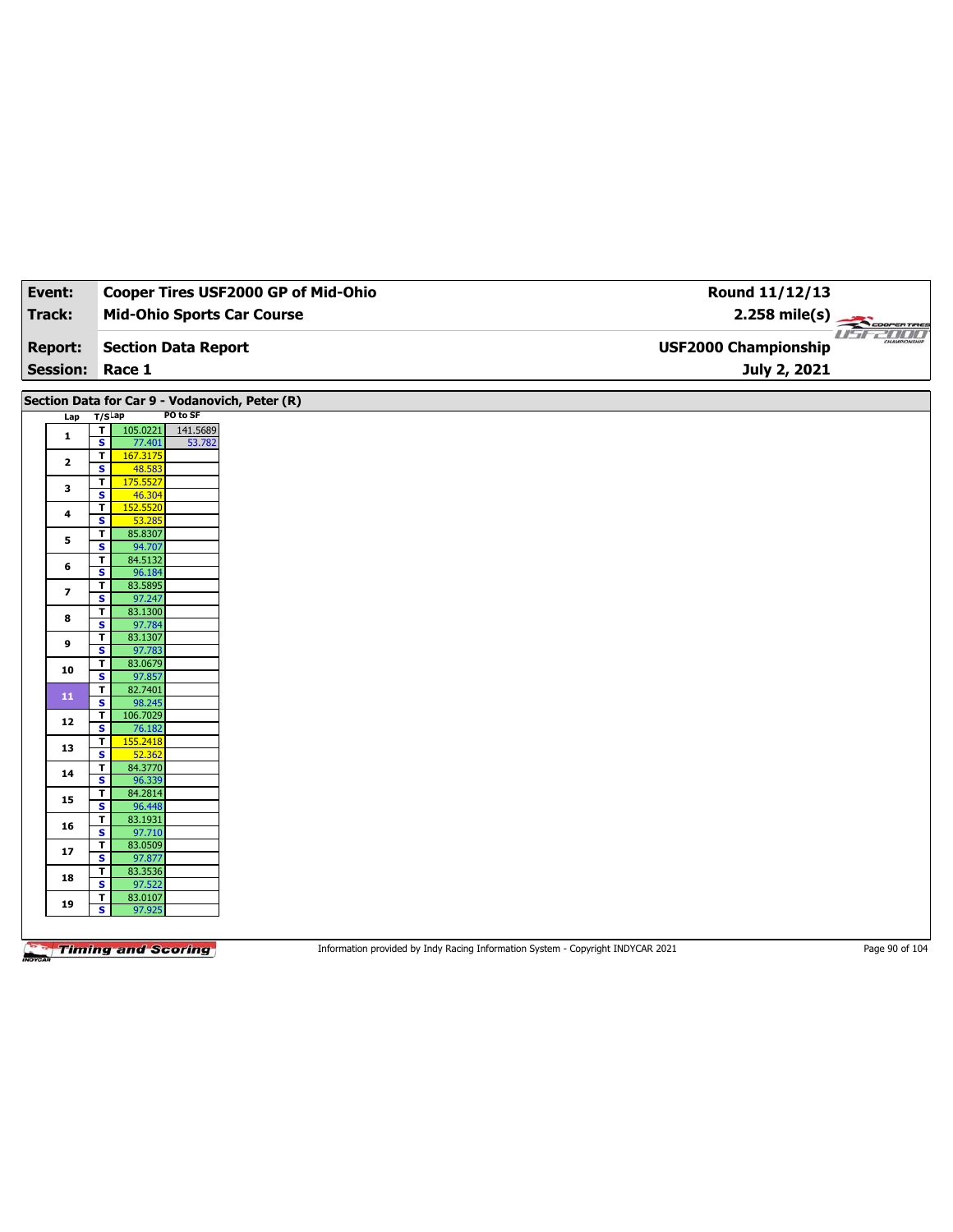| Event: | Cooper Tires USF2000 GP of Mid-Ohio | Round 11/12/13 |
|---|---|---|
| Track: | Mid-Ohio Sports Car Course | 2.258 mile(s) |
| Report: | Section Data Report | USF2000 Championship |
| Session: | Race 1 | July 2, 2021 |

## Section Data for Car 9 - Vodanovich, Peter (R)

| Lap | T/S | Lap | PO to SF |
|---|---|---|---|
| 1 | T | 105.0221 | 141.5689 |
| | S | 77.401 | 53.782 |
| 2 | T | 167.3175 | |
| | S | 48.583 | |
| 3 | T | 175.5527 | |
| | S | 46.304 | |
| 4 | T | 152.5520 | |
| | S | 53.285 | |
| 5 | T | 85.8307 | |
| | S | 94.707 | |
| 6 | T | 84.5132 | |
| | S | 96.184 | |
| 7 | T | 83.5895 | |
| | S | 97.247 | |
| 8 | T | 83.1300 | |
| | S | 97.784 | |
| 9 | T | 83.1307 | |
| | S | 97.783 | |
| 10 | T | 83.0679 | |
| | S | 97.857 | |
| 11 | T | 82.7401 | |
| | S | 98.245 | |
| 12 | T | 106.7029 | |
| | S | 76.182 | |
| 13 | T | 155.2418 | |
| | S | 52.362 | |
| 14 | T | 84.3770 | |
| | S | 96.339 | |
| 15 | T | 84.2814 | |
| | S | 96.448 | |
| 16 | T | 83.1931 | |
| | S | 97.710 | |
| 17 | T | 83.0509 | |
| | S | 97.877 | |
| 18 | T | 83.3536 | |
| | S | 97.522 | |
| 19 | T | 83.0107 | |
| | S | 97.925 | |

Information provided by Indy Racing Information System - Copyright INDYCAR 2021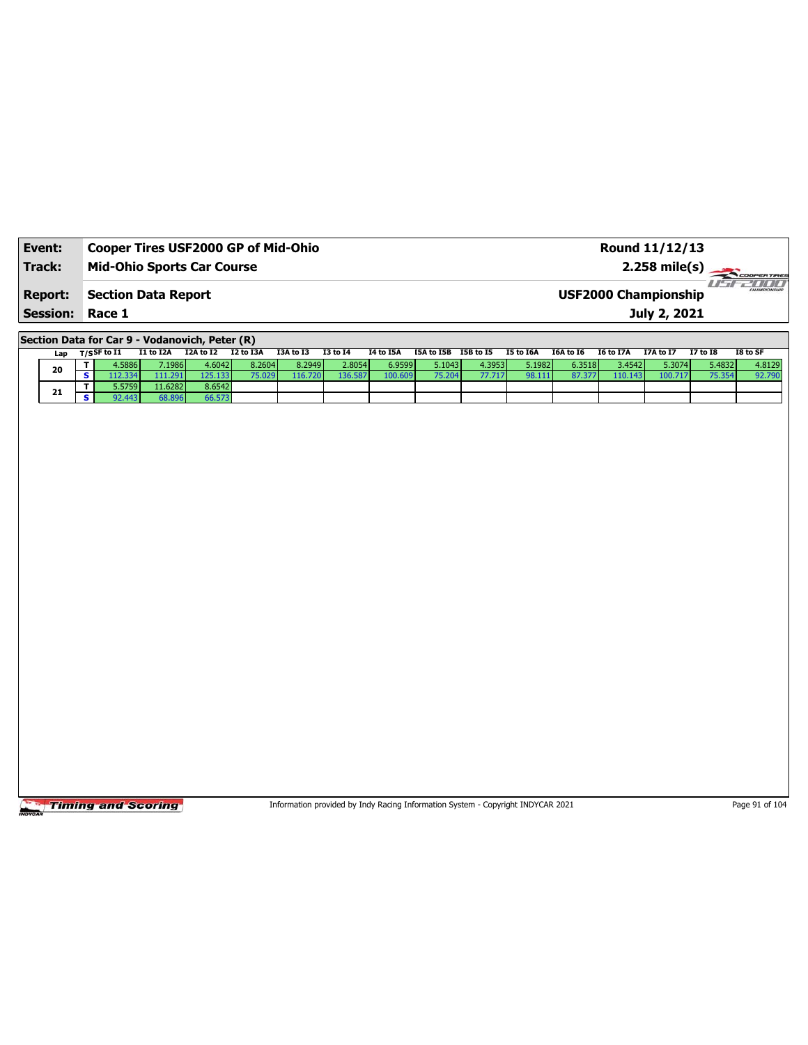| **Event:** | **Cooper Tires USF2000 GP of Mid-Ohio** | **Round 11/12/13** |
|---|---|---|
| **Track:** | **Mid-Ohio Sports Car Course** | **2.258 mile(s)** |
| **Report:** | **Section Data Report** | **USF2000 Championship** |
| **Session:** | **Race 1** | **July 2, 2021** |

**Section Data for Car 9 - Vodanovich, Peter (R)**

| Lap | T/S | SF to I1 | I1 to I2A | I2A to I2 | I2 to I3A | I3A to I3 | I3 to I4 | I4 to I5A | I5A to I5B | I5B to I5 | I5 to I6A | I6A to I6 | I6 to I7A | I7A to I7 | I7 to I8 | I8 to SF |
|---|---|---|---|---|---|---|---|---|---|---|---|---|---|---|---|---|
| 20 | T | 4.5886 | 7.1986 | 4.6042 | 8.2604 | 8.2949 | 2.8054 | 6.9599 | 5.1043 | 4.3953 | 5.1982 | 6.3518 | 3.4542 | 5.3074 | 5.4832 | 4.8129 |
| | S | 112.334 | 111.291 | 125.133 | 75.029 | 116.720 | 136.587 | 100.609 | 75.204 | 77.717 | 98.111 | 87.377 | 110.143 | 100.717 | 75.354 | 92.790 |
| 21 | T | 5.5759 | 11.6282 | 8.6542 | | | | | | | | | | | | |
| | S | 92.443 | 68.896 | 66.573 | | | | | | | | | | | | |

Information provided by Indy Racing Information System - Copyright INDYCAR 2021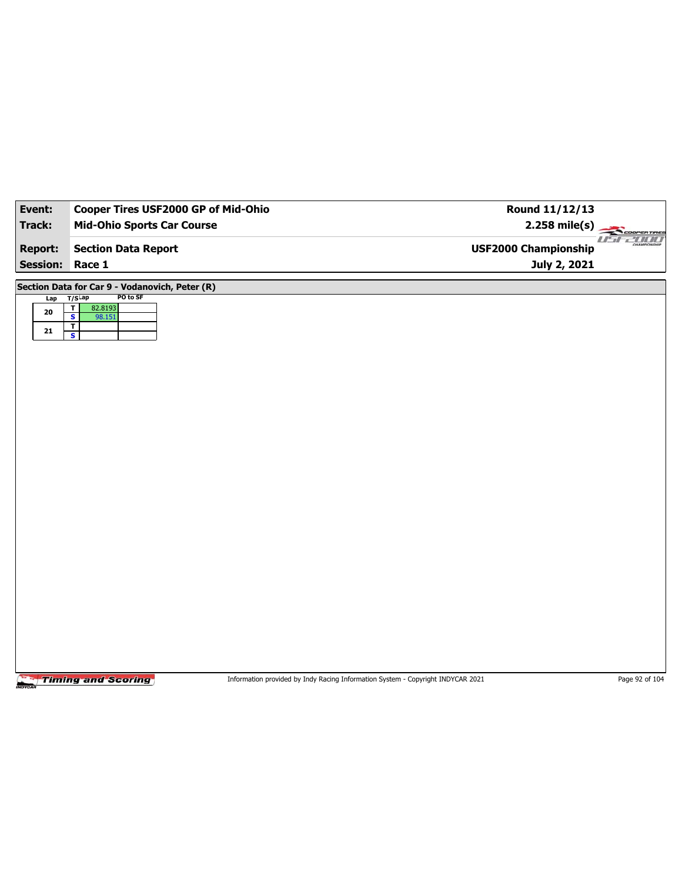| | | | |
|---|---|---|---|
| **Event:** | **Cooper Tires USF2000 GP of Mid-Ohio** | **Round 11/12/13** | |
| **Track:** | **Mid-Ohio Sports Car Course** | **2.258 mile(s)** | |
| **Report:** | **Section Data Report** | **USF2000 Championship** | |
| **Session:** | **Race 1** | **July 2, 2021** | |

## Section Data for Car 9 - Vodanovich, Peter (R)

| Lap | T/S | Lap | PO to SF |
|---|---|---|---|
| 20 | T | 82.8193 | |
| | S | 98.151 | |
| 21 | T | | |
| | S | | |

Information provided by Indy Racing Information System - Copyright INDYCAR 2021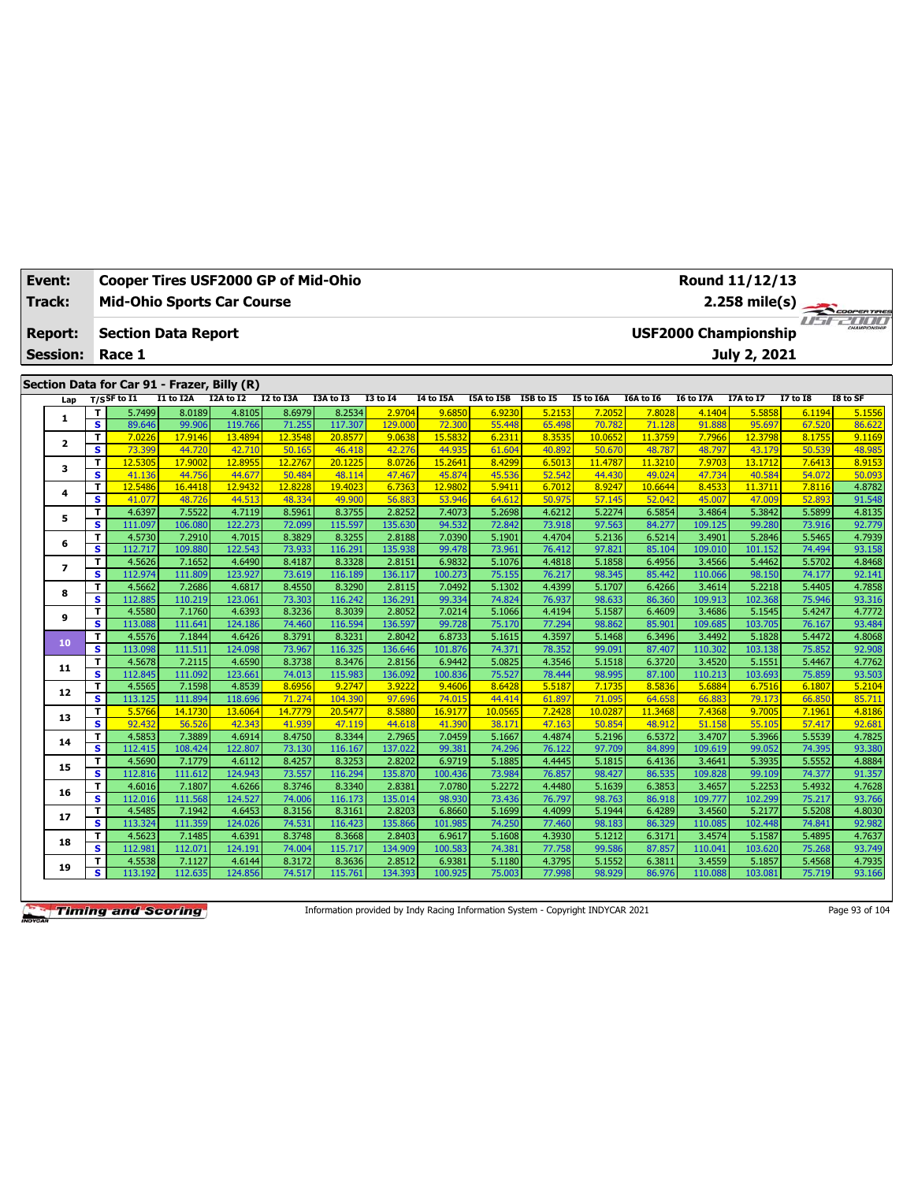| Event: | Cooper Tires USF2000 GP of Mid-Ohio | Round 11/12/13 |
|---|---|---|
| Track: | Mid-Ohio Sports Car Course | 2.258 mile(s) |
| Report: | Section Data Report | USF2000 Championship |
| Session: | Race 1 | July 2, 2021 |

## Section Data for Car 91 - Frazer, Billy (R)

| Lap | T/S | SF to I1 | I1 to I2A | I2A to I2 | I2 to I3A | I3A to I3 | I3 to I4 | I4 to I5A | I5A to I5B | I5B to I5 | I5 to I6A | I6A to I6 | I6 to I7A | I7A to I7 | I7 to I8 | I8 to SF |
|---|---|---|---|---|---|---|---|---|---|---|---|---|---|---|---|---|
| 1 | T | 5.7499 | 8.0189 | 4.8105 | 8.6979 | 8.2534 | 2.9704 | 9.6850 | 6.9230 | 5.2153 | 7.2052 | 7.8028 | 4.1404 | 5.5858 | 6.1194 | 5.1556 |
| | S | 89.646 | 99.906 | 119.766 | 71.255 | 117.307 | 129.000 | 72.300 | 55.448 | 65.498 | 70.782 | 71.128 | 91.888 | 95.697 | 67.520 | 86.622 |
| 2 | T | 7.0226 | 17.9146 | 13.4894 | 12.3548 | 20.8577 | 9.0638 | 15.5832 | 6.2311 | 8.3535 | 10.0652 | 11.3759 | 7.7966 | 12.3798 | 8.1755 | 9.1169 |
| | S | 73.399 | 44.720 | 42.710 | 50.165 | 46.418 | 42.276 | 44.935 | 61.604 | 40.892 | 50.670 | 48.787 | 48.797 | 43.179 | 50.539 | 48.985 |
| 3 | T | 12.5305 | 17.9002 | 12.8955 | 12.2767 | 20.1225 | 8.0726 | 15.2641 | 8.4299 | 6.5013 | 11.4787 | 11.3210 | 7.9703 | 13.1712 | 7.6413 | 8.9153 |
| | S | 41.136 | 44.756 | 44.677 | 50.484 | 48.114 | 47.467 | 45.874 | 45.536 | 52.542 | 44.430 | 49.024 | 47.734 | 40.584 | 54.072 | 50.093 |
| 4 | T | 12.5486 | 16.4418 | 12.9432 | 12.8228 | 19.4023 | 6.7363 | 12.9802 | 5.9411 | 6.7012 | 8.9247 | 10.6644 | 8.4533 | 11.3711 | 7.8116 | 4.8782 |
| | S | 41.077 | 48.726 | 44.513 | 48.334 | 49.900 | 56.883 | 53.946 | 64.612 | 50.975 | 57.145 | 52.042 | 45.007 | 47.009 | 52.893 | 91.548 |
| 5 | T | 4.6397 | 7.5522 | 4.7119 | 8.5961 | 8.3755 | 2.8252 | 7.4073 | 5.2698 | 4.6212 | 5.2274 | 6.5854 | 3.4864 | 5.3842 | 5.5899 | 4.8135 |
| | S | 111.097 | 106.080 | 122.273 | 72.099 | 115.597 | 135.630 | 94.532 | 72.842 | 73.918 | 97.563 | 84.277 | 109.125 | 99.280 | 73.916 | 92.779 |
| 6 | T | 4.5730 | 7.2910 | 4.7015 | 8.3829 | 8.3255 | 2.8188 | 7.0390 | 5.1901 | 4.4704 | 5.2136 | 6.5214 | 3.4901 | 5.2846 | 5.5465 | 4.7939 |
| | S | 112.717 | 109.880 | 122.543 | 73.933 | 116.291 | 135.938 | 99.478 | 73.961 | 76.412 | 97.821 | 85.104 | 109.010 | 101.152 | 74.494 | 93.158 |
| 7 | T | 4.5626 | 7.1652 | 4.6490 | 8.4187 | 8.3328 | 2.8151 | 6.9832 | 5.1076 | 4.4818 | 5.1858 | 6.4956 | 3.4566 | 5.4462 | 5.5702 | 4.8468 |
| | S | 112.974 | 111.809 | 123.927 | 73.619 | 116.189 | 136.117 | 100.273 | 75.155 | 76.217 | 98.345 | 85.442 | 110.066 | 98.150 | 74.177 | 92.141 |
| 8 | T | 4.5662 | 7.2686 | 4.6817 | 8.4550 | 8.3290 | 2.8115 | 7.0492 | 5.1302 | 4.4399 | 5.1707 | 6.4266 | 3.4614 | 5.2218 | 5.4405 | 4.7858 |
| | S | 112.885 | 110.219 | 123.061 | 73.303 | 116.242 | 136.291 | 99.334 | 74.824 | 76.937 | 98.633 | 86.360 | 109.913 | 102.368 | 75.946 | 93.316 |
| 9 | T | 4.5580 | 7.1760 | 4.6393 | 8.3236 | 8.3039 | 2.8052 | 7.0214 | 5.1066 | 4.4194 | 5.1587 | 6.4609 | 3.4686 | 5.1545 | 5.4247 | 4.7772 |
| | S | 113.088 | 111.641 | 124.186 | 74.460 | 116.594 | 136.597 | 99.728 | 75.170 | 77.294 | 98.862 | 85.901 | 109.685 | 103.705 | 76.167 | 93.484 |
| 10 | T | 4.5576 | 7.1844 | 4.6426 | 8.3791 | 8.3231 | 2.8042 | 6.8733 | 5.1615 | 4.3597 | 5.1468 | 6.3496 | 3.4492 | 5.1828 | 5.4472 | 4.8068 |
| | S | 113.098 | 111.511 | 124.098 | 73.967 | 116.325 | 136.646 | 101.876 | 74.371 | 78.352 | 99.091 | 87.407 | 110.302 | 103.138 | 75.852 | 92.908 |
| 11 | T | 4.5678 | 7.2115 | 4.6590 | 8.3738 | 8.3476 | 2.8156 | 6.9442 | 5.0825 | 4.3546 | 5.1518 | 6.3720 | 3.4520 | 5.1551 | 5.4467 | 4.7762 |
| | S | 112.845 | 111.092 | 123.661 | 74.013 | 115.983 | 136.092 | 100.836 | 75.527 | 78.444 | 98.995 | 87.100 | 110.213 | 103.693 | 75.859 | 93.503 |
| 12 | T | 4.5565 | 7.1598 | 4.8539 | 8.6956 | 9.2747 | 3.9222 | 9.4606 | 8.6428 | 5.5187 | 7.1735 | 8.5836 | 5.6884 | 6.7516 | 6.1807 | 5.2104 |
| | S | 113.125 | 111.894 | 118.696 | 71.274 | 104.390 | 97.696 | 74.015 | 44.414 | 61.897 | 71.095 | 64.658 | 66.883 | 79.173 | 66.850 | 85.711 |
| 13 | T | 5.5766 | 14.1730 | 13.6064 | 14.7779 | 20.5477 | 8.5880 | 16.9177 | 10.0565 | 7.2428 | 10.0287 | 11.3468 | 7.4368 | 9.7005 | 7.1961 | 4.8186 |
| | S | 92.432 | 56.526 | 42.343 | 41.939 | 47.119 | 44.618 | 41.390 | 38.171 | 47.163 | 50.854 | 48.912 | 51.158 | 55.105 | 57.417 | 92.681 |
| 14 | T | 4.5853 | 7.3889 | 4.6914 | 8.4750 | 8.3344 | 2.7965 | 7.0459 | 5.1667 | 4.4874 | 5.2196 | 6.5372 | 3.4707 | 5.3966 | 5.5539 | 4.7825 |
| | S | 112.415 | 108.424 | 122.807 | 73.130 | 116.167 | 137.022 | 99.381 | 74.296 | 76.122 | 97.709 | 84.899 | 109.619 | 99.052 | 74.395 | 93.380 |
| 15 | T | 4.5690 | 7.1779 | 4.6112 | 8.4257 | 8.3253 | 2.8202 | 6.9719 | 5.1885 | 4.4445 | 5.1815 | 6.4136 | 3.4641 | 5.3935 | 5.5552 | 4.8884 |
| | S | 112.816 | 111.612 | 124.943 | 73.557 | 116.294 | 135.870 | 100.436 | 73.984 | 76.857 | 98.427 | 86.535 | 109.828 | 99.109 | 74.377 | 91.357 |
| 16 | T | 4.6016 | 7.1807 | 4.6266 | 8.3746 | 8.3340 | 2.8381 | 7.0780 | 5.2272 | 4.4480 | 5.1639 | 6.3853 | 3.4657 | 5.2253 | 5.4932 | 4.7628 |
| | S | 112.016 | 111.568 | 124.527 | 74.006 | 116.173 | 135.014 | 98.930 | 73.436 | 76.797 | 98.763 | 86.918 | 109.777 | 102.299 | 75.217 | 93.766 |
| 17 | T | 4.5485 | 7.1942 | 4.6453 | 8.3156 | 8.3161 | 2.8203 | 6.8660 | 5.1699 | 4.4099 | 5.1944 | 6.4289 | 3.4560 | 5.2177 | 5.5208 | 4.8030 |
| | S | 113.324 | 111.359 | 124.026 | 74.531 | 116.423 | 135.866 | 101.985 | 74.250 | 77.460 | 98.183 | 86.329 | 110.085 | 102.448 | 74.841 | 92.982 |
| 18 | T | 4.5623 | 7.1485 | 4.6391 | 8.3748 | 8.3668 | 2.8403 | 6.9617 | 5.1608 | 4.3930 | 5.1212 | 6.3171 | 3.4574 | 5.1587 | 5.4895 | 4.7637 |
| | S | 112.981 | 112.071 | 124.191 | 74.004 | 115.717 | 134.909 | 100.583 | 74.381 | 77.758 | 99.586 | 87.857 | 110.041 | 103.620 | 75.268 | 93.749 |
| 19 | T | 4.5538 | 7.1127 | 4.6144 | 8.3172 | 8.3636 | 2.8512 | 6.9381 | 5.1180 | 4.3795 | 5.1552 | 6.3811 | 3.4559 | 5.1857 | 5.4568 | 4.7935 |
| | S | 113.192 | 112.635 | 124.856 | 74.517 | 115.761 | 134.393 | 100.925 | 75.003 | 77.998 | 98.929 | 86.976 | 110.088 | 103.081 | 75.719 | 93.166 |

Information provided by Indy Racing Information System - Copyright INDYCAR 2021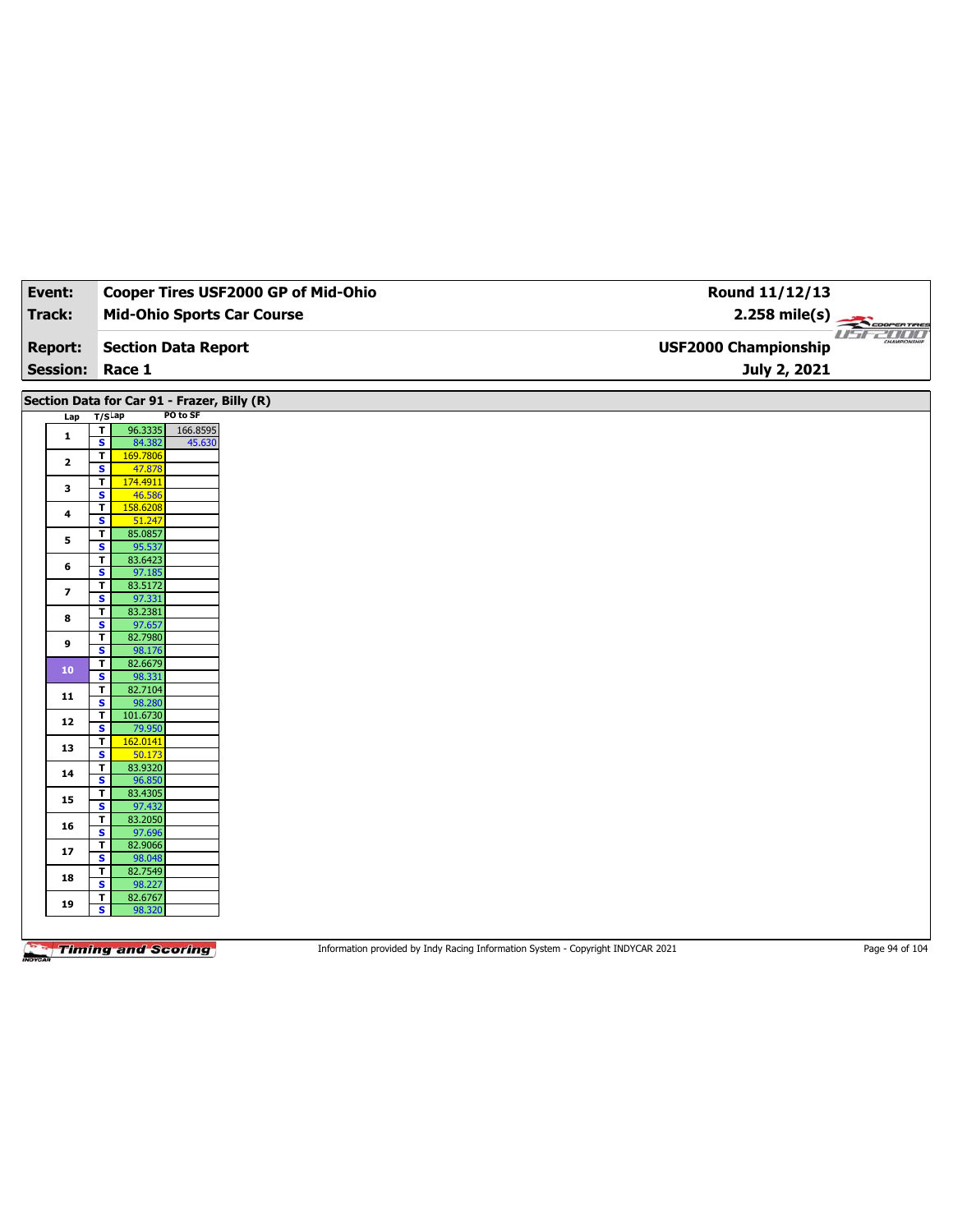| | | |
|---|---|---|
| **Event:** | **Cooper Tires USF2000 GP of Mid-Ohio** | **Round 11/12/13** |
| **Track:** | **Mid-Ohio Sports Car Course** | **2.258 mile(s)** |
| **Report:** | **Section Data Report** | **USF2000 Championship** |
| **Session:** | **Race 1** | **July 2, 2021** |

## Section Data for Car 91 - Frazer, Billy (R)

| Lap | T/S | Lap | PO to SF |
|---|---|---|---|
| 1 | T | 96.3335 | 166.8595 |
| | S | 84.382 | 45.630 |
| 2 | T | 169.7806 | |
| | S | 47.878 | |
| 3 | T | 174.4911 | |
| | S | 46.586 | |
| 4 | T | 158.6208 | |
| | S | 51.247 | |
| 5 | T | 85.0857 | |
| | S | 95.537 | |
| 6 | T | 83.6423 | |
| | S | 97.185 | |
| 7 | T | 83.5172 | |
| | S | 97.331 | |
| 8 | T | 83.2381 | |
| | S | 97.657 | |
| 9 | T | 82.7980 | |
| | S | 98.176 | |
| 10 | T | 82.6679 | |
| | S | 98.331 | |
| 11 | T | 82.7104 | |
| | S | 98.280 | |
| 12 | T | 101.6730 | |
| | S | 79.950 | |
| 13 | T | 162.0141 | |
| | S | 50.173 | |
| 14 | T | 83.9320 | |
| | S | 96.850 | |
| 15 | T | 83.4305 | |
| | S | 97.432 | |
| 16 | T | 83.2050 | |
| | S | 97.696 | |
| 17 | T | 82.9066 | |
| | S | 98.048 | |
| 18 | T | 82.7549 | |
| | S | 98.227 | |
| 19 | T | 82.6767 | |
| | S | 98.320 | |

Timing and Scoring

Information provided by Indy Racing Information System - Copyright INDYCAR 2021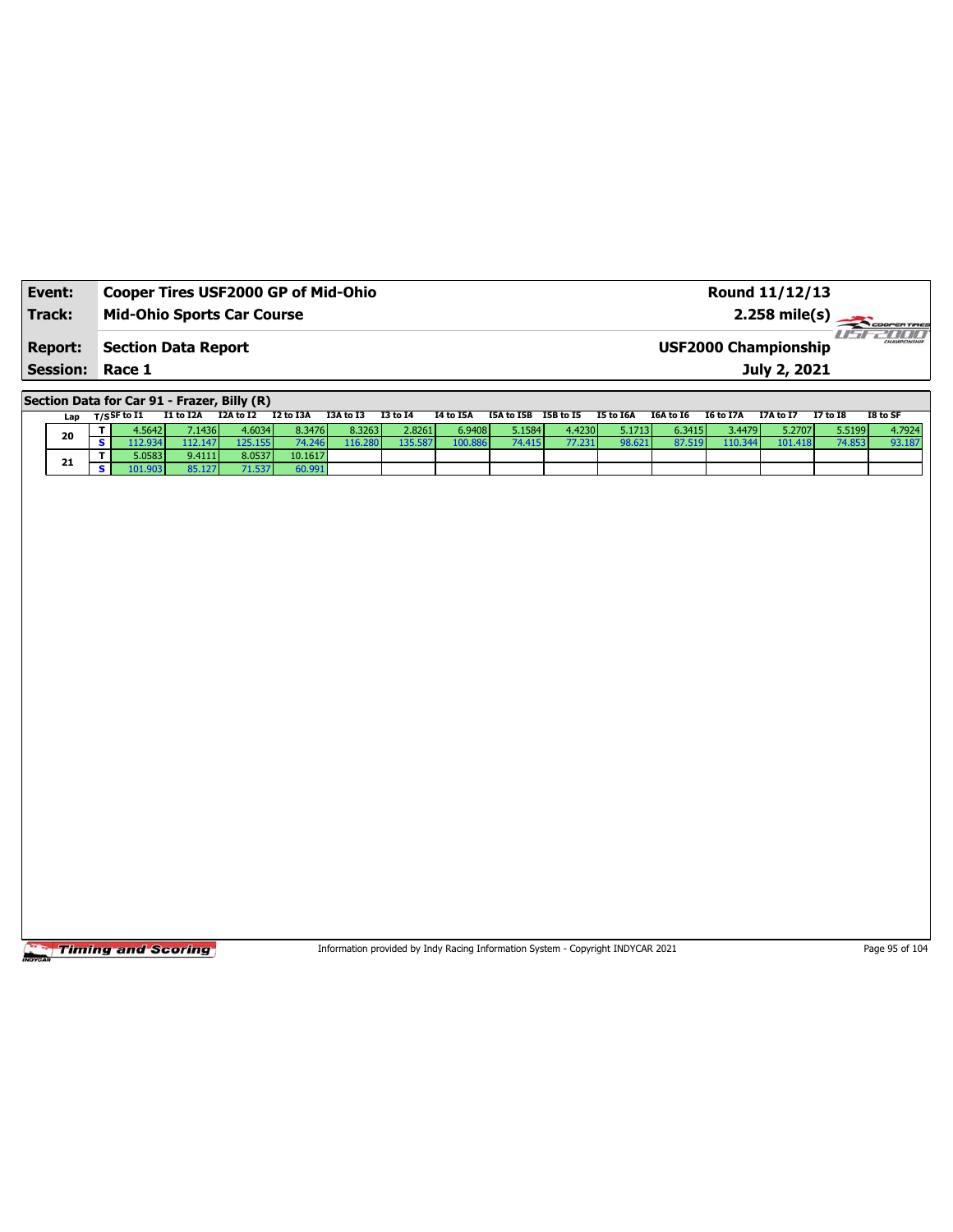| | | | |
|---|---|---|---|
| **Event:** | **Cooper Tires USF2000 GP of Mid-Ohio** | | **Round 11/12/13** |
| **Track:** | **Mid-Ohio Sports Car Course** | | **2.258 mile(s)** |
| **Report:** | **Section Data Report** | | **USF2000 Championship** |
| **Session:** | **Race 1** | | **July 2, 2021** |

**Section Data for Car 91 - Frazer, Billy (R)**

| Lap | T/S | SF to I1 | I1 to I2A | I2A to I2 | I2 to I3A | I3A to I3 | I3 to I4 | I4 to I5A | I5A to I5B | I5B to I5 | I5 to I6A | I6A to I6 | I6 to I7A | I7A to I7 | I7 to I8 | I8 to SF |
|---|---|---|---|---|---|---|---|---|---|---|---|---|---|---|---|---|
| 20 | T | 4.5642 | 7.1436 | 4.6034 | 8.3476 | 8.3263 | 2.8261 | 6.9408 | 5.1584 | 4.4230 | 5.1713 | 6.3415 | 3.4479 | 5.2707 | 5.5199 | 4.7924 |
| | S | 112.934 | 112.147 | 125.155 | 74.246 | 116.280 | 135.587 | 100.886 | 74.415 | 77.231 | 98.621 | 87.519 | 110.344 | 101.418 | 74.853 | 93.187 |
| 21 | T | 5.0583 | 9.4111 | 8.0537 | 10.1617 | | | | | | | | | | | |
| | S | 101.903 | 85.127 | 71.537 | 60.991 | | | | | | | | | | | |

Information provided by Indy Racing Information System - Copyright INDYCAR 2021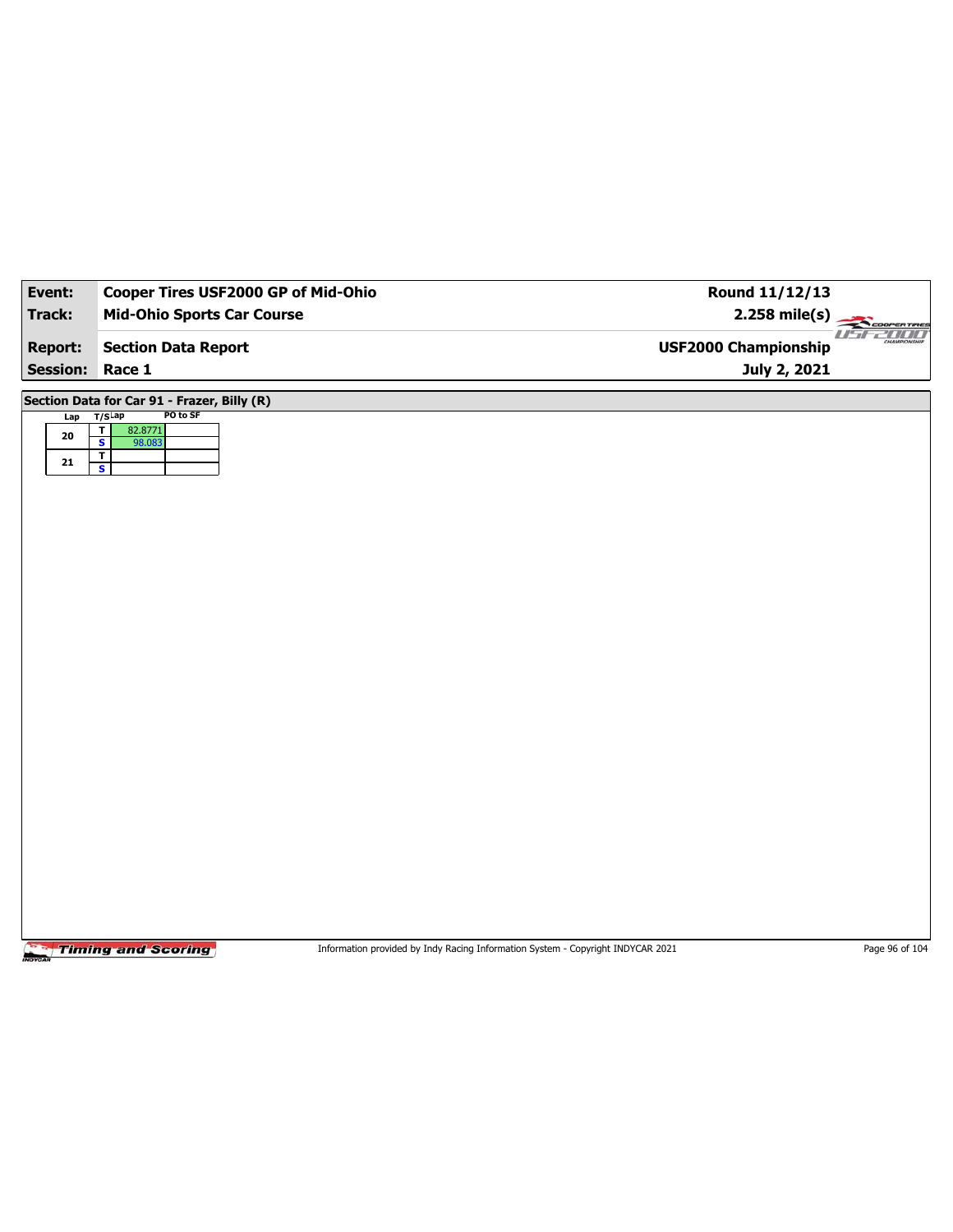| Event: | Cooper Tires USF2000 GP of Mid-Ohio | Round 11/12/13 |
|---|---|---|
| Track: | Mid-Ohio Sports Car Course | 2.258 mile(s) |
| Report: | Section Data Report | USF2000 Championship |
| Session: | Race 1 | July 2, 2021 |

## Section Data for Car 91 - Frazer, Billy (R)

| Lap | T/S | Lap | PO to SF |
|---|---|---|---|
| 20 | T | 82.8771 | |
| | S | 98.083 | |
| 21 | T | | |
| | S | | |

Information provided by Indy Racing Information System - Copyright INDYCAR 2021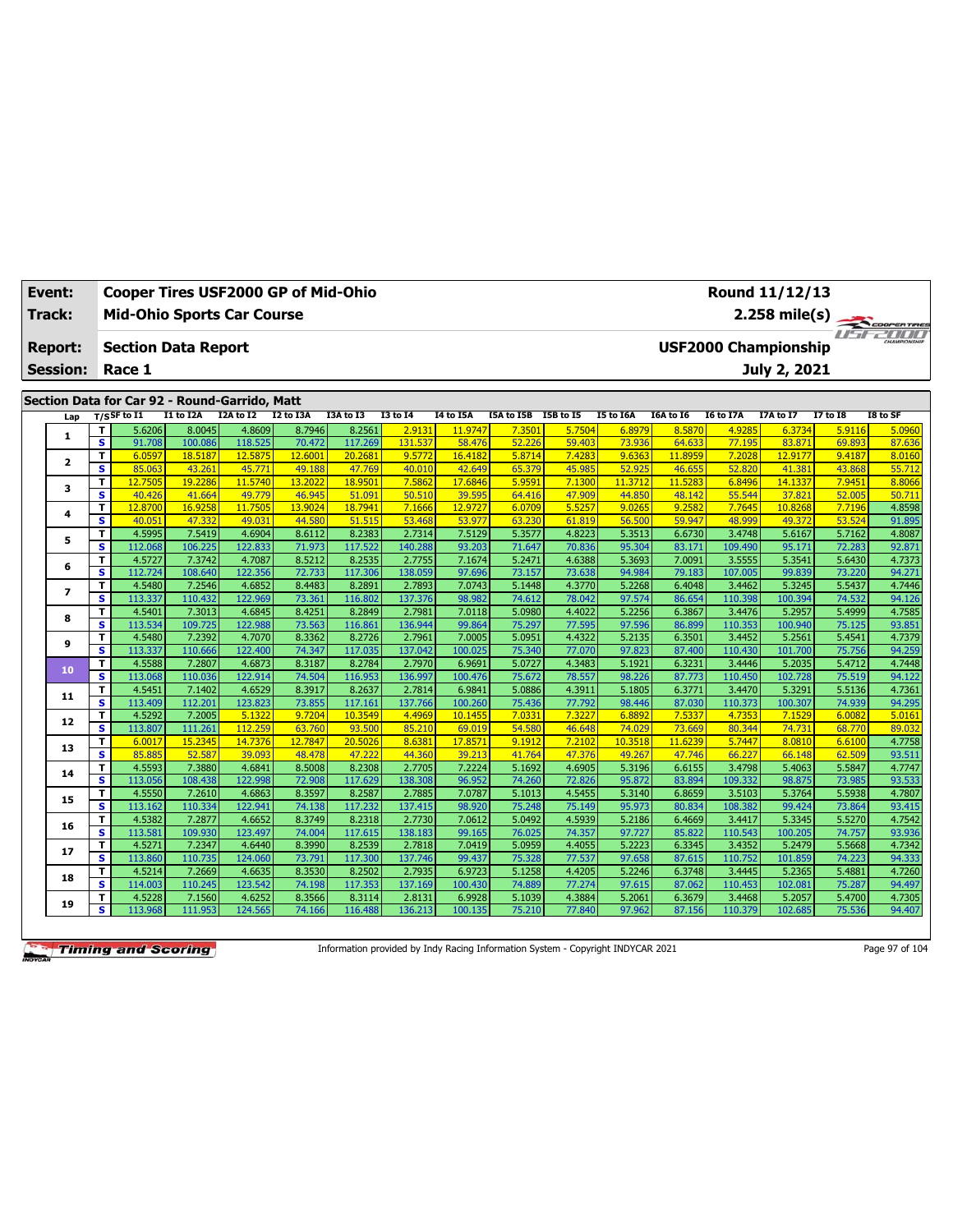| | | | |
|---|---|---|---|
| **Event:** | **Cooper Tires USF2000 GP of Mid-Ohio** | | **Round 11/12/13** |
| **Track:** | **Mid-Ohio Sports Car Course** | | **2.258 mile(s)** |
| **Report:** | **Section Data Report** | | **USF2000 Championship** |
| **Session:** | **Race 1** | | **July 2, 2021** |

## Section Data for Car 92 - Round-Garrido, Matt

| Lap | T/S | SF to I1 | I1 to I2A | I2A to I2 | I2 to I3A | I3A to I3 | I3 to I4 | I4 to I5A | I5A to I5B | I5B to I5 | I5 to I6A | I6A to I6 | I6 to I7A | I7A to I7 | I7 to I8 | I8 to SF |
|---|---|---|---|---|---|---|---|---|---|---|---|---|---|---|---|---|
| 1 | T | 5.6206 | 8.0045 | 4.8609 | 8.7946 | 8.2561 | 2.9131 | 11.9747 | 7.3501 | 5.7504 | 6.8979 | 8.5870 | 4.9285 | 6.3734 | 5.9116 | 5.0960 |
| | S | 91.708 | 100.086 | 118.525 | 70.472 | 117.269 | 131.537 | 58.476 | 52.226 | 59.403 | 73.936 | 64.633 | 77.195 | 83.871 | 69.893 | 87.636 |
| 2 | T | 6.0597 | 18.5187 | 12.5875 | 12.6001 | 20.2681 | 9.5772 | 16.4182 | 5.8714 | 7.4283 | 9.6363 | 11.8959 | 7.2028 | 12.9177 | 9.4187 | 8.0160 |
| | S | 85.063 | 43.261 | 45.771 | 49.188 | 47.769 | 40.010 | 42.649 | 65.379 | 45.985 | 52.925 | 46.655 | 52.820 | 41.381 | 43.868 | 55.712 |
| 3 | T | 12.7505 | 19.2286 | 11.5740 | 13.2022 | 18.9501 | 7.5862 | 17.6846 | 5.9591 | 7.1300 | 11.3712 | 11.5283 | 6.8496 | 14.1337 | 7.9451 | 8.8066 |
| | S | 40.426 | 41.664 | 49.779 | 46.945 | 51.091 | 50.510 | 39.595 | 64.416 | 47.909 | 44.850 | 48.142 | 55.544 | 37.821 | 52.005 | 50.711 |
| 4 | T | 12.8700 | 16.9258 | 11.7505 | 13.9024 | 18.7941 | 7.1666 | 12.9727 | 6.0709 | 5.5257 | 9.0265 | 9.2582 | 7.7645 | 10.8268 | 7.7196 | 4.8598 |
| | S | 40.051 | 47.332 | 49.031 | 44.580 | 51.515 | 53.468 | 53.977 | 63.230 | 61.819 | 56.500 | 59.947 | 48.999 | 49.372 | 53.524 | 91.895 |
| 5 | T | 4.5995 | 7.5419 | 4.6904 | 8.6112 | 8.2383 | 2.7314 | 7.5129 | 5.3577 | 4.8223 | 5.3513 | 6.6730 | 3.4748 | 5.6167 | 5.7162 | 4.8087 |
| | S | 112.068 | 106.225 | 122.833 | 71.973 | 117.522 | 140.288 | 93.203 | 71.647 | 70.836 | 95.304 | 83.171 | 109.490 | 95.171 | 72.283 | 92.871 |
| 6 | T | 4.5727 | 7.3742 | 4.7087 | 8.5212 | 8.2535 | 2.7755 | 7.1674 | 5.2471 | 4.6388 | 5.3693 | 7.0091 | 3.5555 | 5.3541 | 5.6430 | 4.7373 |
| | S | 112.724 | 108.640 | 122.356 | 72.733 | 117.306 | 138.059 | 97.696 | 73.157 | 73.638 | 94.984 | 79.183 | 107.005 | 99.839 | 73.220 | 94.271 |
| 7 | T | 4.5480 | 7.2546 | 4.6852 | 8.4483 | 8.2891 | 2.7893 | 7.0743 | 5.1448 | 4.3770 | 5.2268 | 6.4048 | 3.4462 | 5.3245 | 5.5437 | 4.7446 |
| | S | 113.337 | 110.432 | 122.969 | 73.361 | 116.802 | 137.376 | 98.982 | 74.612 | 78.042 | 97.574 | 86.654 | 110.398 | 100.394 | 74.532 | 94.126 |
| 8 | T | 4.5401 | 7.3013 | 4.6845 | 8.4251 | 8.2849 | 2.7981 | 7.0118 | 5.0980 | 4.4022 | 5.2256 | 6.3867 | 3.4476 | 5.2957 | 5.4999 | 4.7585 |
| | S | 113.534 | 109.725 | 122.988 | 73.563 | 116.861 | 136.944 | 99.864 | 75.297 | 77.595 | 97.596 | 86.899 | 110.353 | 100.940 | 75.125 | 93.851 |
| 9 | T | 4.5480 | 7.2392 | 4.7070 | 8.3362 | 8.2726 | 2.7961 | 7.0005 | 5.0951 | 4.4322 | 5.2135 | 6.3501 | 3.4452 | 5.2561 | 5.4541 | 4.7379 |
| | S | 113.337 | 110.666 | 122.400 | 74.347 | 117.035 | 137.042 | 100.025 | 75.340 | 77.070 | 97.823 | 87.400 | 110.430 | 101.700 | 75.756 | 94.259 |
| 10 | T | 4.5588 | 7.2807 | 4.6873 | 8.3187 | 8.2784 | 2.7970 | 6.9691 | 5.0727 | 4.3483 | 5.1921 | 6.3231 | 3.4446 | 5.2035 | 5.4712 | 4.7448 |
| | S | 113.068 | 110.036 | 122.914 | 74.504 | 116.953 | 136.997 | 100.476 | 75.672 | 78.557 | 98.226 | 87.773 | 110.450 | 102.728 | 75.519 | 94.122 |
| 11 | T | 4.5451 | 7.1402 | 4.6529 | 8.3917 | 8.2637 | 2.7814 | 6.9841 | 5.0886 | 4.3911 | 5.1805 | 6.3771 | 3.4470 | 5.3291 | 5.5136 | 4.7361 |
| | S | 113.409 | 112.201 | 123.823 | 73.855 | 117.161 | 137.766 | 100.260 | 75.436 | 77.792 | 98.446 | 87.030 | 110.373 | 100.307 | 74.939 | 94.295 |
| 12 | T | 4.5292 | 7.2005 | 5.1322 | 9.7204 | 10.3549 | 4.4969 | 10.1455 | 7.0331 | 7.3227 | 6.8892 | 7.5337 | 4.7353 | 7.1529 | 6.0082 | 5.0161 |
| | S | 113.807 | 111.261 | 112.259 | 63.760 | 93.500 | 85.210 | 69.019 | 54.580 | 46.648 | 74.029 | 73.669 | 80.344 | 74.731 | 68.770 | 89.032 |
| 13 | T | 6.0017 | 15.2345 | 14.7376 | 12.7847 | 20.5026 | 8.6381 | 17.8571 | 9.1912 | 7.2102 | 10.3518 | 11.6239 | 5.7447 | 8.0810 | 6.6100 | 4.7758 |
| | S | 85.885 | 52.587 | 39.093 | 48.478 | 47.222 | 44.360 | 39.213 | 41.764 | 47.376 | 49.267 | 47.746 | 66.227 | 66.148 | 62.509 | 93.511 |
| 14 | T | 4.5593 | 7.3880 | 4.6841 | 8.5008 | 8.2308 | 2.7705 | 7.2224 | 5.1692 | 4.6905 | 5.3196 | 6.6155 | 3.4798 | 5.4063 | 5.5847 | 4.7747 |
| | S | 113.056 | 108.438 | 122.998 | 72.908 | 117.629 | 138.308 | 96.952 | 74.260 | 72.826 | 95.872 | 83.894 | 109.332 | 98.875 | 73.985 | 93.533 |
| 15 | T | 4.5550 | 7.2610 | 4.6863 | 8.3597 | 8.2587 | 2.7885 | 7.0787 | 5.1013 | 4.5455 | 5.3140 | 6.8659 | 3.5103 | 5.3764 | 5.5938 | 4.7807 |
| | S | 113.162 | 110.334 | 122.941 | 74.138 | 117.232 | 137.415 | 98.920 | 75.248 | 75.149 | 95.973 | 80.834 | 108.382 | 99.424 | 73.864 | 93.415 |
| 16 | T | 4.5382 | 7.2877 | 4.6652 | 8.3749 | 8.2318 | 2.7730 | 7.0612 | 5.0492 | 4.5939 | 5.2186 | 6.4669 | 3.4417 | 5.3345 | 5.5270 | 4.7542 |
| | S | 113.581 | 109.930 | 123.497 | 74.004 | 117.615 | 138.183 | 99.165 | 76.025 | 74.357 | 97.727 | 85.822 | 110.543 | 100.205 | 74.757 | 93.936 |
| 17 | T | 4.5271 | 7.2347 | 4.6440 | 8.3990 | 8.2539 | 2.7818 | 7.0419 | 5.0959 | 4.4055 | 5.2223 | 6.3345 | 3.4352 | 5.2479 | 5.5668 | 4.7342 |
| | S | 113.860 | 110.735 | 124.060 | 73.791 | 117.300 | 137.746 | 99.437 | 75.328 | 77.537 | 97.658 | 87.615 | 110.752 | 101.859 | 74.223 | 94.333 |
| 18 | T | 4.5214 | 7.2669 | 4.6635 | 8.3530 | 8.2502 | 2.7935 | 6.9723 | 5.1258 | 4.4205 | 5.2246 | 6.3748 | 3.4445 | 5.2365 | 5.4881 | 4.7260 |
| | S | 114.003 | 110.245 | 123.542 | 74.198 | 117.353 | 137.169 | 100.430 | 74.889 | 77.274 | 97.615 | 87.062 | 110.453 | 102.081 | 75.287 | 94.497 |
| 19 | T | 4.5228 | 7.1560 | 4.6252 | 8.3566 | 8.3114 | 2.8131 | 6.9928 | 5.1039 | 4.3884 | 5.2061 | 6.3679 | 3.4468 | 5.2057 | 5.4700 | 4.7305 |
| | S | 113.968 | 111.953 | 124.565 | 74.166 | 116.488 | 136.213 | 100.135 | 75.210 | 77.840 | 97.962 | 87.156 | 110.379 | 102.685 | 75.536 | 94.407 |

Information provided by Indy Racing Information System - Copyright INDYCAR 2021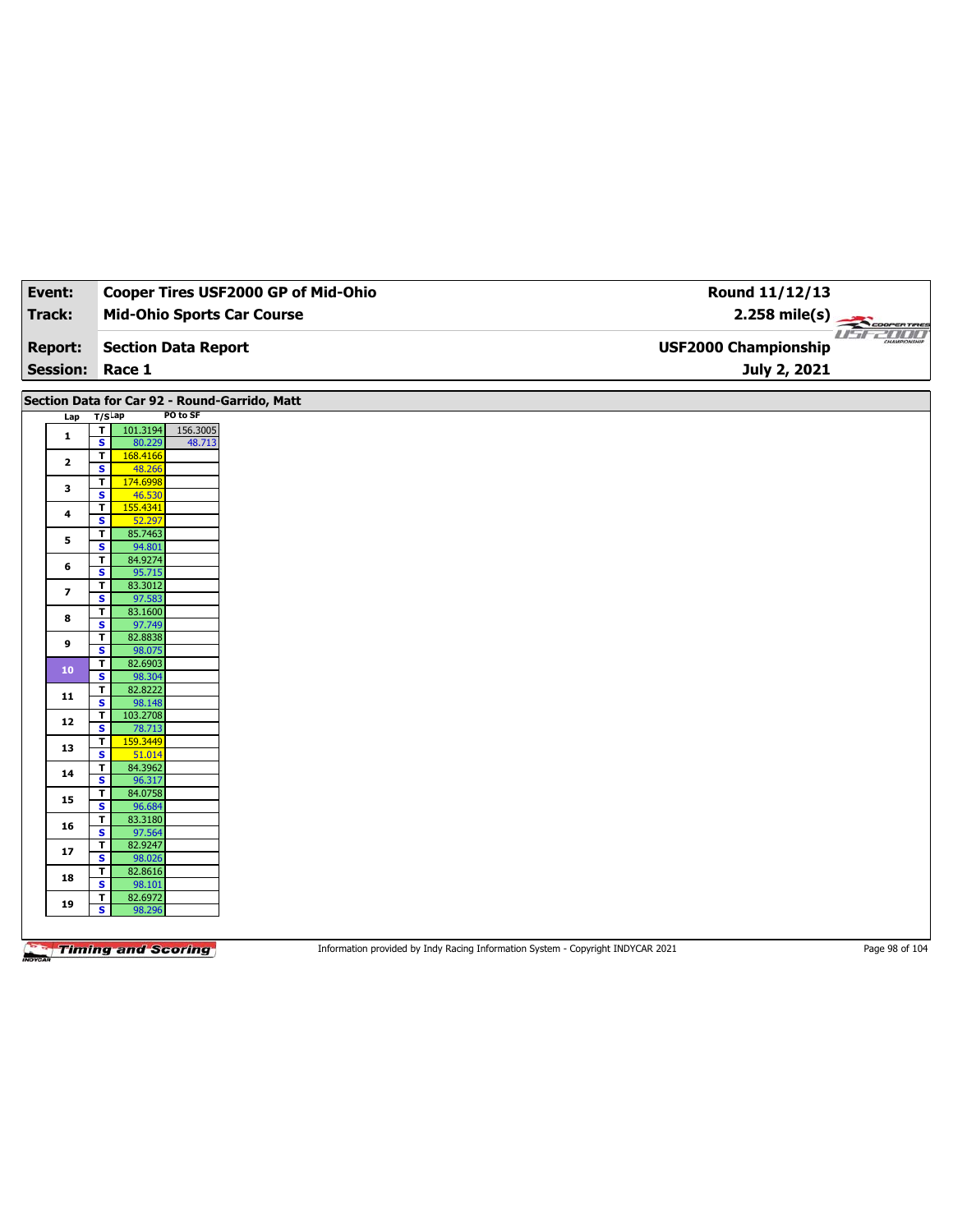| Event: | Cooper Tires USF2000 GP of Mid-Ohio | Round 11/12/13 |
|---|---|---|
| Track: | Mid-Ohio Sports Car Course | 2.258 mile(s) |
| Report: | Section Data Report | USF2000 Championship |
| Session: | Race 1 | July 2, 2021 |

## Section Data for Car 92 - Round-Garrido, Matt

| Lap | T/S | Lap | PO to SF |
|---|---|---|---|
| 1 | T | 101.3194 | 156.3005 |
| | S | 80.229 | 48.713 |
| 2 | T | 168.4166 | |
| | S | 48.266 | |
| 3 | T | 174.6998 | |
| | S | 46.530 | |
| 4 | T | 155.4341 | |
| | S | 52.297 | |
| 5 | T | 85.7463 | |
| | S | 94.801 | |
| 6 | T | 84.9274 | |
| | S | 95.715 | |
| 7 | T | 83.3012 | |
| | S | 97.583 | |
| 8 | T | 83.1600 | |
| | S | 97.749 | |
| 9 | T | 82.8838 | |
| | S | 98.075 | |
| 10 | T | 82.6903 | |
| | S | 98.304 | |
| 11 | T | 82.8222 | |
| | S | 98.148 | |
| 12 | T | 103.2708 | |
| | S | 78.713 | |
| 13 | T | 159.3449 | |
| | S | 51.014 | |
| 14 | T | 84.3962 | |
| | S | 96.317 | |
| 15 | T | 84.0758 | |
| | S | 96.684 | |
| 16 | T | 83.3180 | |
| | S | 97.564 | |
| 17 | T | 82.9247 | |
| | S | 98.026 | |
| 18 | T | 82.8616 | |
| | S | 98.101 | |
| 19 | T | 82.6972 | |
| | S | 98.296 | |

Information provided by Indy Racing Information System - Copyright INDYCAR 2021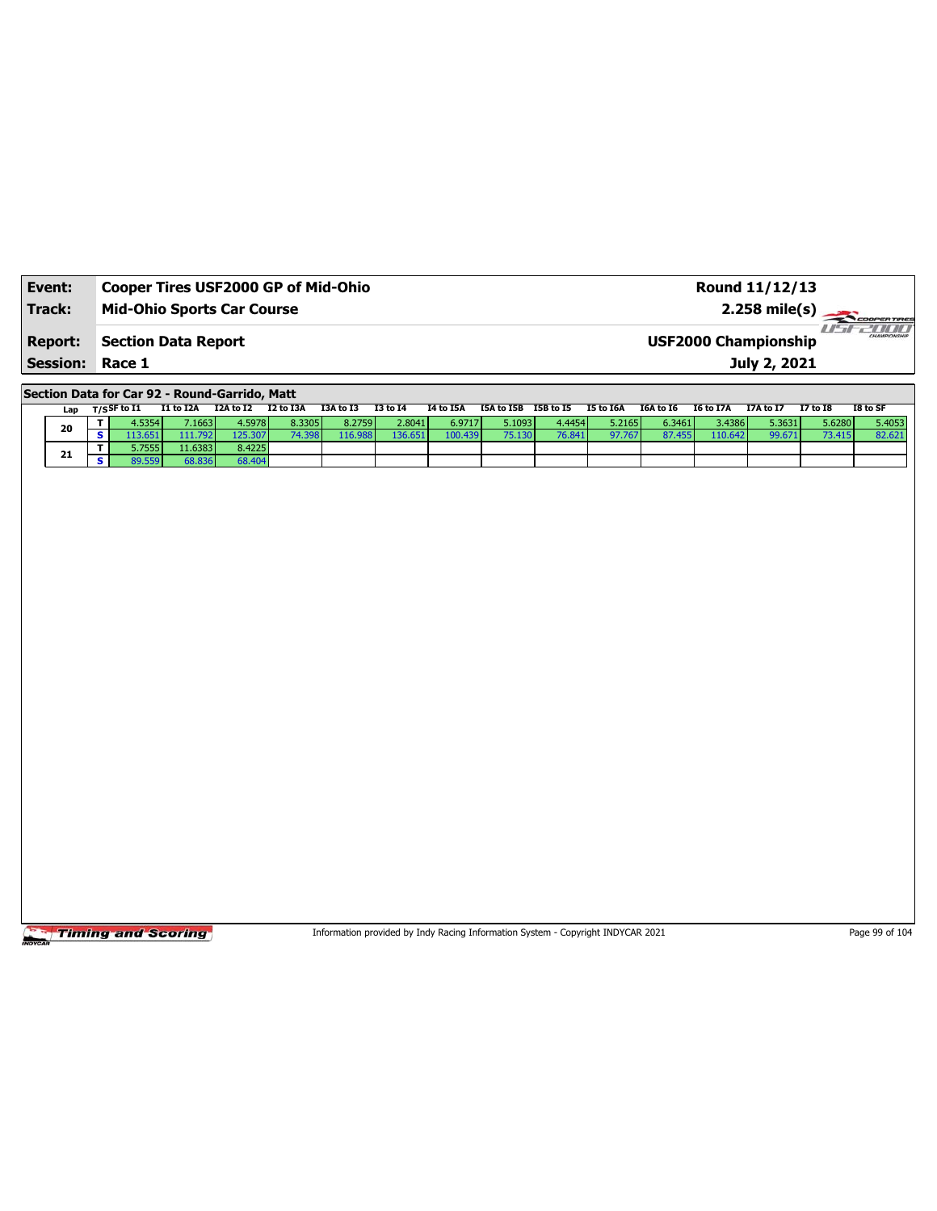**Event:** Cooper Tires USF2000 GP of Mid-Ohio

**Track:** Mid-Ohio Sports Car Course

**Report:** Section Data Report

**Session:** Race 1

Round 11/12/13

2.258 mile(s)

USF2000 Championship

July 2, 2021

## Section Data for Car 92 - Round-Garrido, Matt

| Lap | T/S | SF to I1 | I1 to I2A | I2A to I2 | I2 to I3A | I3A to I3 | I3 to I4 | I4 to I5A | I5A to I5B | I5B to I5 | I5 to I6A | I6A to I6 | I6 to I7A | I7A to I7 | I7 to I8 | I8 to SF |
|---|---|---|---|---|---|---|---|---|---|---|---|---|---|---|---|---|
| 20 | T | 4.5354 | 7.1663 | 4.5978 | 8.3305 | 8.2759 | 2.8041 | 6.9717 | 5.1093 | 4.4454 | 5.2165 | 6.3461 | 3.4386 | 5.3631 | 5.6280 | 5.4053 |
| | S | 113.651 | 111.792 | 125.307 | 74.398 | 116.988 | 136.651 | 100.439 | 75.130 | 76.841 | 97.767 | 87.455 | 110.642 | 99.671 | 73.415 | 82.621 |
| 21 | T | 5.7555 | 11.6383 | 8.4225 | | | | | | | | | | | | |
| | S | 89.559 | 68.836 | 68.404 | | | | | | | | | | | | |

Information provided by Indy Racing Information System - Copyright INDYCAR 2021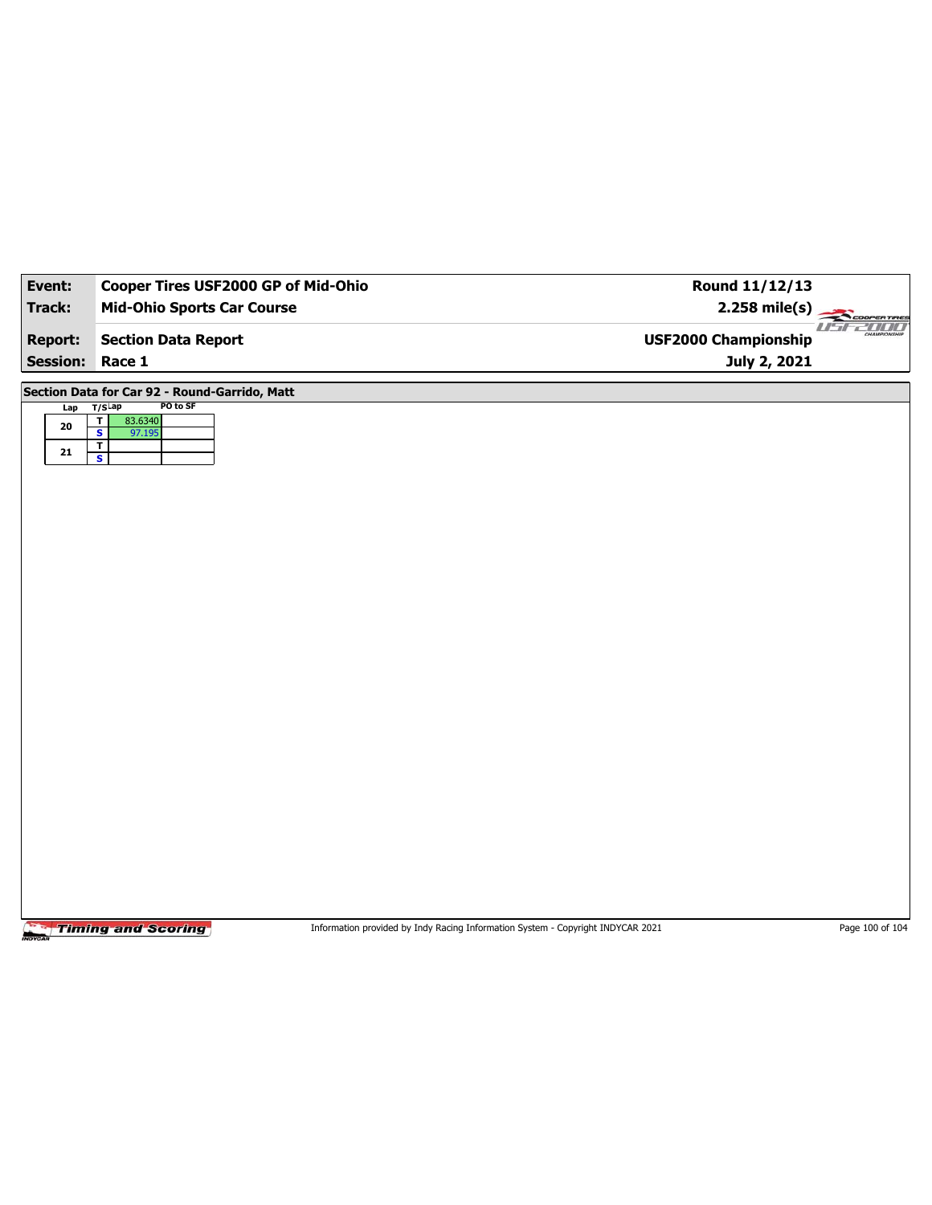| | | | |
|---|---|---|---|
| **Event:** | **Cooper Tires USF2000 GP of Mid-Ohio** | **Round 11/12/13** | |
| **Track:** | **Mid-Ohio Sports Car Course** | **2.258 mile(s)** | |
| **Report:** | **Section Data Report** | **USF2000 Championship** | |
| **Session:** | **Race 1** | **July 2, 2021** | |

**Section Data for Car 92 - Round-Garrido, Matt**

| Lap | T/S | Lap | PO to SF |
|---|---|---|---|
| 20 | T | 83.6340 | |
| | S | 97.195 | |
| 21 | T | | |
| | S | | |

Information provided by Indy Racing Information System - Copyright INDYCAR 2021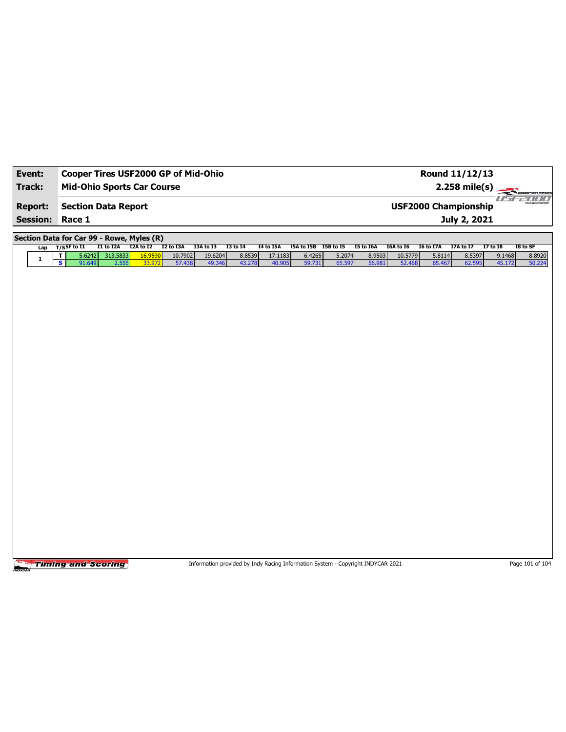| **Event:** | **Cooper Tires USF2000 GP of Mid-Ohio** | **Round 11/12/13** |
|---|---|---|
| **Track:** | **Mid-Ohio Sports Car Course** | **2.258 mile(s)** |
| **Report:** | **Section Data Report** | **USF2000 Championship** |
| **Session:** | **Race 1** | **July 2, 2021** |

**Section Data for Car 99 - Rowe, Myles (R)**

| Lap | T/S | SF to I1 | I1 to I2A | I2A to I2 | I2 to I3A | I3A to I3 | I3 to I4 | I4 to I5A | I5A to I5B | I5B to I5 | I5 to I6A | I6A to I6 | I6 to I7A | I7A to I7 | I7 to I8 | I8 to SF |
|---|---|---|---|---|---|---|---|---|---|---|---|---|---|---|---|---|
| 1 | T | 5.6242 | 313.5833 | 16.9590 | 10.7902 | 19.6204 | 8.8539 | 17.1183 | 6.4265 | 5.2074 | 8.9503 | 10.5779 | 5.8114 | 8.5397 | 9.1468 | 8.8920 |
| | S | 91.649 | 2.555 | 33.972 | 57.438 | 49.346 | 43.278 | 40.905 | 59.731 | 65.597 | 56.981 | 52.468 | 65.467 | 62.595 | 45.172 | 50.224 |

Information provided by Indy Racing Information System - Copyright INDYCAR 2021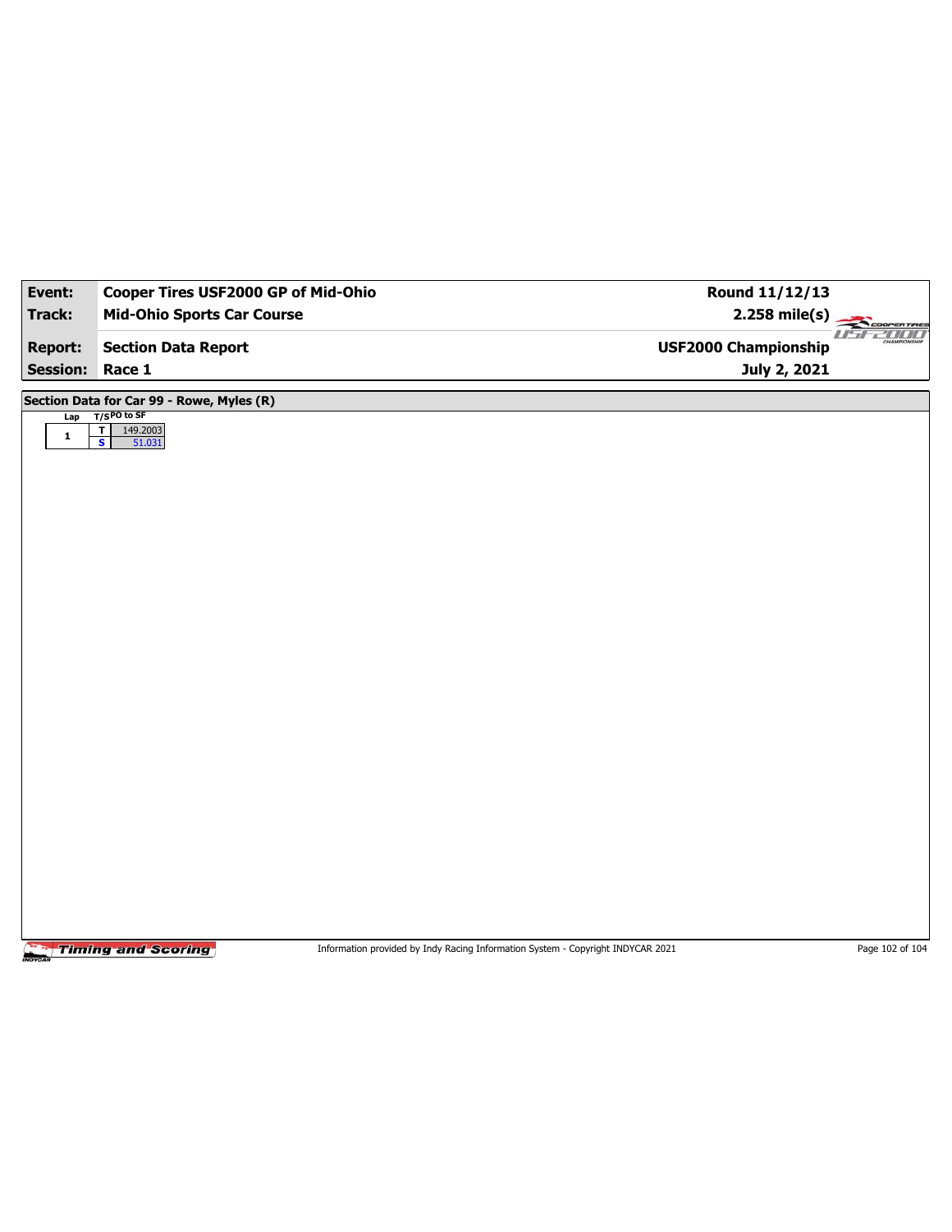| | | | |
|---|---|---|---|
| **Event:** | **Cooper Tires USF2000 GP of Mid-Ohio** | **Round 11/12/13** | |
| **Track:** | **Mid-Ohio Sports Car Course** | **2.258 mile(s)** | |
| **Report:** | **Section Data Report** | **USF2000 Championship** | |
| **Session:** | **Race 1** | **July 2, 2021** | |

**Section Data for Car 99 - Rowe, Myles (R)**

| Lap | T/S | PO to SF |
|---|---|---|
| 1 | T | 149.2003 |
| | S | 51.031 |

Information provided by Indy Racing Information System - Copyright INDYCAR 2021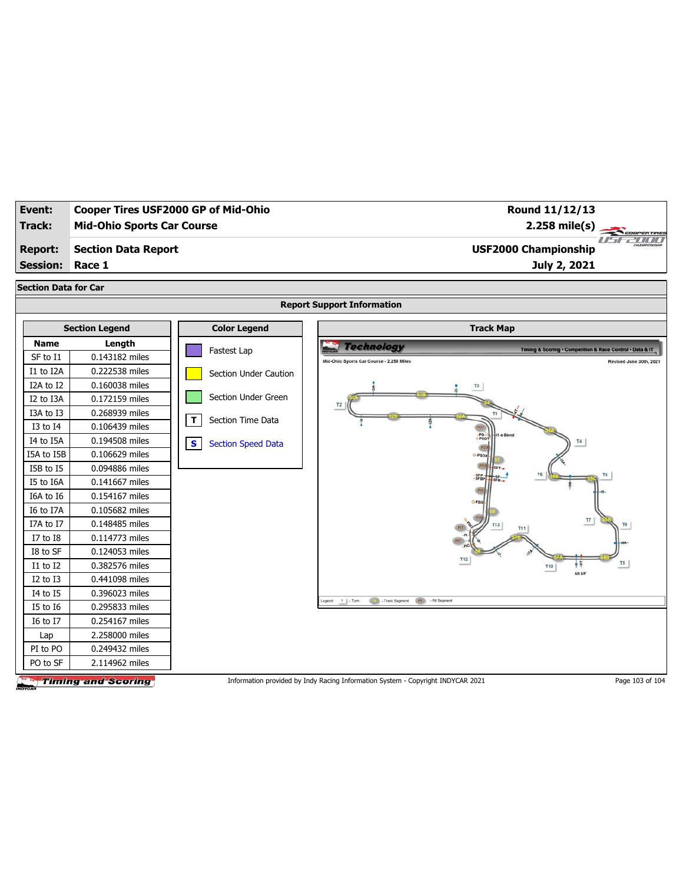| | | | |
|---|---|---|---|
| **Event:** | **Cooper Tires USF2000 GP of Mid-Ohio** | **Round 11/12/13** | |
| **Track:** | **Mid-Ohio Sports Car Course** | **2.258 mile(s)** | |
| **Report:** | **Section Data Report** | **USF2000 Championship** | |
| **Session:** | **Race 1** | **July 2, 2021** | |

## Section Data for Car

### Report Support Information

**Section Legend**

| Name | Length |
|---|---|
| SF to I1 | 0.143182 miles |
| I1 to I2A | 0.222538 miles |
| I2A to I2 | 0.160038 miles |
| I2 to I3A | 0.172159 miles |
| I3A to I3 | 0.268939 miles |
| I3 to I4 | 0.106439 miles |
| I4 to I5A | 0.194508 miles |
| I5A to I5B | 0.106629 miles |
| I5B to I5 | 0.094886 miles |
| I5 to I6A | 0.141667 miles |
| I6A to I6 | 0.154167 miles |
| I6 to I7A | 0.105682 miles |
| I7A to I7 | 0.148485 miles |
| I7 to I8 | 0.114773 miles |
| I8 to SF | 0.124053 miles |
| I1 to I2 | 0.382576 miles |
| I2 to I3 | 0.441098 miles |
| I4 to I5 | 0.396023 miles |
| I5 to I6 | 0.295833 miles |
| I6 to I7 | 0.254167 miles |
| Lap | 2.258000 miles |
| PI to PO | 0.249432 miles |
| PO to SF | 2.114962 miles |

**Color Legend**

- Fastest Lap
- Section Under Caution
- Section Under Green
- T Section Time Data
- S Section Speed Data

**Track Map**

Technology

Timing & Scoring • Competition & Race Control • Data & IT

Mid-Ohio Sports Car Course - 2.258 Miles

Revised June 30th, 2021

Legend: Turn - Track Segment - Pit Segment

Information provided by Indy Racing Information System - Copyright INDYCAR 2021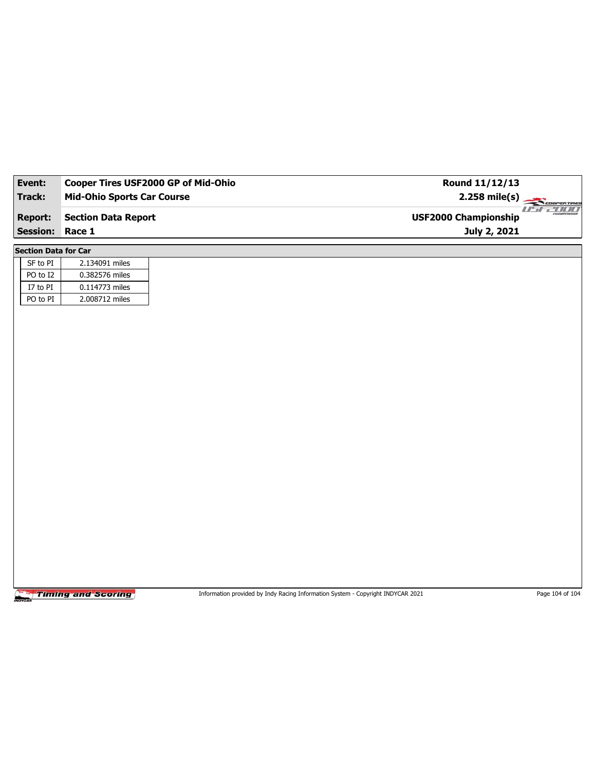| | |
|---|---|
| **Event:** | **Cooper Tires USF2000 GP of Mid-Ohio** |
| **Track:** | **Mid-Ohio Sports Car Course** |
| **Report:** | **Section Data Report** |
| **Session:** | **Race 1** |

**Round 11/12/13**
**2.258 mile(s)**
**USF2000 Championship**
**July 2, 2021**

**Section Data for Car**

| | |
|---|---|
| SF to PI | 2.134091 miles |
| PO to I2 | 0.382576 miles |
| I7 to PI | 0.114773 miles |
| PO to PI | 2.008712 miles |

Information provided by Indy Racing Information System - Copyright INDYCAR 2021